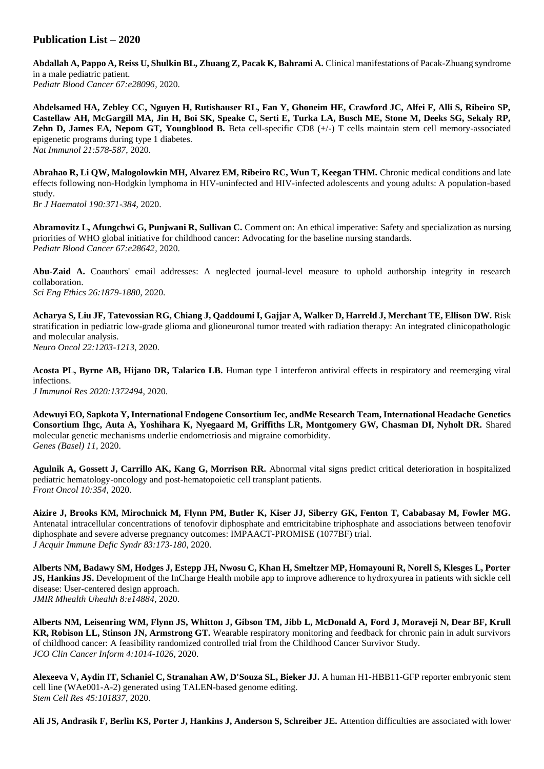## Publication List – 2020

**Abdallah A, Pappo A, Reiss U, Shulkin BL, Zhuang Z, Pacak K, Bahrami A.** Clinical manifestations of Pacak-Zhuang syndrome in a male pediatric patient.
*Pediatr Blood Cancer 67:e28096*, 2020.

**Abdelsamed HA, Zebley CC, Nguyen H, Rutishauser RL, Fan Y, Ghoneim HE, Crawford JC, Alfei F, Alli S, Ribeiro SP, Castellaw AH, McGargill MA, Jin H, Boi SK, Speake C, Serti E, Turka LA, Busch ME, Stone M, Deeks SG, Sekaly RP, Zehn D, James EA, Nepom GT, Youngblood B.** Beta cell-specific CD8 (+/-) T cells maintain stem cell memory-associated epigenetic programs during type 1 diabetes.
*Nat Immunol 21:578-587*, 2020.

**Abrahao R, Li QW, Malogolowkin MH, Alvarez EM, Ribeiro RC, Wun T, Keegan THM.** Chronic medical conditions and late effects following non-Hodgkin lymphoma in HIV-uninfected and HIV-infected adolescents and young adults: A population-based study.
*Br J Haematol 190:371-384*, 2020.

**Abramovitz L, Afungchwi G, Punjwani R, Sullivan C.** Comment on: An ethical imperative: Safety and specialization as nursing priorities of WHO global initiative for childhood cancer: Advocating for the baseline nursing standards.
*Pediatr Blood Cancer 67:e28642*, 2020.

**Abu-Zaid A.** Coauthors' email addresses: A neglected journal-level measure to uphold authorship integrity in research collaboration.
*Sci Eng Ethics 26:1879-1880*, 2020.

**Acharya S, Liu JF, Tatevossian RG, Chiang J, Qaddoumi I, Gajjar A, Walker D, Harreld J, Merchant TE, Ellison DW.** Risk stratification in pediatric low-grade glioma and glioneuronal tumor treated with radiation therapy: An integrated clinicopathologic and molecular analysis.
*Neuro Oncol 22:1203-1213*, 2020.

**Acosta PL, Byrne AB, Hijano DR, Talarico LB.** Human type I interferon antiviral effects in respiratory and reemerging viral infections.
*J Immunol Res 2020:1372494*, 2020.

**Adewuyi EO, Sapkota Y, International Endogene Consortium Iec, andMe Research Team, International Headache Genetics Consortium Ihgc, Auta A, Yoshihara K, Nyegaard M, Griffiths LR, Montgomery GW, Chasman DI, Nyholt DR.** Shared molecular genetic mechanisms underlie endometriosis and migraine comorbidity.
*Genes (Basel) 11*, 2020.

**Agulnik A, Gossett J, Carrillo AK, Kang G, Morrison RR.** Abnormal vital signs predict critical deterioration in hospitalized pediatric hematology-oncology and post-hematopoietic cell transplant patients.
*Front Oncol 10:354*, 2020.

**Aizire J, Brooks KM, Mirochnick M, Flynn PM, Butler K, Kiser JJ, Siberry GK, Fenton T, Cababasay M, Fowler MG.** Antenatal intracellular concentrations of tenofovir diphosphate and emtricitabine triphosphate and associations between tenofovir diphosphate and severe adverse pregnancy outcomes: IMPAACT-PROMISE (1077BF) trial.
*J Acquir Immune Defic Syndr 83:173-180*, 2020.

**Alberts NM, Badawy SM, Hodges J, Estepp JH, Nwosu C, Khan H, Smeltzer MP, Homayouni R, Norell S, Klesges L, Porter JS, Hankins JS.** Development of the InCharge Health mobile app to improve adherence to hydroxyurea in patients with sickle cell disease: User-centered design approach.
*JMIR Mhealth Uhealth 8:e14884*, 2020.

**Alberts NM, Leisenring WM, Flynn JS, Whitton J, Gibson TM, Jibb L, McDonald A, Ford J, Moraveji N, Dear BF, Krull KR, Robison LL, Stinson JN, Armstrong GT.** Wearable respiratory monitoring and feedback for chronic pain in adult survivors of childhood cancer: A feasibility randomized controlled trial from the Childhood Cancer Survivor Study.
*JCO Clin Cancer Inform 4:1014-1026*, 2020.

**Alexeeva V, Aydin IT, Schaniel C, Stranahan AW, D'Souza SL, Bieker JJ.** A human H1-HBB11-GFP reporter embryonic stem cell line (WAe001-A-2) generated using TALEN-based genome editing.
*Stem Cell Res 45:101837*, 2020.

**Ali JS, Andrasik F, Berlin KS, Porter J, Hankins J, Anderson S, Schreiber JE.** Attention difficulties are associated with lower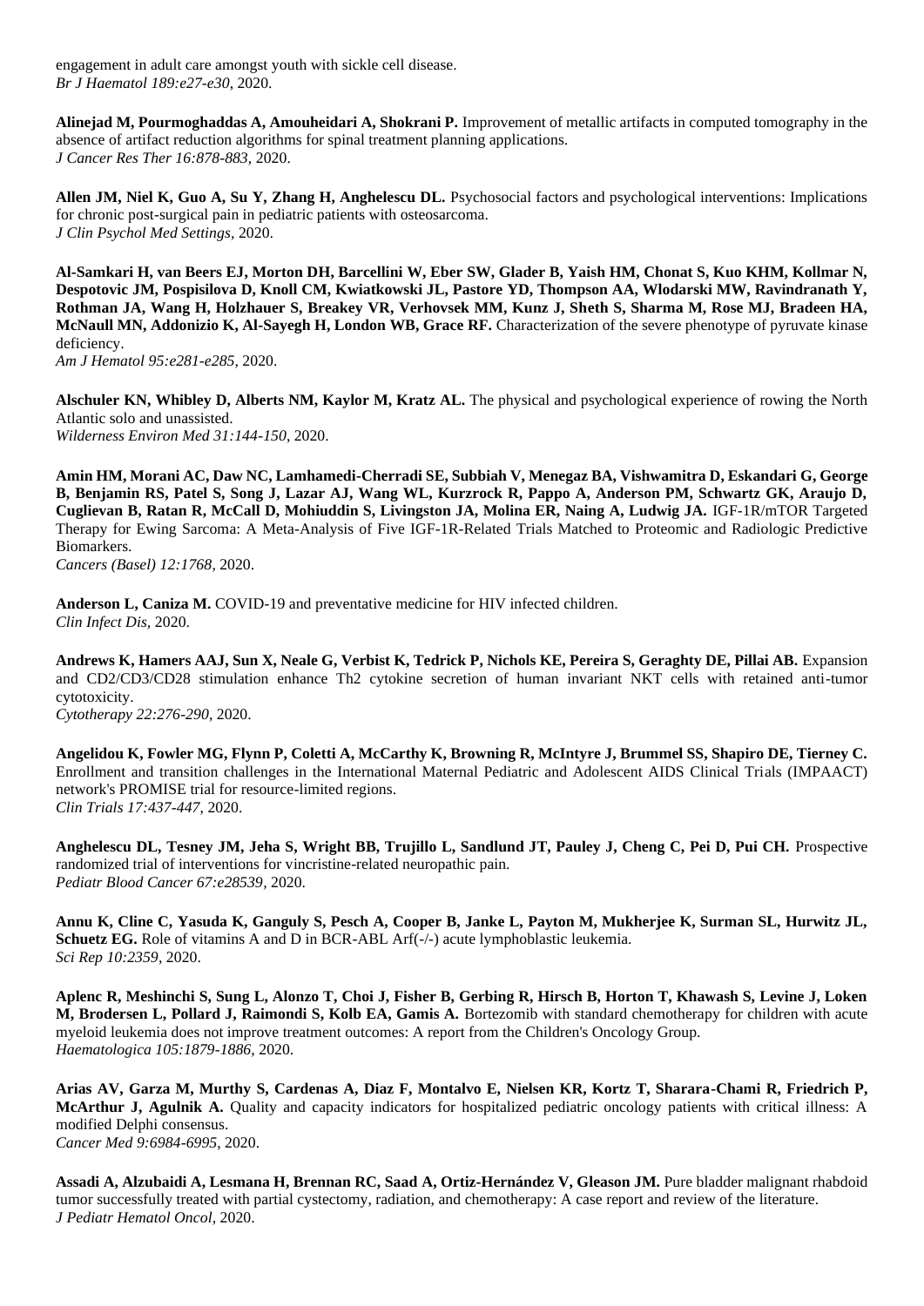engagement in adult care amongst youth with sickle cell disease.
*Br J Haematol 189:e27-e30*, 2020.

**Alinejad M, Pourmoghaddas A, Amouheidari A, Shokrani P.** Improvement of metallic artifacts in computed tomography in the absence of artifact reduction algorithms for spinal treatment planning applications.
*J Cancer Res Ther 16:878-883*, 2020.

**Allen JM, Niel K, Guo A, Su Y, Zhang H, Anghelescu DL.** Psychosocial factors and psychological interventions: Implications for chronic post-surgical pain in pediatric patients with osteosarcoma.
*J Clin Psychol Med Settings*, 2020.

**Al-Samkari H, van Beers EJ, Morton DH, Barcellini W, Eber SW, Glader B, Yaish HM, Chonat S, Kuo KHM, Kollmar N, Despotovic JM, Pospisilova D, Knoll CM, Kwiatkowski JL, Pastore YD, Thompson AA, Wlodarski MW, Ravindranath Y, Rothman JA, Wang H, Holzhauer S, Breakey VR, Verhovsek MM, Kunz J, Sheth S, Sharma M, Rose MJ, Bradeen HA, McNaull MN, Addonizio K, Al-Sayegh H, London WB, Grace RF.** Characterization of the severe phenotype of pyruvate kinase deficiency.
*Am J Hematol 95:e281-e285*, 2020.

**Alschuler KN, Whibley D, Alberts NM, Kaylor M, Kratz AL.** The physical and psychological experience of rowing the North Atlantic solo and unassisted.
*Wilderness Environ Med 31:144-150*, 2020.

**Amin HM, Morani AC, Daw NC, Lamhamedi-Cherradi SE, Subbiah V, Menegaz BA, Vishwamitra D, Eskandari G, George B, Benjamin RS, Patel S, Song J, Lazar AJ, Wang WL, Kurzrock R, Pappo A, Anderson PM, Schwartz GK, Araujo D, Cuglievan B, Ratan R, McCall D, Mohiuddin S, Livingston JA, Molina ER, Naing A, Ludwig JA.** IGF-1R/mTOR Targeted Therapy for Ewing Sarcoma: A Meta-Analysis of Five IGF-1R-Related Trials Matched to Proteomic and Radiologic Predictive Biomarkers.
*Cancers (Basel) 12:1768*, 2020.

**Anderson L, Caniza M.** COVID-19 and preventative medicine for HIV infected children.
*Clin Infect Dis*, 2020.

**Andrews K, Hamers AAJ, Sun X, Neale G, Verbist K, Tedrick P, Nichols KE, Pereira S, Geraghty DE, Pillai AB.** Expansion and CD2/CD3/CD28 stimulation enhance Th2 cytokine secretion of human invariant NKT cells with retained anti-tumor cytotoxicity.
*Cytotherapy 22:276-290*, 2020.

**Angelidou K, Fowler MG, Flynn P, Coletti A, McCarthy K, Browning R, McIntyre J, Brummel SS, Shapiro DE, Tierney C.** Enrollment and transition challenges in the International Maternal Pediatric and Adolescent AIDS Clinical Trials (IMPAACT) network's PROMISE trial for resource-limited regions.
*Clin Trials 17:437-447*, 2020.

**Anghelescu DL, Tesney JM, Jeha S, Wright BB, Trujillo L, Sandlund JT, Pauley J, Cheng C, Pei D, Pui CH.** Prospective randomized trial of interventions for vincristine-related neuropathic pain.
*Pediatr Blood Cancer 67:e28539*, 2020.

**Annu K, Cline C, Yasuda K, Ganguly S, Pesch A, Cooper B, Janke L, Payton M, Mukherjee K, Surman SL, Hurwitz JL, Schuetz EG.** Role of vitamins A and D in BCR-ABL Arf(-/-) acute lymphoblastic leukemia.
*Sci Rep 10:2359*, 2020.

**Aplenc R, Meshinchi S, Sung L, Alonzo T, Choi J, Fisher B, Gerbing R, Hirsch B, Horton T, Khawash S, Levine J, Loken M, Brodersen L, Pollard J, Raimondi S, Kolb EA, Gamis A.** Bortezomib with standard chemotherapy for children with acute myeloid leukemia does not improve treatment outcomes: A report from the Children's Oncology Group.
*Haematologica 105:1879-1886*, 2020.

**Arias AV, Garza M, Murthy S, Cardenas A, Diaz F, Montalvo E, Nielsen KR, Kortz T, Sharara-Chami R, Friedrich P, McArthur J, Agulnik A.** Quality and capacity indicators for hospitalized pediatric oncology patients with critical illness: A modified Delphi consensus.
*Cancer Med 9:6984-6995*, 2020.

**Assadi A, Alzubaidi A, Lesmana H, Brennan RC, Saad A, Ortiz-Hernández V, Gleason JM.** Pure bladder malignant rhabdoid tumor successfully treated with partial cystectomy, radiation, and chemotherapy: A case report and review of the literature.
*J Pediatr Hematol Oncol*, 2020.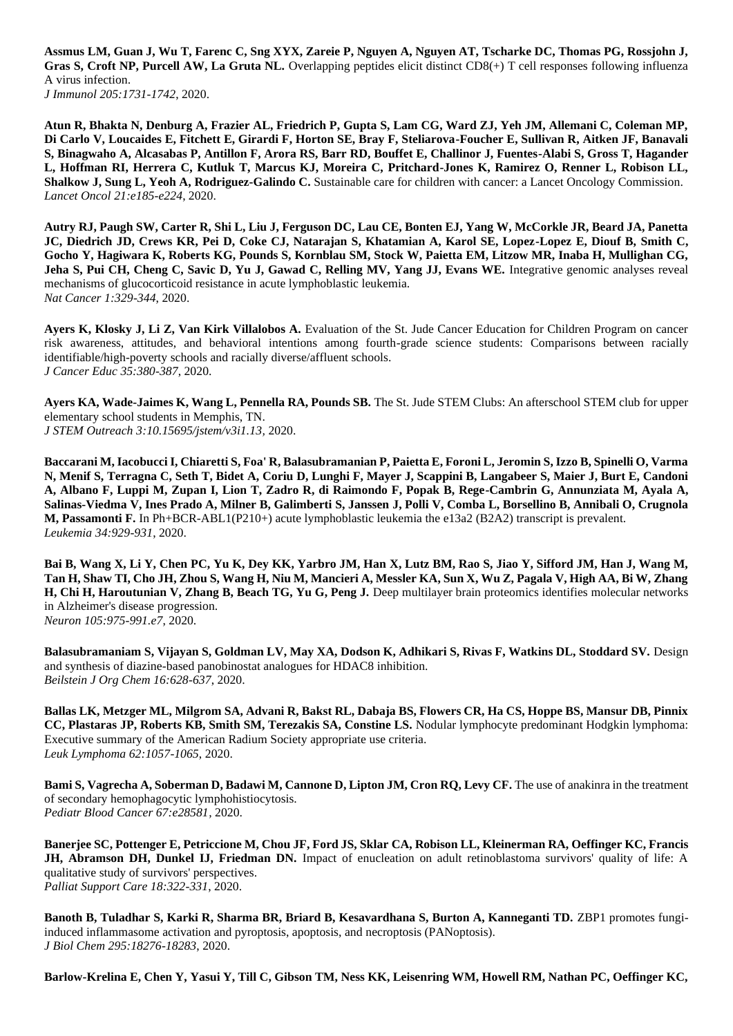**Assmus LM, Guan J, Wu T, Farenc C, Sng XYX, Zareie P, Nguyen A, Nguyen AT, Tscharke DC, Thomas PG, Rossjohn J, Gras S, Croft NP, Purcell AW, La Gruta NL.** Overlapping peptides elicit distinct CD8(+) T cell responses following influenza A virus infection.
*J Immunol 205:1731-1742*, 2020.

**Atun R, Bhakta N, Denburg A, Frazier AL, Friedrich P, Gupta S, Lam CG, Ward ZJ, Yeh JM, Allemani C, Coleman MP, Di Carlo V, Loucaides E, Fitchett E, Girardi F, Horton SE, Bray F, Steliarova-Foucher E, Sullivan R, Aitken JF, Banavali S, Binagwaho A, Alcasabas P, Antillon F, Arora RS, Barr RD, Bouffet E, Challinor J, Fuentes-Alabi S, Gross T, Hagander L, Hoffman RI, Herrera C, Kutluk T, Marcus KJ, Moreira C, Pritchard-Jones K, Ramirez O, Renner L, Robison LL, Shalkow J, Sung L, Yeoh A, Rodriguez-Galindo C.** Sustainable care for children with cancer: a Lancet Oncology Commission.
*Lancet Oncol 21:e185-e224*, 2020.

**Autry RJ, Paugh SW, Carter R, Shi L, Liu J, Ferguson DC, Lau CE, Bonten EJ, Yang W, McCorkle JR, Beard JA, Panetta JC, Diedrich JD, Crews KR, Pei D, Coke CJ, Natarajan S, Khatamian A, Karol SE, Lopez-Lopez E, Diouf B, Smith C, Gocho Y, Hagiwara K, Roberts KG, Pounds S, Kornblau SM, Stock W, Paietta EM, Litzow MR, Inaba H, Mullighan CG, Jeha S, Pui CH, Cheng C, Savic D, Yu J, Gawad C, Relling MV, Yang JJ, Evans WE.** Integrative genomic analyses reveal mechanisms of glucocorticoid resistance in acute lymphoblastic leukemia.
*Nat Cancer 1:329-344*, 2020.

**Ayers K, Klosky J, Li Z, Van Kirk Villalobos A.** Evaluation of the St. Jude Cancer Education for Children Program on cancer risk awareness, attitudes, and behavioral intentions among fourth-grade science students: Comparisons between racially identifiable/high-poverty schools and racially diverse/affluent schools.
*J Cancer Educ 35:380-387*, 2020.

**Ayers KA, Wade-Jaimes K, Wang L, Pennella RA, Pounds SB.** The St. Jude STEM Clubs: An afterschool STEM club for upper elementary school students in Memphis, TN.
*J STEM Outreach 3:10.15695/jstem/v3i1.13*, 2020.

**Baccarani M, Iacobucci I, Chiaretti S, Foa' R, Balasubramanian P, Paietta E, Foroni L, Jeromin S, Izzo B, Spinelli O, Varma N, Menif S, Terragna C, Seth T, Bidet A, Coriu D, Lunghi F, Mayer J, Scappini B, Langabeer S, Maier J, Burt E, Candoni A, Albano F, Luppi M, Zupan I, Lion T, Zadro R, di Raimondo F, Popak B, Rege-Cambrin G, Annunziata M, Ayala A, Salinas-Viedma V, Ines Prado A, Milner B, Galimberti S, Janssen J, Polli V, Comba L, Borsellino B, Annibali O, Crugnola M, Passamonti F.** In Ph+BCR-ABL1(P210+) acute lymphoblastic leukemia the e13a2 (B2A2) transcript is prevalent.
*Leukemia 34:929-931*, 2020.

**Bai B, Wang X, Li Y, Chen PC, Yu K, Dey KK, Yarbro JM, Han X, Lutz BM, Rao S, Jiao Y, Sifford JM, Han J, Wang M, Tan H, Shaw TI, Cho JH, Zhou S, Wang H, Niu M, Mancieri A, Messler KA, Sun X, Wu Z, Pagala V, High AA, Bi W, Zhang H, Chi H, Haroutunian V, Zhang B, Beach TG, Yu G, Peng J.** Deep multilayer brain proteomics identifies molecular networks in Alzheimer's disease progression.
*Neuron 105:975-991.e7*, 2020.

**Balasubramaniam S, Vijayan S, Goldman LV, May XA, Dodson K, Adhikari S, Rivas F, Watkins DL, Stoddard SV.** Design and synthesis of diazine-based panobinostat analogues for HDAC8 inhibition.
*Beilstein J Org Chem 16:628-637*, 2020.

**Ballas LK, Metzger ML, Milgrom SA, Advani R, Bakst RL, Dabaja BS, Flowers CR, Ha CS, Hoppe BS, Mansur DB, Pinnix CC, Plastaras JP, Roberts KB, Smith SM, Terezakis SA, Constine LS.** Nodular lymphocyte predominant Hodgkin lymphoma: Executive summary of the American Radium Society appropriate use criteria.
*Leuk Lymphoma 62:1057-1065*, 2020.

**Bami S, Vagrecha A, Soberman D, Badawi M, Cannone D, Lipton JM, Cron RQ, Levy CF.** The use of anakinra in the treatment of secondary hemophagocytic lymphohistiocytosis.
*Pediatr Blood Cancer 67:e28581*, 2020.

**Banerjee SC, Pottenger E, Petriccione M, Chou JF, Ford JS, Sklar CA, Robison LL, Kleinerman RA, Oeffinger KC, Francis JH, Abramson DH, Dunkel IJ, Friedman DN.** Impact of enucleation on adult retinoblastoma survivors' quality of life: A qualitative study of survivors' perspectives.
*Palliat Support Care 18:322-331*, 2020.

**Banoth B, Tuladhar S, Karki R, Sharma BR, Briard B, Kesavardhana S, Burton A, Kanneganti TD.** ZBP1 promotes fungi-induced inflammasome activation and pyroptosis, apoptosis, and necroptosis (PANoptosis).
*J Biol Chem 295:18276-18283*, 2020.

**Barlow-Krelina E, Chen Y, Yasui Y, Till C, Gibson TM, Ness KK, Leisenring WM, Howell RM, Nathan PC, Oeffinger KC,**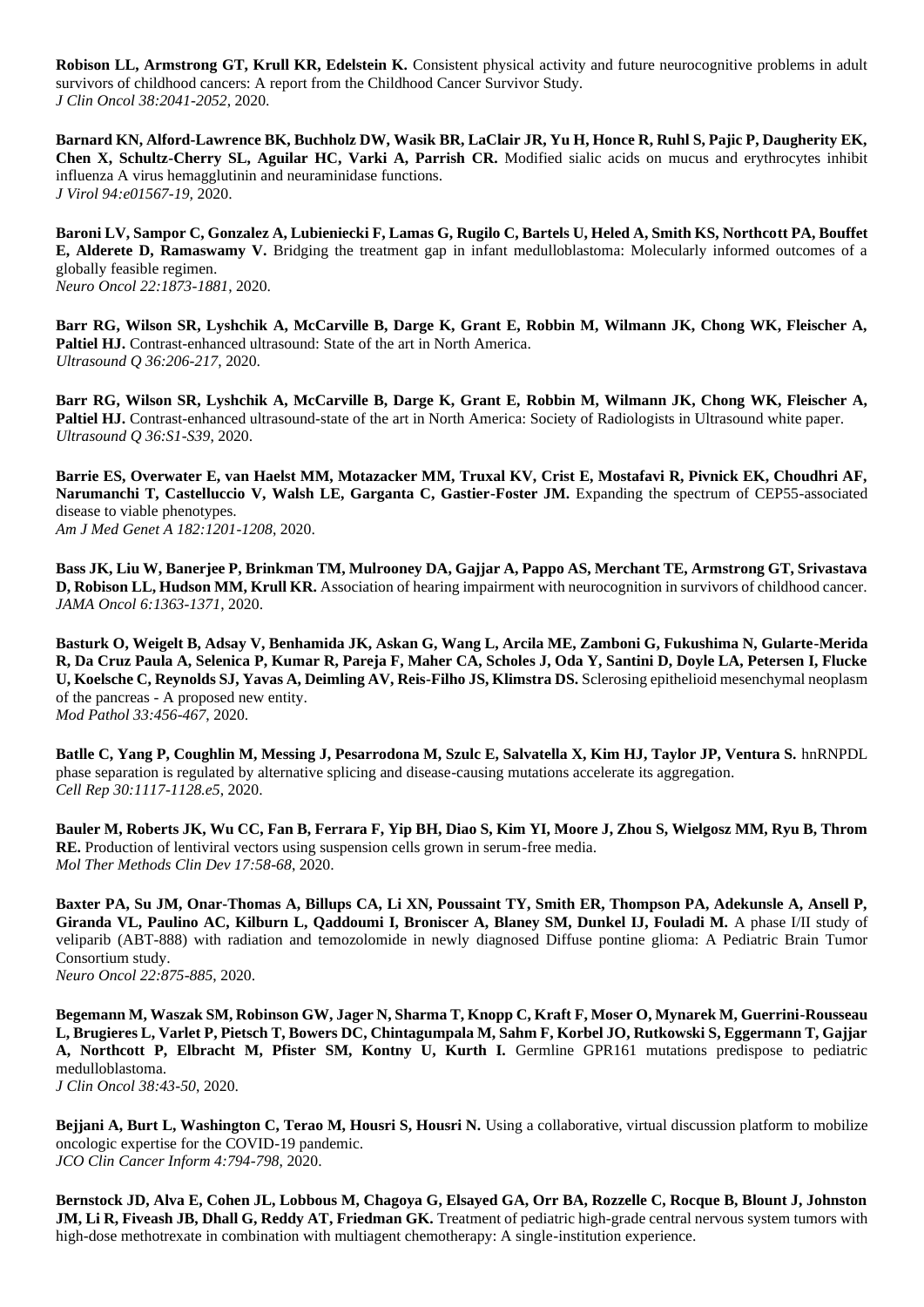**Robison LL, Armstrong GT, Krull KR, Edelstein K.** Consistent physical activity and future neurocognitive problems in adult survivors of childhood cancers: A report from the Childhood Cancer Survivor Study.
*J Clin Oncol 38:2041-2052*, 2020.

**Barnard KN, Alford-Lawrence BK, Buchholz DW, Wasik BR, LaClair JR, Yu H, Honce R, Ruhl S, Pajic P, Daugherity EK, Chen X, Schultz-Cherry SL, Aguilar HC, Varki A, Parrish CR.** Modified sialic acids on mucus and erythrocytes inhibit influenza A virus hemagglutinin and neuraminidase functions.
*J Virol 94:e01567-19*, 2020.

**Baroni LV, Sampor C, Gonzalez A, Lubieniecki F, Lamas G, Rugilo C, Bartels U, Heled A, Smith KS, Northcott PA, Bouffet E, Alderete D, Ramaswamy V.** Bridging the treatment gap in infant medulloblastoma: Molecularly informed outcomes of a globally feasible regimen.
*Neuro Oncol 22:1873-1881*, 2020.

**Barr RG, Wilson SR, Lyshchik A, McCarville B, Darge K, Grant E, Robbin M, Wilmann JK, Chong WK, Fleischer A, Paltiel HJ.** Contrast-enhanced ultrasound: State of the art in North America.
*Ultrasound Q 36:206-217*, 2020.

**Barr RG, Wilson SR, Lyshchik A, McCarville B, Darge K, Grant E, Robbin M, Wilmann JK, Chong WK, Fleischer A, Paltiel HJ.** Contrast-enhanced ultrasound-state of the art in North America: Society of Radiologists in Ultrasound white paper.
*Ultrasound Q 36:S1-S39*, 2020.

**Barrie ES, Overwater E, van Haelst MM, Motazacker MM, Truxal KV, Crist E, Mostafavi R, Pivnick EK, Choudhri AF, Narumanchi T, Castelluccio V, Walsh LE, Garganta C, Gastier-Foster JM.** Expanding the spectrum of CEP55-associated disease to viable phenotypes.
*Am J Med Genet A 182:1201-1208*, 2020.

**Bass JK, Liu W, Banerjee P, Brinkman TM, Mulrooney DA, Gajjar A, Pappo AS, Merchant TE, Armstrong GT, Srivastava D, Robison LL, Hudson MM, Krull KR.** Association of hearing impairment with neurocognition in survivors of childhood cancer.
*JAMA Oncol 6:1363-1371*, 2020.

**Basturk O, Weigelt B, Adsay V, Benhamida JK, Askan G, Wang L, Arcila ME, Zamboni G, Fukushima N, Gularte-Merida R, Da Cruz Paula A, Selenica P, Kumar R, Pareja F, Maher CA, Scholes J, Oda Y, Santini D, Doyle LA, Petersen I, Flucke U, Koelsche C, Reynolds SJ, Yavas A, Deimling AV, Reis-Filho JS, Klimstra DS.** Sclerosing epithelioid mesenchymal neoplasm of the pancreas - A proposed new entity.
*Mod Pathol 33:456-467*, 2020.

**Batlle C, Yang P, Coughlin M, Messing J, Pesarrodona M, Szulc E, Salvatella X, Kim HJ, Taylor JP, Ventura S.** hnRNPDL phase separation is regulated by alternative splicing and disease-causing mutations accelerate its aggregation.
*Cell Rep 30:1117-1128.e5*, 2020.

**Bauler M, Roberts JK, Wu CC, Fan B, Ferrara F, Yip BH, Diao S, Kim YI, Moore J, Zhou S, Wielgosz MM, Ryu B, Throm RE.** Production of lentiviral vectors using suspension cells grown in serum-free media.
*Mol Ther Methods Clin Dev 17:58-68*, 2020.

**Baxter PA, Su JM, Onar-Thomas A, Billups CA, Li XN, Poussaint TY, Smith ER, Thompson PA, Adekunsle A, Ansell P, Giranda VL, Paulino AC, Kilburn L, Qaddoumi I, Broniscer A, Blaney SM, Dunkel IJ, Fouladi M.** A phase I/II study of veliparib (ABT-888) with radiation and temozolomide in newly diagnosed Diffuse pontine glioma: A Pediatric Brain Tumor Consortium study.
*Neuro Oncol 22:875-885*, 2020.

**Begemann M, Waszak SM, Robinson GW, Jager N, Sharma T, Knopp C, Kraft F, Moser O, Mynarek M, Guerrini-Rousseau L, Brugieres L, Varlet P, Pietsch T, Bowers DC, Chintagumpala M, Sahm F, Korbel JO, Rutkowski S, Eggermann T, Gajjar A, Northcott P, Elbracht M, Pfister SM, Kontny U, Kurth I.** Germline GPR161 mutations predispose to pediatric medulloblastoma.
*J Clin Oncol 38:43-50*, 2020.

**Bejjani A, Burt L, Washington C, Terao M, Housri S, Housri N.** Using a collaborative, virtual discussion platform to mobilize oncologic expertise for the COVID-19 pandemic.
*JCO Clin Cancer Inform 4:794-798*, 2020.

**Bernstock JD, Alva E, Cohen JL, Lobbous M, Chagoya G, Elsayed GA, Orr BA, Rozzelle C, Rocque B, Blount J, Johnston JM, Li R, Fiveash JB, Dhall G, Reddy AT, Friedman GK.** Treatment of pediatric high-grade central nervous system tumors with high-dose methotrexate in combination with multiagent chemotherapy: A single-institution experience.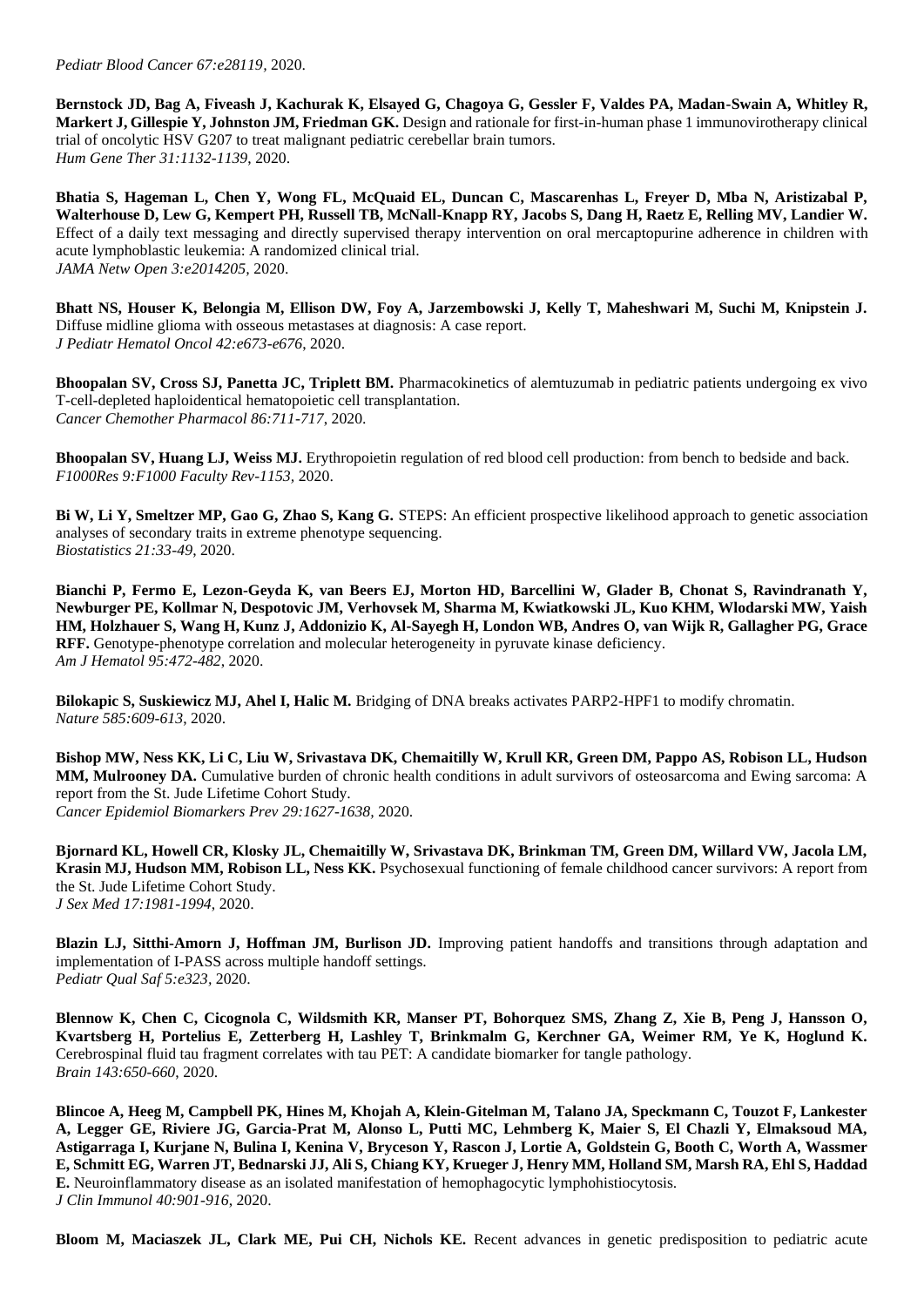*Pediatr Blood Cancer 67:e28119*, 2020.

**Bernstock JD, Bag A, Fiveash J, Kachurak K, Elsayed G, Chagoya G, Gessler F, Valdes PA, Madan-Swain A, Whitley R, Markert J, Gillespie Y, Johnston JM, Friedman GK.** Design and rationale for first-in-human phase 1 immunovirotherapy clinical trial of oncolytic HSV G207 to treat malignant pediatric cerebellar brain tumors.
*Hum Gene Ther 31:1132-1139*, 2020.

**Bhatia S, Hageman L, Chen Y, Wong FL, McQuaid EL, Duncan C, Mascarenhas L, Freyer D, Mba N, Aristizabal P, Walterhouse D, Lew G, Kempert PH, Russell TB, McNall-Knapp RY, Jacobs S, Dang H, Raetz E, Relling MV, Landier W.** Effect of a daily text messaging and directly supervised therapy intervention on oral mercaptopurine adherence in children with acute lymphoblastic leukemia: A randomized clinical trial.
*JAMA Netw Open 3:e2014205*, 2020.

**Bhatt NS, Houser K, Belongia M, Ellison DW, Foy A, Jarzembowski J, Kelly T, Maheshwari M, Suchi M, Knipstein J.** Diffuse midline glioma with osseous metastases at diagnosis: A case report.
*J Pediatr Hematol Oncol 42:e673-e676*, 2020.

**Bhoopalan SV, Cross SJ, Panetta JC, Triplett BM.** Pharmacokinetics of alemtuzumab in pediatric patients undergoing ex vivo T-cell-depleted haploidentical hematopoietic cell transplantation.
*Cancer Chemother Pharmacol 86:711-717*, 2020.

**Bhoopalan SV, Huang LJ, Weiss MJ.** Erythropoietin regulation of red blood cell production: from bench to bedside and back.
*F1000Res 9:F1000 Faculty Rev-1153*, 2020.

**Bi W, Li Y, Smeltzer MP, Gao G, Zhao S, Kang G.** STEPS: An efficient prospective likelihood approach to genetic association analyses of secondary traits in extreme phenotype sequencing.
*Biostatistics 21:33-49*, 2020.

**Bianchi P, Fermo E, Lezon-Geyda K, van Beers EJ, Morton HD, Barcellini W, Glader B, Chonat S, Ravindranath Y, Newburger PE, Kollmar N, Despotovic JM, Verhovsek M, Sharma M, Kwiatkowski JL, Kuo KHM, Wlodarski MW, Yaish HM, Holzhauer S, Wang H, Kunz J, Addonizio K, Al-Sayegh H, London WB, Andres O, van Wijk R, Gallagher PG, Grace RFF.** Genotype-phenotype correlation and molecular heterogeneity in pyruvate kinase deficiency.
*Am J Hematol 95:472-482*, 2020.

**Bilokapic S, Suskiewicz MJ, Ahel I, Halic M.** Bridging of DNA breaks activates PARP2-HPF1 to modify chromatin.
*Nature 585:609-613*, 2020.

**Bishop MW, Ness KK, Li C, Liu W, Srivastava DK, Chemaitilly W, Krull KR, Green DM, Pappo AS, Robison LL, Hudson MM, Mulrooney DA.** Cumulative burden of chronic health conditions in adult survivors of osteosarcoma and Ewing sarcoma: A report from the St. Jude Lifetime Cohort Study.
*Cancer Epidemiol Biomarkers Prev 29:1627-1638*, 2020.

**Bjornard KL, Howell CR, Klosky JL, Chemaitilly W, Srivastava DK, Brinkman TM, Green DM, Willard VW, Jacola LM, Krasin MJ, Hudson MM, Robison LL, Ness KK.** Psychosexual functioning of female childhood cancer survivors: A report from the St. Jude Lifetime Cohort Study.
*J Sex Med 17:1981-1994*, 2020.

**Blazin LJ, Sitthi-Amorn J, Hoffman JM, Burlison JD.** Improving patient handoffs and transitions through adaptation and implementation of I-PASS across multiple handoff settings.
*Pediatr Qual Saf 5:e323*, 2020.

**Blennow K, Chen C, Cicognola C, Wildsmith KR, Manser PT, Bohorquez SMS, Zhang Z, Xie B, Peng J, Hansson O, Kvartsberg H, Portelius E, Zetterberg H, Lashley T, Brinkmalm G, Kerchner GA, Weimer RM, Ye K, Hoglund K.** Cerebrospinal fluid tau fragment correlates with tau PET: A candidate biomarker for tangle pathology.
*Brain 143:650-660*, 2020.

**Blincoe A, Heeg M, Campbell PK, Hines M, Khojah A, Klein-Gitelman M, Talano JA, Speckmann C, Touzot F, Lankester A, Legger GE, Riviere JG, Garcia-Prat M, Alonso L, Putti MC, Lehmberg K, Maier S, El Chazli Y, Elmaksoud MA, Astigarraga I, Kurjane N, Bulina I, Kenina V, Bryceson Y, Rascon J, Lortie A, Goldstein G, Booth C, Worth A, Wassmer E, Schmitt EG, Warren JT, Bednarski JJ, Ali S, Chiang KY, Krueger J, Henry MM, Holland SM, Marsh RA, Ehl S, Haddad E.** Neuroinflammatory disease as an isolated manifestation of hemophagocytic lymphohistiocytosis.
*J Clin Immunol 40:901-916*, 2020.

**Bloom M, Maciaszek JL, Clark ME, Pui CH, Nichols KE.** Recent advances in genetic predisposition to pediatric acute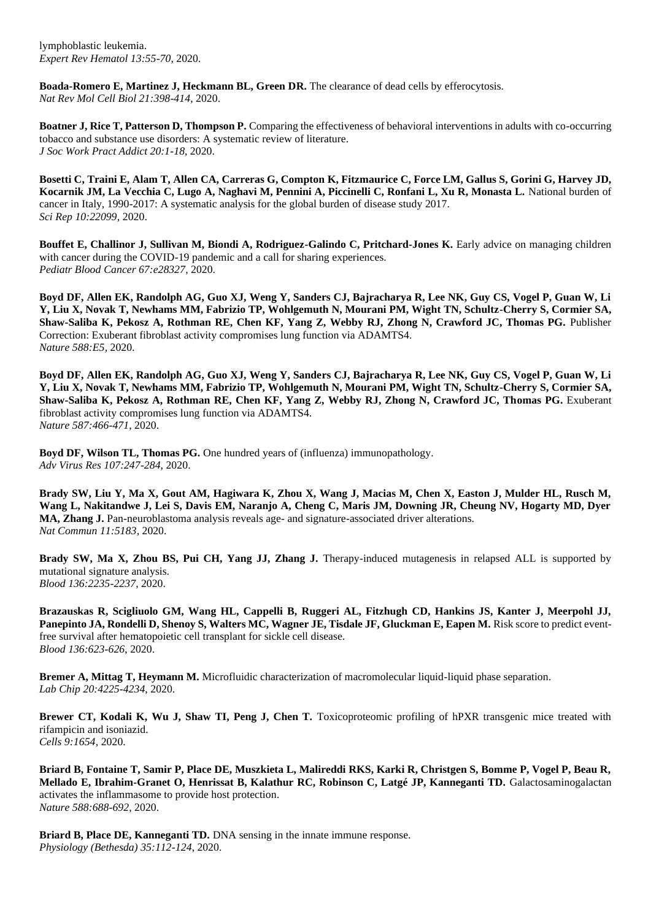lymphoblastic leukemia.
*Expert Rev Hematol 13:55-70*, 2020.

**Boada-Romero E, Martinez J, Heckmann BL, Green DR.** The clearance of dead cells by efferocytosis.
*Nat Rev Mol Cell Biol 21:398-414*, 2020.

**Boatner J, Rice T, Patterson D, Thompson P.** Comparing the effectiveness of behavioral interventions in adults with co-occurring tobacco and substance use disorders: A systematic review of literature.
*J Soc Work Pract Addict 20:1-18*, 2020.

**Bosetti C, Traini E, Alam T, Allen CA, Carreras G, Compton K, Fitzmaurice C, Force LM, Gallus S, Gorini G, Harvey JD, Kocarnik JM, La Vecchia C, Lugo A, Naghavi M, Pennini A, Piccinelli C, Ronfani L, Xu R, Monasta L.** National burden of cancer in Italy, 1990-2017: A systematic analysis for the global burden of disease study 2017.
*Sci Rep 10:22099*, 2020.

**Bouffet E, Challinor J, Sullivan M, Biondi A, Rodriguez-Galindo C, Pritchard-Jones K.** Early advice on managing children with cancer during the COVID-19 pandemic and a call for sharing experiences.
*Pediatr Blood Cancer 67:e28327*, 2020.

**Boyd DF, Allen EK, Randolph AG, Guo XJ, Weng Y, Sanders CJ, Bajracharya R, Lee NK, Guy CS, Vogel P, Guan W, Li Y, Liu X, Novak T, Newhams MM, Fabrizio TP, Wohlgemuth N, Mourani PM, Wight TN, Schultz-Cherry S, Cormier SA, Shaw-Saliba K, Pekosz A, Rothman RE, Chen KF, Yang Z, Webby RJ, Zhong N, Crawford JC, Thomas PG.** Publisher Correction: Exuberant fibroblast activity compromises lung function via ADAMTS4.
*Nature 588:E5*, 2020.

**Boyd DF, Allen EK, Randolph AG, Guo XJ, Weng Y, Sanders CJ, Bajracharya R, Lee NK, Guy CS, Vogel P, Guan W, Li Y, Liu X, Novak T, Newhams MM, Fabrizio TP, Wohlgemuth N, Mourani PM, Wight TN, Schultz-Cherry S, Cormier SA, Shaw-Saliba K, Pekosz A, Rothman RE, Chen KF, Yang Z, Webby RJ, Zhong N, Crawford JC, Thomas PG.** Exuberant fibroblast activity compromises lung function via ADAMTS4.
*Nature 587:466-471*, 2020.

**Boyd DF, Wilson TL, Thomas PG.** One hundred years of (influenza) immunopathology.
*Adv Virus Res 107:247-284*, 2020.

**Brady SW, Liu Y, Ma X, Gout AM, Hagiwara K, Zhou X, Wang J, Macias M, Chen X, Easton J, Mulder HL, Rusch M, Wang L, Nakitandwe J, Lei S, Davis EM, Naranjo A, Cheng C, Maris JM, Downing JR, Cheung NV, Hogarty MD, Dyer MA, Zhang J.** Pan-neuroblastoma analysis reveals age- and signature-associated driver alterations.
*Nat Commun 11:5183*, 2020.

**Brady SW, Ma X, Zhou BS, Pui CH, Yang JJ, Zhang J.** Therapy-induced mutagenesis in relapsed ALL is supported by mutational signature analysis.
*Blood 136:2235-2237*, 2020.

**Brazauskas R, Scigliuolo GM, Wang HL, Cappelli B, Ruggeri AL, Fitzhugh CD, Hankins JS, Kanter J, Meerpohl JJ, Panepinto JA, Rondelli D, Shenoy S, Walters MC, Wagner JE, Tisdale JF, Gluckman E, Eapen M.** Risk score to predict event-free survival after hematopoietic cell transplant for sickle cell disease.
*Blood 136:623-626*, 2020.

**Bremer A, Mittag T, Heymann M.** Microfluidic characterization of macromolecular liquid-liquid phase separation.
*Lab Chip 20:4225-4234*, 2020.

**Brewer CT, Kodali K, Wu J, Shaw TI, Peng J, Chen T.** Toxicoproteomic profiling of hPXR transgenic mice treated with rifampicin and isoniazid.
*Cells 9:1654*, 2020.

**Briard B, Fontaine T, Samir P, Place DE, Muszkieta L, Malireddi RKS, Karki R, Christgen S, Bomme P, Vogel P, Beau R, Mellado E, Ibrahim-Granet O, Henrissat B, Kalathur RC, Robinson C, Latgé JP, Kanneganti TD.** Galactosaminogalactan activates the inflammasome to provide host protection.
*Nature 588:688-692*, 2020.

**Briard B, Place DE, Kanneganti TD.** DNA sensing in the innate immune response.
*Physiology (Bethesda) 35:112-124*, 2020.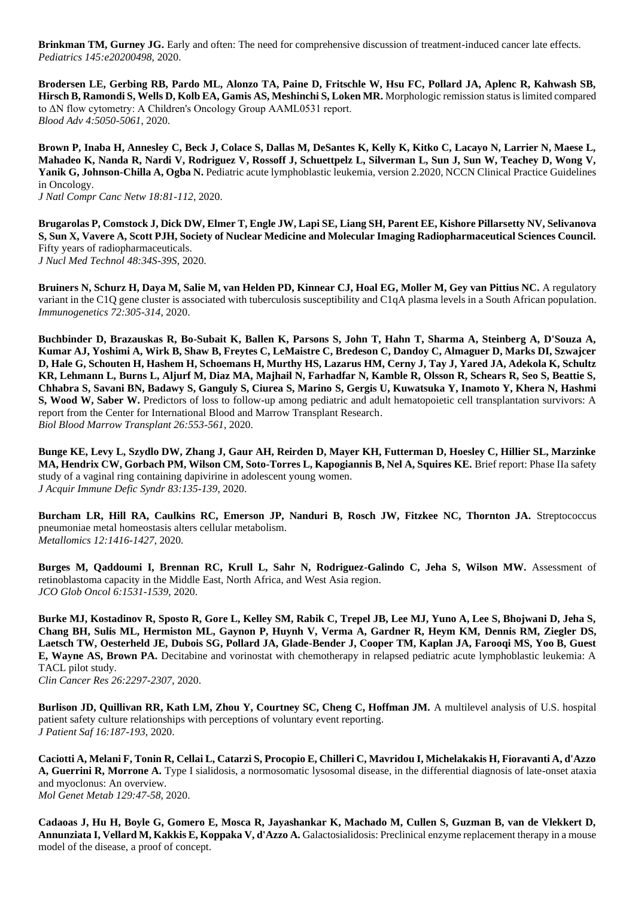**Brinkman TM, Gurney JG.** Early and often: The need for comprehensive discussion of treatment-induced cancer late effects. *Pediatrics 145:e20200498*, 2020.

**Brodersen LE, Gerbing RB, Pardo ML, Alonzo TA, Paine D, Fritschle W, Hsu FC, Pollard JA, Aplenc R, Kahwash SB, Hirsch B, Ramondi S, Wells D, Kolb EA, Gamis AS, Meshinchi S, Loken MR.** Morphologic remission status is limited compared to ΔN flow cytometry: A Children's Oncology Group AAML0531 report. *Blood Adv 4:5050-5061*, 2020.

**Brown P, Inaba H, Annesley C, Beck J, Colace S, Dallas M, DeSantes K, Kelly K, Kitko C, Lacayo N, Larrier N, Maese L, Mahadeo K, Nanda R, Nardi V, Rodriguez V, Rossoff J, Schuettpelz L, Silverman L, Sun J, Sun W, Teachey D, Wong V, Yanik G, Johnson-Chilla A, Ogba N.** Pediatric acute lymphoblastic leukemia, version 2.2020, NCCN Clinical Practice Guidelines in Oncology. *J Natl Compr Canc Netw 18:81-112*, 2020.

**Brugarolas P, Comstock J, Dick DW, Elmer T, Engle JW, Lapi SE, Liang SH, Parent EE, Kishore Pillarsetty NV, Selivanova S, Sun X, Vavere A, Scott PJH, Society of Nuclear Medicine and Molecular Imaging Radiopharmaceutical Sciences Council.** Fifty years of radiopharmaceuticals. *J Nucl Med Technol 48:34S-39S*, 2020.

**Bruiners N, Schurz H, Daya M, Salie M, van Helden PD, Kinnear CJ, Hoal EG, Moller M, Gey van Pittius NC.** A regulatory variant in the C1Q gene cluster is associated with tuberculosis susceptibility and C1qA plasma levels in a South African population. *Immunogenetics 72:305-314*, 2020.

**Buchbinder D, Brazauskas R, Bo-Subait K, Ballen K, Parsons S, John T, Hahn T, Sharma A, Steinberg A, D'Souza A, Kumar AJ, Yoshimi A, Wirk B, Shaw B, Freytes C, LeMaistre C, Bredeson C, Dandoy C, Almaguer D, Marks DI, Szwajcer D, Hale G, Schouten H, Hashem H, Schoemans H, Murthy HS, Lazarus HM, Cerny J, Tay J, Yared JA, Adekola K, Schultz KR, Lehmann L, Burns L, Aljurf M, Diaz MA, Majhail N, Farhadfar N, Kamble R, Olsson R, Schears R, Seo S, Beattie S, Chhabra S, Savani BN, Badawy S, Ganguly S, Ciurea S, Marino S, Gergis U, Kuwatsuka Y, Inamoto Y, Khera N, Hashmi S, Wood W, Saber W.** Predictors of loss to follow-up among pediatric and adult hematopoietic cell transplantation survivors: A report from the Center for International Blood and Marrow Transplant Research. *Biol Blood Marrow Transplant 26:553-561*, 2020.

**Bunge KE, Levy L, Szydlo DW, Zhang J, Gaur AH, Reirden D, Mayer KH, Futterman D, Hoesley C, Hillier SL, Marzinke MA, Hendrix CW, Gorbach PM, Wilson CM, Soto-Torres L, Kapogiannis B, Nel A, Squires KE.** Brief report: Phase IIa safety study of a vaginal ring containing dapivirine in adolescent young women. *J Acquir Immune Defic Syndr 83:135-139*, 2020.

**Burcham LR, Hill RA, Caulkins RC, Emerson JP, Nanduri B, Rosch JW, Fitzkee NC, Thornton JA.** Streptococcus pneumoniae metal homeostasis alters cellular metabolism. *Metallomics 12:1416-1427*, 2020.

**Burges M, Qaddoumi I, Brennan RC, Krull L, Sahr N, Rodriguez-Galindo C, Jeha S, Wilson MW.** Assessment of retinoblastoma capacity in the Middle East, North Africa, and West Asia region. *JCO Glob Oncol 6:1531-1539*, 2020.

**Burke MJ, Kostadinov R, Sposto R, Gore L, Kelley SM, Rabik C, Trepel JB, Lee MJ, Yuno A, Lee S, Bhojwani D, Jeha S, Chang BH, Sulis ML, Hermiston ML, Gaynon P, Huynh V, Verma A, Gardner R, Heym KM, Dennis RM, Ziegler DS, Laetsch TW, Oesterheld JE, Dubois SG, Pollard JA, Glade-Bender J, Cooper TM, Kaplan JA, Farooqi MS, Yoo B, Guest E, Wayne AS, Brown PA.** Decitabine and vorinostat with chemotherapy in relapsed pediatric acute lymphoblastic leukemia: A TACL pilot study. *Clin Cancer Res 26:2297-2307*, 2020.

**Burlison JD, Quillivan RR, Kath LM, Zhou Y, Courtney SC, Cheng C, Hoffman JM.** A multilevel analysis of U.S. hospital patient safety culture relationships with perceptions of voluntary event reporting. *J Patient Saf 16:187-193*, 2020.

**Caciotti A, Melani F, Tonin R, Cellai L, Catarzi S, Procopio E, Chilleri C, Mavridou I, Michelakakis H, Fioravanti A, d'Azzo A, Guerrini R, Morrone A.** Type I sialidosis, a normosomatic lysosomal disease, in the differential diagnosis of late-onset ataxia and myoclonus: An overview. *Mol Genet Metab 129:47-58*, 2020.

**Cadaoas J, Hu H, Boyle G, Gomero E, Mosca R, Jayashankar K, Machado M, Cullen S, Guzman B, van de Vlekkert D, Annunziata I, Vellard M, Kakkis E, Koppaka V, d'Azzo A.** Galactosialidosis: Preclinical enzyme replacement therapy in a mouse model of the disease, a proof of concept.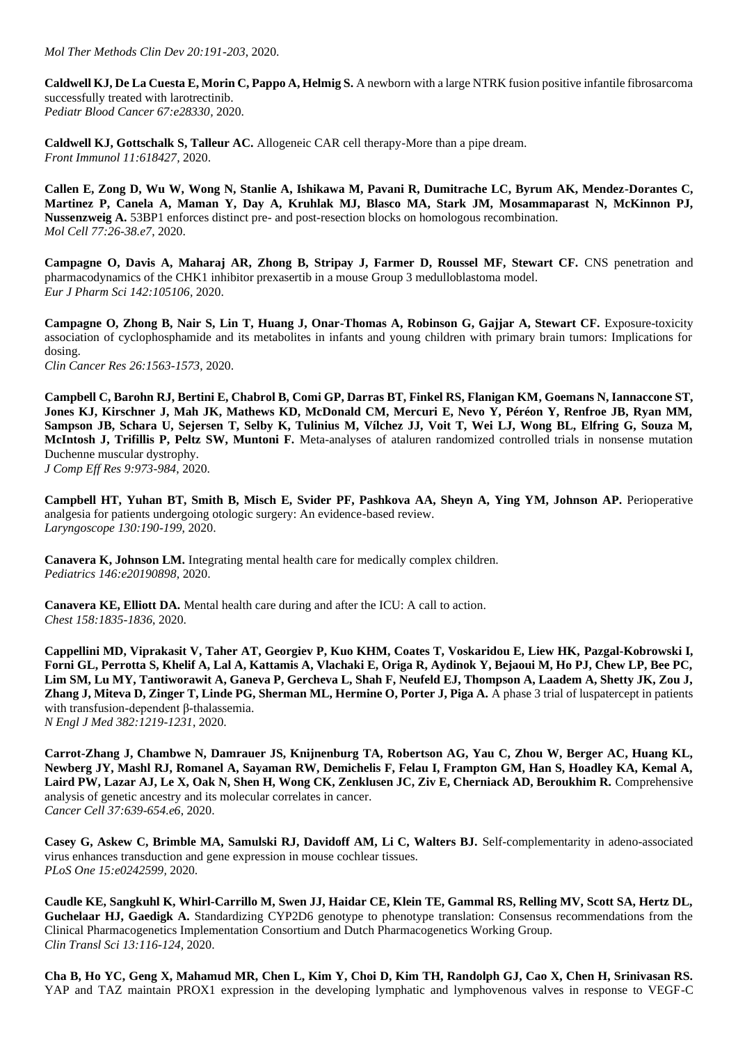*Mol Ther Methods Clin Dev 20:191-203*, 2020.

**Caldwell KJ, De La Cuesta E, Morin C, Pappo A, Helmig S.** A newborn with a large NTRK fusion positive infantile fibrosarcoma successfully treated with larotrectinib.
*Pediatr Blood Cancer 67:e28330*, 2020.

**Caldwell KJ, Gottschalk S, Talleur AC.** Allogeneic CAR cell therapy-More than a pipe dream.
*Front Immunol 11:618427*, 2020.

**Callen E, Zong D, Wu W, Wong N, Stanlie A, Ishikawa M, Pavani R, Dumitrache LC, Byrum AK, Mendez-Dorantes C, Martinez P, Canela A, Maman Y, Day A, Kruhlak MJ, Blasco MA, Stark JM, Mosammaparast N, McKinnon PJ, Nussenzweig A.** 53BP1 enforces distinct pre- and post-resection blocks on homologous recombination.
*Mol Cell 77:26-38.e7*, 2020.

**Campagne O, Davis A, Maharaj AR, Zhong B, Stripay J, Farmer D, Roussel MF, Stewart CF.** CNS penetration and pharmacodynamics of the CHK1 inhibitor prexasertib in a mouse Group 3 medulloblastoma model.
*Eur J Pharm Sci 142:105106*, 2020.

**Campagne O, Zhong B, Nair S, Lin T, Huang J, Onar-Thomas A, Robinson G, Gajjar A, Stewart CF.** Exposure-toxicity association of cyclophosphamide and its metabolites in infants and young children with primary brain tumors: Implications for dosing.
*Clin Cancer Res 26:1563-1573*, 2020.

**Campbell C, Barohn RJ, Bertini E, Chabrol B, Comi GP, Darras BT, Finkel RS, Flanigan KM, Goemans N, Iannaccone ST, Jones KJ, Kirschner J, Mah JK, Mathews KD, McDonald CM, Mercuri E, Nevo Y, Péréon Y, Renfroe JB, Ryan MM, Sampson JB, Schara U, Sejersen T, Selby K, Tulinius M, Vílchez JJ, Voit T, Wei LJ, Wong BL, Elfring G, Souza M, McIntosh J, Trifillis P, Peltz SW, Muntoni F.** Meta-analyses of ataluren randomized controlled trials in nonsense mutation Duchenne muscular dystrophy.
*J Comp Eff Res 9:973-984*, 2020.

**Campbell HT, Yuhan BT, Smith B, Misch E, Svider PF, Pashkova AA, Sheyn A, Ying YM, Johnson AP.** Perioperative analgesia for patients undergoing otologic surgery: An evidence-based review.
*Laryngoscope 130:190-199*, 2020.

**Canavera K, Johnson LM.** Integrating mental health care for medically complex children.
*Pediatrics 146:e20190898*, 2020.

**Canavera KE, Elliott DA.** Mental health care during and after the ICU: A call to action.
*Chest 158:1835-1836*, 2020.

**Cappellini MD, Viprakasit V, Taher AT, Georgiev P, Kuo KHM, Coates T, Voskaridou E, Liew HK, Pazgal-Kobrowski I, Forni GL, Perrotta S, Khelif A, Lal A, Kattamis A, Vlachaki E, Origa R, Aydinok Y, Bejaoui M, Ho PJ, Chew LP, Bee PC, Lim SM, Lu MY, Tantiworawit A, Ganeva P, Gercheva L, Shah F, Neufeld EJ, Thompson A, Laadem A, Shetty JK, Zou J, Zhang J, Miteva D, Zinger T, Linde PG, Sherman ML, Hermine O, Porter J, Piga A.** A phase 3 trial of luspatercept in patients with transfusion-dependent β-thalassemia.
*N Engl J Med 382:1219-1231*, 2020.

**Carrot-Zhang J, Chambwe N, Damrauer JS, Knijnenburg TA, Robertson AG, Yau C, Zhou W, Berger AC, Huang KL, Newberg JY, Mashl RJ, Romanel A, Sayaman RW, Demichelis F, Felau I, Frampton GM, Han S, Hoadley KA, Kemal A, Laird PW, Lazar AJ, Le X, Oak N, Shen H, Wong CK, Zenklusen JC, Ziv E, Cherniack AD, Beroukhim R.** Comprehensive analysis of genetic ancestry and its molecular correlates in cancer.
*Cancer Cell 37:639-654.e6*, 2020.

**Casey G, Askew C, Brimble MA, Samulski RJ, Davidoff AM, Li C, Walters BJ.** Self-complementarity in adeno-associated virus enhances transduction and gene expression in mouse cochlear tissues.
*PLoS One 15:e0242599*, 2020.

**Caudle KE, Sangkuhl K, Whirl-Carrillo M, Swen JJ, Haidar CE, Klein TE, Gammal RS, Relling MV, Scott SA, Hertz DL, Guchelaar HJ, Gaedigk A.** Standardizing CYP2D6 genotype to phenotype translation: Consensus recommendations from the Clinical Pharmacogenetics Implementation Consortium and Dutch Pharmacogenetics Working Group.
*Clin Transl Sci 13:116-124*, 2020.

**Cha B, Ho YC, Geng X, Mahamud MR, Chen L, Kim Y, Choi D, Kim TH, Randolph GJ, Cao X, Chen H, Srinivasan RS.** YAP and TAZ maintain PROX1 expression in the developing lymphatic and lymphovenous valves in response to VEGF-C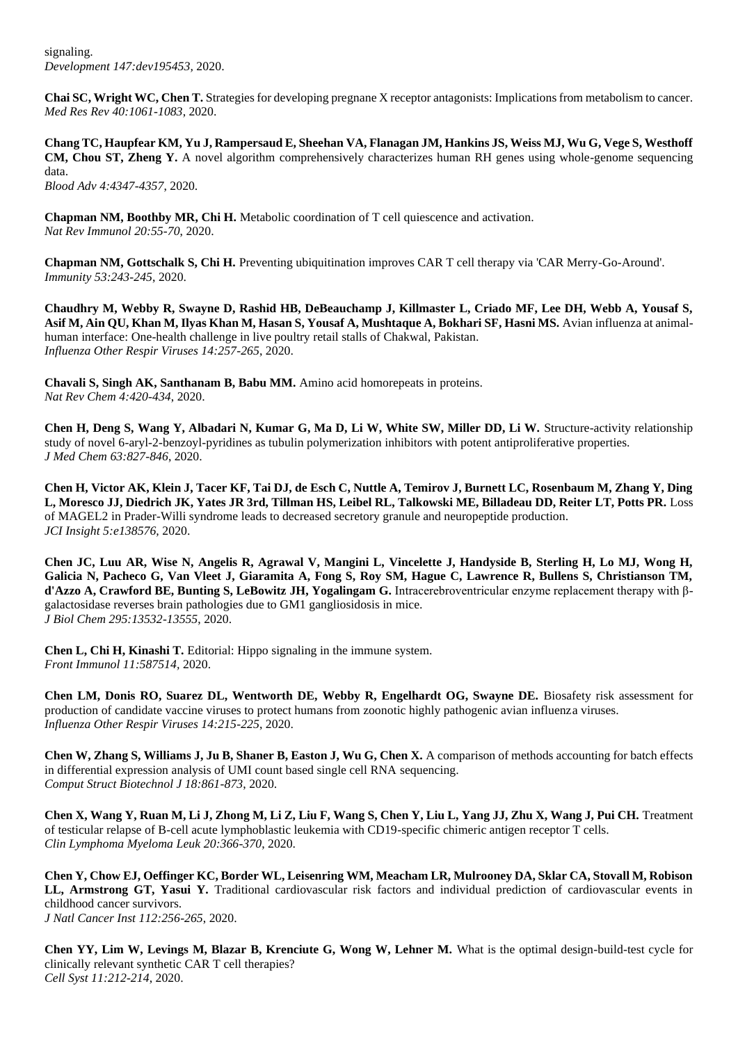signaling.
*Development 147:dev195453*, 2020.

**Chai SC, Wright WC, Chen T.** Strategies for developing pregnane X receptor antagonists: Implications from metabolism to cancer.
*Med Res Rev 40:1061-1083*, 2020.

**Chang TC, Haupfear KM, Yu J, Rampersaud E, Sheehan VA, Flanagan JM, Hankins JS, Weiss MJ, Wu G, Vege S, Westhoff CM, Chou ST, Zheng Y.** A novel algorithm comprehensively characterizes human RH genes using whole-genome sequencing data.
*Blood Adv 4:4347-4357*, 2020.

**Chapman NM, Boothby MR, Chi H.** Metabolic coordination of T cell quiescence and activation.
*Nat Rev Immunol 20:55-70*, 2020.

**Chapman NM, Gottschalk S, Chi H.** Preventing ubiquitination improves CAR T cell therapy via 'CAR Merry-Go-Around'.
*Immunity 53:243-245*, 2020.

**Chaudhry M, Webby R, Swayne D, Rashid HB, DeBeauchamp J, Killmaster L, Criado MF, Lee DH, Webb A, Yousaf S, Asif M, Ain QU, Khan M, Ilyas Khan M, Hasan S, Yousaf A, Mushtaque A, Bokhari SF, Hasni MS.** Avian influenza at animal-human interface: One-health challenge in live poultry retail stalls of Chakwal, Pakistan.
*Influenza Other Respir Viruses 14:257-265*, 2020.

**Chavali S, Singh AK, Santhanam B, Babu MM.** Amino acid homorepeats in proteins.
*Nat Rev Chem 4:420-434*, 2020.

**Chen H, Deng S, Wang Y, Albadari N, Kumar G, Ma D, Li W, White SW, Miller DD, Li W.** Structure-activity relationship study of novel 6-aryl-2-benzoyl-pyridines as tubulin polymerization inhibitors with potent antiproliferative properties.
*J Med Chem 63:827-846*, 2020.

**Chen H, Victor AK, Klein J, Tacer KF, Tai DJ, de Esch C, Nuttle A, Temirov J, Burnett LC, Rosenbaum M, Zhang Y, Ding L, Moresco JJ, Diedrich JK, Yates JR 3rd, Tillman HS, Leibel RL, Talkowski ME, Billadeau DD, Reiter LT, Potts PR.** Loss of MAGEL2 in Prader-Willi syndrome leads to decreased secretory granule and neuropeptide production.
*JCI Insight 5:e138576*, 2020.

**Chen JC, Luu AR, Wise N, Angelis R, Agrawal V, Mangini L, Vincelette J, Handyside B, Sterling H, Lo MJ, Wong H, Galicia N, Pacheco G, Van Vleet J, Giaramita A, Fong S, Roy SM, Hague C, Lawrence R, Bullens S, Christianson TM, d'Azzo A, Crawford BE, Bunting S, LeBowitz JH, Yogalingam G.** Intracerebroventricular enzyme replacement therapy with β-galactosidase reverses brain pathologies due to GM1 gangliosidosis in mice.
*J Biol Chem 295:13532-13555*, 2020.

**Chen L, Chi H, Kinashi T.** Editorial: Hippo signaling in the immune system.
*Front Immunol 11:587514*, 2020.

**Chen LM, Donis RO, Suarez DL, Wentworth DE, Webby R, Engelhardt OG, Swayne DE.** Biosafety risk assessment for production of candidate vaccine viruses to protect humans from zoonotic highly pathogenic avian influenza viruses.
*Influenza Other Respir Viruses 14:215-225*, 2020.

**Chen W, Zhang S, Williams J, Ju B, Shaner B, Easton J, Wu G, Chen X.** A comparison of methods accounting for batch effects in differential expression analysis of UMI count based single cell RNA sequencing.
*Comput Struct Biotechnol J 18:861-873*, 2020.

**Chen X, Wang Y, Ruan M, Li J, Zhong M, Li Z, Liu F, Wang S, Chen Y, Liu L, Yang JJ, Zhu X, Wang J, Pui CH.** Treatment of testicular relapse of B-cell acute lymphoblastic leukemia with CD19-specific chimeric antigen receptor T cells.
*Clin Lymphoma Myeloma Leuk 20:366-370*, 2020.

**Chen Y, Chow EJ, Oeffinger KC, Border WL, Leisenring WM, Meacham LR, Mulrooney DA, Sklar CA, Stovall M, Robison LL, Armstrong GT, Yasui Y.** Traditional cardiovascular risk factors and individual prediction of cardiovascular events in childhood cancer survivors.
*J Natl Cancer Inst 112:256-265*, 2020.

**Chen YY, Lim W, Levings M, Blazar B, Krenciute G, Wong W, Lehner M.** What is the optimal design-build-test cycle for clinically relevant synthetic CAR T cell therapies?
*Cell Syst 11:212-214*, 2020.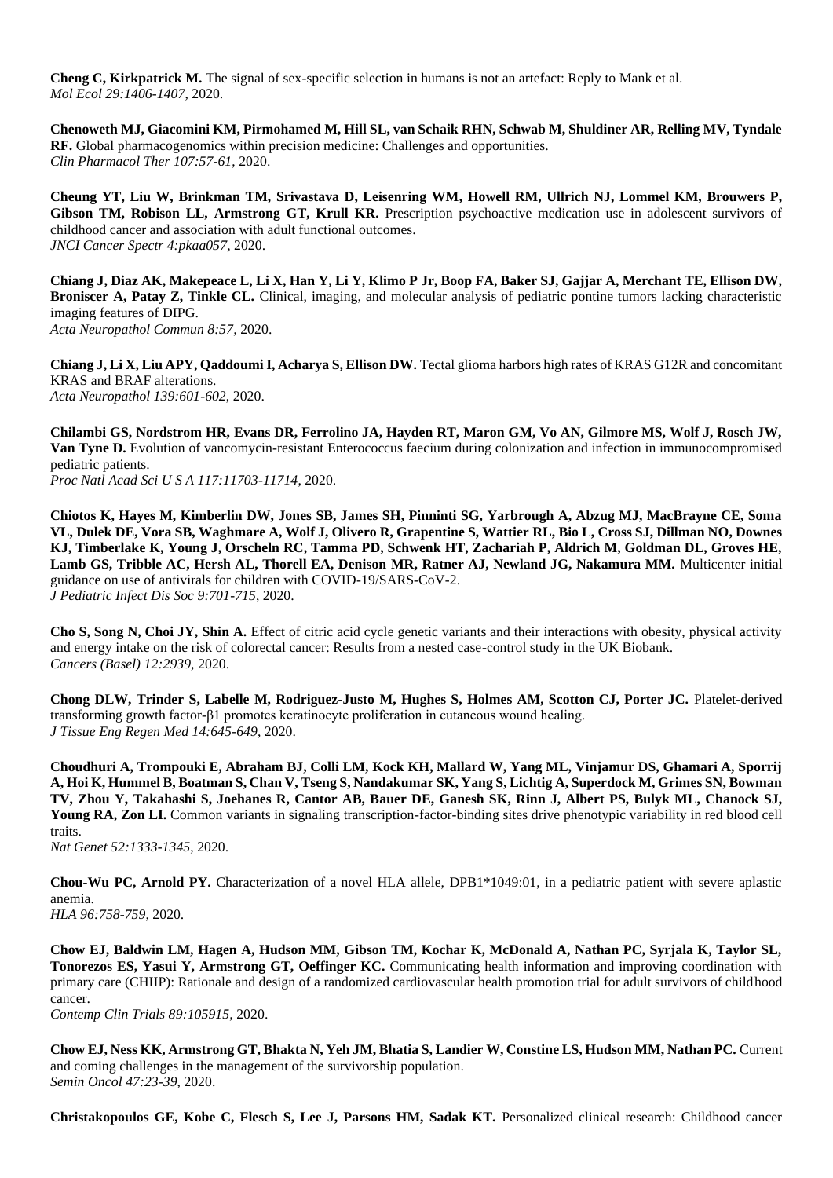**Cheng C, Kirkpatrick M.** The signal of sex-specific selection in humans is not an artefact: Reply to Mank et al.
*Mol Ecol 29:1406-1407*, 2020.

**Chenoweth MJ, Giacomini KM, Pirmohamed M, Hill SL, van Schaik RHN, Schwab M, Shuldiner AR, Relling MV, Tyndale RF.** Global pharmacogenomics within precision medicine: Challenges and opportunities.
*Clin Pharmacol Ther 107:57-61*, 2020.

**Cheung YT, Liu W, Brinkman TM, Srivastava D, Leisenring WM, Howell RM, Ullrich NJ, Lommel KM, Brouwers P, Gibson TM, Robison LL, Armstrong GT, Krull KR.** Prescription psychoactive medication use in adolescent survivors of childhood cancer and association with adult functional outcomes.
*JNCI Cancer Spectr 4:pkaa057*, 2020.

**Chiang J, Diaz AK, Makepeace L, Li X, Han Y, Li Y, Klimo P Jr, Boop FA, Baker SJ, Gajjar A, Merchant TE, Ellison DW, Broniscer A, Patay Z, Tinkle CL.** Clinical, imaging, and molecular analysis of pediatric pontine tumors lacking characteristic imaging features of DIPG.
*Acta Neuropathol Commun 8:57*, 2020.

**Chiang J, Li X, Liu APY, Qaddoumi I, Acharya S, Ellison DW.** Tectal glioma harbors high rates of KRAS G12R and concomitant KRAS and BRAF alterations.
*Acta Neuropathol 139:601-602*, 2020.

**Chilambi GS, Nordstrom HR, Evans DR, Ferrolino JA, Hayden RT, Maron GM, Vo AN, Gilmore MS, Wolf J, Rosch JW, Van Tyne D.** Evolution of vancomycin-resistant Enterococcus faecium during colonization and infection in immunocompromised pediatric patients.
*Proc Natl Acad Sci U S A 117:11703-11714*, 2020.

**Chiotos K, Hayes M, Kimberlin DW, Jones SB, James SH, Pinninti SG, Yarbrough A, Abzug MJ, MacBrayne CE, Soma VL, Dulek DE, Vora SB, Waghmare A, Wolf J, Olivero R, Grapentine S, Wattier RL, Bio L, Cross SJ, Dillman NO, Downes KJ, Timberlake K, Young J, Orscheln RC, Tamma PD, Schwenk HT, Zachariah P, Aldrich M, Goldman DL, Groves HE, Lamb GS, Tribble AC, Hersh AL, Thorell EA, Denison MR, Ratner AJ, Newland JG, Nakamura MM.** Multicenter initial guidance on use of antivirals for children with COVID-19/SARS-CoV-2.
*J Pediatric Infect Dis Soc 9:701-715*, 2020.

**Cho S, Song N, Choi JY, Shin A.** Effect of citric acid cycle genetic variants and their interactions with obesity, physical activity and energy intake on the risk of colorectal cancer: Results from a nested case-control study in the UK Biobank.
*Cancers (Basel) 12:2939*, 2020.

**Chong DLW, Trinder S, Labelle M, Rodriguez-Justo M, Hughes S, Holmes AM, Scotton CJ, Porter JC.** Platelet-derived transforming growth factor-β1 promotes keratinocyte proliferation in cutaneous wound healing.
*J Tissue Eng Regen Med 14:645-649*, 2020.

**Choudhuri A, Trompouki E, Abraham BJ, Colli LM, Kock KH, Mallard W, Yang ML, Vinjamur DS, Ghamari A, Sporrij A, Hoi K, Hummel B, Boatman S, Chan V, Tseng S, Nandakumar SK, Yang S, Lichtig A, Superdock M, Grimes SN, Bowman TV, Zhou Y, Takahashi S, Joehanes R, Cantor AB, Bauer DE, Ganesh SK, Rinn J, Albert PS, Bulyk ML, Chanock SJ, Young RA, Zon LI.** Common variants in signaling transcription-factor-binding sites drive phenotypic variability in red blood cell traits.
*Nat Genet 52:1333-1345*, 2020.

**Chou-Wu PC, Arnold PY.** Characterization of a novel HLA allele, DPB1*1049:01, in a pediatric patient with severe aplastic anemia.
*HLA 96:758-759*, 2020.

**Chow EJ, Baldwin LM, Hagen A, Hudson MM, Gibson TM, Kochar K, McDonald A, Nathan PC, Syrjala K, Taylor SL, Tonorezos ES, Yasui Y, Armstrong GT, Oeffinger KC.** Communicating health information and improving coordination with primary care (CHIIP): Rationale and design of a randomized cardiovascular health promotion trial for adult survivors of childhood cancer.
*Contemp Clin Trials 89:105915*, 2020.

**Chow EJ, Ness KK, Armstrong GT, Bhakta N, Yeh JM, Bhatia S, Landier W, Constine LS, Hudson MM, Nathan PC.** Current and coming challenges in the management of the survivorship population.
*Semin Oncol 47:23-39*, 2020.

**Christakopoulos GE, Kobe C, Flesch S, Lee J, Parsons HM, Sadak KT.** Personalized clinical research: Childhood cancer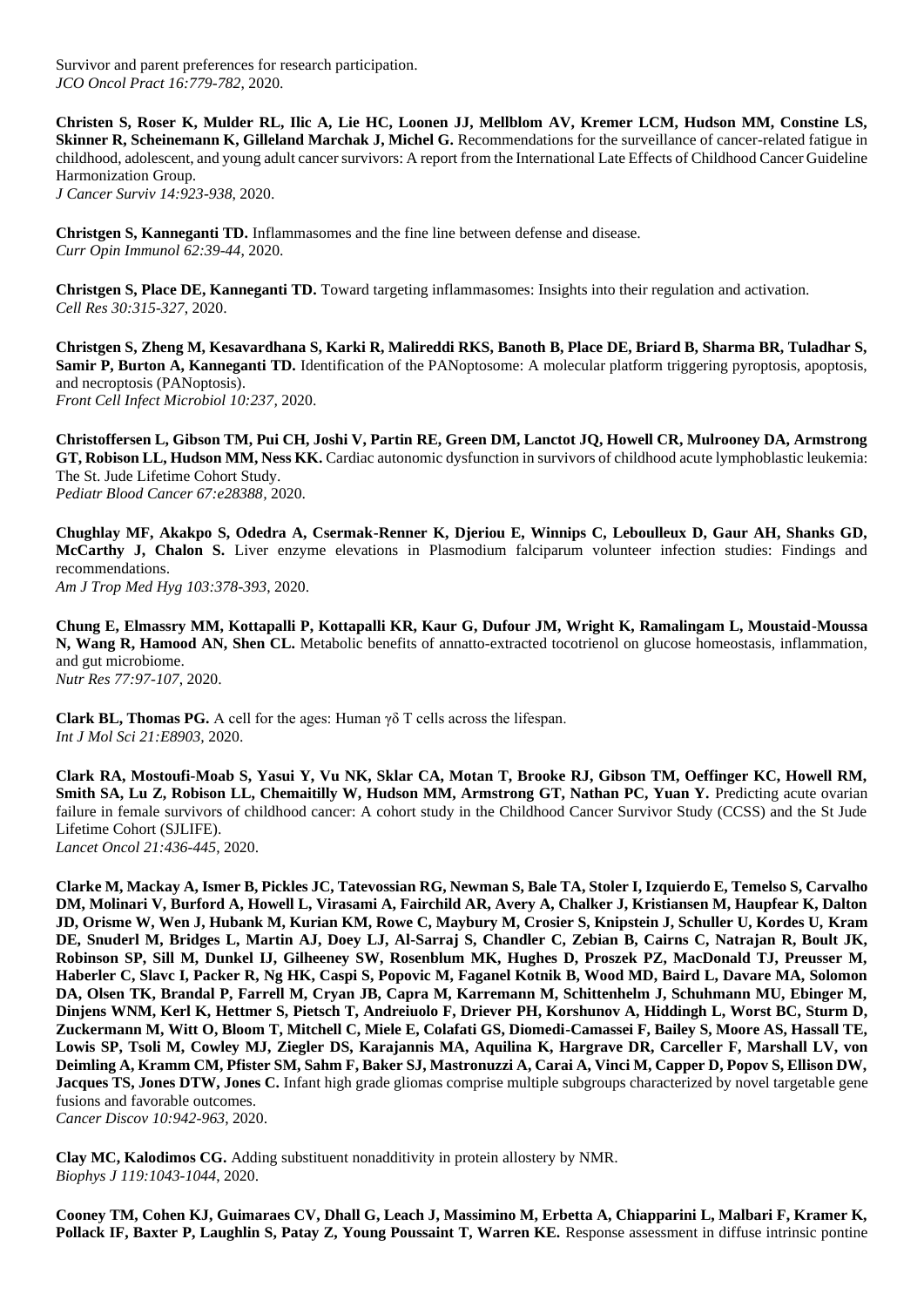Survivor and parent preferences for research participation.
*JCO Oncol Pract 16:779-782*, 2020.

**Christen S, Roser K, Mulder RL, Ilic A, Lie HC, Loonen JJ, Mellblom AV, Kremer LCM, Hudson MM, Constine LS, Skinner R, Scheinemann K, Gilleland Marchak J, Michel G.** Recommendations for the surveillance of cancer-related fatigue in childhood, adolescent, and young adult cancer survivors: A report from the International Late Effects of Childhood Cancer Guideline Harmonization Group.
*J Cancer Surviv 14:923-938*, 2020.

**Christgen S, Kanneganti TD.** Inflammasomes and the fine line between defense and disease.
*Curr Opin Immunol 62:39-44*, 2020.

**Christgen S, Place DE, Kanneganti TD.** Toward targeting inflammasomes: Insights into their regulation and activation.
*Cell Res 30:315-327*, 2020.

**Christgen S, Zheng M, Kesavardhana S, Karki R, Malireddi RKS, Banoth B, Place DE, Briard B, Sharma BR, Tuladhar S, Samir P, Burton A, Kanneganti TD.** Identification of the PANoptosome: A molecular platform triggering pyroptosis, apoptosis, and necroptosis (PANoptosis).
*Front Cell Infect Microbiol 10:237*, 2020.

**Christoffersen L, Gibson TM, Pui CH, Joshi V, Partin RE, Green DM, Lanctot JQ, Howell CR, Mulrooney DA, Armstrong GT, Robison LL, Hudson MM, Ness KK.** Cardiac autonomic dysfunction in survivors of childhood acute lymphoblastic leukemia: The St. Jude Lifetime Cohort Study.
*Pediatr Blood Cancer 67:e28388*, 2020.

**Chughlay MF, Akakpo S, Odedra A, Csermak-Renner K, Djeriou E, Winnips C, Leboulleux D, Gaur AH, Shanks GD, McCarthy J, Chalon S.** Liver enzyme elevations in Plasmodium falciparum volunteer infection studies: Findings and recommendations.
*Am J Trop Med Hyg 103:378-393*, 2020.

**Chung E, Elmassry MM, Kottapalli P, Kottapalli KR, Kaur G, Dufour JM, Wright K, Ramalingam L, Moustaid-Moussa N, Wang R, Hamood AN, Shen CL.** Metabolic benefits of annatto-extracted tocotrienol on glucose homeostasis, inflammation, and gut microbiome.
*Nutr Res 77:97-107*, 2020.

**Clark BL, Thomas PG.** A cell for the ages: Human γδ T cells across the lifespan.
*Int J Mol Sci 21:E8903*, 2020.

**Clark RA, Mostoufi-Moab S, Yasui Y, Vu NK, Sklar CA, Motan T, Brooke RJ, Gibson TM, Oeffinger KC, Howell RM, Smith SA, Lu Z, Robison LL, Chemaitilly W, Hudson MM, Armstrong GT, Nathan PC, Yuan Y.** Predicting acute ovarian failure in female survivors of childhood cancer: A cohort study in the Childhood Cancer Survivor Study (CCSS) and the St Jude Lifetime Cohort (SJLIFE).
*Lancet Oncol 21:436-445*, 2020.

**Clarke M, Mackay A, Ismer B, Pickles JC, Tatevossian RG, Newman S, Bale TA, Stoler I, Izquierdo E, Temelso S, Carvalho DM, Molinari V, Burford A, Howell L, Virasami A, Fairchild AR, Avery A, Chalker J, Kristiansen M, Haupfear K, Dalton JD, Orisme W, Wen J, Hubank M, Kurian KM, Rowe C, Maybury M, Crosier S, Knipstein J, Schuller U, Kordes U, Kram DE, Snuderl M, Bridges L, Martin AJ, Doey LJ, Al-Sarraj S, Chandler C, Zebian B, Cairns C, Natrajan R, Boult JK, Robinson SP, Sill M, Dunkel IJ, Gilheeney SW, Rosenblum MK, Hughes D, Proszek PZ, MacDonald TJ, Preusser M, Haberler C, Slavc I, Packer R, Ng HK, Caspi S, Popovic M, Faganel Kotnik B, Wood MD, Baird L, Davare MA, Solomon DA, Olsen TK, Brandal P, Farrell M, Cryan JB, Capra M, Karremann M, Schittenhelm J, Schuhmann MU, Ebinger M, Dinjens WNM, Kerl K, Hettmer S, Pietsch T, Andreiuolo F, Driever PH, Korshunov A, Hiddingh L, Worst BC, Sturm D, Zuckermann M, Witt O, Bloom T, Mitchell C, Miele E, Colafati GS, Diomedi-Camassei F, Bailey S, Moore AS, Hassall TE, Lowis SP, Tsoli M, Cowley MJ, Ziegler DS, Karajannis MA, Aquilina K, Hargrave DR, Carceller F, Marshall LV, von Deimling A, Kramm CM, Pfister SM, Sahm F, Baker SJ, Mastronuzzi A, Carai A, Vinci M, Capper D, Popov S, Ellison DW, Jacques TS, Jones DTW, Jones C.** Infant high grade gliomas comprise multiple subgroups characterized by novel targetable gene fusions and favorable outcomes.
*Cancer Discov 10:942-963*, 2020.

**Clay MC, Kalodimos CG.** Adding substituent nonadditivity in protein allostery by NMR.
*Biophys J 119:1043-1044*, 2020.

**Cooney TM, Cohen KJ, Guimaraes CV, Dhall G, Leach J, Massimino M, Erbetta A, Chiapparini L, Malbari F, Kramer K, Pollack IF, Baxter P, Laughlin S, Patay Z, Young Poussaint T, Warren KE.** Response assessment in diffuse intrinsic pontine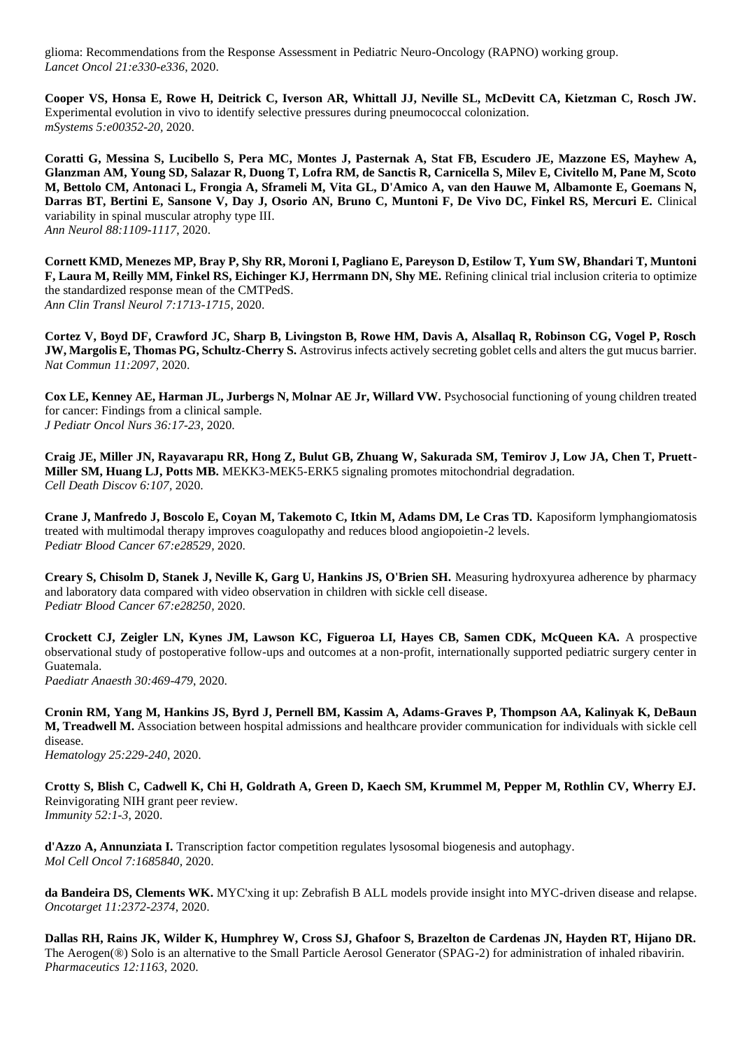glioma: Recommendations from the Response Assessment in Pediatric Neuro-Oncology (RAPNO) working group.
*Lancet Oncol 21:e330-e336*, 2020.

**Cooper VS, Honsa E, Rowe H, Deitrick C, Iverson AR, Whittall JJ, Neville SL, McDevitt CA, Kietzman C, Rosch JW.** Experimental evolution in vivo to identify selective pressures during pneumococcal colonization.
*mSystems 5:e00352-20*, 2020.

**Coratti G, Messina S, Lucibello S, Pera MC, Montes J, Pasternak A, Stat FB, Escudero JE, Mazzone ES, Mayhew A, Glanzman AM, Young SD, Salazar R, Duong T, Lofra RM, de Sanctis R, Carnicella S, Milev E, Civitello M, Pane M, Scoto M, Bettolo CM, Antonaci L, Frongia A, Sframeli M, Vita GL, D'Amico A, van den Hauwe M, Albamonte E, Goemans N, Darras BT, Bertini E, Sansone V, Day J, Osorio AN, Bruno C, Muntoni F, De Vivo DC, Finkel RS, Mercuri E.** Clinical variability in spinal muscular atrophy type III.
*Ann Neurol 88:1109-1117*, 2020.

**Cornett KMD, Menezes MP, Bray P, Shy RR, Moroni I, Pagliano E, Pareyson D, Estilow T, Yum SW, Bhandari T, Muntoni F, Laura M, Reilly MM, Finkel RS, Eichinger KJ, Herrmann DN, Shy ME.** Refining clinical trial inclusion criteria to optimize the standardized response mean of the CMTPedS.
*Ann Clin Transl Neurol 7:1713-1715*, 2020.

**Cortez V, Boyd DF, Crawford JC, Sharp B, Livingston B, Rowe HM, Davis A, Alsallaq R, Robinson CG, Vogel P, Rosch JW, Margolis E, Thomas PG, Schultz-Cherry S.** Astrovirus infects actively secreting goblet cells and alters the gut mucus barrier.
*Nat Commun 11:2097*, 2020.

**Cox LE, Kenney AE, Harman JL, Jurbergs N, Molnar AE Jr, Willard VW.** Psychosocial functioning of young children treated for cancer: Findings from a clinical sample.
*J Pediatr Oncol Nurs 36:17-23*, 2020.

**Craig JE, Miller JN, Rayavarapu RR, Hong Z, Bulut GB, Zhuang W, Sakurada SM, Temirov J, Low JA, Chen T, Pruett-Miller SM, Huang LJ, Potts MB.** MEKK3-MEK5-ERK5 signaling promotes mitochondrial degradation.
*Cell Death Discov 6:107*, 2020.

**Crane J, Manfredo J, Boscolo E, Coyan M, Takemoto C, Itkin M, Adams DM, Le Cras TD.** Kaposiform lymphangiomatosis treated with multimodal therapy improves coagulopathy and reduces blood angiopoietin-2 levels.
*Pediatr Blood Cancer 67:e28529*, 2020.

**Creary S, Chisolm D, Stanek J, Neville K, Garg U, Hankins JS, O'Brien SH.** Measuring hydroxyurea adherence by pharmacy and laboratory data compared with video observation in children with sickle cell disease.
*Pediatr Blood Cancer 67:e28250*, 2020.

**Crockett CJ, Zeigler LN, Kynes JM, Lawson KC, Figueroa LI, Hayes CB, Samen CDK, McQueen KA.** A prospective observational study of postoperative follow-ups and outcomes at a non-profit, internationally supported pediatric surgery center in Guatemala.
*Paediatr Anaesth 30:469-479*, 2020.

**Cronin RM, Yang M, Hankins JS, Byrd J, Pernell BM, Kassim A, Adams-Graves P, Thompson AA, Kalinyak K, DeBaun M, Treadwell M.** Association between hospital admissions and healthcare provider communication for individuals with sickle cell disease.
*Hematology 25:229-240*, 2020.

**Crotty S, Blish C, Cadwell K, Chi H, Goldrath A, Green D, Kaech SM, Krummel M, Pepper M, Rothlin CV, Wherry EJ.** Reinvigorating NIH grant peer review.
*Immunity 52:1-3*, 2020.

**d'Azzo A, Annunziata I.** Transcription factor competition regulates lysosomal biogenesis and autophagy.
*Mol Cell Oncol 7:1685840*, 2020.

**da Bandeira DS, Clements WK.** MYC'xing it up: Zebrafish B ALL models provide insight into MYC-driven disease and relapse.
*Oncotarget 11:2372-2374*, 2020.

**Dallas RH, Rains JK, Wilder K, Humphrey W, Cross SJ, Ghafoor S, Brazelton de Cardenas JN, Hayden RT, Hijano DR.** The Aerogen(®) Solo is an alternative to the Small Particle Aerosol Generator (SPAG-2) for administration of inhaled ribavirin.
*Pharmaceutics 12:1163*, 2020.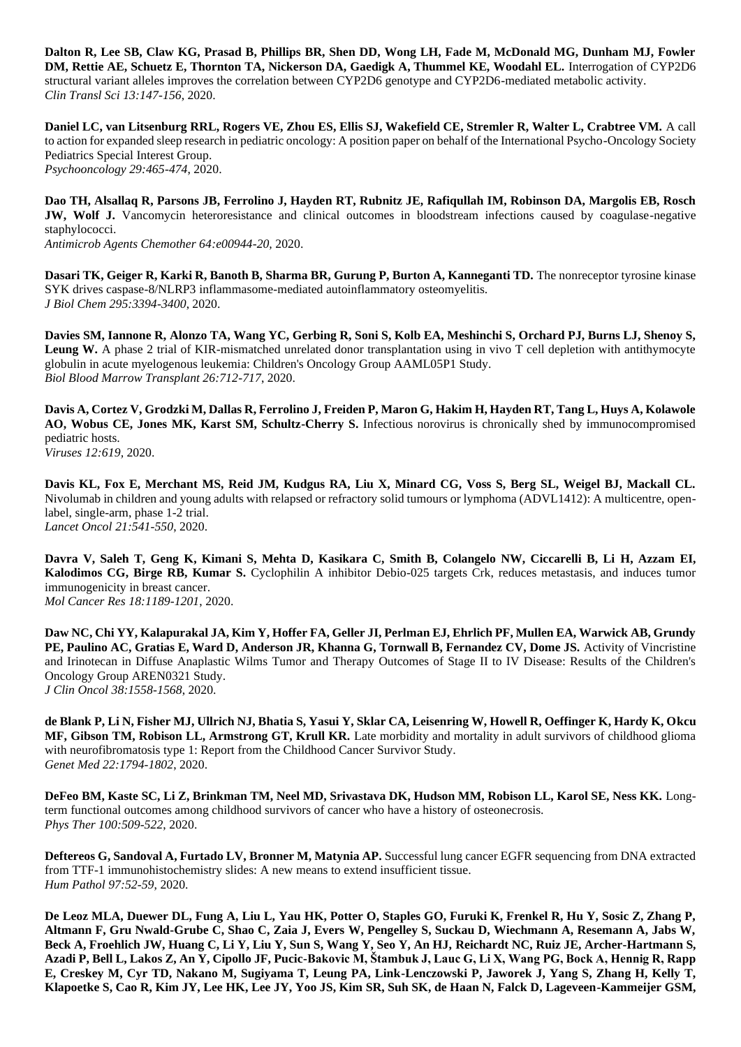**Dalton R, Lee SB, Claw KG, Prasad B, Phillips BR, Shen DD, Wong LH, Fade M, McDonald MG, Dunham MJ, Fowler DM, Rettie AE, Schuetz E, Thornton TA, Nickerson DA, Gaedigk A, Thummel KE, Woodahl EL.** Interrogation of CYP2D6 structural variant alleles improves the correlation between CYP2D6 genotype and CYP2D6-mediated metabolic activity.
*Clin Transl Sci 13:147-156*, 2020.

**Daniel LC, van Litsenburg RRL, Rogers VE, Zhou ES, Ellis SJ, Wakefield CE, Stremler R, Walter L, Crabtree VM.** A call to action for expanded sleep research in pediatric oncology: A position paper on behalf of the International Psycho-Oncology Society Pediatrics Special Interest Group.
*Psychooncology 29:465-474*, 2020.

**Dao TH, Alsallaq R, Parsons JB, Ferrolino J, Hayden RT, Rubnitz JE, Rafiqullah IM, Robinson DA, Margolis EB, Rosch JW, Wolf J.** Vancomycin heteroresistance and clinical outcomes in bloodstream infections caused by coagulase-negative staphylococci.
*Antimicrob Agents Chemother 64:e00944-20*, 2020.

**Dasari TK, Geiger R, Karki R, Banoth B, Sharma BR, Gurung P, Burton A, Kanneganti TD.** The nonreceptor tyrosine kinase SYK drives caspase-8/NLRP3 inflammasome-mediated autoinflammatory osteomyelitis.
*J Biol Chem 295:3394-3400*, 2020.

**Davies SM, Iannone R, Alonzo TA, Wang YC, Gerbing R, Soni S, Kolb EA, Meshinchi S, Orchard PJ, Burns LJ, Shenoy S, Leung W.** A phase 2 trial of KIR-mismatched unrelated donor transplantation using in vivo T cell depletion with antithymocyte globulin in acute myelogenous leukemia: Children's Oncology Group AAML05P1 Study.
*Biol Blood Marrow Transplant 26:712-717*, 2020.

**Davis A, Cortez V, Grodzki M, Dallas R, Ferrolino J, Freiden P, Maron G, Hakim H, Hayden RT, Tang L, Huys A, Kolawole AO, Wobus CE, Jones MK, Karst SM, Schultz-Cherry S.** Infectious norovirus is chronically shed by immunocompromised pediatric hosts.
*Viruses 12:619*, 2020.

**Davis KL, Fox E, Merchant MS, Reid JM, Kudgus RA, Liu X, Minard CG, Voss S, Berg SL, Weigel BJ, Mackall CL.** Nivolumab in children and young adults with relapsed or refractory solid tumours or lymphoma (ADVL1412): A multicentre, open-label, single-arm, phase 1-2 trial.
*Lancet Oncol 21:541-550*, 2020.

**Davra V, Saleh T, Geng K, Kimani S, Mehta D, Kasikara C, Smith B, Colangelo NW, Ciccarelli B, Li H, Azzam EI, Kalodimos CG, Birge RB, Kumar S.** Cyclophilin A inhibitor Debio-025 targets Crk, reduces metastasis, and induces tumor immunogenicity in breast cancer.
*Mol Cancer Res 18:1189-1201*, 2020.

**Daw NC, Chi YY, Kalapurakal JA, Kim Y, Hoffer FA, Geller JI, Perlman EJ, Ehrlich PF, Mullen EA, Warwick AB, Grundy PE, Paulino AC, Gratias E, Ward D, Anderson JR, Khanna G, Tornwall B, Fernandez CV, Dome JS.** Activity of Vincristine and Irinotecan in Diffuse Anaplastic Wilms Tumor and Therapy Outcomes of Stage II to IV Disease: Results of the Children's Oncology Group AREN0321 Study.
*J Clin Oncol 38:1558-1568*, 2020.

**de Blank P, Li N, Fisher MJ, Ullrich NJ, Bhatia S, Yasui Y, Sklar CA, Leisenring W, Howell R, Oeffinger K, Hardy K, Okcu MF, Gibson TM, Robison LL, Armstrong GT, Krull KR.** Late morbidity and mortality in adult survivors of childhood glioma with neurofibromatosis type 1: Report from the Childhood Cancer Survivor Study.
*Genet Med 22:1794-1802*, 2020.

**DeFeo BM, Kaste SC, Li Z, Brinkman TM, Neel MD, Srivastava DK, Hudson MM, Robison LL, Karol SE, Ness KK.** Long-term functional outcomes among childhood survivors of cancer who have a history of osteonecrosis.
*Phys Ther 100:509-522*, 2020.

**Deftereos G, Sandoval A, Furtado LV, Bronner M, Matynia AP.** Successful lung cancer EGFR sequencing from DNA extracted from TTF-1 immunohistochemistry slides: A new means to extend insufficient tissue.
*Hum Pathol 97:52-59*, 2020.

**De Leoz MLA, Duewer DL, Fung A, Liu L, Yau HK, Potter O, Staples GO, Furuki K, Frenkel R, Hu Y, Sosic Z, Zhang P, Altmann F, Gru Nwald-Grube C, Shao C, Zaia J, Evers W, Pengelley S, Suckau D, Wiechmann A, Resemann A, Jabs W, Beck A, Froehlich JW, Huang C, Li Y, Liu Y, Sun S, Wang Y, Seo Y, An HJ, Reichardt NC, Ruiz JE, Archer-Hartmann S, Azadi P, Bell L, Lakos Z, An Y, Cipollo JF, Pucic-Bakovic M, Štambuk J, Lauc G, Li X, Wang PG, Bock A, Hennig R, Rapp E, Creskey M, Cyr TD, Nakano M, Sugiyama T, Leung PA, Link-Lenczowski P, Jaworek J, Yang S, Zhang H, Kelly T, Klapoetke S, Cao R, Kim JY, Lee HK, Lee JY, Yoo JS, Kim SR, Suh SK, de Haan N, Falck D, Lageveen-Kammeijer GSM,**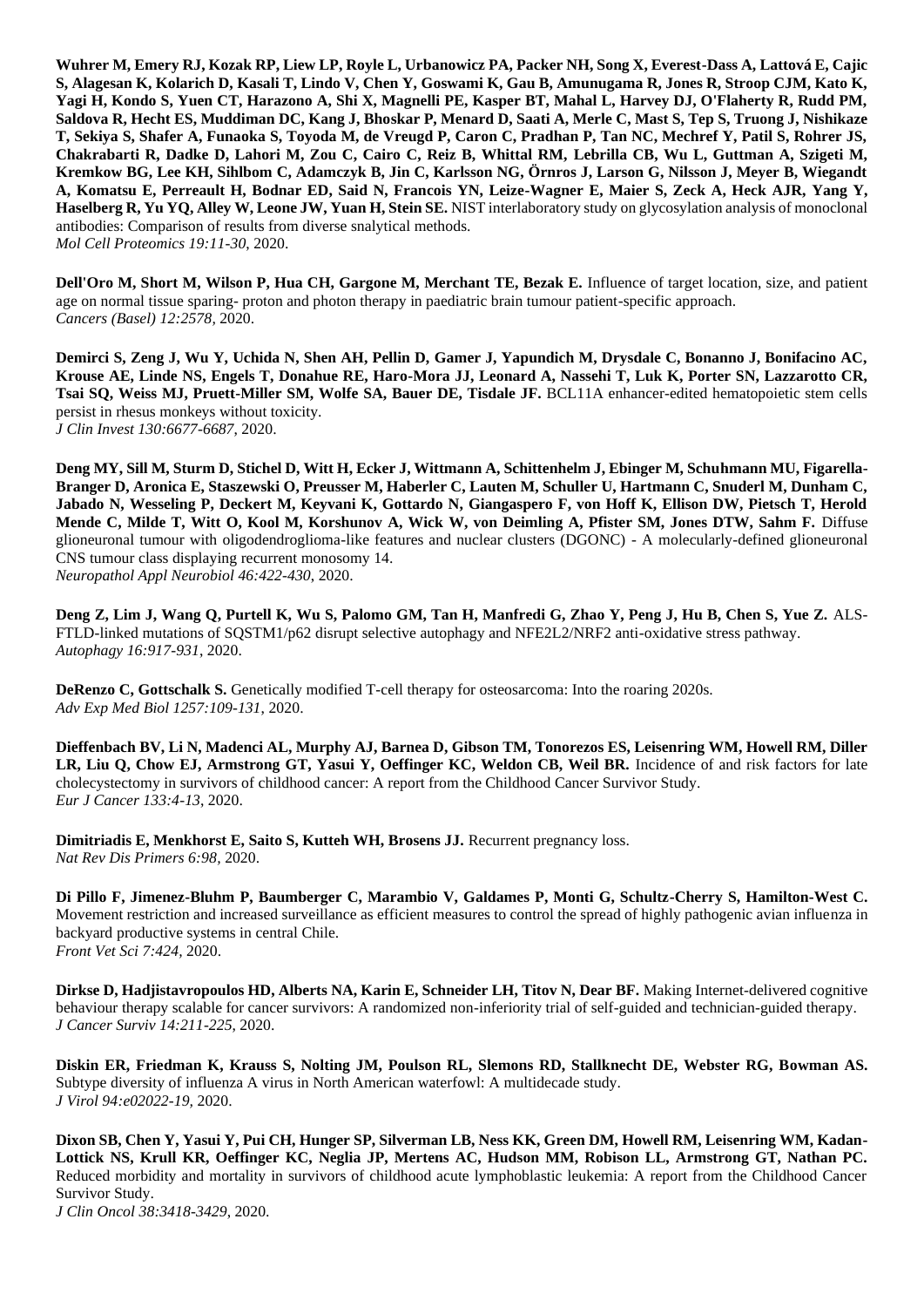**Wuhrer M, Emery RJ, Kozak RP, Liew LP, Royle L, Urbanowicz PA, Packer NH, Song X, Everest-Dass A, Lattová E, Cajic S, Alagesan K, Kolarich D, Kasali T, Lindo V, Chen Y, Goswami K, Gau B, Amunugama R, Jones R, Stroop CJM, Kato K, Yagi H, Kondo S, Yuen CT, Harazono A, Shi X, Magnelli PE, Kasper BT, Mahal L, Harvey DJ, O'Flaherty R, Rudd PM, Saldova R, Hecht ES, Muddiman DC, Kang J, Bhoskar P, Menard D, Saati A, Merle C, Mast S, Tep S, Truong J, Nishikaze T, Sekiya S, Shafer A, Funaoka S, Toyoda M, de Vreugd P, Caron C, Pradhan P, Tan NC, Mechref Y, Patil S, Rohrer JS, Chakrabarti R, Dadke D, Lahori M, Zou C, Cairo C, Reiz B, Whittal RM, Lebrilla CB, Wu L, Guttman A, Szigeti M, Kremkow BG, Lee KH, Sihlbom C, Adamczyk B, Jin C, Karlsson NG, Örnros J, Larson G, Nilsson J, Meyer B, Wiegandt A, Komatsu E, Perreault H, Bodnar ED, Said N, Francois YN, Leize-Wagner E, Maier S, Zeck A, Heck AJR, Yang Y, Haselberg R, Yu YQ, Alley W, Leone JW, Yuan H, Stein SE.** NIST interlaboratory study on glycosylation analysis of monoclonal antibodies: Comparison of results from diverse snalytical methods.
*Mol Cell Proteomics 19:11-30,* 2020.

**Dell'Oro M, Short M, Wilson P, Hua CH, Gargone M, Merchant TE, Bezak E.** Influence of target location, size, and patient age on normal tissue sparing- proton and photon therapy in paediatric brain tumour patient-specific approach.
*Cancers (Basel) 12:2578,* 2020.

**Demirci S, Zeng J, Wu Y, Uchida N, Shen AH, Pellin D, Gamer J, Yapundich M, Drysdale C, Bonanno J, Bonifacino AC, Krouse AE, Linde NS, Engels T, Donahue RE, Haro-Mora JJ, Leonard A, Nassehi T, Luk K, Porter SN, Lazzarotto CR, Tsai SQ, Weiss MJ, Pruett-Miller SM, Wolfe SA, Bauer DE, Tisdale JF.** BCL11A enhancer-edited hematopoietic stem cells persist in rhesus monkeys without toxicity.
*J Clin Invest 130:6677-6687,* 2020.

**Deng MY, Sill M, Sturm D, Stichel D, Witt H, Ecker J, Wittmann A, Schittenhelm J, Ebinger M, Schuhmann MU, Figarella-Branger D, Aronica E, Staszewski O, Preusser M, Haberler C, Lauten M, Schuller U, Hartmann C, Snuderl M, Dunham C, Jabado N, Wesseling P, Deckert M, Keyvani K, Gottardo N, Giangaspero F, von Hoff K, Ellison DW, Pietsch T, Herold Mende C, Milde T, Witt O, Kool M, Korshunov A, Wick W, von Deimling A, Pfister SM, Jones DTW, Sahm F.** Diffuse glioneuronal tumour with oligodendroglioma-like features and nuclear clusters (DGONC) - A molecularly-defined glioneuronal CNS tumour class displaying recurrent monosomy 14.
*Neuropathol Appl Neurobiol 46:422-430,* 2020.

**Deng Z, Lim J, Wang Q, Purtell K, Wu S, Palomo GM, Tan H, Manfredi G, Zhao Y, Peng J, Hu B, Chen S, Yue Z.** ALS-FTLD-linked mutations of SQSTM1/p62 disrupt selective autophagy and NFE2L2/NRF2 anti-oxidative stress pathway.
*Autophagy 16:917-931,* 2020.

**DeRenzo C, Gottschalk S.** Genetically modified T-cell therapy for osteosarcoma: Into the roaring 2020s.
*Adv Exp Med Biol 1257:109-131,* 2020.

**Dieffenbach BV, Li N, Madenci AL, Murphy AJ, Barnea D, Gibson TM, Tonorezos ES, Leisenring WM, Howell RM, Diller LR, Liu Q, Chow EJ, Armstrong GT, Yasui Y, Oeffinger KC, Weldon CB, Weil BR.** Incidence of and risk factors for late cholecystectomy in survivors of childhood cancer: A report from the Childhood Cancer Survivor Study.
*Eur J Cancer 133:4-13,* 2020.

**Dimitriadis E, Menkhorst E, Saito S, Kutteh WH, Brosens JJ.** Recurrent pregnancy loss.
*Nat Rev Dis Primers 6:98,* 2020.

**Di Pillo F, Jimenez-Bluhm P, Baumberger C, Marambio V, Galdames P, Monti G, Schultz-Cherry S, Hamilton-West C.** Movement restriction and increased surveillance as efficient measures to control the spread of highly pathogenic avian influenza in backyard productive systems in central Chile.
*Front Vet Sci 7:424,* 2020.

**Dirkse D, Hadjistavropoulos HD, Alberts NA, Karin E, Schneider LH, Titov N, Dear BF.** Making Internet-delivered cognitive behaviour therapy scalable for cancer survivors: A randomized non-inferiority trial of self-guided and technician-guided therapy.
*J Cancer Surviv 14:211-225,* 2020.

**Diskin ER, Friedman K, Krauss S, Nolting JM, Poulson RL, Slemons RD, Stallknecht DE, Webster RG, Bowman AS.** Subtype diversity of influenza A virus in North American waterfowl: A multidecade study.
*J Virol 94:e02022-19,* 2020.

**Dixon SB, Chen Y, Yasui Y, Pui CH, Hunger SP, Silverman LB, Ness KK, Green DM, Howell RM, Leisenring WM, Kadan-Lottick NS, Krull KR, Oeffinger KC, Neglia JP, Mertens AC, Hudson MM, Robison LL, Armstrong GT, Nathan PC.** Reduced morbidity and mortality in survivors of childhood acute lymphoblastic leukemia: A report from the Childhood Cancer Survivor Study.
*J Clin Oncol 38:3418-3429,* 2020.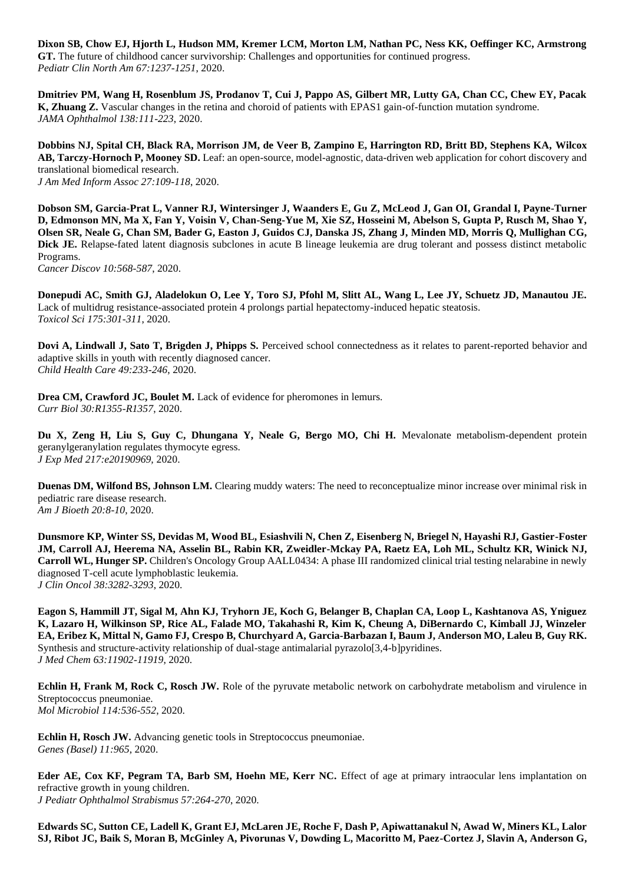**Dixon SB, Chow EJ, Hjorth L, Hudson MM, Kremer LCM, Morton LM, Nathan PC, Ness KK, Oeffinger KC, Armstrong GT.** The future of childhood cancer survivorship: Challenges and opportunities for continued progress.
*Pediatr Clin North Am 67:1237-1251*, 2020.

**Dmitriev PM, Wang H, Rosenblum JS, Prodanov T, Cui J, Pappo AS, Gilbert MR, Lutty GA, Chan CC, Chew EY, Pacak K, Zhuang Z.** Vascular changes in the retina and choroid of patients with EPAS1 gain-of-function mutation syndrome.
*JAMA Ophthalmol 138:111-223*, 2020.

**Dobbins NJ, Spital CH, Black RA, Morrison JM, de Veer B, Zampino E, Harrington RD, Britt BD, Stephens KA, Wilcox AB, Tarczy-Hornoch P, Mooney SD.** Leaf: an open-source, model-agnostic, data-driven web application for cohort discovery and translational biomedical research.
*J Am Med Inform Assoc 27:109-118*, 2020.

**Dobson SM, Garcia-Prat L, Vanner RJ, Wintersinger J, Waanders E, Gu Z, McLeod J, Gan OI, Grandal I, Payne-Turner D, Edmonson MN, Ma X, Fan Y, Voisin V, Chan-Seng-Yue M, Xie SZ, Hosseini M, Abelson S, Gupta P, Rusch M, Shao Y, Olsen SR, Neale G, Chan SM, Bader G, Easton J, Guidos CJ, Danska JS, Zhang J, Minden MD, Morris Q, Mullighan CG, Dick JE.** Relapse-fated latent diagnosis subclones in acute B lineage leukemia are drug tolerant and possess distinct metabolic Programs.
*Cancer Discov 10:568-587*, 2020.

**Donepudi AC, Smith GJ, Aladelokun O, Lee Y, Toro SJ, Pfohl M, Slitt AL, Wang L, Lee JY, Schuetz JD, Manautou JE.** Lack of multidrug resistance-associated protein 4 prolongs partial hepatectomy-induced hepatic steatosis.
*Toxicol Sci 175:301-311*, 2020.

**Dovi A, Lindwall J, Sato T, Brigden J, Phipps S.** Perceived school connectedness as it relates to parent-reported behavior and adaptive skills in youth with recently diagnosed cancer.
*Child Health Care 49:233-246*, 2020.

**Drea CM, Crawford JC, Boulet M.** Lack of evidence for pheromones in lemurs.
*Curr Biol 30:R1355-R1357*, 2020.

**Du X, Zeng H, Liu S, Guy C, Dhungana Y, Neale G, Bergo MO, Chi H.** Mevalonate metabolism-dependent protein geranylgeranylation regulates thymocyte egress.
*J Exp Med 217:e20190969*, 2020.

**Duenas DM, Wilfond BS, Johnson LM.** Clearing muddy waters: The need to reconceptualize minor increase over minimal risk in pediatric rare disease research.
*Am J Bioeth 20:8-10*, 2020.

**Dunsmore KP, Winter SS, Devidas M, Wood BL, Esiashvili N, Chen Z, Eisenberg N, Briegel N, Hayashi RJ, Gastier-Foster JM, Carroll AJ, Heerema NA, Asselin BL, Rabin KR, Zweidler-Mckay PA, Raetz EA, Loh ML, Schultz KR, Winick NJ, Carroll WL, Hunger SP.** Children's Oncology Group AALL0434: A phase III randomized clinical trial testing nelarabine in newly diagnosed T-cell acute lymphoblastic leukemia.
*J Clin Oncol 38:3282-3293*, 2020.

**Eagon S, Hammill JT, Sigal M, Ahn KJ, Tryhorn JE, Koch G, Belanger B, Chaplan CA, Loop L, Kashtanova AS, Yniguez K, Lazaro H, Wilkinson SP, Rice AL, Falade MO, Takahashi R, Kim K, Cheung A, DiBernardo C, Kimball JJ, Winzeler EA, Eribez K, Mittal N, Gamo FJ, Crespo B, Churchyard A, Garcia-Barbazan I, Baum J, Anderson MO, Laleu B, Guy RK.** Synthesis and structure-activity relationship of dual-stage antimalarial pyrazolo[3,4-b]pyridines.
*J Med Chem 63:11902-11919*, 2020.

**Echlin H, Frank M, Rock C, Rosch JW.** Role of the pyruvate metabolic network on carbohydrate metabolism and virulence in Streptococcus pneumoniae.
*Mol Microbiol 114:536-552*, 2020.

**Echlin H, Rosch JW.** Advancing genetic tools in Streptococcus pneumoniae.
*Genes (Basel) 11:965*, 2020.

**Eder AE, Cox KF, Pegram TA, Barb SM, Hoehn ME, Kerr NC.** Effect of age at primary intraocular lens implantation on refractive growth in young children.
*J Pediatr Ophthalmol Strabismus 57:264-270*, 2020.

**Edwards SC, Sutton CE, Ladell K, Grant EJ, McLaren JE, Roche F, Dash P, Apiwattanakul N, Awad W, Miners KL, Lalor SJ, Ribot JC, Baik S, Moran B, McGinley A, Pivorunas V, Dowding L, Macoritto M, Paez-Cortez J, Slavin A, Anderson G,**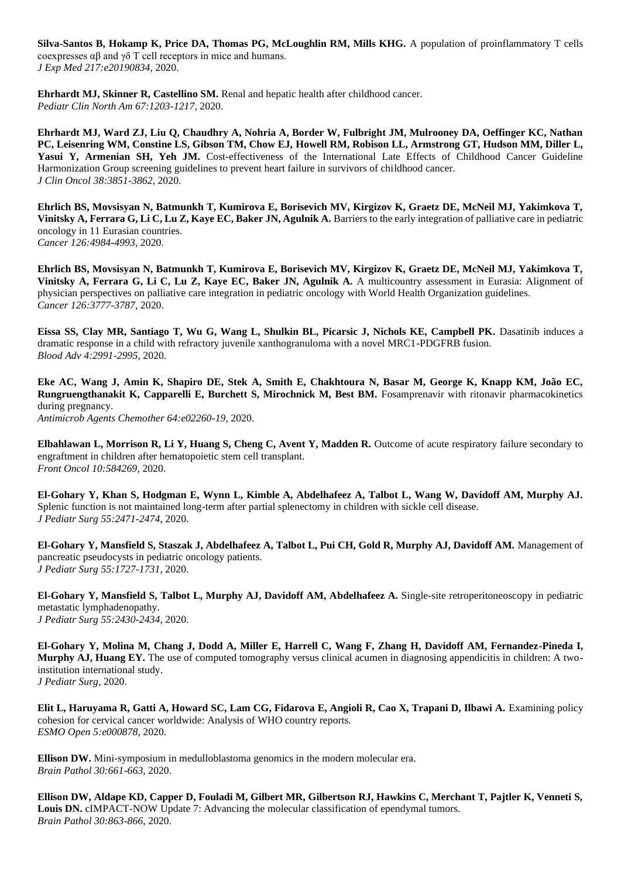**Silva-Santos B, Hokamp K, Price DA, Thomas PG, McLoughlin RM, Mills KHG.** A population of proinflammatory T cells coexpresses αβ and γδ T cell receptors in mice and humans.
*J Exp Med 217:e20190834*, 2020.

**Ehrhardt MJ, Skinner R, Castellino SM.** Renal and hepatic health after childhood cancer.
*Pediatr Clin North Am 67:1203-1217*, 2020.

**Ehrhardt MJ, Ward ZJ, Liu Q, Chaudhry A, Nohria A, Border W, Fulbright JM, Mulrooney DA, Oeffinger KC, Nathan PC, Leisenring WM, Constine LS, Gibson TM, Chow EJ, Howell RM, Robison LL, Armstrong GT, Hudson MM, Diller L, Yasui Y, Armenian SH, Yeh JM.** Cost-effectiveness of the International Late Effects of Childhood Cancer Guideline Harmonization Group screening guidelines to prevent heart failure in survivors of childhood cancer.
*J Clin Oncol 38:3851-3862*, 2020.

**Ehrlich BS, Movsisyan N, Batmunkh T, Kumirova E, Borisevich MV, Kirgizov K, Graetz DE, McNeil MJ, Yakimkova T, Vinitsky A, Ferrara G, Li C, Lu Z, Kaye EC, Baker JN, Agulnik A.** Barriers to the early integration of palliative care in pediatric oncology in 11 Eurasian countries.
*Cancer 126:4984-4993*, 2020.

**Ehrlich BS, Movsisyan N, Batmunkh T, Kumirova E, Borisevich MV, Kirgizov K, Graetz DE, McNeil MJ, Yakimkova T, Vinitsky A, Ferrara G, Li C, Lu Z, Kaye EC, Baker JN, Agulnik A.** A multicountry assessment in Eurasia: Alignment of physician perspectives on palliative care integration in pediatric oncology with World Health Organization guidelines.
*Cancer 126:3777-3787*, 2020.

**Eissa SS, Clay MR, Santiago T, Wu G, Wang L, Shulkin BL, Picarsic J, Nichols KE, Campbell PK.** Dasatinib induces a dramatic response in a child with refractory juvenile xanthogranuloma with a novel MRC1-PDGFRB fusion.
*Blood Adv 4:2991-2995*, 2020.

**Eke AC, Wang J, Amin K, Shapiro DE, Stek A, Smith E, Chakhtoura N, Basar M, George K, Knapp KM, João EC, Rungruengthanakit K, Capparelli E, Burchett S, Mirochnick M, Best BM.** Fosamprenavir with ritonavir pharmacokinetics during pregnancy.
*Antimicrob Agents Chemother 64:e02260-19*, 2020.

**Elbahlawan L, Morrison R, Li Y, Huang S, Cheng C, Avent Y, Madden R.** Outcome of acute respiratory failure secondary to engraftment in children after hematopoietic stem cell transplant.
*Front Oncol 10:584269*, 2020.

**El-Gohary Y, Khan S, Hodgman E, Wynn L, Kimble A, Abdelhafeez A, Talbot L, Wang W, Davidoff AM, Murphy AJ.** Splenic function is not maintained long-term after partial splenectomy in children with sickle cell disease.
*J Pediatr Surg 55:2471-2474*, 2020.

**El-Gohary Y, Mansfield S, Staszak J, Abdelhafeez A, Talbot L, Pui CH, Gold R, Murphy AJ, Davidoff AM.** Management of pancreatic pseudocysts in pediatric oncology patients.
*J Pediatr Surg 55:1727-1731*, 2020.

**El-Gohary Y, Mansfield S, Talbot L, Murphy AJ, Davidoff AM, Abdelhafeez A.** Single-site retroperitoneoscopy in pediatric metastatic lymphadenopathy.
*J Pediatr Surg 55:2430-2434*, 2020.

**El-Gohary Y, Molina M, Chang J, Dodd A, Miller E, Harrell C, Wang F, Zhang H, Davidoff AM, Fernandez-Pineda I, Murphy AJ, Huang EY.** The use of computed tomography versus clinical acumen in diagnosing appendicitis in children: A two-institution international study.
*J Pediatr Surg*, 2020.

**Elit L, Haruyama R, Gatti A, Howard SC, Lam CG, Fidarova E, Angioli R, Cao X, Trapani D, Ilbawi A.** Examining policy cohesion for cervical cancer worldwide: Analysis of WHO country reports.
*ESMO Open 5:e000878*, 2020.

**Ellison DW.** Mini-symposium in medulloblastoma genomics in the modern molecular era.
*Brain Pathol 30:661-663*, 2020.

**Ellison DW, Aldape KD, Capper D, Fouladi M, Gilbert MR, Gilbertson RJ, Hawkins C, Merchant T, Pajtler K, Venneti S, Louis DN.** cIMPACT-NOW Update 7: Advancing the molecular classification of ependymal tumors.
*Brain Pathol 30:863-866*, 2020.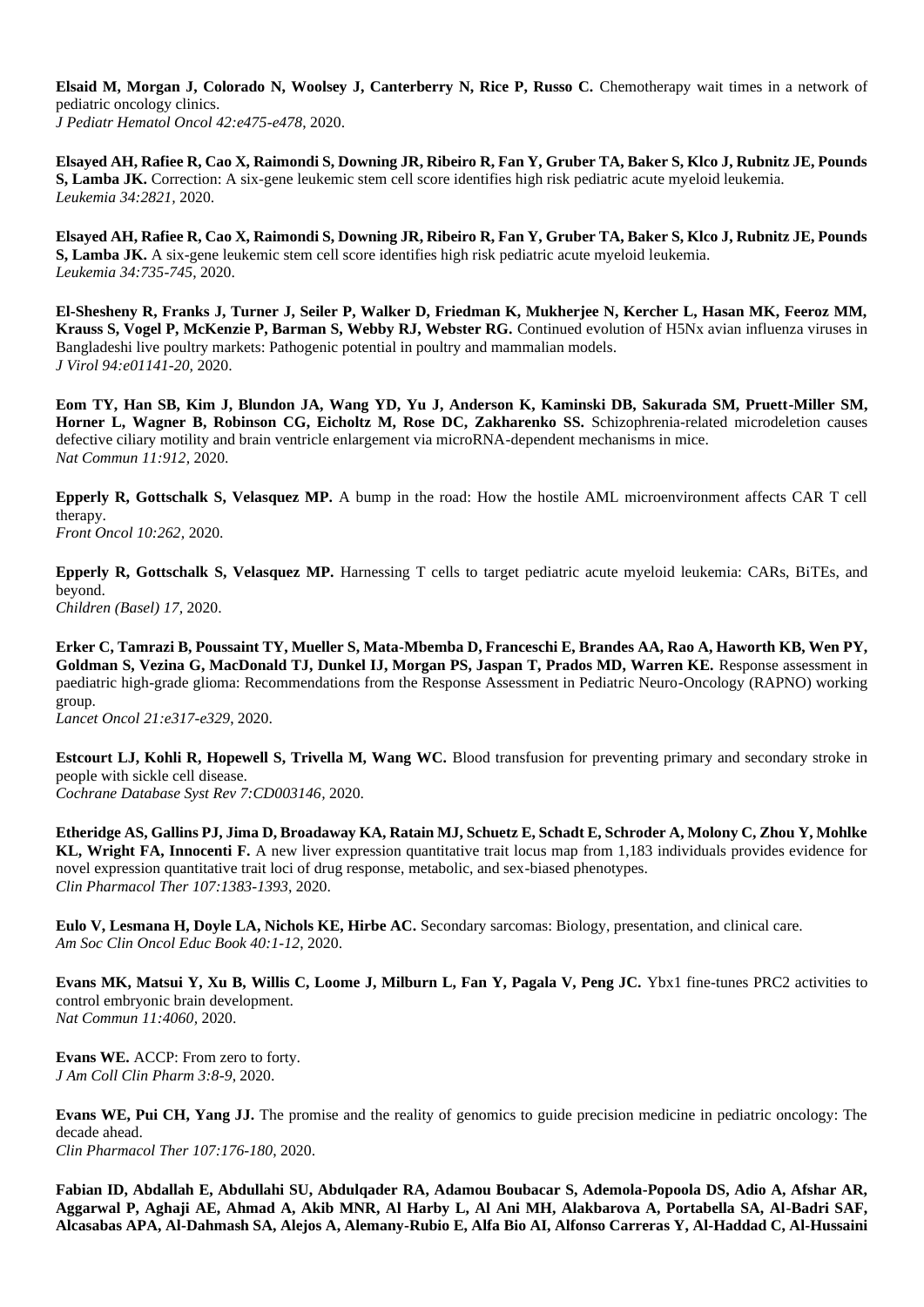**Elsaid M, Morgan J, Colorado N, Woolsey J, Canterberry N, Rice P, Russo C.** Chemotherapy wait times in a network of pediatric oncology clinics.
*J Pediatr Hematol Oncol 42:e475-e478*, 2020.

**Elsayed AH, Rafiee R, Cao X, Raimondi S, Downing JR, Ribeiro R, Fan Y, Gruber TA, Baker S, Klco J, Rubnitz JE, Pounds S, Lamba JK.** Correction: A six-gene leukemic stem cell score identifies high risk pediatric acute myeloid leukemia.
*Leukemia 34:2821*, 2020.

**Elsayed AH, Rafiee R, Cao X, Raimondi S, Downing JR, Ribeiro R, Fan Y, Gruber TA, Baker S, Klco J, Rubnitz JE, Pounds S, Lamba JK.** A six-gene leukemic stem cell score identifies high risk pediatric acute myeloid leukemia.
*Leukemia 34:735-745*, 2020.

**El-Shesheny R, Franks J, Turner J, Seiler P, Walker D, Friedman K, Mukherjee N, Kercher L, Hasan MK, Feeroz MM, Krauss S, Vogel P, McKenzie P, Barman S, Webby RJ, Webster RG.** Continued evolution of H5Nx avian influenza viruses in Bangladeshi live poultry markets: Pathogenic potential in poultry and mammalian models.
*J Virol 94:e01141-20*, 2020.

**Eom TY, Han SB, Kim J, Blundon JA, Wang YD, Yu J, Anderson K, Kaminski DB, Sakurada SM, Pruett-Miller SM, Horner L, Wagner B, Robinson CG, Eicholtz M, Rose DC, Zakharenko SS.** Schizophrenia-related microdeletion causes defective ciliary motility and brain ventricle enlargement via microRNA-dependent mechanisms in mice.
*Nat Commun 11:912*, 2020.

**Epperly R, Gottschalk S, Velasquez MP.** A bump in the road: How the hostile AML microenvironment affects CAR T cell therapy.
*Front Oncol 10:262*, 2020.

**Epperly R, Gottschalk S, Velasquez MP.** Harnessing T cells to target pediatric acute myeloid leukemia: CARs, BiTEs, and beyond.
*Children (Basel) 17*, 2020.

**Erker C, Tamrazi B, Poussaint TY, Mueller S, Mata-Mbemba D, Franceschi E, Brandes AA, Rao A, Haworth KB, Wen PY, Goldman S, Vezina G, MacDonald TJ, Dunkel IJ, Morgan PS, Jaspan T, Prados MD, Warren KE.** Response assessment in paediatric high-grade glioma: Recommendations from the Response Assessment in Pediatric Neuro-Oncology (RAPNO) working group.
*Lancet Oncol 21:e317-e329*, 2020.

**Estcourt LJ, Kohli R, Hopewell S, Trivella M, Wang WC.** Blood transfusion for preventing primary and secondary stroke in people with sickle cell disease.
*Cochrane Database Syst Rev 7:CD003146*, 2020.

**Etheridge AS, Gallins PJ, Jima D, Broadaway KA, Ratain MJ, Schuetz E, Schadt E, Schroder A, Molony C, Zhou Y, Mohlke KL, Wright FA, Innocenti F.** A new liver expression quantitative trait locus map from 1,183 individuals provides evidence for novel expression quantitative trait loci of drug response, metabolic, and sex-biased phenotypes.
*Clin Pharmacol Ther 107:1383-1393*, 2020.

**Eulo V, Lesmana H, Doyle LA, Nichols KE, Hirbe AC.** Secondary sarcomas: Biology, presentation, and clinical care.
*Am Soc Clin Oncol Educ Book 40:1-12*, 2020.

**Evans MK, Matsui Y, Xu B, Willis C, Loome J, Milburn L, Fan Y, Pagala V, Peng JC.** Ybx1 fine-tunes PRC2 activities to control embryonic brain development.
*Nat Commun 11:4060*, 2020.

**Evans WE.** ACCP: From zero to forty.
*J Am Coll Clin Pharm 3:8-9*, 2020.

**Evans WE, Pui CH, Yang JJ.** The promise and the reality of genomics to guide precision medicine in pediatric oncology: The decade ahead.
*Clin Pharmacol Ther 107:176-180*, 2020.

**Fabian ID, Abdallah E, Abdullahi SU, Abdulqader RA, Adamou Boubacar S, Ademola-Popoola DS, Adio A, Afshar AR, Aggarwal P, Aghaji AE, Ahmad A, Akib MNR, Al Harby L, Al Ani MH, Alakbarova A, Portabella SA, Al-Badri SAF, Alcasabas APA, Al-Dahmash SA, Alejos A, Alemany-Rubio E, Alfa Bio AI, Alfonso Carreras Y, Al-Haddad C, Al-Hussaini**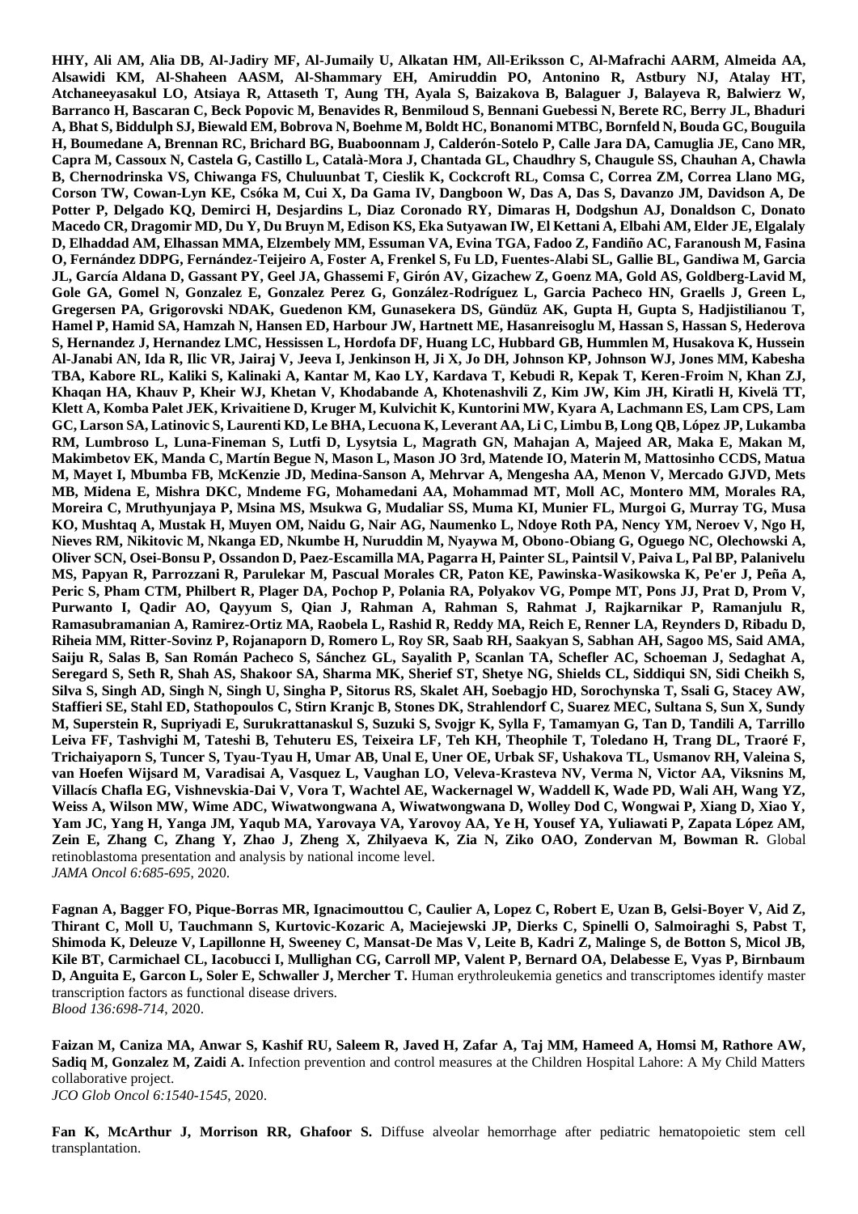**HHY, Ali AM, Alia DB, Al-Jadiry MF, Al-Jumaily U, Alkatan HM, All-Eriksson C, Al-Mafrachi AARM, Almeida AA, Alsawidi KM, Al-Shaheen AASM, Al-Shammary EH, Amiruddin PO, Antonino R, Astbury NJ, Atalay HT, Atchaneeyasakul LO, Atsiaya R, Attaseth T, Aung TH, Ayala S, Baizakova B, Balaguer J, Balayeva R, Balwierz W, Barranco H, Bascaran C, Beck Popovic M, Benavides R, Benmiloud S, Bennani Guebessi N, Berete RC, Berry JL, Bhaduri A, Bhat S, Biddulph SJ, Biewald EM, Bobrova N, Boehme M, Boldt HC, Bonanomi MTBC, Bornfeld N, Bouda GC, Bouguila H, Boumedane A, Brennan RC, Brichard BG, Buaboonnam J, Calderón-Sotelo P, Calle Jara DA, Camuglia JE, Cano MR, Capra M, Cassoux N, Castela G, Castillo L, Català-Mora J, Chantada GL, Chaudhry S, Chaugule SS, Chauhan A, Chawla B, Chernodrinska VS, Chiwanga FS, Chuluunbat T, Cieslik K, Cockcroft RL, Comsa C, Correa ZM, Correa Llano MG, Corson TW, Cowan-Lyn KE, Csóka M, Cui X, Da Gama IV, Dangboon W, Das A, Das S, Davanzo JM, Davidson A, De Potter P, Delgado KQ, Demirci H, Desjardins L, Diaz Coronado RY, Dimaras H, Dodgshun AJ, Donaldson C, Donato Macedo CR, Dragomir MD, Du Y, Du Bruyn M, Edison KS, Eka Sutyawan IW, El Kettani A, Elbahi AM, Elder JE, Elgalaly D, Elhaddad AM, Elhassan MMA, Elzembely MM, Essuman VA, Evina TGA, Fadoo Z, Fandiño AC, Faranoush M, Fasina O, Fernández DDPG, Fernández-Teijeiro A, Foster A, Frenkel S, Fu LD, Fuentes-Alabi SL, Gallie BL, Gandiwa M, Garcia JL, García Aldana D, Gassant PY, Geel JA, Ghassemi F, Girón AV, Gizachew Z, Goenz MA, Gold AS, Goldberg-Lavid M, Gole GA, Gomel N, Gonzalez E, Gonzalez Perez G, González-Rodríguez L, Garcia Pacheco HN, Graells J, Green L, Gregersen PA, Grigorovski NDAK, Guedenon KM, Gunasekera DS, Gündüz AK, Gupta H, Gupta S, Hadjistilianou T, Hamel P, Hamid SA, Hamzah N, Hansen ED, Harbour JW, Hartnett ME, Hasanreisoglu M, Hassan S, Hassan S, Hederova S, Hernandez J, Hernandez LMC, Hessissen L, Hordofa DF, Huang LC, Hubbard GB, Hummlen M, Husakova K, Hussein Al-Janabi AN, Ida R, Ilic VR, Jairaj V, Jeeva I, Jenkinson H, Ji X, Jo DH, Johnson KP, Johnson WJ, Jones MM, Kabesha TBA, Kabore RL, Kaliki S, Kalinaki A, Kantar M, Kao LY, Kardava T, Kebudi R, Kepak T, Keren-Froim N, Khan ZJ, Khaqan HA, Khauv P, Kheir WJ, Khetan V, Khodabande A, Khotenashvili Z, Kim JW, Kim JH, Kiratli H, Kivelä TT, Klett A, Komba Palet JEK, Krivaitiene D, Kruger M, Kulvichit K, Kuntorini MW, Kyara A, Lachmann ES, Lam CPS, Lam GC, Larson SA, Latinovic S, Laurenti KD, Le BHA, Lecuona K, Leverant AA, Li C, Limbu B, Long QB, López JP, Lukamba RM, Lumbroso L, Luna-Fineman S, Lutfi D, Lysytsia L, Magrath GN, Mahajan A, Majeed AR, Maka E, Makan M, Makimbetov EK, Manda C, Martín Begue N, Mason L, Mason JO 3rd, Matende IO, Materin M, Mattosinho CCDS, Matua M, Mayet I, Mbumba FB, McKenzie JD, Medina-Sanson A, Mehrvar A, Mengesha AA, Menon V, Mercado GJVD, Mets MB, Midena E, Mishra DKC, Mndeme FG, Mohamedani AA, Mohammad MT, Moll AC, Montero MM, Morales RA, Moreira C, Mruthyunjaya P, Msina MS, Msukwa G, Mudaliar SS, Muma KI, Munier FL, Murgoi G, Murray TG, Musa KO, Mushtaq A, Mustak H, Muyen OM, Naidu G, Nair AG, Naumenko L, Ndoye Roth PA, Nency YM, Neroev V, Ngo H, Nieves RM, Nikitovic M, Nkanga ED, Nkumbe H, Nuruddin M, Nyaywa M, Obono-Obiang G, Oguego NC, Olechowski A, Oliver SCN, Osei-Bonsu P, Ossandon D, Paez-Escamilla MA, Pagarra H, Painter SL, Paintsil V, Paiva L, Pal BP, Palanivelu MS, Papyan R, Parrozzani R, Parulekar M, Pascual Morales CR, Paton KE, Pawinska-Wasikowska K, Pe'er J, Peña A, Peric S, Pham CTM, Philbert R, Plager DA, Pochop P, Polania RA, Polyakov VG, Pompe MT, Pons JJ, Prat D, Prom V, Purwanto I, Qadir AO, Qayyum S, Qian J, Rahman A, Rahman S, Rahmat J, Rajkarnikar P, Ramanjulu R, Ramasubramanian A, Ramirez-Ortiz MA, Raobela L, Rashid R, Reddy MA, Reich E, Renner LA, Reynders D, Ribadu D, Riheia MM, Ritter-Sovinz P, Rojanaporn D, Romero L, Roy SR, Saab RH, Saakyan S, Sabhan AH, Sagoo MS, Said AMA, Saiju R, Salas B, San Román Pacheco S, Sánchez GL, Sayalith P, Scanlan TA, Schefler AC, Schoeman J, Sedaghat A, Seregard S, Seth R, Shah AS, Shakoor SA, Sharma MK, Sherief ST, Shetye NG, Shields CL, Siddiqui SN, Sidi Cheikh S, Silva S, Singh AD, Singh N, Singh U, Singha P, Sitorus RS, Skalet AH, Soebagjo HD, Sorochynska T, Ssali G, Stacey AW, Staffieri SE, Stahl ED, Stathopoulos C, Stirn Kranjc B, Stones DK, Strahlendorf C, Suarez MEC, Sultana S, Sun X, Sundy M, Superstein R, Supriyadi E, Surukrattanaskul S, Suzuki S, Svojgr K, Sylla F, Tamamyan G, Tan D, Tandili A, Tarrillo Leiva FF, Tashvighi M, Tateshi B, Tehuteru ES, Teixeira LF, Teh KH, Theophile T, Toledano H, Trang DL, Traoré F, Trichaiyaporn S, Tuncer S, Tyau-Tyau H, Umar AB, Unal E, Uner OE, Urbak SF, Ushakova TL, Usmanov RH, Valeina S, van Hoefen Wijsard M, Varadisai A, Vasquez L, Vaughan LO, Veleva-Krasteva NV, Verma N, Victor AA, Viksnins M, Villacís Chafla EG, Vishnevskia-Dai V, Vora T, Wachtel AE, Wackernagel W, Waddell K, Wade PD, Wali AH, Wang YZ, Weiss A, Wilson MW, Wime ADC, Wiwatwongwana A, Wiwatwongwana D, Wolley Dod C, Wongwai P, Xiang D, Xiao Y, Yam JC, Yang H, Yanga JM, Yaqub MA, Yarovaya VA, Yarovoy AA, Ye H, Yousef YA, Yuliawati P, Zapata López AM, Zein E, Zhang C, Zhang Y, Zhao J, Zheng X, Zhilyaeva K, Zia N, Ziko OAO, Zondervan M, Bowman R.** Global retinoblastoma presentation and analysis by national income level.
*JAMA Oncol 6:685-695*, 2020.

**Fagnan A, Bagger FO, Pique-Borras MR, Ignacimouttou C, Caulier A, Lopez C, Robert E, Uzan B, Gelsi-Boyer V, Aid Z, Thirant C, Moll U, Tauchmann S, Kurtovic-Kozaric A, Maciejewski JP, Dierks C, Spinelli O, Salmoiraghi S, Pabst T, Shimoda K, Deleuze V, Lapillonne H, Sweeney C, Mansat-De Mas V, Leite B, Kadri Z, Malinge S, de Botton S, Micol JB, Kile BT, Carmichael CL, Iacobucci I, Mullighan CG, Carroll MP, Valent P, Bernard OA, Delabesse E, Vyas P, Birnbaum D, Anguita E, Garcon L, Soler E, Schwaller J, Mercher T.** Human erythroleukemia genetics and transcriptomes identify master transcription factors as functional disease drivers.
*Blood 136:698-714*, 2020.

**Faizan M, Caniza MA, Anwar S, Kashif RU, Saleem R, Javed H, Zafar A, Taj MM, Hameed A, Homsi M, Rathore AW, Sadiq M, Gonzalez M, Zaidi A.** Infection prevention and control measures at the Children Hospital Lahore: A My Child Matters collaborative project.
*JCO Glob Oncol 6:1540-1545*, 2020.

**Fan K, McArthur J, Morrison RR, Ghafoor S.** Diffuse alveolar hemorrhage after pediatric hematopoietic stem cell transplantation.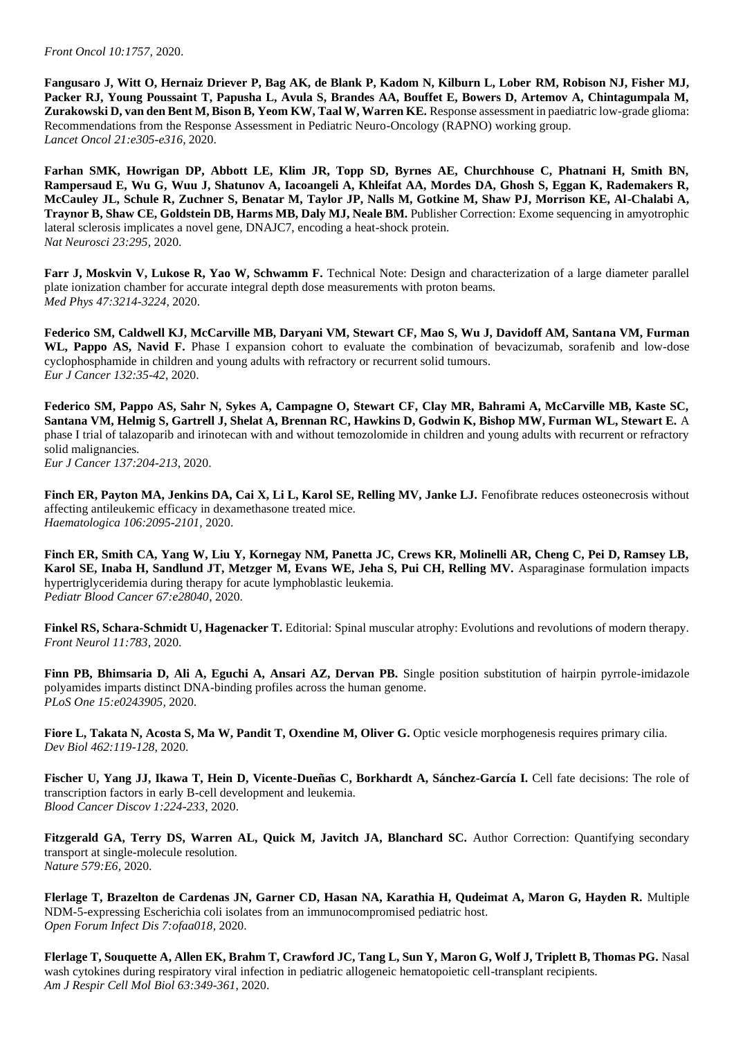*Front Oncol 10:1757,* 2020.

**Fangusaro J, Witt O, Hernaiz Driever P, Bag AK, de Blank P, Kadom N, Kilburn L, Lober RM, Robison NJ, Fisher MJ, Packer RJ, Young Poussaint T, Papusha L, Avula S, Brandes AA, Bouffet E, Bowers D, Artemov A, Chintagumpala M, Zurakowski D, van den Bent M, Bison B, Yeom KW, Taal W, Warren KE.** Response assessment in paediatric low-grade glioma: Recommendations from the Response Assessment in Pediatric Neuro-Oncology (RAPNO) working group.
*Lancet Oncol 21:e305-e316,* 2020.

**Farhan SMK, Howrigan DP, Abbott LE, Klim JR, Topp SD, Byrnes AE, Churchhouse C, Phatnani H, Smith BN, Rampersaud E, Wu G, Wuu J, Shatunov A, Iacoangeli A, Khleifat AA, Mordes DA, Ghosh S, Eggan K, Rademakers R, McCauley JL, Schule R, Zuchner S, Benatar M, Taylor JP, Nalls M, Gotkine M, Shaw PJ, Morrison KE, Al-Chalabi A, Traynor B, Shaw CE, Goldstein DB, Harms MB, Daly MJ, Neale BM.** Publisher Correction: Exome sequencing in amyotrophic lateral sclerosis implicates a novel gene, DNAJC7, encoding a heat-shock protein.
*Nat Neurosci 23:295,* 2020.

**Farr J, Moskvin V, Lukose R, Yao W, Schwamm F.** Technical Note: Design and characterization of a large diameter parallel plate ionization chamber for accurate integral depth dose measurements with proton beams.
*Med Phys 47:3214-3224,* 2020.

**Federico SM, Caldwell KJ, McCarville MB, Daryani VM, Stewart CF, Mao S, Wu J, Davidoff AM, Santana VM, Furman WL, Pappo AS, Navid F.** Phase I expansion cohort to evaluate the combination of bevacizumab, sorafenib and low-dose cyclophosphamide in children and young adults with refractory or recurrent solid tumours.
*Eur J Cancer 132:35-42,* 2020.

**Federico SM, Pappo AS, Sahr N, Sykes A, Campagne O, Stewart CF, Clay MR, Bahrami A, McCarville MB, Kaste SC, Santana VM, Helmig S, Gartrell J, Shelat A, Brennan RC, Hawkins D, Godwin K, Bishop MW, Furman WL, Stewart E.** A phase I trial of talazoparib and irinotecan with and without temozolomide in children and young adults with recurrent or refractory solid malignancies.
*Eur J Cancer 137:204-213,* 2020.

**Finch ER, Payton MA, Jenkins DA, Cai X, Li L, Karol SE, Relling MV, Janke LJ.** Fenofibrate reduces osteonecrosis without affecting antileukemic efficacy in dexamethasone treated mice.
*Haematologica 106:2095-2101,* 2020.

**Finch ER, Smith CA, Yang W, Liu Y, Kornegay NM, Panetta JC, Crews KR, Molinelli AR, Cheng C, Pei D, Ramsey LB, Karol SE, Inaba H, Sandlund JT, Metzger M, Evans WE, Jeha S, Pui CH, Relling MV.** Asparaginase formulation impacts hypertriglyceridemia during therapy for acute lymphoblastic leukemia.
*Pediatr Blood Cancer 67:e28040,* 2020.

**Finkel RS, Schara-Schmidt U, Hagenacker T.** Editorial: Spinal muscular atrophy: Evolutions and revolutions of modern therapy.
*Front Neurol 11:783,* 2020.

**Finn PB, Bhimsaria D, Ali A, Eguchi A, Ansari AZ, Dervan PB.** Single position substitution of hairpin pyrrole-imidazole polyamides imparts distinct DNA-binding profiles across the human genome.
*PLoS One 15:e0243905,* 2020.

**Fiore L, Takata N, Acosta S, Ma W, Pandit T, Oxendine M, Oliver G.** Optic vesicle morphogenesis requires primary cilia.
*Dev Biol 462:119-128,* 2020.

**Fischer U, Yang JJ, Ikawa T, Hein D, Vicente-Dueñas C, Borkhardt A, Sánchez-García I.** Cell fate decisions: The role of transcription factors in early B-cell development and leukemia.
*Blood Cancer Discov 1:224-233,* 2020.

**Fitzgerald GA, Terry DS, Warren AL, Quick M, Javitch JA, Blanchard SC.** Author Correction: Quantifying secondary transport at single-molecule resolution.
*Nature 579:E6,* 2020.

**Flerlage T, Brazelton de Cardenas JN, Garner CD, Hasan NA, Karathia H, Qudeimat A, Maron G, Hayden R.** Multiple NDM-5-expressing Escherichia coli isolates from an immunocompromised pediatric host.
*Open Forum Infect Dis 7:ofaa018,* 2020.

**Flerlage T, Souquette A, Allen EK, Brahm T, Crawford JC, Tang L, Sun Y, Maron G, Wolf J, Triplett B, Thomas PG.** Nasal wash cytokines during respiratory viral infection in pediatric allogeneic hematopoietic cell-transplant recipients.
*Am J Respir Cell Mol Biol 63:349-361,* 2020.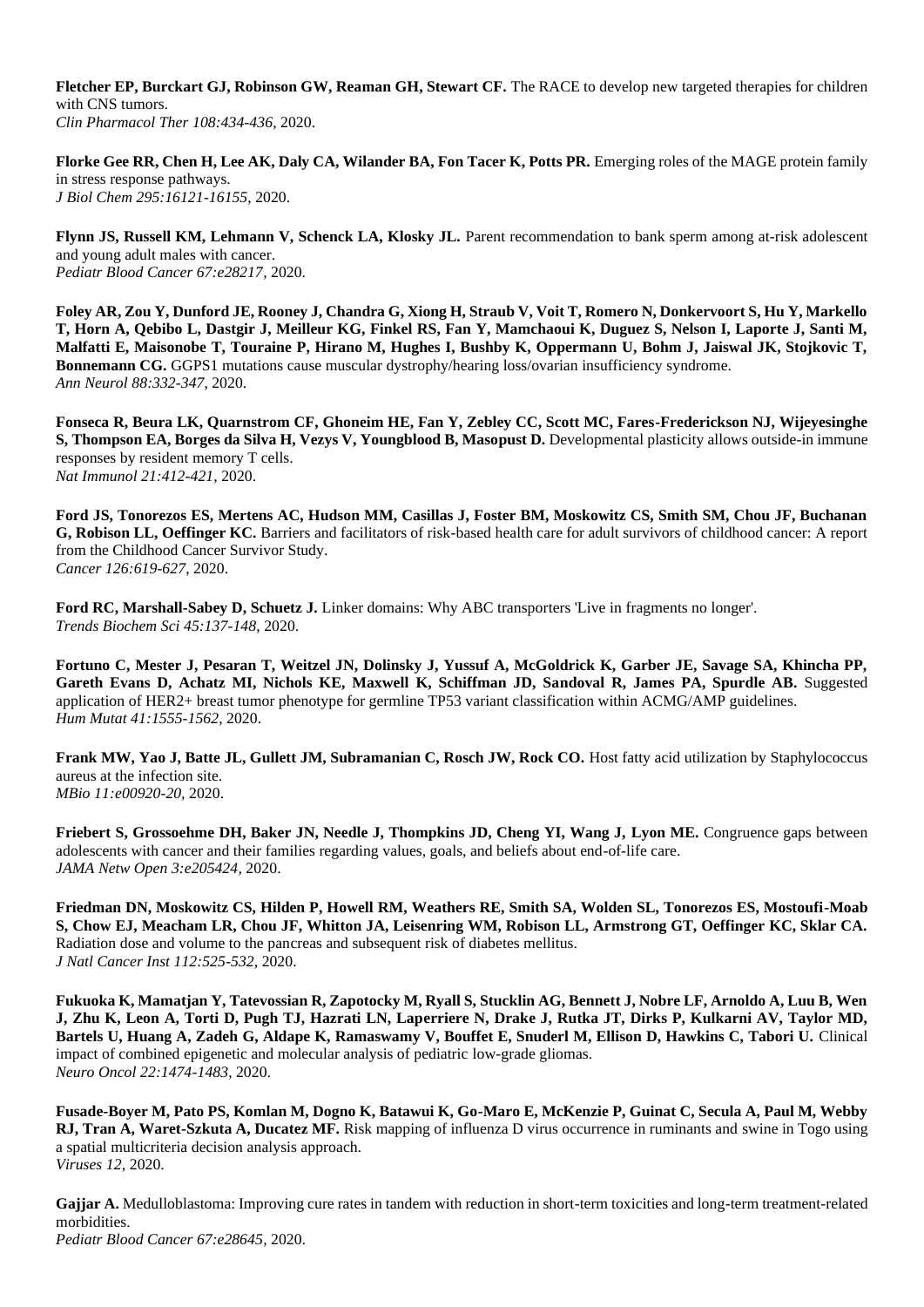**Fletcher EP, Burckart GJ, Robinson GW, Reaman GH, Stewart CF.** The RACE to develop new targeted therapies for children with CNS tumors.
*Clin Pharmacol Ther 108:434-436*, 2020.

**Florke Gee RR, Chen H, Lee AK, Daly CA, Wilander BA, Fon Tacer K, Potts PR.** Emerging roles of the MAGE protein family in stress response pathways.
*J Biol Chem 295:16121-16155*, 2020.

**Flynn JS, Russell KM, Lehmann V, Schenck LA, Klosky JL.** Parent recommendation to bank sperm among at-risk adolescent and young adult males with cancer.
*Pediatr Blood Cancer 67:e28217*, 2020.

**Foley AR, Zou Y, Dunford JE, Rooney J, Chandra G, Xiong H, Straub V, Voit T, Romero N, Donkervoort S, Hu Y, Markello T, Horn A, Qebibo L, Dastgir J, Meilleur KG, Finkel RS, Fan Y, Mamchaoui K, Duguez S, Nelson I, Laporte J, Santi M, Malfatti E, Maisonobe T, Touraine P, Hirano M, Hughes I, Bushby K, Oppermann U, Bohm J, Jaiswal JK, Stojkovic T, Bonnemann CG.** GGPS1 mutations cause muscular dystrophy/hearing loss/ovarian insufficiency syndrome.
*Ann Neurol 88:332-347*, 2020.

**Fonseca R, Beura LK, Quarnstrom CF, Ghoneim HE, Fan Y, Zebley CC, Scott MC, Fares-Frederickson NJ, Wijeyesinghe S, Thompson EA, Borges da Silva H, Vezys V, Youngblood B, Masopust D.** Developmental plasticity allows outside-in immune responses by resident memory T cells.
*Nat Immunol 21:412-421*, 2020.

**Ford JS, Tonorezos ES, Mertens AC, Hudson MM, Casillas J, Foster BM, Moskowitz CS, Smith SM, Chou JF, Buchanan G, Robison LL, Oeffinger KC.** Barriers and facilitators of risk-based health care for adult survivors of childhood cancer: A report from the Childhood Cancer Survivor Study.
*Cancer 126:619-627*, 2020.

**Ford RC, Marshall-Sabey D, Schuetz J.** Linker domains: Why ABC transporters 'Live in fragments no longer'.
*Trends Biochem Sci 45:137-148*, 2020.

**Fortuno C, Mester J, Pesaran T, Weitzel JN, Dolinsky J, Yussuf A, McGoldrick K, Garber JE, Savage SA, Khincha PP, Gareth Evans D, Achatz MI, Nichols KE, Maxwell K, Schiffman JD, Sandoval R, James PA, Spurdle AB.** Suggested application of HER2+ breast tumor phenotype for germline TP53 variant classification within ACMG/AMP guidelines.
*Hum Mutat 41:1555-1562*, 2020.

**Frank MW, Yao J, Batte JL, Gullett JM, Subramanian C, Rosch JW, Rock CO.** Host fatty acid utilization by Staphylococcus aureus at the infection site.
*MBio 11:e00920-20*, 2020.

**Friebert S, Grossoehme DH, Baker JN, Needle J, Thompkins JD, Cheng YI, Wang J, Lyon ME.** Congruence gaps between adolescents with cancer and their families regarding values, goals, and beliefs about end-of-life care.
*JAMA Netw Open 3:e205424*, 2020.

**Friedman DN, Moskowitz CS, Hilden P, Howell RM, Weathers RE, Smith SA, Wolden SL, Tonorezos ES, Mostoufi-Moab S, Chow EJ, Meacham LR, Chou JF, Whitton JA, Leisenring WM, Robison LL, Armstrong GT, Oeffinger KC, Sklar CA.** Radiation dose and volume to the pancreas and subsequent risk of diabetes mellitus.
*J Natl Cancer Inst 112:525-532*, 2020.

**Fukuoka K, Mamatjan Y, Tatevossian R, Zapotocky M, Ryall S, Stucklin AG, Bennett J, Nobre LF, Arnoldo A, Luu B, Wen J, Zhu K, Leon A, Torti D, Pugh TJ, Hazrati LN, Laperriere N, Drake J, Rutka JT, Dirks P, Kulkarni AV, Taylor MD, Bartels U, Huang A, Zadeh G, Aldape K, Ramaswamy V, Bouffet E, Snuderl M, Ellison D, Hawkins C, Tabori U.** Clinical impact of combined epigenetic and molecular analysis of pediatric low-grade gliomas.
*Neuro Oncol 22:1474-1483*, 2020.

**Fusade-Boyer M, Pato PS, Komlan M, Dogno K, Batawui K, Go-Maro E, McKenzie P, Guinat C, Secula A, Paul M, Webby RJ, Tran A, Waret-Szkuta A, Ducatez MF.** Risk mapping of influenza D virus occurrence in ruminants and swine in Togo using a spatial multicriteria decision analysis approach.
*Viruses 12*, 2020.

**Gajjar A.** Medulloblastoma: Improving cure rates in tandem with reduction in short-term toxicities and long-term treatment-related morbidities.
*Pediatr Blood Cancer 67:e28645*, 2020.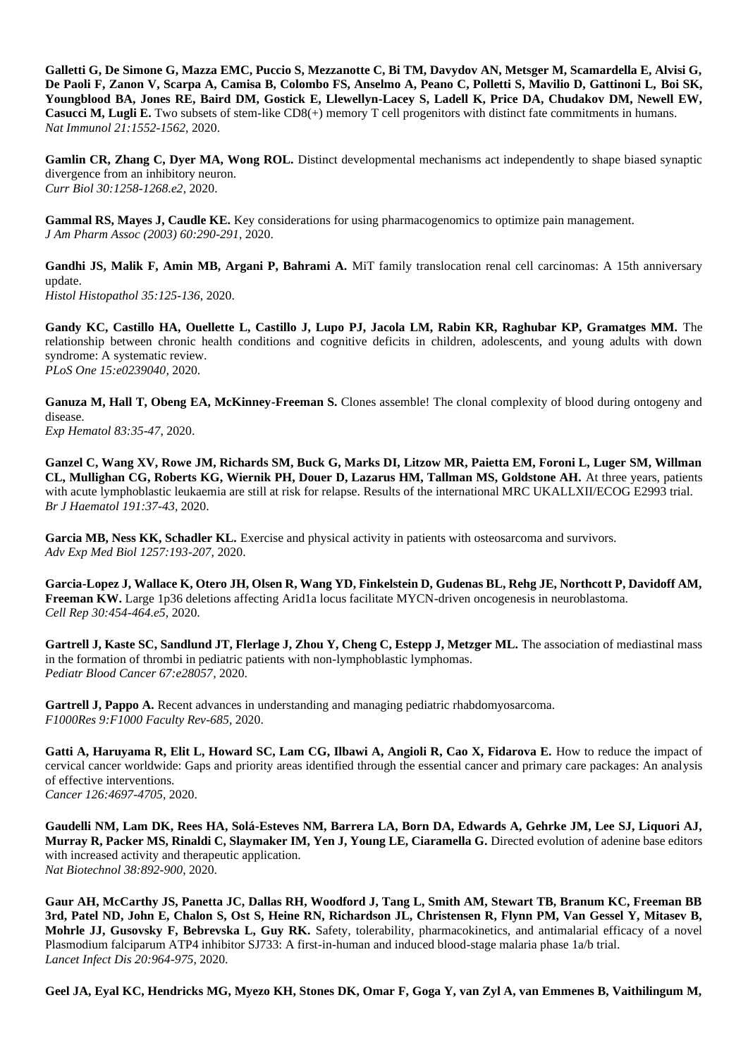**Galletti G, De Simone G, Mazza EMC, Puccio S, Mezzanotte C, Bi TM, Davydov AN, Metsger M, Scamardella E, Alvisi G, De Paoli F, Zanon V, Scarpa A, Camisa B, Colombo FS, Anselmo A, Peano C, Polletti S, Mavilio D, Gattinoni L, Boi SK, Youngblood BA, Jones RE, Baird DM, Gostick E, Llewellyn-Lacey S, Ladell K, Price DA, Chudakov DM, Newell EW, Casucci M, Lugli E.** Two subsets of stem-like CD8(+) memory T cell progenitors with distinct fate commitments in humans.
*Nat Immunol 21:1552-1562*, 2020.

**Gamlin CR, Zhang C, Dyer MA, Wong ROL.** Distinct developmental mechanisms act independently to shape biased synaptic divergence from an inhibitory neuron.
*Curr Biol 30:1258-1268.e2*, 2020.

**Gammal RS, Mayes J, Caudle KE.** Key considerations for using pharmacogenomics to optimize pain management.
*J Am Pharm Assoc (2003) 60:290-291*, 2020.

**Gandhi JS, Malik F, Amin MB, Argani P, Bahrami A.** MiT family translocation renal cell carcinomas: A 15th anniversary update.
*Histol Histopathol 35:125-136*, 2020.

**Gandy KC, Castillo HA, Ouellette L, Castillo J, Lupo PJ, Jacola LM, Rabin KR, Raghubar KP, Gramatges MM.** The relationship between chronic health conditions and cognitive deficits in children, adolescents, and young adults with down syndrome: A systematic review.
*PLoS One 15:e0239040*, 2020.

**Ganuza M, Hall T, Obeng EA, McKinney-Freeman S.** Clones assemble! The clonal complexity of blood during ontogeny and disease.
*Exp Hematol 83:35-47*, 2020.

**Ganzel C, Wang XV, Rowe JM, Richards SM, Buck G, Marks DI, Litzow MR, Paietta EM, Foroni L, Luger SM, Willman CL, Mullighan CG, Roberts KG, Wiernik PH, Douer D, Lazarus HM, Tallman MS, Goldstone AH.** At three years, patients with acute lymphoblastic leukaemia are still at risk for relapse. Results of the international MRC UKALLXII/ECOG E2993 trial.
*Br J Haematol 191:37-43*, 2020.

**Garcia MB, Ness KK, Schadler KL.** Exercise and physical activity in patients with osteosarcoma and survivors.
*Adv Exp Med Biol 1257:193-207*, 2020.

**Garcia-Lopez J, Wallace K, Otero JH, Olsen R, Wang YD, Finkelstein D, Gudenas BL, Rehg JE, Northcott P, Davidoff AM, Freeman KW.** Large 1p36 deletions affecting Arid1a locus facilitate MYCN-driven oncogenesis in neuroblastoma.
*Cell Rep 30:454-464.e5*, 2020.

**Gartrell J, Kaste SC, Sandlund JT, Flerlage J, Zhou Y, Cheng C, Estepp J, Metzger ML.** The association of mediastinal mass in the formation of thrombi in pediatric patients with non-lymphoblastic lymphomas.
*Pediatr Blood Cancer 67:e28057*, 2020.

**Gartrell J, Pappo A.** Recent advances in understanding and managing pediatric rhabdomyosarcoma.
*F1000Res 9:F1000 Faculty Rev-685*, 2020.

**Gatti A, Haruyama R, Elit L, Howard SC, Lam CG, Ilbawi A, Angioli R, Cao X, Fidarova E.** How to reduce the impact of cervical cancer worldwide: Gaps and priority areas identified through the essential cancer and primary care packages: An analysis of effective interventions.
*Cancer 126:4697-4705*, 2020.

**Gaudelli NM, Lam DK, Rees HA, Solá-Esteves NM, Barrera LA, Born DA, Edwards A, Gehrke JM, Lee SJ, Liquori AJ, Murray R, Packer MS, Rinaldi C, Slaymaker IM, Yen J, Young LE, Ciaramella G.** Directed evolution of adenine base editors with increased activity and therapeutic application.
*Nat Biotechnol 38:892-900*, 2020.

**Gaur AH, McCarthy JS, Panetta JC, Dallas RH, Woodford J, Tang L, Smith AM, Stewart TB, Branum KC, Freeman BB 3rd, Patel ND, John E, Chalon S, Ost S, Heine RN, Richardson JL, Christensen R, Flynn PM, Van Gessel Y, Mitasev B, Mohrle JJ, Gusovsky F, Bebrevska L, Guy RK.** Safety, tolerability, pharmacokinetics, and antimalarial efficacy of a novel Plasmodium falciparum ATP4 inhibitor SJ733: A first-in-human and induced blood-stage malaria phase 1a/b trial.
*Lancet Infect Dis 20:964-975*, 2020.

**Geel JA, Eyal KC, Hendricks MG, Myezo KH, Stones DK, Omar F, Goga Y, van Zyl A, van Emmenes B, Vaithilingum M,**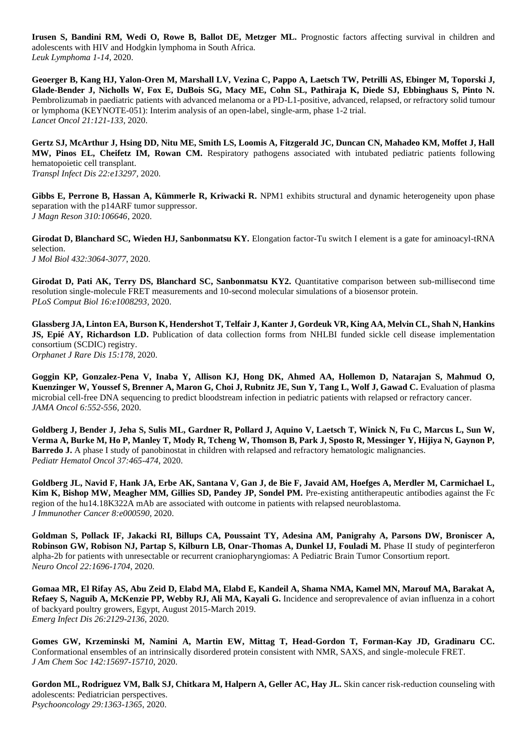**Irusen S, Bandini RM, Wedi O, Rowe B, Ballot DE, Metzger ML.** Prognostic factors affecting survival in children and adolescents with HIV and Hodgkin lymphoma in South Africa.
*Leuk Lymphoma 1-14*, 2020.

**Geoerger B, Kang HJ, Yalon-Oren M, Marshall LV, Vezina C, Pappo A, Laetsch TW, Petrilli AS, Ebinger M, Toporski J, Glade-Bender J, Nicholls W, Fox E, DuBois SG, Macy ME, Cohn SL, Pathiraja K, Diede SJ, Ebbinghaus S, Pinto N.** Pembrolizumab in paediatric patients with advanced melanoma or a PD-L1-positive, advanced, relapsed, or refractory solid tumour or lymphoma (KEYNOTE-051): Interim analysis of an open-label, single-arm, phase 1-2 trial.
*Lancet Oncol 21:121-133*, 2020.

**Gertz SJ, McArthur J, Hsing DD, Nitu ME, Smith LS, Loomis A, Fitzgerald JC, Duncan CN, Mahadeo KM, Moffet J, Hall MW, Pinos EL, Cheifetz IM, Rowan CM.** Respiratory pathogens associated with intubated pediatric patients following hematopoietic cell transplant.
*Transpl Infect Dis 22:e13297*, 2020.

**Gibbs E, Perrone B, Hassan A, Kümmerle R, Kriwacki R.** NPM1 exhibits structural and dynamic heterogeneity upon phase separation with the p14ARF tumor suppressor.
*J Magn Reson 310:106646*, 2020.

**Girodat D, Blanchard SC, Wieden HJ, Sanbonmatsu KY.** Elongation factor-Tu switch I element is a gate for aminoacyl-tRNA selection.
*J Mol Biol 432:3064-3077*, 2020.

**Girodat D, Pati AK, Terry DS, Blanchard SC, Sanbonmatsu KY2.** Quantitative comparison between sub-millisecond time resolution single-molecule FRET measurements and 10-second molecular simulations of a biosensor protein.
*PLoS Comput Biol 16:e1008293*, 2020.

**Glassberg JA, Linton EA, Burson K, Hendershot T, Telfair J, Kanter J, Gordeuk VR, King AA, Melvin CL, Shah N, Hankins JS, Epié AY, Richardson LD.** Publication of data collection forms from NHLBI funded sickle cell disease implementation consortium (SCDIC) registry.
*Orphanet J Rare Dis 15:178*, 2020.

**Goggin KP, Gonzalez-Pena V, Inaba Y, Allison KJ, Hong DK, Ahmed AA, Hollemon D, Natarajan S, Mahmud O, Kuenzinger W, Youssef S, Brenner A, Maron G, Choi J, Rubnitz JE, Sun Y, Tang L, Wolf J, Gawad C.** Evaluation of plasma microbial cell-free DNA sequencing to predict bloodstream infection in pediatric patients with relapsed or refractory cancer.
*JAMA Oncol 6:552-556*, 2020.

**Goldberg J, Bender J, Jeha S, Sulis ML, Gardner R, Pollard J, Aquino V, Laetsch T, Winick N, Fu C, Marcus L, Sun W, Verma A, Burke M, Ho P, Manley T, Mody R, Tcheng W, Thomson B, Park J, Sposto R, Messinger Y, Hijiya N, Gaynon P, Barredo J.** A phase I study of panobinostat in children with relapsed and refractory hematologic malignancies.
*Pediatr Hematol Oncol 37:465-474*, 2020.

**Goldberg JL, Navid F, Hank JA, Erbe AK, Santana V, Gan J, de Bie F, Javaid AM, Hoefges A, Merdler M, Carmichael L, Kim K, Bishop MW, Meagher MM, Gillies SD, Pandey JP, Sondel PM.** Pre-existing antitherapeutic antibodies against the Fc region of the hu14.18K322A mAb are associated with outcome in patients with relapsed neuroblastoma.
*J Immunother Cancer 8:e000590*, 2020.

**Goldman S, Pollack IF, Jakacki RI, Billups CA, Poussaint TY, Adesina AM, Panigrahy A, Parsons DW, Broniscer A, Robinson GW, Robison NJ, Partap S, Kilburn LB, Onar-Thomas A, Dunkel IJ, Fouladi M.** Phase II study of peginterferon alpha-2b for patients with unresectable or recurrent craniopharyngiomas: A Pediatric Brain Tumor Consortium report.
*Neuro Oncol 22:1696-1704*, 2020.

**Gomaa MR, El Rifay AS, Abu Zeid D, Elabd MA, Elabd E, Kandeil A, Shama NMA, Kamel MN, Marouf MA, Barakat A, Refaey S, Naguib A, McKenzie PP, Webby RJ, Ali MA, Kayali G.** Incidence and seroprevalence of avian influenza in a cohort of backyard poultry growers, Egypt, August 2015-March 2019.
*Emerg Infect Dis 26:2129-2136*, 2020.

**Gomes GW, Krzeminski M, Namini A, Martin EW, Mittag T, Head-Gordon T, Forman-Kay JD, Gradinaru CC.** Conformational ensembles of an intrinsically disordered protein consistent with NMR, SAXS, and single-molecule FRET.
*J Am Chem Soc 142:15697-15710*, 2020.

**Gordon ML, Rodriguez VM, Balk SJ, Chitkara M, Halpern A, Geller AC, Hay JL.** Skin cancer risk-reduction counseling with adolescents: Pediatrician perspectives.
*Psychooncology 29:1363-1365*, 2020.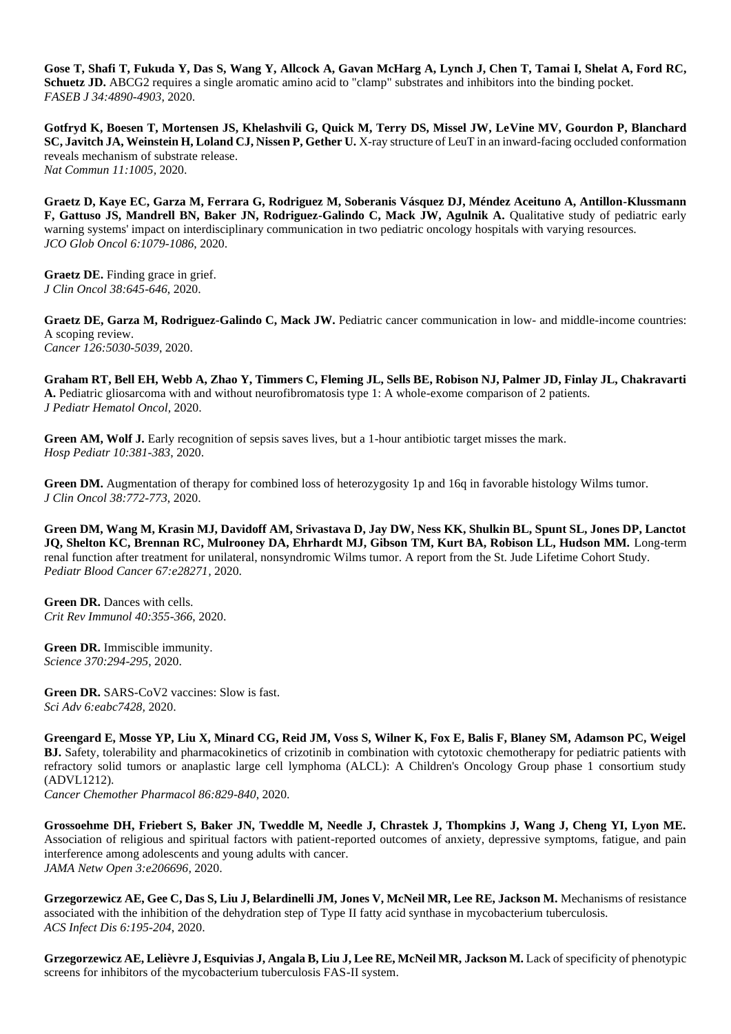**Gose T, Shafi T, Fukuda Y, Das S, Wang Y, Allcock A, Gavan McHarg A, Lynch J, Chen T, Tamai I, Shelat A, Ford RC, Schuetz JD.** ABCG2 requires a single aromatic amino acid to "clamp" substrates and inhibitors into the binding pocket.
*FASEB J 34:4890-4903*, 2020.

**Gotfryd K, Boesen T, Mortensen JS, Khelashvili G, Quick M, Terry DS, Missel JW, LeVine MV, Gourdon P, Blanchard SC, Javitch JA, Weinstein H, Loland CJ, Nissen P, Gether U.** X-ray structure of LeuT in an inward-facing occluded conformation reveals mechanism of substrate release.
*Nat Commun 11:1005*, 2020.

**Graetz D, Kaye EC, Garza M, Ferrara G, Rodriguez M, Soberanis Vásquez DJ, Méndez Aceituno A, Antillon-Klussmann F, Gattuso JS, Mandrell BN, Baker JN, Rodriguez-Galindo C, Mack JW, Agulnik A.** Qualitative study of pediatric early warning systems' impact on interdisciplinary communication in two pediatric oncology hospitals with varying resources.
*JCO Glob Oncol 6:1079-1086*, 2020.

**Graetz DE.** Finding grace in grief.
*J Clin Oncol 38:645-646*, 2020.

**Graetz DE, Garza M, Rodriguez-Galindo C, Mack JW.** Pediatric cancer communication in low- and middle-income countries: A scoping review.
*Cancer 126:5030-5039*, 2020.

**Graham RT, Bell EH, Webb A, Zhao Y, Timmers C, Fleming JL, Sells BE, Robison NJ, Palmer JD, Finlay JL, Chakravarti A.** Pediatric gliosarcoma with and without neurofibromatosis type 1: A whole-exome comparison of 2 patients.
*J Pediatr Hematol Oncol*, 2020.

**Green AM, Wolf J.** Early recognition of sepsis saves lives, but a 1-hour antibiotic target misses the mark.
*Hosp Pediatr 10:381-383*, 2020.

**Green DM.** Augmentation of therapy for combined loss of heterozygosity 1p and 16q in favorable histology Wilms tumor.
*J Clin Oncol 38:772-773*, 2020.

**Green DM, Wang M, Krasin MJ, Davidoff AM, Srivastava D, Jay DW, Ness KK, Shulkin BL, Spunt SL, Jones DP, Lanctot JQ, Shelton KC, Brennan RC, Mulrooney DA, Ehrhardt MJ, Gibson TM, Kurt BA, Robison LL, Hudson MM.** Long-term renal function after treatment for unilateral, nonsyndromic Wilms tumor. A report from the St. Jude Lifetime Cohort Study.
*Pediatr Blood Cancer 67:e28271*, 2020.

**Green DR.** Dances with cells.
*Crit Rev Immunol 40:355-366*, 2020.

**Green DR.** Immiscible immunity.
*Science 370:294-295*, 2020.

**Green DR.** SARS-CoV2 vaccines: Slow is fast.
*Sci Adv 6:eabc7428*, 2020.

**Greengard E, Mosse YP, Liu X, Minard CG, Reid JM, Voss S, Wilner K, Fox E, Balis F, Blaney SM, Adamson PC, Weigel BJ.** Safety, tolerability and pharmacokinetics of crizotinib in combination with cytotoxic chemotherapy for pediatric patients with refractory solid tumors or anaplastic large cell lymphoma (ALCL): A Children's Oncology Group phase 1 consortium study (ADVL1212).
*Cancer Chemother Pharmacol 86:829-840*, 2020.

**Grossoehme DH, Friebert S, Baker JN, Tweddle M, Needle J, Chrastek J, Thompkins J, Wang J, Cheng YI, Lyon ME.** Association of religious and spiritual factors with patient-reported outcomes of anxiety, depressive symptoms, fatigue, and pain interference among adolescents and young adults with cancer.
*JAMA Netw Open 3:e206696*, 2020.

**Grzegorzewicz AE, Gee C, Das S, Liu J, Belardinelli JM, Jones V, McNeil MR, Lee RE, Jackson M.** Mechanisms of resistance associated with the inhibition of the dehydration step of Type II fatty acid synthase in mycobacterium tuberculosis.
*ACS Infect Dis 6:195-204*, 2020.

**Grzegorzewicz AE, Lelièvre J, Esquivias J, Angala B, Liu J, Lee RE, McNeil MR, Jackson M.** Lack of specificity of phenotypic screens for inhibitors of the mycobacterium tuberculosis FAS-II system.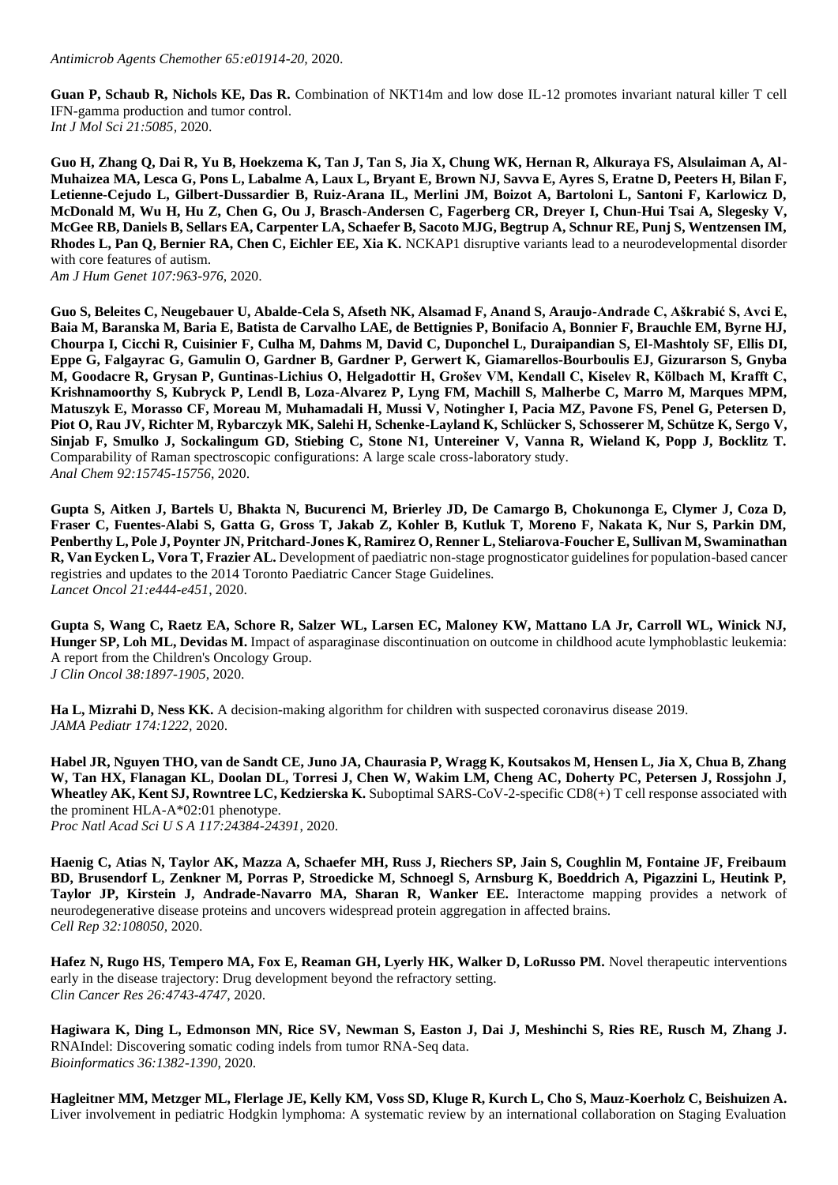*Antimicrob Agents Chemother 65:e01914-20*, 2020.

**Guan P, Schaub R, Nichols KE, Das R.** Combination of NKT14m and low dose IL-12 promotes invariant natural killer T cell IFN-gamma production and tumor control.
*Int J Mol Sci 21:5085*, 2020.

**Guo H, Zhang Q, Dai R, Yu B, Hoekzema K, Tan J, Tan S, Jia X, Chung WK, Hernan R, Alkuraya FS, Alsulaiman A, Al-Muhaizea MA, Lesca G, Pons L, Labalme A, Laux L, Bryant E, Brown NJ, Savva E, Ayres S, Eratne D, Peeters H, Bilan F, Letienne-Cejudo L, Gilbert-Dussardier B, Ruiz-Arana IL, Merlini JM, Boizot A, Bartoloni L, Santoni F, Karlowicz D, McDonald M, Wu H, Hu Z, Chen G, Ou J, Brasch-Andersen C, Fagerberg CR, Dreyer I, Chun-Hui Tsai A, Slegesky V, McGee RB, Daniels B, Sellars EA, Carpenter LA, Schaefer B, Sacoto MJG, Begtrup A, Schnur RE, Punj S, Wentzensen IM, Rhodes L, Pan Q, Bernier RA, Chen C, Eichler EE, Xia K.** NCKAP1 disruptive variants lead to a neurodevelopmental disorder with core features of autism.
*Am J Hum Genet 107:963-976*, 2020.

**Guo S, Beleites C, Neugebauer U, Abalde-Cela S, Afseth NK, Alsamad F, Anand S, Araujo-Andrade C, Aškrabić S, Avci E, Baia M, Baranska M, Baria E, Batista de Carvalho LAE, de Bettignies P, Bonifacio A, Bonnier F, Brauchle EM, Byrne HJ, Chourpa I, Cicchi R, Cuisinier F, Culha M, Dahms M, David C, Duponchel L, Duraipandian S, El-Mashtoly SF, Ellis DI, Eppe G, Falgayrac G, Gamulin O, Gardner B, Gardner P, Gerwert K, Giamarellos-Bourboulis EJ, Gizurarson S, Gnyba M, Goodacre R, Grysan P, Guntinas-Lichius O, Helgadottir H, Grošev VM, Kendall C, Kiselev R, Kölbach M, Krafft C, Krishnamoorthy S, Kubryck P, Lendl B, Loza-Alvarez P, Lyng FM, Machill S, Malherbe C, Marro M, Marques MPM, Matuszyk E, Morasso CF, Moreau M, Muhamadali H, Mussi V, Notingher I, Pacia MZ, Pavone FS, Penel G, Petersen D, Piot O, Rau JV, Richter M, Rybarczyk MK, Salehi H, Schenke-Layland K, Schlücker S, Schosserer M, Schütze K, Sergo V, Sinjab F, Smulko J, Sockalingum GD, Stiebing C, Stone N1, Untereiner V, Vanna R, Wieland K, Popp J, Bocklitz T.** Comparability of Raman spectroscopic configurations: A large scale cross-laboratory study.
*Anal Chem 92:15745-15756*, 2020.

**Gupta S, Aitken J, Bartels U, Bhakta N, Bucurenci M, Brierley JD, De Camargo B, Chokunonga E, Clymer J, Coza D, Fraser C, Fuentes-Alabi S, Gatta G, Gross T, Jakab Z, Kohler B, Kutluk T, Moreno F, Nakata K, Nur S, Parkin DM, Penberthy L, Pole J, Poynter JN, Pritchard-Jones K, Ramirez O, Renner L, Steliarova-Foucher E, Sullivan M, Swaminathan R, Van Eycken L, Vora T, Frazier AL.** Development of paediatric non-stage prognosticator guidelines for population-based cancer registries and updates to the 2014 Toronto Paediatric Cancer Stage Guidelines.
*Lancet Oncol 21:e444-e451*, 2020.

**Gupta S, Wang C, Raetz EA, Schore R, Salzer WL, Larsen EC, Maloney KW, Mattano LA Jr, Carroll WL, Winick NJ, Hunger SP, Loh ML, Devidas M.** Impact of asparaginase discontinuation on outcome in childhood acute lymphoblastic leukemia: A report from the Children's Oncology Group.
*J Clin Oncol 38:1897-1905*, 2020.

**Ha L, Mizrahi D, Ness KK.** A decision-making algorithm for children with suspected coronavirus disease 2019.
*JAMA Pediatr 174:1222*, 2020.

**Habel JR, Nguyen THO, van de Sandt CE, Juno JA, Chaurasia P, Wragg K, Koutsakos M, Hensen L, Jia X, Chua B, Zhang W, Tan HX, Flanagan KL, Doolan DL, Torresi J, Chen W, Wakim LM, Cheng AC, Doherty PC, Petersen J, Rossjohn J, Wheatley AK, Kent SJ, Rowntree LC, Kedzierska K.** Suboptimal SARS-CoV-2-specific CD8(+) T cell response associated with the prominent HLA-A*02:01 phenotype.
*Proc Natl Acad Sci U S A 117:24384-24391*, 2020.

**Haenig C, Atias N, Taylor AK, Mazza A, Schaefer MH, Russ J, Riechers SP, Jain S, Coughlin M, Fontaine JF, Freibaum BD, Brusendorf L, Zenkner M, Porras P, Stroedicke M, Schnoegl S, Arnsburg K, Boeddrich A, Pigazzini L, Heutink P, Taylor JP, Kirstein J, Andrade-Navarro MA, Sharan R, Wanker EE.** Interactome mapping provides a network of neurodegenerative disease proteins and uncovers widespread protein aggregation in affected brains.
*Cell Rep 32:108050*, 2020.

**Hafez N, Rugo HS, Tempero MA, Fox E, Reaman GH, Lyerly HK, Walker D, LoRusso PM.** Novel therapeutic interventions early in the disease trajectory: Drug development beyond the refractory setting.
*Clin Cancer Res 26:4743-4747*, 2020.

**Hagiwara K, Ding L, Edmonson MN, Rice SV, Newman S, Easton J, Dai J, Meshinchi S, Ries RE, Rusch M, Zhang J.** RNAIndel: Discovering somatic coding indels from tumor RNA-Seq data.
*Bioinformatics 36:1382-1390*, 2020.

**Hagleitner MM, Metzger ML, Flerlage JE, Kelly KM, Voss SD, Kluge R, Kurch L, Cho S, Mauz-Koerholz C, Beishuizen A.** Liver involvement in pediatric Hodgkin lymphoma: A systematic review by an international collaboration on Staging Evaluation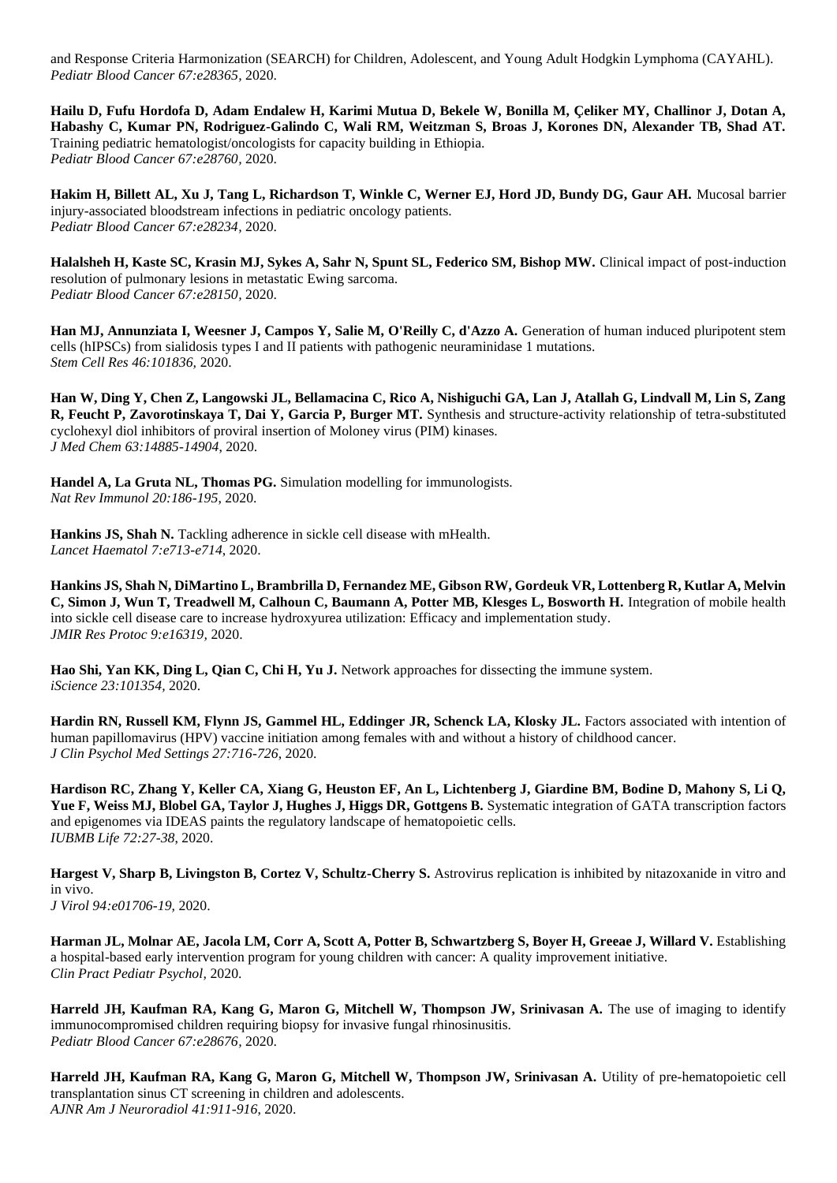and Response Criteria Harmonization (SEARCH) for Children, Adolescent, and Young Adult Hodgkin Lymphoma (CAYAHL).
*Pediatr Blood Cancer 67:e28365,* 2020.

**Hailu D, Fufu Hordofa D, Adam Endalew H, Karimi Mutua D, Bekele W, Bonilla M, Çeliker MY, Challinor J, Dotan A, Habashy C, Kumar PN, Rodriguez-Galindo C, Wali RM, Weitzman S, Broas J, Korones DN, Alexander TB, Shad AT.** Training pediatric hematologist/oncologists for capacity building in Ethiopia.
*Pediatr Blood Cancer 67:e28760,* 2020.

**Hakim H, Billett AL, Xu J, Tang L, Richardson T, Winkle C, Werner EJ, Hord JD, Bundy DG, Gaur AH.** Mucosal barrier injury-associated bloodstream infections in pediatric oncology patients.
*Pediatr Blood Cancer 67:e28234,* 2020.

**Halalsheh H, Kaste SC, Krasin MJ, Sykes A, Sahr N, Spunt SL, Federico SM, Bishop MW.** Clinical impact of post-induction resolution of pulmonary lesions in metastatic Ewing sarcoma.
*Pediatr Blood Cancer 67:e28150,* 2020.

**Han MJ, Annunziata I, Weesner J, Campos Y, Salie M, O'Reilly C, d'Azzo A.** Generation of human induced pluripotent stem cells (hIPSCs) from sialidosis types I and II patients with pathogenic neuraminidase 1 mutations.
*Stem Cell Res 46:101836,* 2020.

**Han W, Ding Y, Chen Z, Langowski JL, Bellamacina C, Rico A, Nishiguchi GA, Lan J, Atallah G, Lindvall M, Lin S, Zang R, Feucht P, Zavorotinskaya T, Dai Y, Garcia P, Burger MT.** Synthesis and structure-activity relationship of tetra-substituted cyclohexyl diol inhibitors of proviral insertion of Moloney virus (PIM) kinases.
*J Med Chem 63:14885-14904,* 2020.

**Handel A, La Gruta NL, Thomas PG.** Simulation modelling for immunologists.
*Nat Rev Immunol 20:186-195,* 2020.

**Hankins JS, Shah N.** Tackling adherence in sickle cell disease with mHealth.
*Lancet Haematol 7:e713-e714,* 2020.

**Hankins JS, Shah N, DiMartino L, Brambrilla D, Fernandez ME, Gibson RW, Gordeuk VR, Lottenberg R, Kutlar A, Melvin C, Simon J, Wun T, Treadwell M, Calhoun C, Baumann A, Potter MB, Klesges L, Bosworth H.** Integration of mobile health into sickle cell disease care to increase hydroxyurea utilization: Efficacy and implementation study.
*JMIR Res Protoc 9:e16319,* 2020.

**Hao Shi, Yan KK, Ding L, Qian C, Chi H, Yu J.** Network approaches for dissecting the immune system.
*iScience 23:101354,* 2020.

**Hardin RN, Russell KM, Flynn JS, Gammel HL, Eddinger JR, Schenck LA, Klosky JL.** Factors associated with intention of human papillomavirus (HPV) vaccine initiation among females with and without a history of childhood cancer.
*J Clin Psychol Med Settings 27:716-726,* 2020.

**Hardison RC, Zhang Y, Keller CA, Xiang G, Heuston EF, An L, Lichtenberg J, Giardine BM, Bodine D, Mahony S, Li Q, Yue F, Weiss MJ, Blobel GA, Taylor J, Hughes J, Higgs DR, Gottgens B.** Systematic integration of GATA transcription factors and epigenomes via IDEAS paints the regulatory landscape of hematopoietic cells.
*IUBMB Life 72:27-38,* 2020.

**Hargest V, Sharp B, Livingston B, Cortez V, Schultz-Cherry S.** Astrovirus replication is inhibited by nitazoxanide in vitro and in vivo.
*J Virol 94:e01706-19,* 2020.

**Harman JL, Molnar AE, Jacola LM, Corr A, Scott A, Potter B, Schwartzberg S, Boyer H, Greeae J, Willard V.** Establishing a hospital-based early intervention program for young children with cancer: A quality improvement initiative.
*Clin Pract Pediatr Psychol,* 2020.

**Harreld JH, Kaufman RA, Kang G, Maron G, Mitchell W, Thompson JW, Srinivasan A.** The use of imaging to identify immunocompromised children requiring biopsy for invasive fungal rhinosinusitis.
*Pediatr Blood Cancer 67:e28676,* 2020.

**Harreld JH, Kaufman RA, Kang G, Maron G, Mitchell W, Thompson JW, Srinivasan A.** Utility of pre-hematopoietic cell transplantation sinus CT screening in children and adolescents.
*AJNR Am J Neuroradiol 41:911-916,* 2020.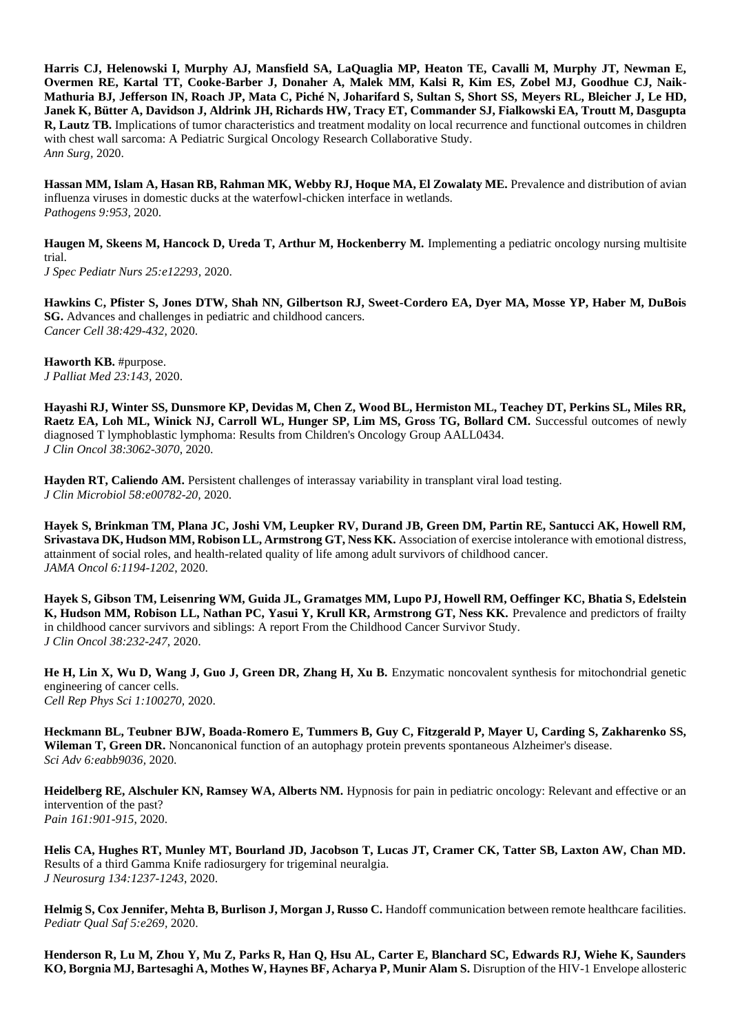**Harris CJ, Helenowski I, Murphy AJ, Mansfield SA, LaQuaglia MP, Heaton TE, Cavalli M, Murphy JT, Newman E, Overmen RE, Kartal TT, Cooke-Barber J, Donaher A, Malek MM, Kalsi R, Kim ES, Zobel MJ, Goodhue CJ, Naik-Mathuria BJ, Jefferson IN, Roach JP, Mata C, Piché N, Joharifard S, Sultan S, Short SS, Meyers RL, Bleicher J, Le HD, Janek K, Bütter A, Davidson J, Aldrink JH, Richards HW, Tracy ET, Commander SJ, Fialkowski EA, Troutt M, Dasgupta R, Lautz TB.** Implications of tumor characteristics and treatment modality on local recurrence and functional outcomes in children with chest wall sarcoma: A Pediatric Surgical Oncology Research Collaborative Study.
*Ann Surg*, 2020.

**Hassan MM, Islam A, Hasan RB, Rahman MK, Webby RJ, Hoque MA, El Zowalaty ME.** Prevalence and distribution of avian influenza viruses in domestic ducks at the waterfowl-chicken interface in wetlands.
*Pathogens 9:953,* 2020.

**Haugen M, Skeens M, Hancock D, Ureda T, Arthur M, Hockenberry M.** Implementing a pediatric oncology nursing multisite trial.
*J Spec Pediatr Nurs 25:e12293,* 2020.

**Hawkins C, Pfister S, Jones DTW, Shah NN, Gilbertson RJ, Sweet-Cordero EA, Dyer MA, Mosse YP, Haber M, DuBois SG.** Advances and challenges in pediatric and childhood cancers.
*Cancer Cell 38:429-432,* 2020.

**Haworth KB.** #purpose.
*J Palliat Med 23:143,* 2020.

**Hayashi RJ, Winter SS, Dunsmore KP, Devidas M, Chen Z, Wood BL, Hermiston ML, Teachey DT, Perkins SL, Miles RR, Raetz EA, Loh ML, Winick NJ, Carroll WL, Hunger SP, Lim MS, Gross TG, Bollard CM.** Successful outcomes of newly diagnosed T lymphoblastic lymphoma: Results from Children's Oncology Group AALL0434.
*J Clin Oncol 38:3062-3070,* 2020.

**Hayden RT, Caliendo AM.** Persistent challenges of interassay variability in transplant viral load testing.
*J Clin Microbiol 58:e00782-20,* 2020.

**Hayek S, Brinkman TM, Plana JC, Joshi VM, Leupker RV, Durand JB, Green DM, Partin RE, Santucci AK, Howell RM, Srivastava DK, Hudson MM, Robison LL, Armstrong GT, Ness KK.** Association of exercise intolerance with emotional distress, attainment of social roles, and health-related quality of life among adult survivors of childhood cancer.
*JAMA Oncol 6:1194-1202,* 2020.

**Hayek S, Gibson TM, Leisenring WM, Guida JL, Gramatges MM, Lupo PJ, Howell RM, Oeffinger KC, Bhatia S, Edelstein K, Hudson MM, Robison LL, Nathan PC, Yasui Y, Krull KR, Armstrong GT, Ness KK.** Prevalence and predictors of frailty in childhood cancer survivors and siblings: A report From the Childhood Cancer Survivor Study.
*J Clin Oncol 38:232-247,* 2020.

**He H, Lin X, Wu D, Wang J, Guo J, Green DR, Zhang H, Xu B.** Enzymatic noncovalent synthesis for mitochondrial genetic engineering of cancer cells.
*Cell Rep Phys Sci 1:100270,* 2020.

**Heckmann BL, Teubner BJW, Boada-Romero E, Tummers B, Guy C, Fitzgerald P, Mayer U, Carding S, Zakharenko SS, Wileman T, Green DR.** Noncanonical function of an autophagy protein prevents spontaneous Alzheimer's disease.
*Sci Adv 6:eabb9036,* 2020.

**Heidelberg RE, Alschuler KN, Ramsey WA, Alberts NM.** Hypnosis for pain in pediatric oncology: Relevant and effective or an intervention of the past?
*Pain 161:901-915,* 2020.

**Helis CA, Hughes RT, Munley MT, Bourland JD, Jacobson T, Lucas JT, Cramer CK, Tatter SB, Laxton AW, Chan MD.** Results of a third Gamma Knife radiosurgery for trigeminal neuralgia.
*J Neurosurg 134:1237-1243,* 2020.

**Helmig S, Cox Jennifer, Mehta B, Burlison J, Morgan J, Russo C.** Handoff communication between remote healthcare facilities.
*Pediatr Qual Saf 5:e269,* 2020.

**Henderson R, Lu M, Zhou Y, Mu Z, Parks R, Han Q, Hsu AL, Carter E, Blanchard SC, Edwards RJ, Wiehe K, Saunders KO, Borgnia MJ, Bartesaghi A, Mothes W, Haynes BF, Acharya P, Munir Alam S.** Disruption of the HIV-1 Envelope allosteric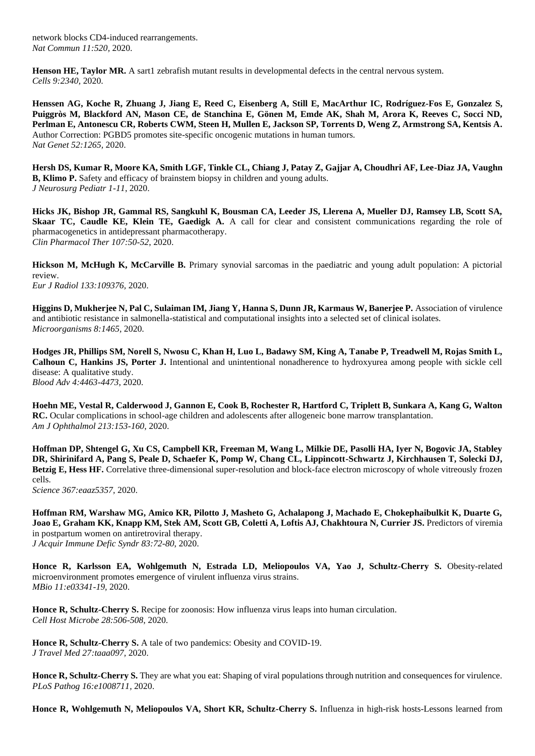network blocks CD4-induced rearrangements.
*Nat Commun 11:520,* 2020.

**Henson HE, Taylor MR.** A sart1 zebrafish mutant results in developmental defects in the central nervous system.
*Cells 9:2340,* 2020.

**Henssen AG, Koche R, Zhuang J, Jiang E, Reed C, Eisenberg A, Still E, MacArthur IC, Rodríguez-Fos E, Gonzalez S, Puiggròs M, Blackford AN, Mason CE, de Stanchina E, Gönen M, Emde AK, Shah M, Arora K, Reeves C, Socci ND, Perlman E, Antonescu CR, Roberts CWM, Steen H, Mullen E, Jackson SP, Torrents D, Weng Z, Armstrong SA, Kentsis A.** Author Correction: PGBD5 promotes site-specific oncogenic mutations in human tumors.
*Nat Genet 52:1265,* 2020.

**Hersh DS, Kumar R, Moore KA, Smith LGF, Tinkle CL, Chiang J, Patay Z, Gajjar A, Choudhri AF, Lee-Diaz JA, Vaughn B, Klimo P.** Safety and efficacy of brainstem biopsy in children and young adults.
*J Neurosurg Pediatr 1-11,* 2020.

**Hicks JK, Bishop JR, Gammal RS, Sangkuhl K, Bousman CA, Leeder JS, Llerena A, Mueller DJ, Ramsey LB, Scott SA, Skaar TC, Caudle KE, Klein TE, Gaedigk A.** A call for clear and consistent communications regarding the role of pharmacogenetics in antidepressant pharmacotherapy.
*Clin Pharmacol Ther 107:50-52,* 2020.

**Hickson M, McHugh K, McCarville B.** Primary synovial sarcomas in the paediatric and young adult population: A pictorial review.
*Eur J Radiol 133:109376,* 2020.

**Higgins D, Mukherjee N, Pal C, Sulaiman IM, Jiang Y, Hanna S, Dunn JR, Karmaus W, Banerjee P.** Association of virulence and antibiotic resistance in salmonella-statistical and computational insights into a selected set of clinical isolates.
*Microorganisms 8:1465,* 2020.

**Hodges JR, Phillips SM, Norell S, Nwosu C, Khan H, Luo L, Badawy SM, King A, Tanabe P, Treadwell M, Rojas Smith L, Calhoun C, Hankins JS, Porter J.** Intentional and unintentional nonadherence to hydroxyurea among people with sickle cell disease: A qualitative study.
*Blood Adv 4:4463-4473,* 2020.

**Hoehn ME, Vestal R, Calderwood J, Gannon E, Cook B, Rochester R, Hartford C, Triplett B, Sunkara A, Kang G, Walton RC.** Ocular complications in school-age children and adolescents after allogeneic bone marrow transplantation.
*Am J Ophthalmol 213:153-160,* 2020.

**Hoffman DP, Shtengel G, Xu CS, Campbell KR, Freeman M, Wang L, Milkie DE, Pasolli HA, Iyer N, Bogovic JA, Stabley DR, Shirinifard A, Pang S, Peale D, Schaefer K, Pomp W, Chang CL, Lippincott-Schwartz J, Kirchhausen T, Solecki DJ, Betzig E, Hess HF.** Correlative three-dimensional super-resolution and block-face electron microscopy of whole vitreously frozen cells.
*Science 367:eaaz5357,* 2020.

**Hoffman RM, Warshaw MG, Amico KR, Pilotto J, Masheto G, Achalapong J, Machado E, Chokephaibulkit K, Duarte G, Joao E, Graham KK, Knapp KM, Stek AM, Scott GB, Coletti A, Loftis AJ, Chakhtoura N, Currier JS.** Predictors of viremia in postpartum women on antiretroviral therapy.
*J Acquir Immune Defic Syndr 83:72-80,* 2020.

**Honce R, Karlsson EA, Wohlgemuth N, Estrada LD, Meliopoulos VA, Yao J, Schultz-Cherry S.** Obesity-related microenvironment promotes emergence of virulent influenza virus strains.
*MBio 11:e03341-19,* 2020.

**Honce R, Schultz-Cherry S.** Recipe for zoonosis: How influenza virus leaps into human circulation.
*Cell Host Microbe 28:506-508,* 2020.

**Honce R, Schultz-Cherry S.** A tale of two pandemics: Obesity and COVID-19.
*J Travel Med 27:taaa097,* 2020.

**Honce R, Schultz-Cherry S.** They are what you eat: Shaping of viral populations through nutrition and consequences for virulence.
*PLoS Pathog 16:e1008711,* 2020.

**Honce R, Wohlgemuth N, Meliopoulos VA, Short KR, Schultz-Cherry S.** Influenza in high-risk hosts-Lessons learned from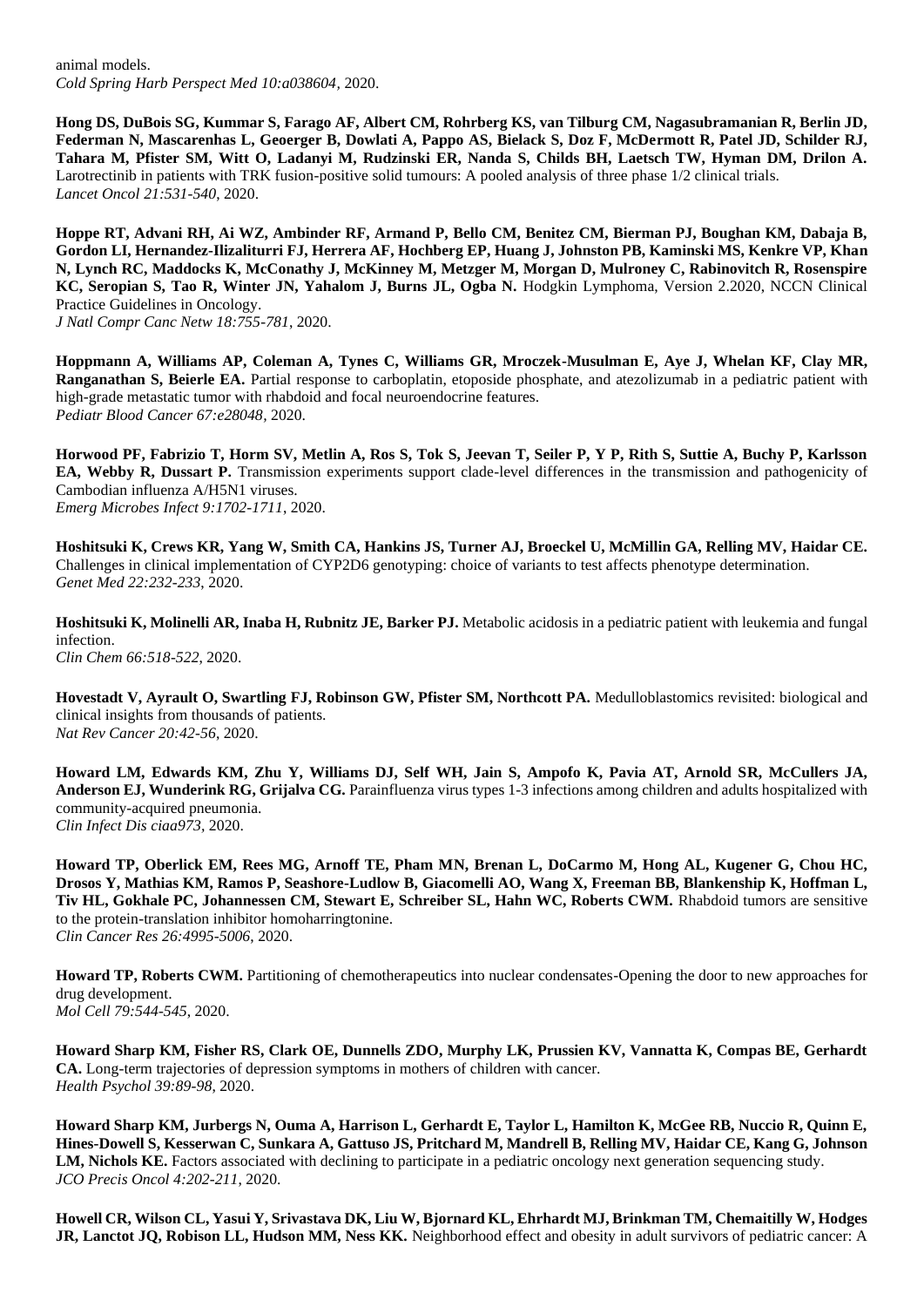animal models.
*Cold Spring Harb Perspect Med 10:a038604*, 2020.

**Hong DS, DuBois SG, Kummar S, Farago AF, Albert CM, Rohrberg KS, van Tilburg CM, Nagasubramanian R, Berlin JD, Federman N, Mascarenhas L, Geoerger B, Dowlati A, Pappo AS, Bielack S, Doz F, McDermott R, Patel JD, Schilder RJ, Tahara M, Pfister SM, Witt O, Ladanyi M, Rudzinski ER, Nanda S, Childs BH, Laetsch TW, Hyman DM, Drilon A.** Larotrectinib in patients with TRK fusion-positive solid tumours: A pooled analysis of three phase 1/2 clinical trials.
*Lancet Oncol 21:531-540*, 2020.

**Hoppe RT, Advani RH, Ai WZ, Ambinder RF, Armand P, Bello CM, Benitez CM, Bierman PJ, Boughan KM, Dabaja B, Gordon LI, Hernandez-Ilizaliturri FJ, Herrera AF, Hochberg EP, Huang J, Johnston PB, Kaminski MS, Kenkre VP, Khan N, Lynch RC, Maddocks K, McConathy J, McKinney M, Metzger M, Morgan D, Mulroney C, Rabinovitch R, Rosenspire KC, Seropian S, Tao R, Winter JN, Yahalom J, Burns JL, Ogba N.** Hodgkin Lymphoma, Version 2.2020, NCCN Clinical Practice Guidelines in Oncology.
*J Natl Compr Canc Netw 18:755-781*, 2020.

**Hoppmann A, Williams AP, Coleman A, Tynes C, Williams GR, Mroczek-Musulman E, Aye J, Whelan KF, Clay MR, Ranganathan S, Beierle EA.** Partial response to carboplatin, etoposide phosphate, and atezolizumab in a pediatric patient with high-grade metastatic tumor with rhabdoid and focal neuroendocrine features.
*Pediatr Blood Cancer 67:e28048*, 2020.

**Horwood PF, Fabrizio T, Horm SV, Metlin A, Ros S, Tok S, Jeevan T, Seiler P, Y P, Rith S, Suttie A, Buchy P, Karlsson EA, Webby R, Dussart P.** Transmission experiments support clade-level differences in the transmission and pathogenicity of Cambodian influenza A/H5N1 viruses.
*Emerg Microbes Infect 9:1702-1711*, 2020.

**Hoshitsuki K, Crews KR, Yang W, Smith CA, Hankins JS, Turner AJ, Broeckel U, McMillin GA, Relling MV, Haidar CE.** Challenges in clinical implementation of CYP2D6 genotyping: choice of variants to test affects phenotype determination.
*Genet Med 22:232-233*, 2020.

**Hoshitsuki K, Molinelli AR, Inaba H, Rubnitz JE, Barker PJ.** Metabolic acidosis in a pediatric patient with leukemia and fungal infection.
*Clin Chem 66:518-522*, 2020.

**Hovestadt V, Ayrault O, Swartling FJ, Robinson GW, Pfister SM, Northcott PA.** Medulloblastomics revisited: biological and clinical insights from thousands of patients.
*Nat Rev Cancer 20:42-56*, 2020.

**Howard LM, Edwards KM, Zhu Y, Williams DJ, Self WH, Jain S, Ampofo K, Pavia AT, Arnold SR, McCullers JA, Anderson EJ, Wunderink RG, Grijalva CG.** Parainfluenza virus types 1-3 infections among children and adults hospitalized with community-acquired pneumonia.
*Clin Infect Dis ciaa973*, 2020.

**Howard TP, Oberlick EM, Rees MG, Arnoff TE, Pham MN, Brenan L, DoCarmo M, Hong AL, Kugener G, Chou HC, Drosos Y, Mathias KM, Ramos P, Seashore-Ludlow B, Giacomelli AO, Wang X, Freeman BB, Blankenship K, Hoffman L, Tiv HL, Gokhale PC, Johannessen CM, Stewart E, Schreiber SL, Hahn WC, Roberts CWM.** Rhabdoid tumors are sensitive to the protein-translation inhibitor homoharringtonine.
*Clin Cancer Res 26:4995-5006*, 2020.

**Howard TP, Roberts CWM.** Partitioning of chemotherapeutics into nuclear condensates-Opening the door to new approaches for drug development.
*Mol Cell 79:544-545*, 2020.

**Howard Sharp KM, Fisher RS, Clark OE, Dunnells ZDO, Murphy LK, Prussien KV, Vannatta K, Compas BE, Gerhardt CA.** Long-term trajectories of depression symptoms in mothers of children with cancer.
*Health Psychol 39:89-98*, 2020.

**Howard Sharp KM, Jurbergs N, Ouma A, Harrison L, Gerhardt E, Taylor L, Hamilton K, McGee RB, Nuccio R, Quinn E, Hines-Dowell S, Kesserwan C, Sunkara A, Gattuso JS, Pritchard M, Mandrell B, Relling MV, Haidar CE, Kang G, Johnson LM, Nichols KE.** Factors associated with declining to participate in a pediatric oncology next generation sequencing study.
*JCO Precis Oncol 4:202-211*, 2020.

**Howell CR, Wilson CL, Yasui Y, Srivastava DK, Liu W, Bjornard KL, Ehrhardt MJ, Brinkman TM, Chemaitilly W, Hodges JR, Lanctot JQ, Robison LL, Hudson MM, Ness KK.** Neighborhood effect and obesity in adult survivors of pediatric cancer: A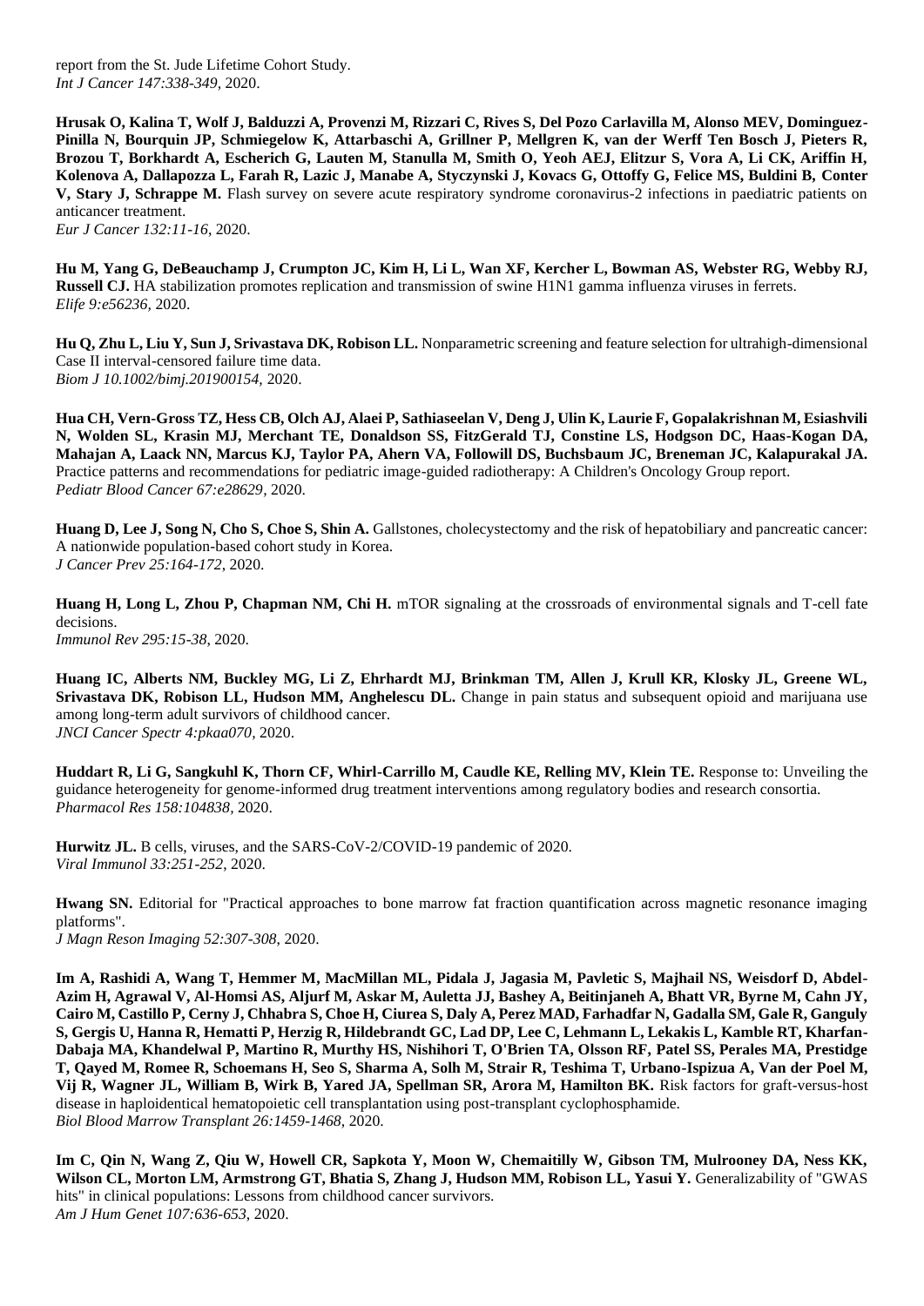report from the St. Jude Lifetime Cohort Study.
*Int J Cancer 147:338-349*, 2020.

**Hrusak O, Kalina T, Wolf J, Balduzzi A, Provenzi M, Rizzari C, Rives S, Del Pozo Carlavilla M, Alonso MEV, Dominguez-Pinilla N, Bourquin JP, Schmiegelow K, Attarbaschi A, Grillner P, Mellgren K, van der Werff Ten Bosch J, Pieters R, Brozou T, Borkhardt A, Escherich G, Lauten M, Stanulla M, Smith O, Yeoh AEJ, Elitzur S, Vora A, Li CK, Ariffin H, Kolenova A, Dallapozza L, Farah R, Lazic J, Manabe A, Styczynski J, Kovacs G, Ottoffy G, Felice MS, Buldini B, Conter V, Stary J, Schrappe M.** Flash survey on severe acute respiratory syndrome coronavirus-2 infections in paediatric patients on anticancer treatment.
*Eur J Cancer 132:11-16*, 2020.

**Hu M, Yang G, DeBeauchamp J, Crumpton JC, Kim H, Li L, Wan XF, Kercher L, Bowman AS, Webster RG, Webby RJ, Russell CJ.** HA stabilization promotes replication and transmission of swine H1N1 gamma influenza viruses in ferrets.
*Elife 9:e56236*, 2020.

**Hu Q, Zhu L, Liu Y, Sun J, Srivastava DK, Robison LL.** Nonparametric screening and feature selection for ultrahigh-dimensional Case II interval-censored failure time data.
*Biom J 10.1002/bimj.201900154*, 2020.

**Hua CH, Vern-Gross TZ, Hess CB, Olch AJ, Alaei P, Sathiaseelan V, Deng J, Ulin K, Laurie F, Gopalakrishnan M, Esiashvili N, Wolden SL, Krasin MJ, Merchant TE, Donaldson SS, FitzGerald TJ, Constine LS, Hodgson DC, Haas-Kogan DA, Mahajan A, Laack NN, Marcus KJ, Taylor PA, Ahern VA, Followill DS, Buchsbaum JC, Breneman JC, Kalapurakal JA.** Practice patterns and recommendations for pediatric image-guided radiotherapy: A Children's Oncology Group report.
*Pediatr Blood Cancer 67:e28629*, 2020.

**Huang D, Lee J, Song N, Cho S, Choe S, Shin A.** Gallstones, cholecystectomy and the risk of hepatobiliary and pancreatic cancer: A nationwide population-based cohort study in Korea.
*J Cancer Prev 25:164-172*, 2020.

**Huang H, Long L, Zhou P, Chapman NM, Chi H.** mTOR signaling at the crossroads of environmental signals and T-cell fate decisions.
*Immunol Rev 295:15-38*, 2020.

**Huang IC, Alberts NM, Buckley MG, Li Z, Ehrhardt MJ, Brinkman TM, Allen J, Krull KR, Klosky JL, Greene WL, Srivastava DK, Robison LL, Hudson MM, Anghelescu DL.** Change in pain status and subsequent opioid and marijuana use among long-term adult survivors of childhood cancer.
*JNCI Cancer Spectr 4:pkaa070*, 2020.

**Huddart R, Li G, Sangkuhl K, Thorn CF, Whirl-Carrillo M, Caudle KE, Relling MV, Klein TE.** Response to: Unveiling the guidance heterogeneity for genome-informed drug treatment interventions among regulatory bodies and research consortia.
*Pharmacol Res 158:104838*, 2020.

**Hurwitz JL.** B cells, viruses, and the SARS-CoV-2/COVID-19 pandemic of 2020.
*Viral Immunol 33:251-252*, 2020.

**Hwang SN.** Editorial for "Practical approaches to bone marrow fat fraction quantification across magnetic resonance imaging platforms".
*J Magn Reson Imaging 52:307-308*, 2020.

**Im A, Rashidi A, Wang T, Hemmer M, MacMillan ML, Pidala J, Jagasia M, Pavletic S, Majhail NS, Weisdorf D, Abdel-Azim H, Agrawal V, Al-Homsi AS, Aljurf M, Askar M, Auletta JJ, Bashey A, Beitinjaneh A, Bhatt VR, Byrne M, Cahn JY, Cairo M, Castillo P, Cerny J, Chhabra S, Choe H, Ciurea S, Daly A, Perez MAD, Farhadfar N, Gadalla SM, Gale R, Ganguly S, Gergis U, Hanna R, Hematti P, Herzig R, Hildebrandt GC, Lad DP, Lee C, Lehmann L, Lekakis L, Kamble RT, Kharfan-Dabaja MA, Khandelwal P, Martino R, Murthy HS, Nishihori T, O'Brien TA, Olsson RF, Patel SS, Perales MA, Prestidge T, Qayed M, Romee R, Schoemans H, Seo S, Sharma A, Solh M, Strair R, Teshima T, Urbano-Ispizua A, Van der Poel M, Vij R, Wagner JL, William B, Wirk B, Yared JA, Spellman SR, Arora M, Hamilton BK.** Risk factors for graft-versus-host disease in haploidentical hematopoietic cell transplantation using post-transplant cyclophosphamide.
*Biol Blood Marrow Transplant 26:1459-1468*, 2020.

**Im C, Qin N, Wang Z, Qiu W, Howell CR, Sapkota Y, Moon W, Chemaitilly W, Gibson TM, Mulrooney DA, Ness KK, Wilson CL, Morton LM, Armstrong GT, Bhatia S, Zhang J, Hudson MM, Robison LL, Yasui Y.** Generalizability of "GWAS hits" in clinical populations: Lessons from childhood cancer survivors.
*Am J Hum Genet 107:636-653*, 2020.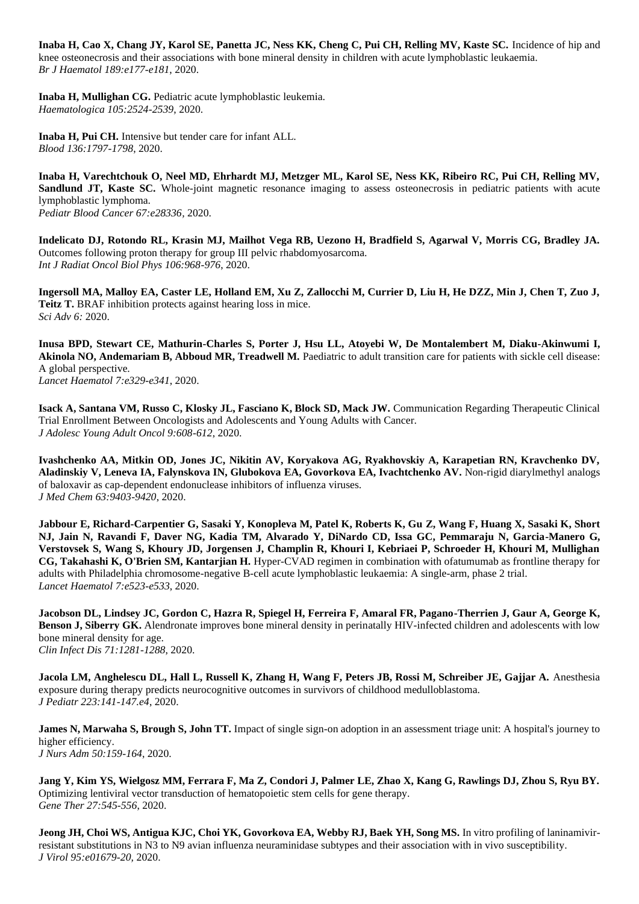**Inaba H, Cao X, Chang JY, Karol SE, Panetta JC, Ness KK, Cheng C, Pui CH, Relling MV, Kaste SC.** Incidence of hip and knee osteonecrosis and their associations with bone mineral density in children with acute lymphoblastic leukaemia.
*Br J Haematol 189:e177-e181*, 2020.

**Inaba H, Mullighan CG.** Pediatric acute lymphoblastic leukemia.
*Haematologica 105:2524-2539*, 2020.

**Inaba H, Pui CH.** Intensive but tender care for infant ALL.
*Blood 136:1797-1798*, 2020.

**Inaba H, Varechtchouk O, Neel MD, Ehrhardt MJ, Metzger ML, Karol SE, Ness KK, Ribeiro RC, Pui CH, Relling MV, Sandlund JT, Kaste SC.** Whole-joint magnetic resonance imaging to assess osteonecrosis in pediatric patients with acute lymphoblastic lymphoma.
*Pediatr Blood Cancer 67:e28336*, 2020.

**Indelicato DJ, Rotondo RL, Krasin MJ, Mailhot Vega RB, Uezono H, Bradfield S, Agarwal V, Morris CG, Bradley JA.** Outcomes following proton therapy for group III pelvic rhabdomyosarcoma.
*Int J Radiat Oncol Biol Phys 106:968-976*, 2020.

**Ingersoll MA, Malloy EA, Caster LE, Holland EM, Xu Z, Zallocchi M, Currier D, Liu H, He DZZ, Min J, Chen T, Zuo J, Teitz T.** BRAF inhibition protects against hearing loss in mice.
*Sci Adv 6:* 2020.

**Inusa BPD, Stewart CE, Mathurin-Charles S, Porter J, Hsu LL, Atoyebi W, De Montalembert M, Diaku-Akinwumi I, Akinola NO, Andemariam B, Abboud MR, Treadwell M.** Paediatric to adult transition care for patients with sickle cell disease: A global perspective.
*Lancet Haematol 7:e329-e341*, 2020.

**Isack A, Santana VM, Russo C, Klosky JL, Fasciano K, Block SD, Mack JW.** Communication Regarding Therapeutic Clinical Trial Enrollment Between Oncologists and Adolescents and Young Adults with Cancer.
*J Adolesc Young Adult Oncol 9:608-612*, 2020.

**Ivashchenko AA, Mitkin OD, Jones JC, Nikitin AV, Koryakova AG, Ryakhovskiy A, Karapetian RN, Kravchenko DV, Aladinskiy V, Leneva IA, Falynskova IN, Glubokova EA, Govorkova EA, Ivachtchenko AV.** Non-rigid diarylmethyl analogs of baloxavir as cap-dependent endonuclease inhibitors of influenza viruses.
*J Med Chem 63:9403-9420*, 2020.

**Jabbour E, Richard-Carpentier G, Sasaki Y, Konopleva M, Patel K, Roberts K, Gu Z, Wang F, Huang X, Sasaki K, Short NJ, Jain N, Ravandi F, Daver NG, Kadia TM, Alvarado Y, DiNardo CD, Issa GC, Pemmaraju N, Garcia-Manero G, Verstovsek S, Wang S, Khoury JD, Jorgensen J, Champlin R, Khouri I, Kebriaei P, Schroeder H, Khouri M, Mullighan CG, Takahashi K, O'Brien SM, Kantarjian H.** Hyper-CVAD regimen in combination with ofatumumab as frontline therapy for adults with Philadelphia chromosome-negative B-cell acute lymphoblastic leukaemia: A single-arm, phase 2 trial.
*Lancet Haematol 7:e523-e533*, 2020.

**Jacobson DL, Lindsey JC, Gordon C, Hazra R, Spiegel H, Ferreira F, Amaral FR, Pagano-Therrien J, Gaur A, George K, Benson J, Siberry GK.** Alendronate improves bone mineral density in perinatally HIV-infected children and adolescents with low bone mineral density for age.
*Clin Infect Dis 71:1281-1288*, 2020.

**Jacola LM, Anghelescu DL, Hall L, Russell K, Zhang H, Wang F, Peters JB, Rossi M, Schreiber JE, Gajjar A.** Anesthesia exposure during therapy predicts neurocognitive outcomes in survivors of childhood medulloblastoma.
*J Pediatr 223:141-147.e4*, 2020.

**James N, Marwaha S, Brough S, John TT.** Impact of single sign-on adoption in an assessment triage unit: A hospital's journey to higher efficiency.
*J Nurs Adm 50:159-164*, 2020.

**Jang Y, Kim YS, Wielgosz MM, Ferrara F, Ma Z, Condori J, Palmer LE, Zhao X, Kang G, Rawlings DJ, Zhou S, Ryu BY.** Optimizing lentiviral vector transduction of hematopoietic stem cells for gene therapy.
*Gene Ther 27:545-556*, 2020.

**Jeong JH, Choi WS, Antigua KJC, Choi YK, Govorkova EA, Webby RJ, Baek YH, Song MS.** In vitro profiling of laninamivir-resistant substitutions in N3 to N9 avian influenza neuraminidase subtypes and their association with in vivo susceptibility.
*J Virol 95:e01679-20*, 2020.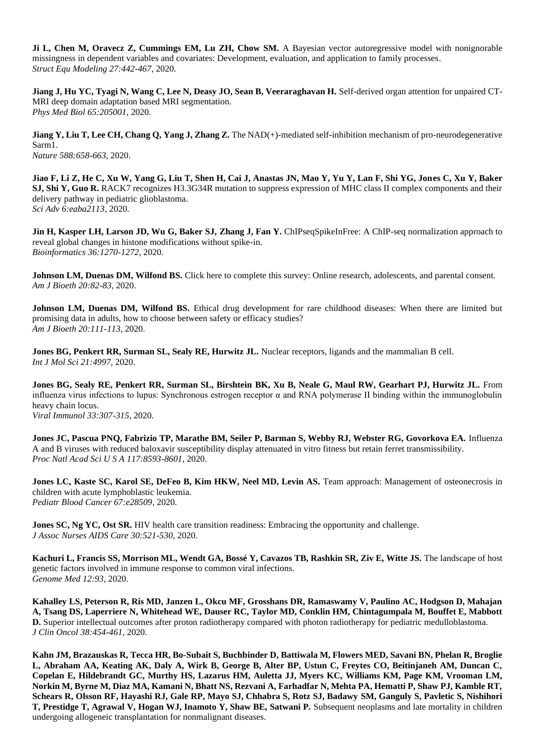**Ji L, Chen M, Oravecz Z, Cummings EM, Lu ZH, Chow SM.** A Bayesian vector autoregressive model with nonignorable missingness in dependent variables and covariates: Development, evaluation, and application to family processes.
*Struct Equ Modeling 27:442-467*, 2020.

**Jiang J, Hu YC, Tyagi N, Wang C, Lee N, Deasy JO, Sean B, Veeraraghavan H.** Self-derived organ attention for unpaired CT-MRI deep domain adaptation based MRI segmentation.
*Phys Med Biol 65:205001*, 2020.

**Jiang Y, Liu T, Lee CH, Chang Q, Yang J, Zhang Z.** The NAD(+)-mediated self-inhibition mechanism of pro-neurodegenerative Sarm1.
*Nature 588:658-663*, 2020.

**Jiao F, Li Z, He C, Xu W, Yang G, Liu T, Shen H, Cai J, Anastas JN, Mao Y, Yu Y, Lan F, Shi YG, Jones C, Xu Y, Baker SJ, Shi Y, Guo R.** RACK7 recognizes H3.3G34R mutation to suppress expression of MHC class II complex components and their delivery pathway in pediatric glioblastoma.
*Sci Adv 6:eaba2113*, 2020.

**Jin H, Kasper LH, Larson JD, Wu G, Baker SJ, Zhang J, Fan Y.** ChIPseqSpikeInFree: A ChIP-seq normalization approach to reveal global changes in histone modifications without spike-in.
*Bioinformatics 36:1270-1272*, 2020.

**Johnson LM, Duenas DM, Wilfond BS.** Click here to complete this survey: Online research, adolescents, and parental consent.
*Am J Bioeth 20:82-83*, 2020.

**Johnson LM, Duenas DM, Wilfond BS.** Ethical drug development for rare childhood diseases: When there are limited but promising data in adults, how to choose between safety or efficacy studies?
*Am J Bioeth 20:111-113*, 2020.

**Jones BG, Penkert RR, Surman SL, Sealy RE, Hurwitz JL.** Nuclear receptors, ligands and the mammalian B cell.
*Int J Mol Sci 21:4997*, 2020.

**Jones BG, Sealy RE, Penkert RR, Surman SL, Birshtein BK, Xu B, Neale G, Maul RW, Gearhart PJ, Hurwitz JL.** From influenza virus infections to lupus: Synchronous estrogen receptor α and RNA polymerase II binding within the immunoglobulin heavy chain locus.
*Viral Immunol 33:307-315*, 2020.

**Jones JC, Pascua PNQ, Fabrizio TP, Marathe BM, Seiler P, Barman S, Webby RJ, Webster RG, Govorkova EA.** Influenza A and B viruses with reduced baloxavir susceptibility display attenuated in vitro fitness but retain ferret transmissibility.
*Proc Natl Acad Sci U S A 117:8593-8601*, 2020.

**Jones LC, Kaste SC, Karol SE, DeFeo B, Kim HKW, Neel MD, Levin AS.** Team approach: Management of osteonecrosis in children with acute lymphoblastic leukemia.
*Pediatr Blood Cancer 67:e28509*, 2020.

**Jones SC, Ng YC, Ost SR.** HIV health care transition readiness: Embracing the opportunity and challenge.
*J Assoc Nurses AIDS Care 30:521-530*, 2020.

**Kachuri L, Francis SS, Morrison ML, Wendt GA, Bossé Y, Cavazos TB, Rashkin SR, Ziv E, Witte JS.** The landscape of host genetic factors involved in immune response to common viral infections.
*Genome Med 12:93*, 2020.

**Kahalley LS, Peterson R, Ris MD, Janzen L, Okcu MF, Grosshans DR, Ramaswamy V, Paulino AC, Hodgson D, Mahajan A, Tsang DS, Laperriere N, Whitehead WE, Dauser RC, Taylor MD, Conklin HM, Chintagumpala M, Bouffet E, Mabbott D.** Superior intellectual outcomes after proton radiotherapy compared with photon radiotherapy for pediatric medulloblastoma.
*J Clin Oncol 38:454-461*, 2020.

**Kahn JM, Brazauskas R, Tecca HR, Bo-Subait S, Buchbinder D, Battiwala M, Flowers MED, Savani BN, Phelan R, Broglie L, Abraham AA, Keating AK, Daly A, Wirk B, George B, Alter BP, Ustun C, Freytes CO, Beitinjaneh AM, Duncan C, Copelan E, Hildebrandt GC, Murthy HS, Lazarus HM, Auletta JJ, Myers KC, Williams KM, Page KM, Vrooman LM, Norkin M, Byrne M, Diaz MA, Kamani N, Bhatt NS, Rezvani A, Farhadfar N, Mehta PA, Hematti P, Shaw PJ, Kamble RT, Schears R, Olsson RF, Hayashi RJ, Gale RP, Mayo SJ, Chhabra S, Rotz SJ, Badawy SM, Ganguly S, Pavletic S, Nishihori T, Prestidge T, Agrawal V, Hogan WJ, Inamoto Y, Shaw BE, Satwani P.** Subsequent neoplasms and late mortality in children undergoing allogeneic transplantation for nonmalignant diseases.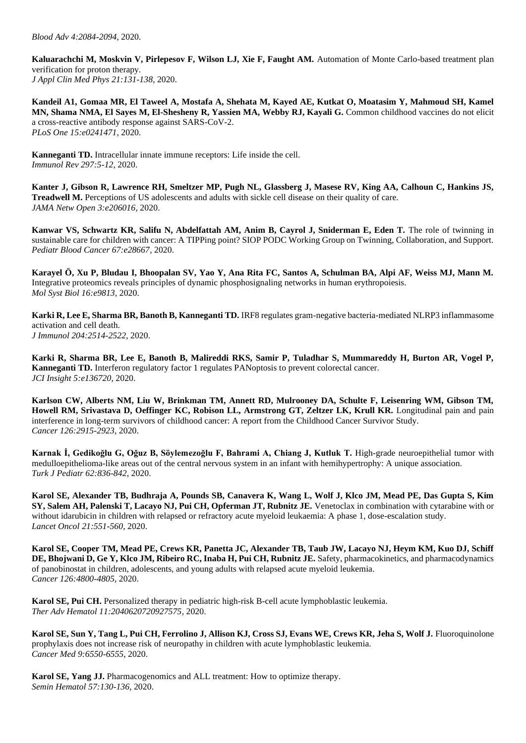*Blood Adv 4:2084-2094*, 2020.

**Kaluarachchi M, Moskvin V, Pirlepesov F, Wilson LJ, Xie F, Faught AM.** Automation of Monte Carlo-based treatment plan verification for proton therapy.
*J Appl Clin Med Phys 21:131-138*, 2020.

**Kandeil A1, Gomaa MR, El Taweel A, Mostafa A, Shehata M, Kayed AE, Kutkat O, Moatasim Y, Mahmoud SH, Kamel MN, Shama NMA, El Sayes M, El-Shesheny R, Yassien MA, Webby RJ, Kayali G.** Common childhood vaccines do not elicit a cross-reactive antibody response against SARS-CoV-2.
*PLoS One 15:e0241471*, 2020.

**Kanneganti TD.** Intracellular innate immune receptors: Life inside the cell.
*Immunol Rev 297:5-12*, 2020.

**Kanter J, Gibson R, Lawrence RH, Smeltzer MP, Pugh NL, Glassberg J, Masese RV, King AA, Calhoun C, Hankins JS, Treadwell M.** Perceptions of US adolescents and adults with sickle cell disease on their quality of care.
*JAMA Netw Open 3:e206016*, 2020.

**Kanwar VS, Schwartz KR, Salifu N, Abdelfattah AM, Anim B, Cayrol J, Sniderman E, Eden T.** The role of twinning in sustainable care for children with cancer: A TIPPing point? SIOP PODC Working Group on Twinning, Collaboration, and Support.
*Pediatr Blood Cancer 67:e28667*, 2020.

**Karayel Ö, Xu P, Bludau I, Bhoopalan SV, Yao Y, Ana Rita FC, Santos A, Schulman BA, Alpi AF, Weiss MJ, Mann M.** Integrative proteomics reveals principles of dynamic phosphosignaling networks in human erythropoiesis.
*Mol Syst Biol 16:e9813*, 2020.

**Karki R, Lee E, Sharma BR, Banoth B, Kanneganti TD.** IRF8 regulates gram-negative bacteria-mediated NLRP3 inflammasome activation and cell death.
*J Immunol 204:2514-2522*, 2020.

**Karki R, Sharma BR, Lee E, Banoth B, Malireddi RKS, Samir P, Tuladhar S, Mummareddy H, Burton AR, Vogel P, Kanneganti TD.** Interferon regulatory factor 1 regulates PANoptosis to prevent colorectal cancer.
*JCI Insight 5:e136720*, 2020.

**Karlson CW, Alberts NM, Liu W, Brinkman TM, Annett RD, Mulrooney DA, Schulte F, Leisenring WM, Gibson TM, Howell RM, Srivastava D, Oeffinger KC, Robison LL, Armstrong GT, Zeltzer LK, Krull KR.** Longitudinal pain and pain interference in long-term survivors of childhood cancer: A report from the Childhood Cancer Survivor Study.
*Cancer 126:2915-2923*, 2020.

**Karnak İ, Gedikoğlu G, Oğuz B, Söylemezoğlu F, Bahrami A, Chiang J, Kutluk T.** High-grade neuroepithelial tumor with medulloepithelioma-like areas out of the central nervous system in an infant with hemihypertrophy: A unique association.
*Turk J Pediatr 62:836-842*, 2020.

**Karol SE, Alexander TB, Budhraja A, Pounds SB, Canavera K, Wang L, Wolf J, Klco JM, Mead PE, Das Gupta S, Kim SY, Salem AH, Palenski T, Lacayo NJ, Pui CH, Opferman JT, Rubnitz JE.** Venetoclax in combination with cytarabine with or without idarubicin in children with relapsed or refractory acute myeloid leukaemia: A phase 1, dose-escalation study.
*Lancet Oncol 21:551-560*, 2020.

**Karol SE, Cooper TM, Mead PE, Crews KR, Panetta JC, Alexander TB, Taub JW, Lacayo NJ, Heym KM, Kuo DJ, Schiff DE, Bhojwani D, Ge Y, Klco JM, Ribeiro RC, Inaba H, Pui CH, Rubnitz JE.** Safety, pharmacokinetics, and pharmacodynamics of panobinostat in children, adolescents, and young adults with relapsed acute myeloid leukemia.
*Cancer 126:4800-4805*, 2020.

**Karol SE, Pui CH.** Personalized therapy in pediatric high-risk B-cell acute lymphoblastic leukemia.
*Ther Adv Hematol 11:2040620720927575*, 2020.

**Karol SE, Sun Y, Tang L, Pui CH, Ferrolino J, Allison KJ, Cross SJ, Evans WE, Crews KR, Jeha S, Wolf J.** Fluoroquinolone prophylaxis does not increase risk of neuropathy in children with acute lymphoblastic leukemia.
*Cancer Med 9:6550-6555*, 2020.

**Karol SE, Yang JJ.** Pharmacogenomics and ALL treatment: How to optimize therapy.
*Semin Hematol 57:130-136*, 2020.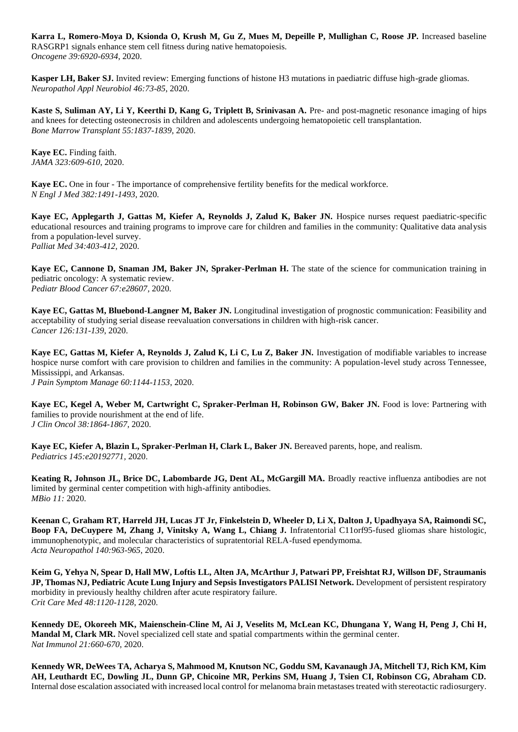**Karra L, Romero-Moya D, Ksionda O, Krush M, Gu Z, Mues M, Depeille P, Mullighan C, Roose JP.** Increased baseline RASGRP1 signals enhance stem cell fitness during native hematopoiesis.
*Oncogene 39:6920-6934*, 2020.

**Kasper LH, Baker SJ.** Invited review: Emerging functions of histone H3 mutations in paediatric diffuse high-grade gliomas.
*Neuropathol Appl Neurobiol 46:73-85*, 2020.

**Kaste S, Suliman AY, Li Y, Keerthi D, Kang G, Triplett B, Srinivasan A.** Pre- and post-magnetic resonance imaging of hips and knees for detecting osteonecrosis in children and adolescents undergoing hematopoietic cell transplantation.
*Bone Marrow Transplant 55:1837-1839*, 2020.

**Kaye EC.** Finding faith.
*JAMA 323:609-610*, 2020.

**Kaye EC.** One in four - The importance of comprehensive fertility benefits for the medical workforce.
*N Engl J Med 382:1491-1493*, 2020.

**Kaye EC, Applegarth J, Gattas M, Kiefer A, Reynolds J, Zalud K, Baker JN.** Hospice nurses request paediatric-specific educational resources and training programs to improve care for children and families in the community: Qualitative data analysis from a population-level survey.
*Palliat Med 34:403-412*, 2020.

**Kaye EC, Cannone D, Snaman JM, Baker JN, Spraker-Perlman H.** The state of the science for communication training in pediatric oncology: A systematic review.
*Pediatr Blood Cancer 67:e28607*, 2020.

**Kaye EC, Gattas M, Bluebond-Langner M, Baker JN.** Longitudinal investigation of prognostic communication: Feasibility and acceptability of studying serial disease reevaluation conversations in children with high-risk cancer.
*Cancer 126:131-139*, 2020.

**Kaye EC, Gattas M, Kiefer A, Reynolds J, Zalud K, Li C, Lu Z, Baker JN.** Investigation of modifiable variables to increase hospice nurse comfort with care provision to children and families in the community: A population-level study across Tennessee, Mississippi, and Arkansas.
*J Pain Symptom Manage 60:1144-1153*, 2020.

**Kaye EC, Kegel A, Weber M, Cartwright C, Spraker-Perlman H, Robinson GW, Baker JN.** Food is love: Partnering with families to provide nourishment at the end of life.
*J Clin Oncol 38:1864-1867*, 2020.

**Kaye EC, Kiefer A, Blazin L, Spraker-Perlman H, Clark L, Baker JN.** Bereaved parents, hope, and realism.
*Pediatrics 145:e20192771*, 2020.

**Keating R, Johnson JL, Brice DC, Labombarde JG, Dent AL, McGargill MA.** Broadly reactive influenza antibodies are not limited by germinal center competition with high-affinity antibodies.
*MBio 11:* 2020.

**Keenan C, Graham RT, Harreld JH, Lucas JT Jr, Finkelstein D, Wheeler D, Li X, Dalton J, Upadhyaya SA, Raimondi SC, Boop FA, DeCuypere M, Zhang J, Vinitsky A, Wang L, Chiang J.** Infratentorial C11orf95-fused gliomas share histologic, immunophenotypic, and molecular characteristics of supratentorial RELA-fused ependymoma.
*Acta Neuropathol 140:963-965*, 2020.

**Keim G, Yehya N, Spear D, Hall MW, Loftis LL, Alten JA, McArthur J, Patwari PP, Freishtat RJ, Willson DF, Straumanis JP, Thomas NJ, Pediatric Acute Lung Injury and Sepsis Investigators PALISI Network.** Development of persistent respiratory morbidity in previously healthy children after acute respiratory failure.
*Crit Care Med 48:1120-1128*, 2020.

**Kennedy DE, Okoreeh MK, Maienschein-Cline M, Ai J, Veselits M, McLean KC, Dhungana Y, Wang H, Peng J, Chi H, Mandal M, Clark MR.** Novel specialized cell state and spatial compartments within the germinal center.
*Nat Immunol 21:660-670*, 2020.

**Kennedy WR, DeWees TA, Acharya S, Mahmood M, Knutson NC, Goddu SM, Kavanaugh JA, Mitchell TJ, Rich KM, Kim AH, Leuthardt EC, Dowling JL, Dunn GP, Chicoine MR, Perkins SM, Huang J, Tsien CI, Robinson CG, Abraham CD.** Internal dose escalation associated with increased local control for melanoma brain metastases treated with stereotactic radiosurgery.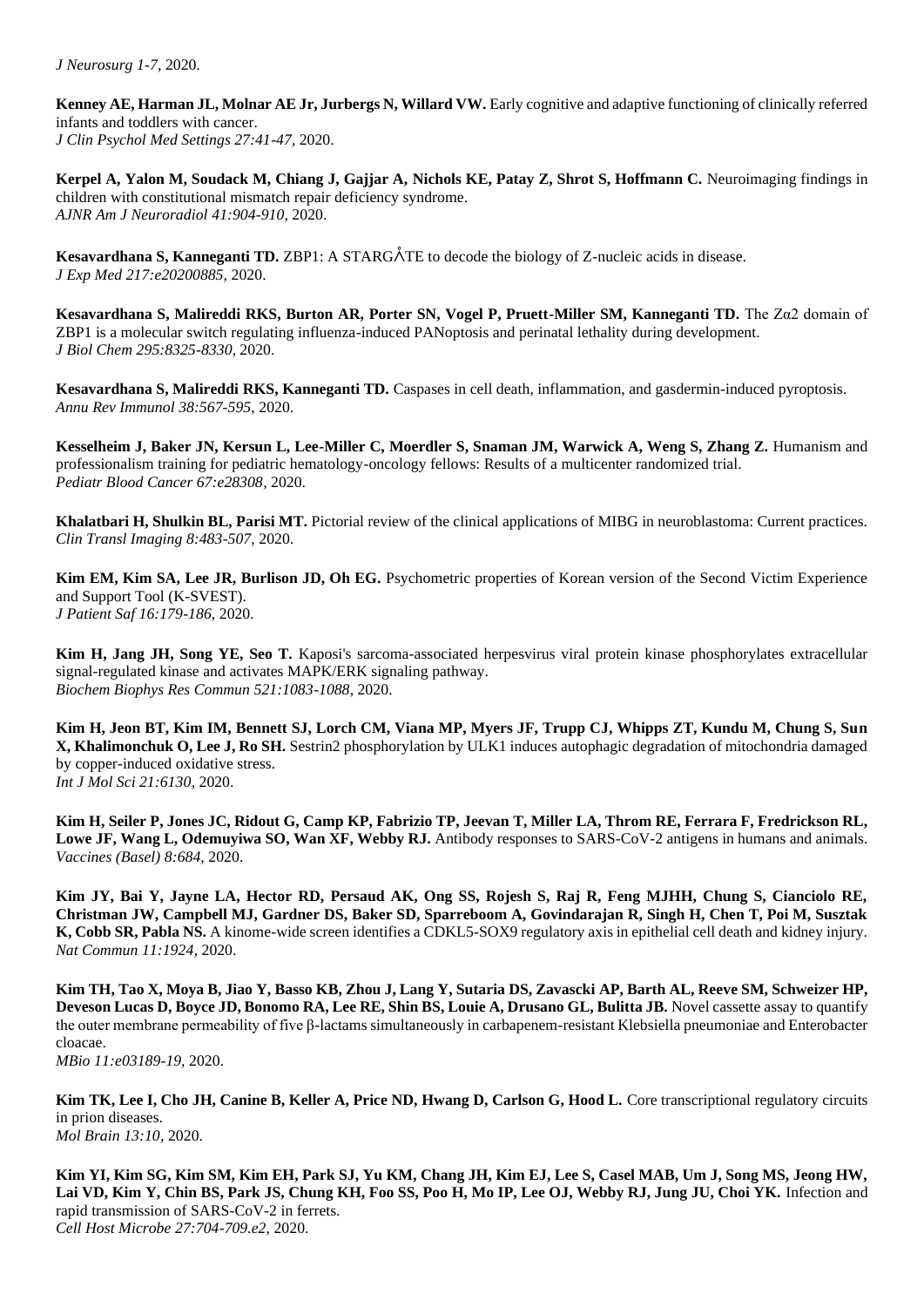*J Neurosurg 1-7*, 2020.

**Kenney AE, Harman JL, Molnar AE Jr, Jurbergs N, Willard VW.** Early cognitive and adaptive functioning of clinically referred infants and toddlers with cancer.
*J Clin Psychol Med Settings 27:41-47*, 2020.

**Kerpel A, Yalon M, Soudack M, Chiang J, Gajjar A, Nichols KE, Patay Z, Shrot S, Hoffmann C.** Neuroimaging findings in children with constitutional mismatch repair deficiency syndrome.
*AJNR Am J Neuroradiol 41:904-910*, 2020.

**Kesavardhana S, Kanneganti TD.** ZBP1: A STARGÅTE to decode the biology of Z-nucleic acids in disease.
*J Exp Med 217:e20200885*, 2020.

**Kesavardhana S, Malireddi RKS, Burton AR, Porter SN, Vogel P, Pruett-Miller SM, Kanneganti TD.** The Zα2 domain of ZBP1 is a molecular switch regulating influenza-induced PANoptosis and perinatal lethality during development.
*J Biol Chem 295:8325-8330*, 2020.

**Kesavardhana S, Malireddi RKS, Kanneganti TD.** Caspases in cell death, inflammation, and gasdermin-induced pyroptosis.
*Annu Rev Immunol 38:567-595*, 2020.

**Kesselheim J, Baker JN, Kersun L, Lee-Miller C, Moerdler S, Snaman JM, Warwick A, Weng S, Zhang Z.** Humanism and professionalism training for pediatric hematology-oncology fellows: Results of a multicenter randomized trial.
*Pediatr Blood Cancer 67:e28308*, 2020.

**Khalatbari H, Shulkin BL, Parisi MT.** Pictorial review of the clinical applications of MIBG in neuroblastoma: Current practices.
*Clin Transl Imaging 8:483-507*, 2020.

**Kim EM, Kim SA, Lee JR, Burlison JD, Oh EG.** Psychometric properties of Korean version of the Second Victim Experience and Support Tool (K-SVEST).
*J Patient Saf 16:179-186*, 2020.

**Kim H, Jang JH, Song YE, Seo T.** Kaposi's sarcoma-associated herpesvirus viral protein kinase phosphorylates extracellular signal-regulated kinase and activates MAPK/ERK signaling pathway.
*Biochem Biophys Res Commun 521:1083-1088*, 2020.

**Kim H, Jeon BT, Kim IM, Bennett SJ, Lorch CM, Viana MP, Myers JF, Trupp CJ, Whipps ZT, Kundu M, Chung S, Sun X, Khalimonchuk O, Lee J, Ro SH.** Sestrin2 phosphorylation by ULK1 induces autophagic degradation of mitochondria damaged by copper-induced oxidative stress.
*Int J Mol Sci 21:6130*, 2020.

**Kim H, Seiler P, Jones JC, Ridout G, Camp KP, Fabrizio TP, Jeevan T, Miller LA, Throm RE, Ferrara F, Fredrickson RL, Lowe JF, Wang L, Odemuyiwa SO, Wan XF, Webby RJ.** Antibody responses to SARS-CoV-2 antigens in humans and animals.
*Vaccines (Basel) 8:684*, 2020.

**Kim JY, Bai Y, Jayne LA, Hector RD, Persaud AK, Ong SS, Rojesh S, Raj R, Feng MJHH, Chung S, Cianciolo RE, Christman JW, Campbell MJ, Gardner DS, Baker SD, Sparreboom A, Govindarajan R, Singh H, Chen T, Poi M, Susztak K, Cobb SR, Pabla NS.** A kinome-wide screen identifies a CDKL5-SOX9 regulatory axis in epithelial cell death and kidney injury.
*Nat Commun 11:1924*, 2020.

**Kim TH, Tao X, Moya B, Jiao Y, Basso KB, Zhou J, Lang Y, Sutaria DS, Zavascki AP, Barth AL, Reeve SM, Schweizer HP, Deveson Lucas D, Boyce JD, Bonomo RA, Lee RE, Shin BS, Louie A, Drusano GL, Bulitta JB.** Novel cassette assay to quantify the outer membrane permeability of five β-lactams simultaneously in carbapenem-resistant Klebsiella pneumoniae and Enterobacter cloacae.
*MBio 11:e03189-19*, 2020.

**Kim TK, Lee I, Cho JH, Canine B, Keller A, Price ND, Hwang D, Carlson G, Hood L.** Core transcriptional regulatory circuits in prion diseases.
*Mol Brain 13:10*, 2020.

**Kim YI, Kim SG, Kim SM, Kim EH, Park SJ, Yu KM, Chang JH, Kim EJ, Lee S, Casel MAB, Um J, Song MS, Jeong HW, Lai VD, Kim Y, Chin BS, Park JS, Chung KH, Foo SS, Poo H, Mo IP, Lee OJ, Webby RJ, Jung JU, Choi YK.** Infection and rapid transmission of SARS-CoV-2 in ferrets.
*Cell Host Microbe 27:704-709.e2*, 2020.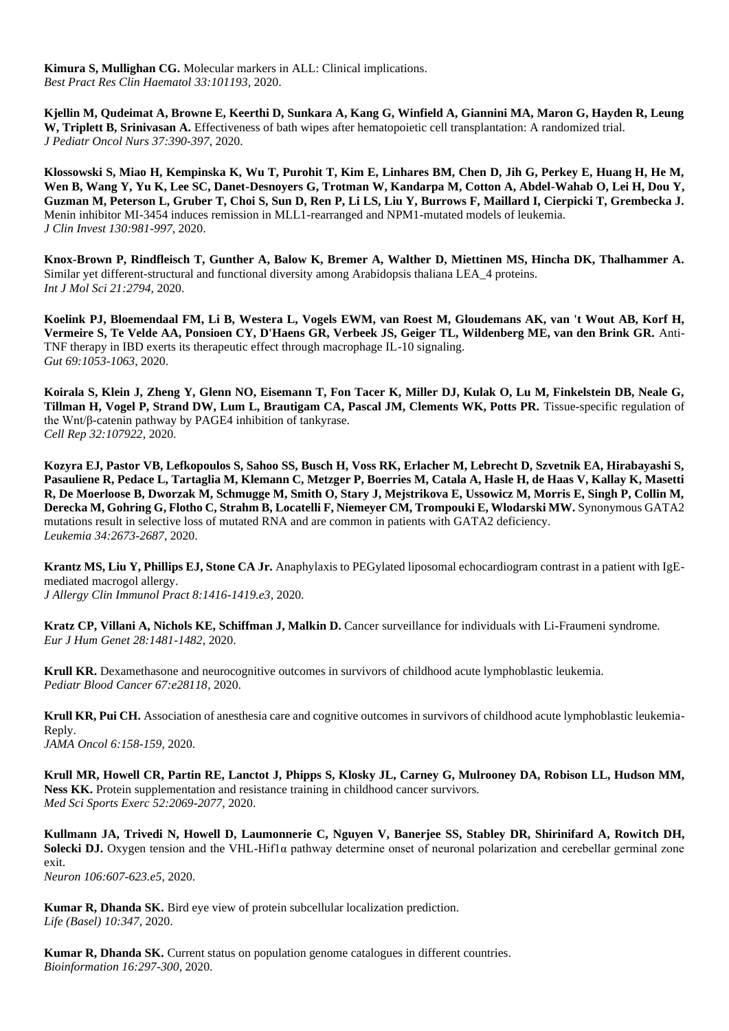**Kimura S, Mullighan CG.** Molecular markers in ALL: Clinical implications.
*Best Pract Res Clin Haematol 33:101193*, 2020.

**Kjellin M, Qudeimat A, Browne E, Keerthi D, Sunkara A, Kang G, Winfield A, Giannini MA, Maron G, Hayden R, Leung W, Triplett B, Srinivasan A.** Effectiveness of bath wipes after hematopoietic cell transplantation: A randomized trial.
*J Pediatr Oncol Nurs 37:390-397*, 2020.

**Klossowski S, Miao H, Kempinska K, Wu T, Purohit T, Kim E, Linhares BM, Chen D, Jih G, Perkey E, Huang H, He M, Wen B, Wang Y, Yu K, Lee SC, Danet-Desnoyers G, Trotman W, Kandarpa M, Cotton A, Abdel-Wahab O, Lei H, Dou Y, Guzman M, Peterson L, Gruber T, Choi S, Sun D, Ren P, Li LS, Liu Y, Burrows F, Maillard I, Cierpicki T, Grembecka J.** Menin inhibitor MI-3454 induces remission in MLL1-rearranged and NPM1-mutated models of leukemia.
*J Clin Invest 130:981-997*, 2020.

**Knox-Brown P, Rindfleisch T, Gunther A, Balow K, Bremer A, Walther D, Miettinen MS, Hincha DK, Thalhammer A.** Similar yet different-structural and functional diversity among Arabidopsis thaliana LEA_4 proteins.
*Int J Mol Sci 21:2794*, 2020.

**Koelink PJ, Bloemendaal FM, Li B, Westera L, Vogels EWM, van Roest M, Gloudemans AK, van 't Wout AB, Korf H, Vermeire S, Te Velde AA, Ponsioen CY, D'Haens GR, Verbeek JS, Geiger TL, Wildenberg ME, van den Brink GR.** Anti-TNF therapy in IBD exerts its therapeutic effect through macrophage IL-10 signaling.
*Gut 69:1053-1063*, 2020.

**Koirala S, Klein J, Zheng Y, Glenn NO, Eisemann T, Fon Tacer K, Miller DJ, Kulak O, Lu M, Finkelstein DB, Neale G, Tillman H, Vogel P, Strand DW, Lum L, Brautigam CA, Pascal JM, Clements WK, Potts PR.** Tissue-specific regulation of the Wnt/β-catenin pathway by PAGE4 inhibition of tankyrase.
*Cell Rep 32:107922*, 2020.

**Kozyra EJ, Pastor VB, Lefkopoulos S, Sahoo SS, Busch H, Voss RK, Erlacher M, Lebrecht D, Szvetnik EA, Hirabayashi S, Pasauliene R, Pedace L, Tartaglia M, Klemann C, Metzger P, Boerries M, Catala A, Hasle H, de Haas V, Kallay K, Masetti R, De Moerloose B, Dworzak M, Schmugge M, Smith O, Stary J, Mejstrikova E, Ussowicz M, Morris E, Singh P, Collin M, Derecka M, Gohring G, Flotho C, Strahm B, Locatelli F, Niemeyer CM, Trompouki E, Wlodarski MW.** Synonymous GATA2 mutations result in selective loss of mutated RNA and are common in patients with GATA2 deficiency.
*Leukemia 34:2673-2687*, 2020.

**Krantz MS, Liu Y, Phillips EJ, Stone CA Jr.** Anaphylaxis to PEGylated liposomal echocardiogram contrast in a patient with IgE-mediated macrogol allergy.
*J Allergy Clin Immunol Pract 8:1416-1419.e3*, 2020.

**Kratz CP, Villani A, Nichols KE, Schiffman J, Malkin D.** Cancer surveillance for individuals with Li-Fraumeni syndrome.
*Eur J Hum Genet 28:1481-1482*, 2020.

**Krull KR.** Dexamethasone and neurocognitive outcomes in survivors of childhood acute lymphoblastic leukemia.
*Pediatr Blood Cancer 67:e28118*, 2020.

**Krull KR, Pui CH.** Association of anesthesia care and cognitive outcomes in survivors of childhood acute lymphoblastic leukemia-Reply.
*JAMA Oncol 6:158-159*, 2020.

**Krull MR, Howell CR, Partin RE, Lanctot J, Phipps S, Klosky JL, Carney G, Mulrooney DA, Robison LL, Hudson MM, Ness KK.** Protein supplementation and resistance training in childhood cancer survivors.
*Med Sci Sports Exerc 52:2069-2077*, 2020.

**Kullmann JA, Trivedi N, Howell D, Laumonnerie C, Nguyen V, Banerjee SS, Stabley DR, Shirinifard A, Rowitch DH, Solecki DJ.** Oxygen tension and the VHL-Hif1α pathway determine onset of neuronal polarization and cerebellar germinal zone exit.
*Neuron 106:607-623.e5*, 2020.

**Kumar R, Dhanda SK.** Bird eye view of protein subcellular localization prediction.
*Life (Basel) 10:347*, 2020.

**Kumar R, Dhanda SK.** Current status on population genome catalogues in different countries.
*Bioinformation 16:297-300*, 2020.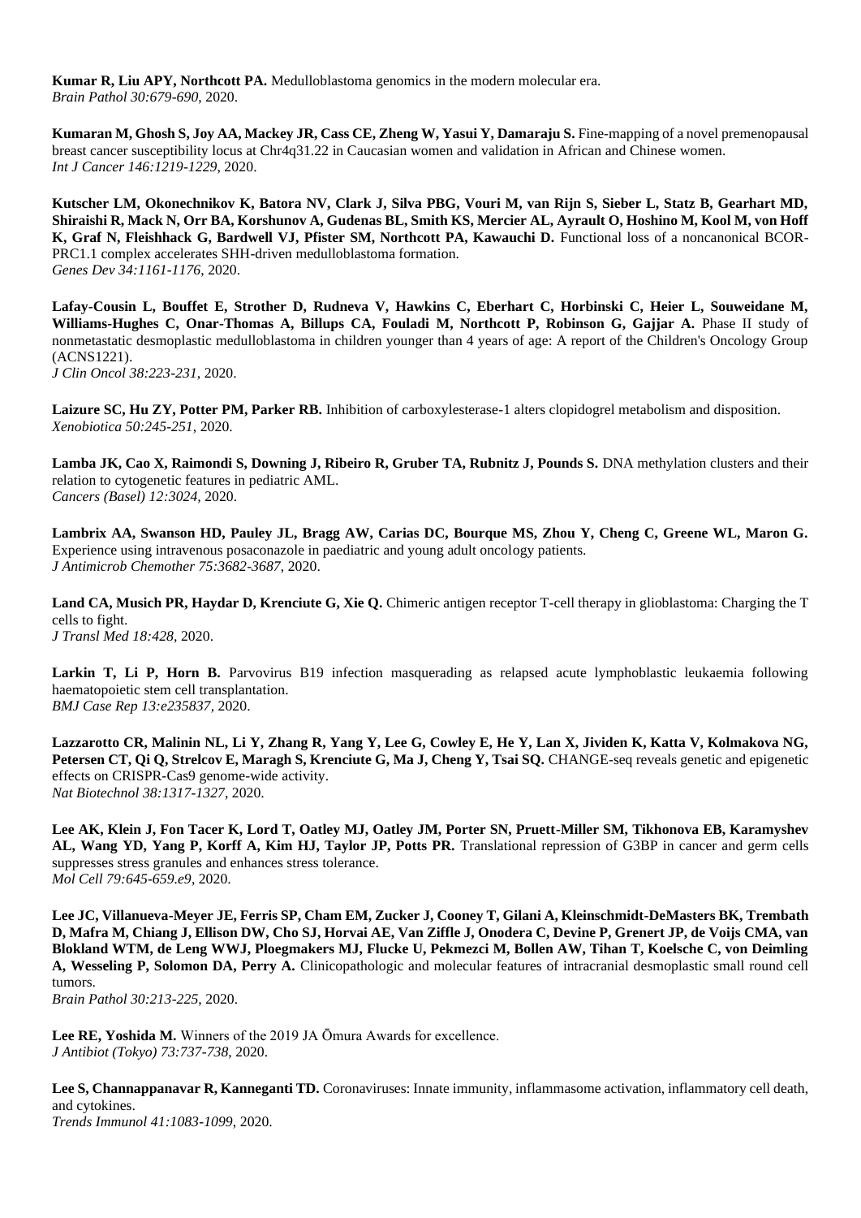**Kumar R, Liu APY, Northcott PA.** Medulloblastoma genomics in the modern molecular era.
*Brain Pathol 30:679-690*, 2020.

**Kumaran M, Ghosh S, Joy AA, Mackey JR, Cass CE, Zheng W, Yasui Y, Damaraju S.** Fine-mapping of a novel premenopausal breast cancer susceptibility locus at Chr4q31.22 in Caucasian women and validation in African and Chinese women.
*Int J Cancer 146:1219-1229*, 2020.

**Kutscher LM, Okonechnikov K, Batora NV, Clark J, Silva PBG, Vouri M, van Rijn S, Sieber L, Statz B, Gearhart MD, Shiraishi R, Mack N, Orr BA, Korshunov A, Gudenas BL, Smith KS, Mercier AL, Ayrault O, Hoshino M, Kool M, von Hoff K, Graf N, Fleishhack G, Bardwell VJ, Pfister SM, Northcott PA, Kawauchi D.** Functional loss of a noncanonical BCOR-PRC1.1 complex accelerates SHH-driven medulloblastoma formation.
*Genes Dev 34:1161-1176*, 2020.

**Lafay-Cousin L, Bouffet E, Strother D, Rudneva V, Hawkins C, Eberhart C, Horbinski C, Heier L, Souweidane M, Williams-Hughes C, Onar-Thomas A, Billups CA, Fouladi M, Northcott P, Robinson G, Gajjar A.** Phase II study of nonmetastatic desmoplastic medulloblastoma in children younger than 4 years of age: A report of the Children's Oncology Group (ACNS1221).
*J Clin Oncol 38:223-231*, 2020.

**Laizure SC, Hu ZY, Potter PM, Parker RB.** Inhibition of carboxylesterase-1 alters clopidogrel metabolism and disposition.
*Xenobiotica 50:245-251*, 2020.

**Lamba JK, Cao X, Raimondi S, Downing J, Ribeiro R, Gruber TA, Rubnitz J, Pounds S.** DNA methylation clusters and their relation to cytogenetic features in pediatric AML.
*Cancers (Basel) 12:3024*, 2020.

**Lambrix AA, Swanson HD, Pauley JL, Bragg AW, Carias DC, Bourque MS, Zhou Y, Cheng C, Greene WL, Maron G.** Experience using intravenous posaconazole in paediatric and young adult oncology patients.
*J Antimicrob Chemother 75:3682-3687*, 2020.

**Land CA, Musich PR, Haydar D, Krenciute G, Xie Q.** Chimeric antigen receptor T-cell therapy in glioblastoma: Charging the T cells to fight.
*J Transl Med 18:428*, 2020.

**Larkin T, Li P, Horn B.** Parvovirus B19 infection masquerading as relapsed acute lymphoblastic leukaemia following haematopoietic stem cell transplantation.
*BMJ Case Rep 13:e235837*, 2020.

**Lazzarotto CR, Malinin NL, Li Y, Zhang R, Yang Y, Lee G, Cowley E, He Y, Lan X, Jividen K, Katta V, Kolmakova NG, Petersen CT, Qi Q, Strelcov E, Maragh S, Krenciute G, Ma J, Cheng Y, Tsai SQ.** CHANGE-seq reveals genetic and epigenetic effects on CRISPR-Cas9 genome-wide activity.
*Nat Biotechnol 38:1317-1327*, 2020.

**Lee AK, Klein J, Fon Tacer K, Lord T, Oatley MJ, Oatley JM, Porter SN, Pruett-Miller SM, Tikhonova EB, Karamyshev AL, Wang YD, Yang P, Korff A, Kim HJ, Taylor JP, Potts PR.** Translational repression of G3BP in cancer and germ cells suppresses stress granules and enhances stress tolerance.
*Mol Cell 79:645-659.e9*, 2020.

**Lee JC, Villanueva-Meyer JE, Ferris SP, Cham EM, Zucker J, Cooney T, Gilani A, Kleinschmidt-DeMasters BK, Trembath D, Mafra M, Chiang J, Ellison DW, Cho SJ, Horvai AE, Van Ziffle J, Onodera C, Devine P, Grenert JP, de Voijs CMA, van Blokland WTM, de Leng WWJ, Ploegmakers MJ, Flucke U, Pekmezci M, Bollen AW, Tihan T, Koelsche C, von Deimling A, Wesseling P, Solomon DA, Perry A.** Clinicopathologic and molecular features of intracranial desmoplastic small round cell tumors.
*Brain Pathol 30:213-225*, 2020.

**Lee RE, Yoshida M.** Winners of the 2019 JA Ōmura Awards for excellence.
*J Antibiot (Tokyo) 73:737-738*, 2020.

**Lee S, Channappanavar R, Kanneganti TD.** Coronaviruses: Innate immunity, inflammasome activation, inflammatory cell death, and cytokines.
*Trends Immunol 41:1083-1099*, 2020.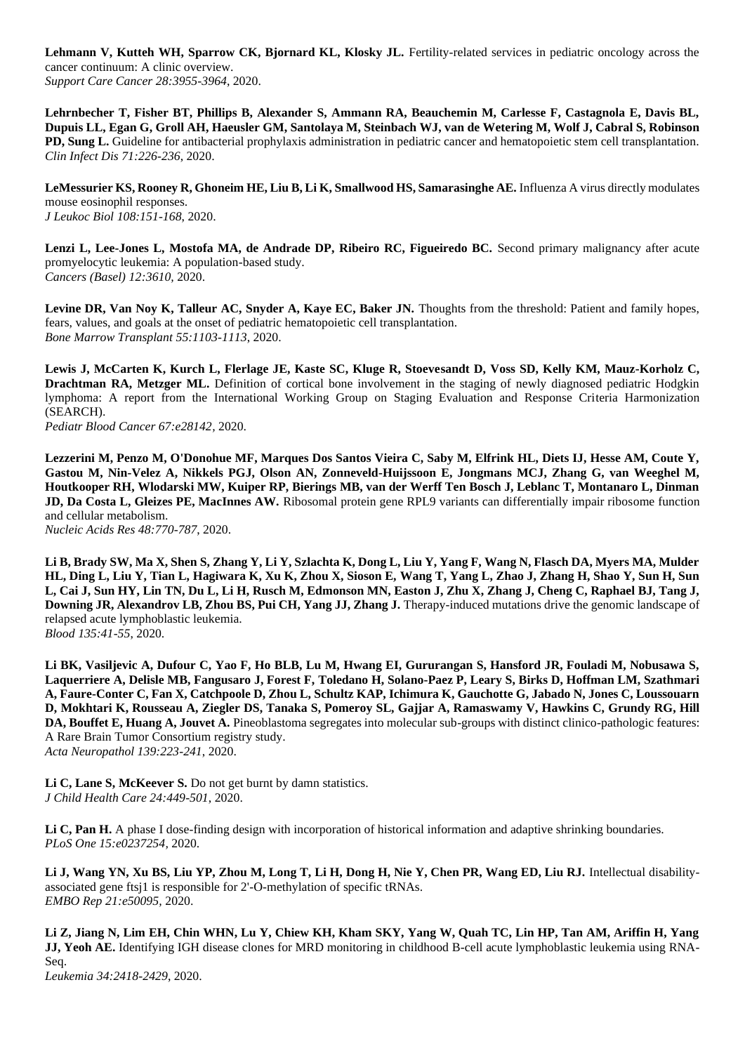**Lehmann V, Kutteh WH, Sparrow CK, Bjornard KL, Klosky JL.** Fertility-related services in pediatric oncology across the cancer continuum: A clinic overview.
*Support Care Cancer 28:3955-3964*, 2020.

**Lehrnbecher T, Fisher BT, Phillips B, Alexander S, Ammann RA, Beauchemin M, Carlesse F, Castagnola E, Davis BL, Dupuis LL, Egan G, Groll AH, Haeusler GM, Santolaya M, Steinbach WJ, van de Wetering M, Wolf J, Cabral S, Robinson PD, Sung L.** Guideline for antibacterial prophylaxis administration in pediatric cancer and hematopoietic stem cell transplantation.
*Clin Infect Dis 71:226-236*, 2020.

**LeMessurier KS, Rooney R, Ghoneim HE, Liu B, Li K, Smallwood HS, Samarasinghe AE.** Influenza A virus directly modulates mouse eosinophil responses.
*J Leukoc Biol 108:151-168*, 2020.

**Lenzi L, Lee-Jones L, Mostofa MA, de Andrade DP, Ribeiro RC, Figueiredo BC.** Second primary malignancy after acute promyelocytic leukemia: A population-based study.
*Cancers (Basel) 12:3610*, 2020.

**Levine DR, Van Noy K, Talleur AC, Snyder A, Kaye EC, Baker JN.** Thoughts from the threshold: Patient and family hopes, fears, values, and goals at the onset of pediatric hematopoietic cell transplantation.
*Bone Marrow Transplant 55:1103-1113*, 2020.

**Lewis J, McCarten K, Kurch L, Flerlage JE, Kaste SC, Kluge R, Stoevesandt D, Voss SD, Kelly KM, Mauz-Korholz C, Drachtman RA, Metzger ML.** Definition of cortical bone involvement in the staging of newly diagnosed pediatric Hodgkin lymphoma: A report from the International Working Group on Staging Evaluation and Response Criteria Harmonization (SEARCH).
*Pediatr Blood Cancer 67:e28142*, 2020.

**Lezzerini M, Penzo M, O'Donohue MF, Marques Dos Santos Vieira C, Saby M, Elfrink HL, Diets IJ, Hesse AM, Coute Y, Gastou M, Nin-Velez A, Nikkels PGJ, Olson AN, Zonneveld-Huijssoon E, Jongmans MCJ, Zhang G, van Weeghel M, Houtkooper RH, Wlodarski MW, Kuiper RP, Bierings MB, van der Werff Ten Bosch J, Leblanc T, Montanaro L, Dinman JD, Da Costa L, Gleizes PE, MacInnes AW.** Ribosomal protein gene RPL9 variants can differentially impair ribosome function and cellular metabolism.
*Nucleic Acids Res 48:770-787*, 2020.

**Li B, Brady SW, Ma X, Shen S, Zhang Y, Li Y, Szlachta K, Dong L, Liu Y, Yang F, Wang N, Flasch DA, Myers MA, Mulder HL, Ding L, Liu Y, Tian L, Hagiwara K, Xu K, Zhou X, Sioson E, Wang T, Yang L, Zhao J, Zhang H, Shao Y, Sun H, Sun L, Cai J, Sun HY, Lin TN, Du L, Li H, Rusch M, Edmonson MN, Easton J, Zhu X, Zhang J, Cheng C, Raphael BJ, Tang J, Downing JR, Alexandrov LB, Zhou BS, Pui CH, Yang JJ, Zhang J.** Therapy-induced mutations drive the genomic landscape of relapsed acute lymphoblastic leukemia.
*Blood 135:41-55*, 2020.

**Li BK, Vasiljevic A, Dufour C, Yao F, Ho BLB, Lu M, Hwang EI, Gururangan S, Hansford JR, Fouladi M, Nobusawa S, Laquerriere A, Delisle MB, Fangusaro J, Forest F, Toledano H, Solano-Paez P, Leary S, Birks D, Hoffman LM, Szathmari A, Faure-Conter C, Fan X, Catchpoole D, Zhou L, Schultz KAP, Ichimura K, Gauchotte G, Jabado N, Jones C, Loussouarn D, Mokhtari K, Rousseau A, Ziegler DS, Tanaka S, Pomeroy SL, Gajjar A, Ramaswamy V, Hawkins C, Grundy RG, Hill DA, Bouffet E, Huang A, Jouvet A.** Pineoblastoma segregates into molecular sub-groups with distinct clinico-pathologic features: A Rare Brain Tumor Consortium registry study.
*Acta Neuropathol 139:223-241*, 2020.

**Li C, Lane S, McKeever S.** Do not get burnt by damn statistics.
*J Child Health Care 24:449-501*, 2020.

**Li C, Pan H.** A phase I dose-finding design with incorporation of historical information and adaptive shrinking boundaries.
*PLoS One 15:e0237254*, 2020.

**Li J, Wang YN, Xu BS, Liu YP, Zhou M, Long T, Li H, Dong H, Nie Y, Chen PR, Wang ED, Liu RJ.** Intellectual disability-associated gene ftsj1 is responsible for 2'-O-methylation of specific tRNAs.
*EMBO Rep 21:e50095*, 2020.

**Li Z, Jiang N, Lim EH, Chin WHN, Lu Y, Chiew KH, Kham SKY, Yang W, Quah TC, Lin HP, Tan AM, Ariffin H, Yang JJ, Yeoh AE.** Identifying IGH disease clones for MRD monitoring in childhood B-cell acute lymphoblastic leukemia using RNA-Seq.
*Leukemia 34:2418-2429*, 2020.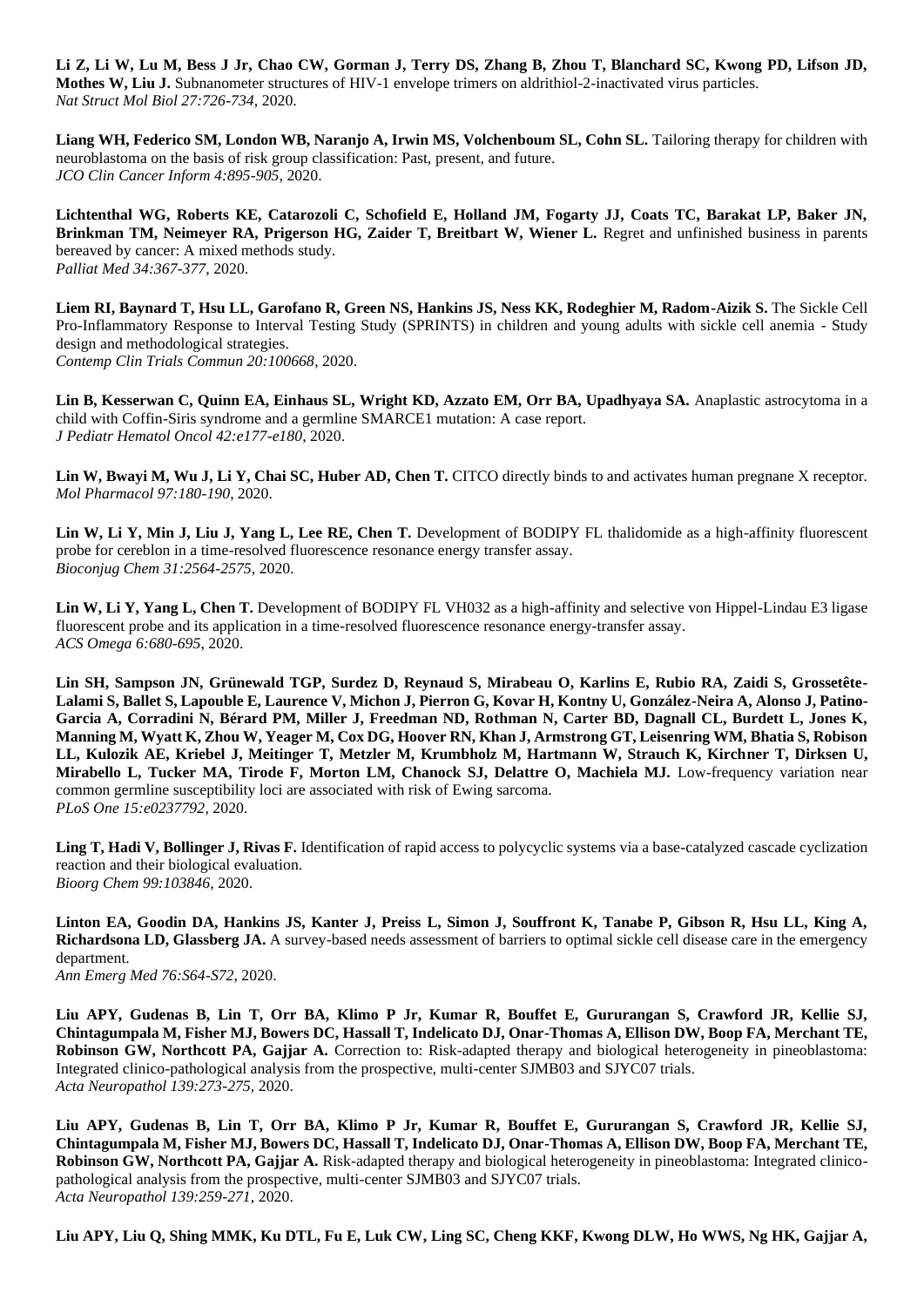**Li Z, Li W, Lu M, Bess J Jr, Chao CW, Gorman J, Terry DS, Zhang B, Zhou T, Blanchard SC, Kwong PD, Lifson JD, Mothes W, Liu J.** Subnanometer structures of HIV-1 envelope trimers on aldrithiol-2-inactivated virus particles.
*Nat Struct Mol Biol 27:726-734*, 2020.

**Liang WH, Federico SM, London WB, Naranjo A, Irwin MS, Volchenboum SL, Cohn SL.** Tailoring therapy for children with neuroblastoma on the basis of risk group classification: Past, present, and future.
*JCO Clin Cancer Inform 4:895-905*, 2020.

**Lichtenthal WG, Roberts KE, Catarozoli C, Schofield E, Holland JM, Fogarty JJ, Coats TC, Barakat LP, Baker JN, Brinkman TM, Neimeyer RA, Prigerson HG, Zaider T, Breitbart W, Wiener L.** Regret and unfinished business in parents bereaved by cancer: A mixed methods study.
*Palliat Med 34:367-377*, 2020.

**Liem RI, Baynard T, Hsu LL, Garofano R, Green NS, Hankins JS, Ness KK, Rodeghier M, Radom-Aizik S.** The Sickle Cell Pro-Inflammatory Response to Interval Testing Study (SPRINTS) in children and young adults with sickle cell anemia - Study design and methodological strategies.
*Contemp Clin Trials Commun 20:100668*, 2020.

**Lin B, Kesserwan C, Quinn EA, Einhaus SL, Wright KD, Azzato EM, Orr BA, Upadhyaya SA.** Anaplastic astrocytoma in a child with Coffin-Siris syndrome and a germline SMARCE1 mutation: A case report.
*J Pediatr Hematol Oncol 42:e177-e180*, 2020.

**Lin W, Bwayi M, Wu J, Li Y, Chai SC, Huber AD, Chen T.** CITCO directly binds to and activates human pregnane X receptor.
*Mol Pharmacol 97:180-190*, 2020.

**Lin W, Li Y, Min J, Liu J, Yang L, Lee RE, Chen T.** Development of BODIPY FL thalidomide as a high-affinity fluorescent probe for cereblon in a time-resolved fluorescence resonance energy transfer assay.
*Bioconjug Chem 31:2564-2575*, 2020.

**Lin W, Li Y, Yang L, Chen T.** Development of BODIPY FL VH032 as a high-affinity and selective von Hippel-Lindau E3 ligase fluorescent probe and its application in a time-resolved fluorescence resonance energy-transfer assay.
*ACS Omega 6:680-695*, 2020.

**Lin SH, Sampson JN, Grünewald TGP, Surdez D, Reynaud S, Mirabeau O, Karlins E, Rubio RA, Zaidi S, Grossetête-Lalami S, Ballet S, Lapouble E, Laurence V, Michon J, Pierron G, Kovar H, Kontny U, González-Neira A, Alonso J, Patino-Garcia A, Corradini N, Bérard PM, Miller J, Freedman ND, Rothman N, Carter BD, Dagnall CL, Burdett L, Jones K, Manning M, Wyatt K, Zhou W, Yeager M, Cox DG, Hoover RN, Khan J, Armstrong GT, Leisenring WM, Bhatia S, Robison LL, Kulozik AE, Kriebel J, Meitinger T, Metzler M, Krumbholz M, Hartmann W, Strauch K, Kirchner T, Dirksen U, Mirabello L, Tucker MA, Tirode F, Morton LM, Chanock SJ, Delattre O, Machiela MJ.** Low-frequency variation near common germline susceptibility loci are associated with risk of Ewing sarcoma.
*PLoS One 15:e0237792*, 2020.

**Ling T, Hadi V, Bollinger J, Rivas F.** Identification of rapid access to polycyclic systems via a base-catalyzed cascade cyclization reaction and their biological evaluation.
*Bioorg Chem 99:103846*, 2020.

**Linton EA, Goodin DA, Hankins JS, Kanter J, Preiss L, Simon J, Souffront K, Tanabe P, Gibson R, Hsu LL, King A, Richardsona LD, Glassberg JA.** A survey-based needs assessment of barriers to optimal sickle cell disease care in the emergency department.
*Ann Emerg Med 76:S64-S72*, 2020.

**Liu APY, Gudenas B, Lin T, Orr BA, Klimo P Jr, Kumar R, Bouffet E, Gururangan S, Crawford JR, Kellie SJ, Chintagumpala M, Fisher MJ, Bowers DC, Hassall T, Indelicato DJ, Onar-Thomas A, Ellison DW, Boop FA, Merchant TE, Robinson GW, Northcott PA, Gajjar A.** Correction to: Risk-adapted therapy and biological heterogeneity in pineoblastoma: Integrated clinico-pathological analysis from the prospective, multi-center SJMB03 and SJYC07 trials.
*Acta Neuropathol 139:273-275*, 2020.

**Liu APY, Gudenas B, Lin T, Orr BA, Klimo P Jr, Kumar R, Bouffet E, Gururangan S, Crawford JR, Kellie SJ, Chintagumpala M, Fisher MJ, Bowers DC, Hassall T, Indelicato DJ, Onar-Thomas A, Ellison DW, Boop FA, Merchant TE, Robinson GW, Northcott PA, Gajjar A.** Risk-adapted therapy and biological heterogeneity in pineoblastoma: Integrated clinico-pathological analysis from the prospective, multi-center SJMB03 and SJYC07 trials.
*Acta Neuropathol 139:259-271*, 2020.

**Liu APY, Liu Q, Shing MMK, Ku DTL, Fu E, Luk CW, Ling SC, Cheng KKF, Kwong DLW, Ho WWS, Ng HK, Gajjar A,**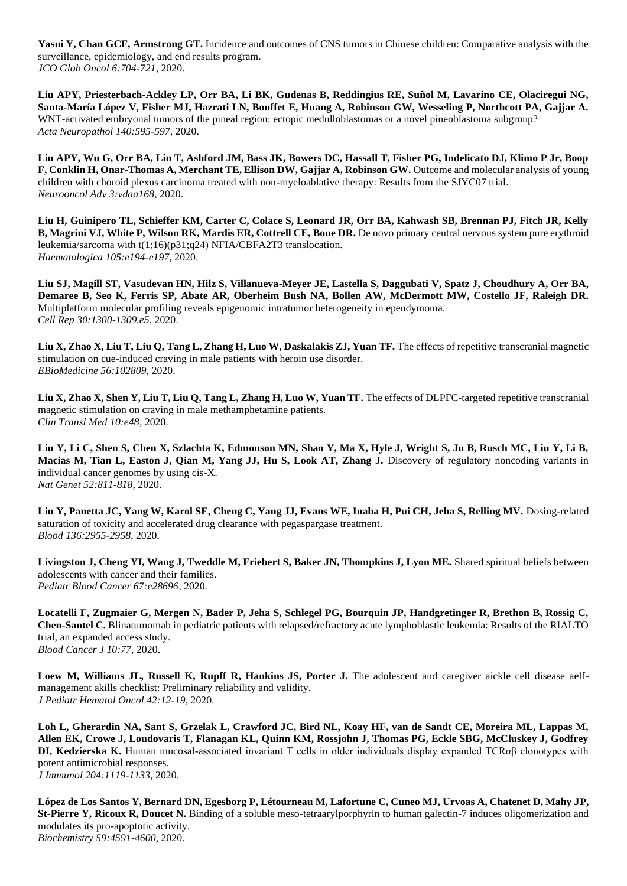**Yasui Y, Chan GCF, Armstrong GT.** Incidence and outcomes of CNS tumors in Chinese children: Comparative analysis with the surveillance, epidemiology, and end results program.
*JCO Glob Oncol 6:704-721*, 2020.

**Liu APY, Priesterbach-Ackley LP, Orr BA, Li BK, Gudenas B, Reddingius RE, Suñol M, Lavarino CE, Olaciregui NG, Santa-María López V, Fisher MJ, Hazrati LN, Bouffet E, Huang A, Robinson GW, Wesseling P, Northcott PA, Gajjar A.** WNT-activated embryonal tumors of the pineal region: ectopic medulloblastomas or a novel pineoblastoma subgroup?
*Acta Neuropathol 140:595-597*, 2020.

**Liu APY, Wu G, Orr BA, Lin T, Ashford JM, Bass JK, Bowers DC, Hassall T, Fisher PG, Indelicato DJ, Klimo P Jr, Boop F, Conklin H, Onar-Thomas A, Merchant TE, Ellison DW, Gajjar A, Robinson GW.** Outcome and molecular analysis of young children with choroid plexus carcinoma treated with non-myeloablative therapy: Results from the SJYC07 trial.
*Neurooncol Adv 3:vdaa168*, 2020.

**Liu H, Guinipero TL, Schieffer KM, Carter C, Colace S, Leonard JR, Orr BA, Kahwash SB, Brennan PJ, Fitch JR, Kelly B, Magrini VJ, White P, Wilson RK, Mardis ER, Cottrell CE, Boue DR.** De novo primary central nervous system pure erythroid leukemia/sarcoma with t(1;16)(p31;q24) NFIA/CBFA2T3 translocation.
*Haematologica 105:e194-e197*, 2020.

**Liu SJ, Magill ST, Vasudevan HN, Hilz S, Villanueva-Meyer JE, Lastella S, Daggubati V, Spatz J, Choudhury A, Orr BA, Demaree B, Seo K, Ferris SP, Abate AR, Oberheim Bush NA, Bollen AW, McDermott MW, Costello JF, Raleigh DR.** Multiplatform molecular profiling reveals epigenomic intratumor heterogeneity in ependymoma.
*Cell Rep 30:1300-1309.e5*, 2020.

**Liu X, Zhao X, Liu T, Liu Q, Tang L, Zhang H, Luo W, Daskalakis ZJ, Yuan TF.** The effects of repetitive transcranial magnetic stimulation on cue-induced craving in male patients with heroin use disorder.
*EBioMedicine 56:102809*, 2020.

**Liu X, Zhao X, Shen Y, Liu T, Liu Q, Tang L, Zhang H, Luo W, Yuan TF.** The effects of DLPFC-targeted repetitive transcranial magnetic stimulation on craving in male methamphetamine patients.
*Clin Transl Med 10:e48*, 2020.

**Liu Y, Li C, Shen S, Chen X, Szlachta K, Edmonson MN, Shao Y, Ma X, Hyle J, Wright S, Ju B, Rusch MC, Liu Y, Li B, Macias M, Tian L, Easton J, Qian M, Yang JJ, Hu S, Look AT, Zhang J.** Discovery of regulatory noncoding variants in individual cancer genomes by using cis-X.
*Nat Genet 52:811-818*, 2020.

**Liu Y, Panetta JC, Yang W, Karol SE, Cheng C, Yang JJ, Evans WE, Inaba H, Pui CH, Jeha S, Relling MV.** Dosing-related saturation of toxicity and accelerated drug clearance with pegaspargase treatment.
*Blood 136:2955-2958*, 2020.

**Livingston J, Cheng YI, Wang J, Tweddle M, Friebert S, Baker JN, Thompkins J, Lyon ME.** Shared spiritual beliefs between adolescents with cancer and their families.
*Pediatr Blood Cancer 67:e28696*, 2020.

**Locatelli F, Zugmaier G, Mergen N, Bader P, Jeha S, Schlegel PG, Bourquin JP, Handgretinger R, Brethon B, Rossig C, Chen-Santel C.** Blinatumomab in pediatric patients with relapsed/refractory acute lymphoblastic leukemia: Results of the RIALTO trial, an expanded access study.
*Blood Cancer J 10:77*, 2020.

**Loew M, Williams JL, Russell K, Rupff R, Hankins JS, Porter J.** The adolescent and caregiver aickle cell disease aelf-management akills checklist: Preliminary reliability and validity.
*J Pediatr Hematol Oncol 42:12-19*, 2020.

**Loh L, Gherardin NA, Sant S, Grzelak L, Crawford JC, Bird NL, Koay HF, van de Sandt CE, Moreira ML, Lappas M, Allen EK, Crowe J, Loudovaris T, Flanagan KL, Quinn KM, Rossjohn J, Thomas PG, Eckle SBG, McCluskey J, Godfrey DI, Kedzierska K.** Human mucosal-associated invariant T cells in older individuals display expanded TCRαβ clonotypes with potent antimicrobial responses.
*J Immunol 204:1119-1133*, 2020.

**López de Los Santos Y, Bernard DN, Egesborg P, Létourneau M, Lafortune C, Cuneo MJ, Urvoas A, Chatenet D, Mahy JP, St-Pierre Y, Ricoux R, Doucet N.** Binding of a soluble meso-tetraarylporphyrin to human galectin-7 induces oligomerization and modulates its pro-apoptotic activity.
*Biochemistry 59:4591-4600*, 2020.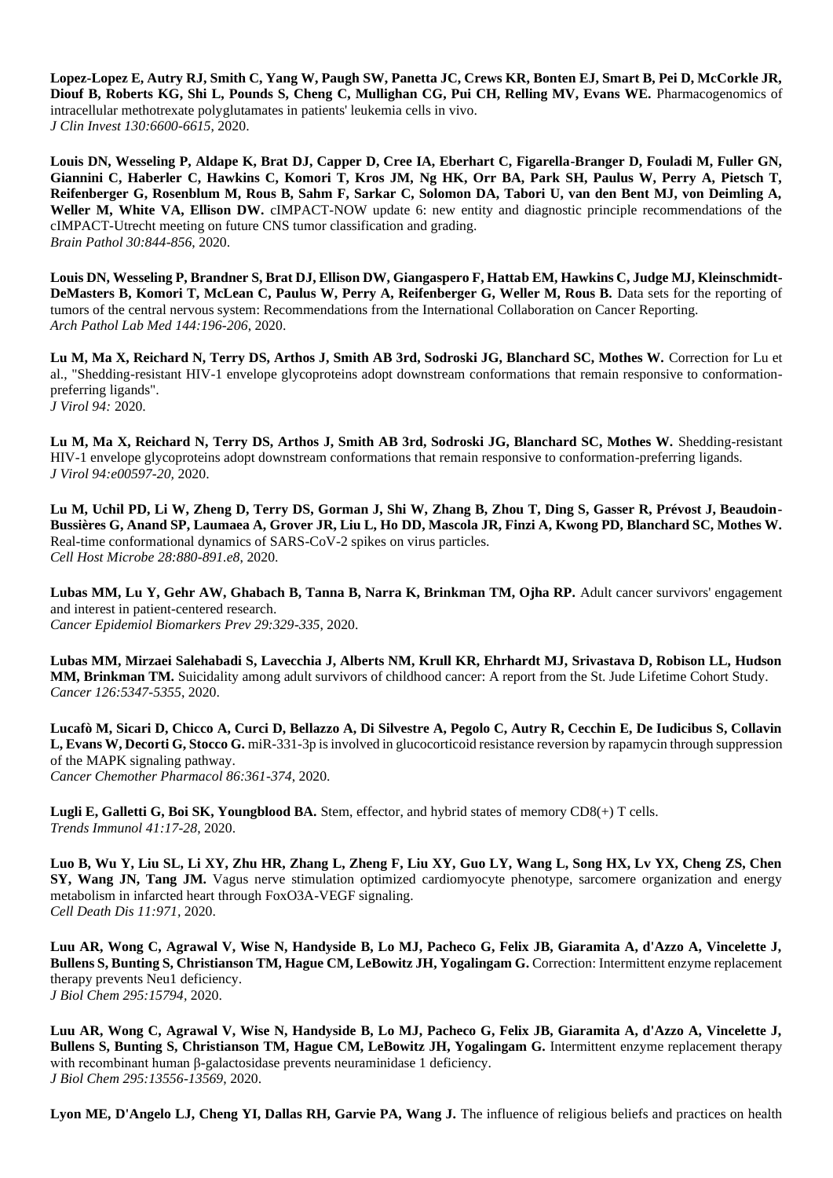**Lopez-Lopez E, Autry RJ, Smith C, Yang W, Paugh SW, Panetta JC, Crews KR, Bonten EJ, Smart B, Pei D, McCorkle JR, Diouf B, Roberts KG, Shi L, Pounds S, Cheng C, Mullighan CG, Pui CH, Relling MV, Evans WE.** Pharmacogenomics of intracellular methotrexate polyglutamates in patients' leukemia cells in vivo.
*J Clin Invest 130:6600-6615*, 2020.

**Louis DN, Wesseling P, Aldape K, Brat DJ, Capper D, Cree IA, Eberhart C, Figarella-Branger D, Fouladi M, Fuller GN, Giannini C, Haberler C, Hawkins C, Komori T, Kros JM, Ng HK, Orr BA, Park SH, Paulus W, Perry A, Pietsch T, Reifenberger G, Rosenblum M, Rous B, Sahm F, Sarkar C, Solomon DA, Tabori U, van den Bent MJ, von Deimling A, Weller M, White VA, Ellison DW.** cIMPACT-NOW update 6: new entity and diagnostic principle recommendations of the cIMPACT-Utrecht meeting on future CNS tumor classification and grading.
*Brain Pathol 30:844-856*, 2020.

**Louis DN, Wesseling P, Brandner S, Brat DJ, Ellison DW, Giangaspero F, Hattab EM, Hawkins C, Judge MJ, Kleinschmidt-DeMasters B, Komori T, McLean C, Paulus W, Perry A, Reifenberger G, Weller M, Rous B.** Data sets for the reporting of tumors of the central nervous system: Recommendations from the International Collaboration on Cancer Reporting.
*Arch Pathol Lab Med 144:196-206*, 2020.

**Lu M, Ma X, Reichard N, Terry DS, Arthos J, Smith AB 3rd, Sodroski JG, Blanchard SC, Mothes W.** Correction for Lu et al., "Shedding-resistant HIV-1 envelope glycoproteins adopt downstream conformations that remain responsive to conformation-preferring ligands".
*J Virol 94:* 2020.

**Lu M, Ma X, Reichard N, Terry DS, Arthos J, Smith AB 3rd, Sodroski JG, Blanchard SC, Mothes W.** Shedding-resistant HIV-1 envelope glycoproteins adopt downstream conformations that remain responsive to conformation-preferring ligands.
*J Virol 94:e00597-20*, 2020.

**Lu M, Uchil PD, Li W, Zheng D, Terry DS, Gorman J, Shi W, Zhang B, Zhou T, Ding S, Gasser R, Prévost J, Beaudoin-Bussières G, Anand SP, Laumaea A, Grover JR, Liu L, Ho DD, Mascola JR, Finzi A, Kwong PD, Blanchard SC, Mothes W.** Real-time conformational dynamics of SARS-CoV-2 spikes on virus particles.
*Cell Host Microbe 28:880-891.e8*, 2020.

**Lubas MM, Lu Y, Gehr AW, Ghabach B, Tanna B, Narra K, Brinkman TM, Ojha RP.** Adult cancer survivors' engagement and interest in patient-centered research.
*Cancer Epidemiol Biomarkers Prev 29:329-335*, 2020.

**Lubas MM, Mirzaei Salehabadi S, Lavecchia J, Alberts NM, Krull KR, Ehrhardt MJ, Srivastava D, Robison LL, Hudson MM, Brinkman TM.** Suicidality among adult survivors of childhood cancer: A report from the St. Jude Lifetime Cohort Study.
*Cancer 126:5347-5355*, 2020.

**Lucafò M, Sicari D, Chicco A, Curci D, Bellazzo A, Di Silvestre A, Pegolo C, Autry R, Cecchin E, De Iudicibus S, Collavin L, Evans W, Decorti G, Stocco G.** miR-331-3p is involved in glucocorticoid resistance reversion by rapamycin through suppression of the MAPK signaling pathway.
*Cancer Chemother Pharmacol 86:361-374*, 2020.

**Lugli E, Galletti G, Boi SK, Youngblood BA.** Stem, effector, and hybrid states of memory CD8(+) T cells.
*Trends Immunol 41:17-28*, 2020.

**Luo B, Wu Y, Liu SL, Li XY, Zhu HR, Zhang L, Zheng F, Liu XY, Guo LY, Wang L, Song HX, Lv YX, Cheng ZS, Chen SY, Wang JN, Tang JM.** Vagus nerve stimulation optimized cardiomyocyte phenotype, sarcomere organization and energy metabolism in infarcted heart through FoxO3A-VEGF signaling.
*Cell Death Dis 11:971*, 2020.

**Luu AR, Wong C, Agrawal V, Wise N, Handyside B, Lo MJ, Pacheco G, Felix JB, Giaramita A, d'Azzo A, Vincelette J, Bullens S, Bunting S, Christianson TM, Hague CM, LeBowitz JH, Yogalingam G.** Correction: Intermittent enzyme replacement therapy prevents Neu1 deficiency.
*J Biol Chem 295:15794*, 2020.

**Luu AR, Wong C, Agrawal V, Wise N, Handyside B, Lo MJ, Pacheco G, Felix JB, Giaramita A, d'Azzo A, Vincelette J, Bullens S, Bunting S, Christianson TM, Hague CM, LeBowitz JH, Yogalingam G.** Intermittent enzyme replacement therapy with recombinant human β-galactosidase prevents neuraminidase 1 deficiency.
*J Biol Chem 295:13556-13569*, 2020.

**Lyon ME, D'Angelo LJ, Cheng YI, Dallas RH, Garvie PA, Wang J.** The influence of religious beliefs and practices on health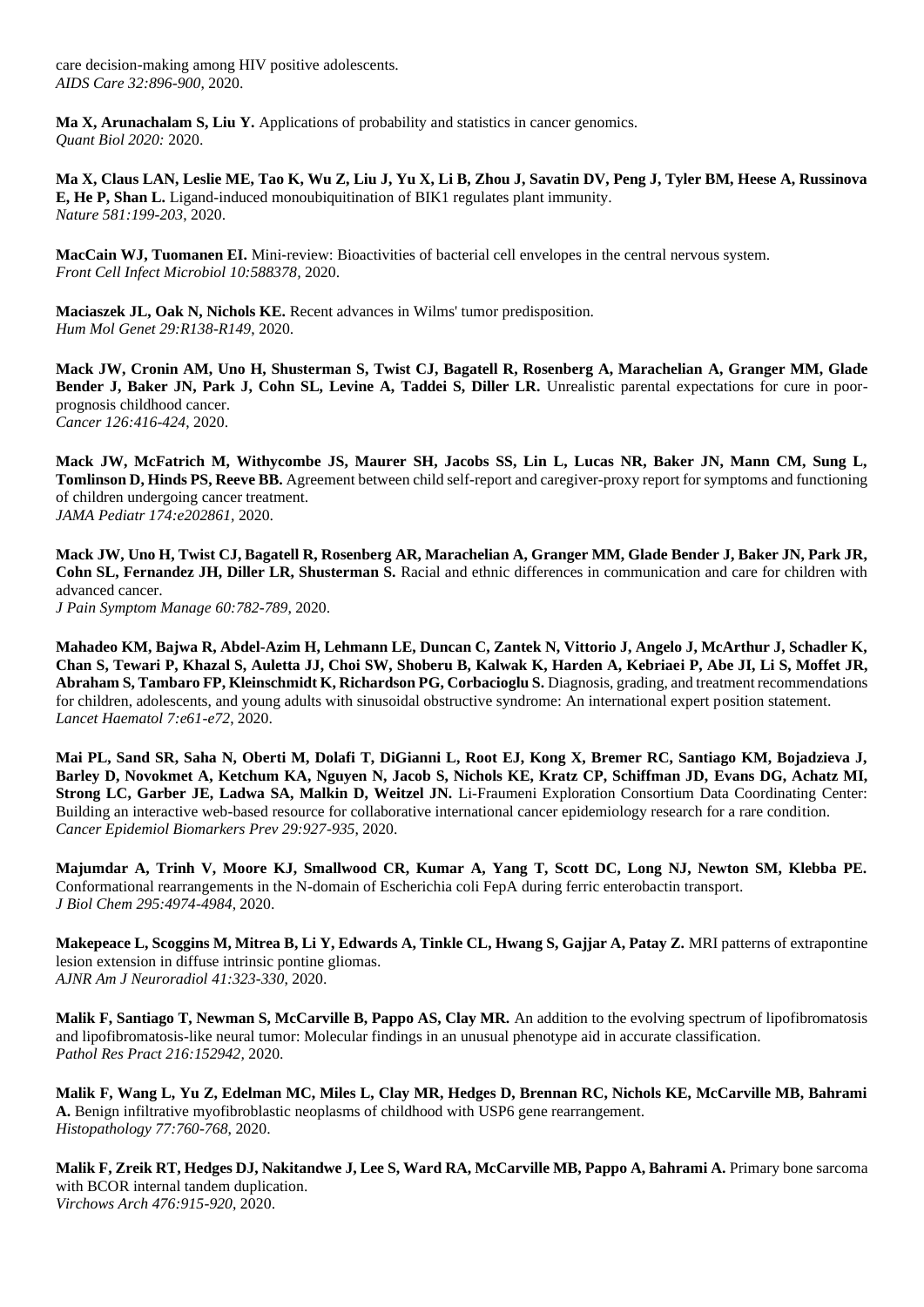care decision-making among HIV positive adolescents.
*AIDS Care 32:896-900*, 2020.

**Ma X, Arunachalam S, Liu Y.** Applications of probability and statistics in cancer genomics.
*Quant Biol 2020:* 2020.

**Ma X, Claus LAN, Leslie ME, Tao K, Wu Z, Liu J, Yu X, Li B, Zhou J, Savatin DV, Peng J, Tyler BM, Heese A, Russinova E, He P, Shan L.** Ligand-induced monoubiquitination of BIK1 regulates plant immunity.
*Nature 581:199-203*, 2020.

**MacCain WJ, Tuomanen EI.** Mini-review: Bioactivities of bacterial cell envelopes in the central nervous system.
*Front Cell Infect Microbiol 10:588378*, 2020.

**Maciaszek JL, Oak N, Nichols KE.** Recent advances in Wilms' tumor predisposition.
*Hum Mol Genet 29:R138-R149*, 2020.

**Mack JW, Cronin AM, Uno H, Shusterman S, Twist CJ, Bagatell R, Rosenberg A, Marachelian A, Granger MM, Glade Bender J, Baker JN, Park J, Cohn SL, Levine A, Taddei S, Diller LR.** Unrealistic parental expectations for cure in poor-prognosis childhood cancer.
*Cancer 126:416-424*, 2020.

**Mack JW, McFatrich M, Withycombe JS, Maurer SH, Jacobs SS, Lin L, Lucas NR, Baker JN, Mann CM, Sung L, Tomlinson D, Hinds PS, Reeve BB.** Agreement between child self-report and caregiver-proxy report for symptoms and functioning of children undergoing cancer treatment.
*JAMA Pediatr 174:e202861*, 2020.

**Mack JW, Uno H, Twist CJ, Bagatell R, Rosenberg AR, Marachelian A, Granger MM, Glade Bender J, Baker JN, Park JR, Cohn SL, Fernandez JH, Diller LR, Shusterman S.** Racial and ethnic differences in communication and care for children with advanced cancer.
*J Pain Symptom Manage 60:782-789*, 2020.

**Mahadeo KM, Bajwa R, Abdel-Azim H, Lehmann LE, Duncan C, Zantek N, Vittorio J, Angelo J, McArthur J, Schadler K, Chan S, Tewari P, Khazal S, Auletta JJ, Choi SW, Shoberu B, Kalwak K, Harden A, Kebriaei P, Abe JI, Li S, Moffet JR, Abraham S, Tambaro FP, Kleinschmidt K, Richardson PG, Corbacioglu S.** Diagnosis, grading, and treatment recommendations for children, adolescents, and young adults with sinusoidal obstructive syndrome: An international expert position statement.
*Lancet Haematol 7:e61-e72*, 2020.

**Mai PL, Sand SR, Saha N, Oberti M, Dolafi T, DiGianni L, Root EJ, Kong X, Bremer RC, Santiago KM, Bojadzieva J, Barley D, Novokmet A, Ketchum KA, Nguyen N, Jacob S, Nichols KE, Kratz CP, Schiffman JD, Evans DG, Achatz MI, Strong LC, Garber JE, Ladwa SA, Malkin D, Weitzel JN.** Li-Fraumeni Exploration Consortium Data Coordinating Center: Building an interactive web-based resource for collaborative international cancer epidemiology research for a rare condition.
*Cancer Epidemiol Biomarkers Prev 29:927-935*, 2020.

**Majumdar A, Trinh V, Moore KJ, Smallwood CR, Kumar A, Yang T, Scott DC, Long NJ, Newton SM, Klebba PE.** Conformational rearrangements in the N-domain of Escherichia coli FepA during ferric enterobactin transport.
*J Biol Chem 295:4974-4984*, 2020.

**Makepeace L, Scoggins M, Mitrea B, Li Y, Edwards A, Tinkle CL, Hwang S, Gajjar A, Patay Z.** MRI patterns of extrapontine lesion extension in diffuse intrinsic pontine gliomas.
*AJNR Am J Neuroradiol 41:323-330*, 2020.

**Malik F, Santiago T, Newman S, McCarville B, Pappo AS, Clay MR.** An addition to the evolving spectrum of lipofibromatosis and lipofibromatosis-like neural tumor: Molecular findings in an unusual phenotype aid in accurate classification.
*Pathol Res Pract 216:152942*, 2020.

**Malik F, Wang L, Yu Z, Edelman MC, Miles L, Clay MR, Hedges D, Brennan RC, Nichols KE, McCarville MB, Bahrami A.** Benign infiltrative myofibroblastic neoplasms of childhood with USP6 gene rearrangement.
*Histopathology 77:760-768*, 2020.

**Malik F, Zreik RT, Hedges DJ, Nakitandwe J, Lee S, Ward RA, McCarville MB, Pappo A, Bahrami A.** Primary bone sarcoma with BCOR internal tandem duplication.
*Virchows Arch 476:915-920*, 2020.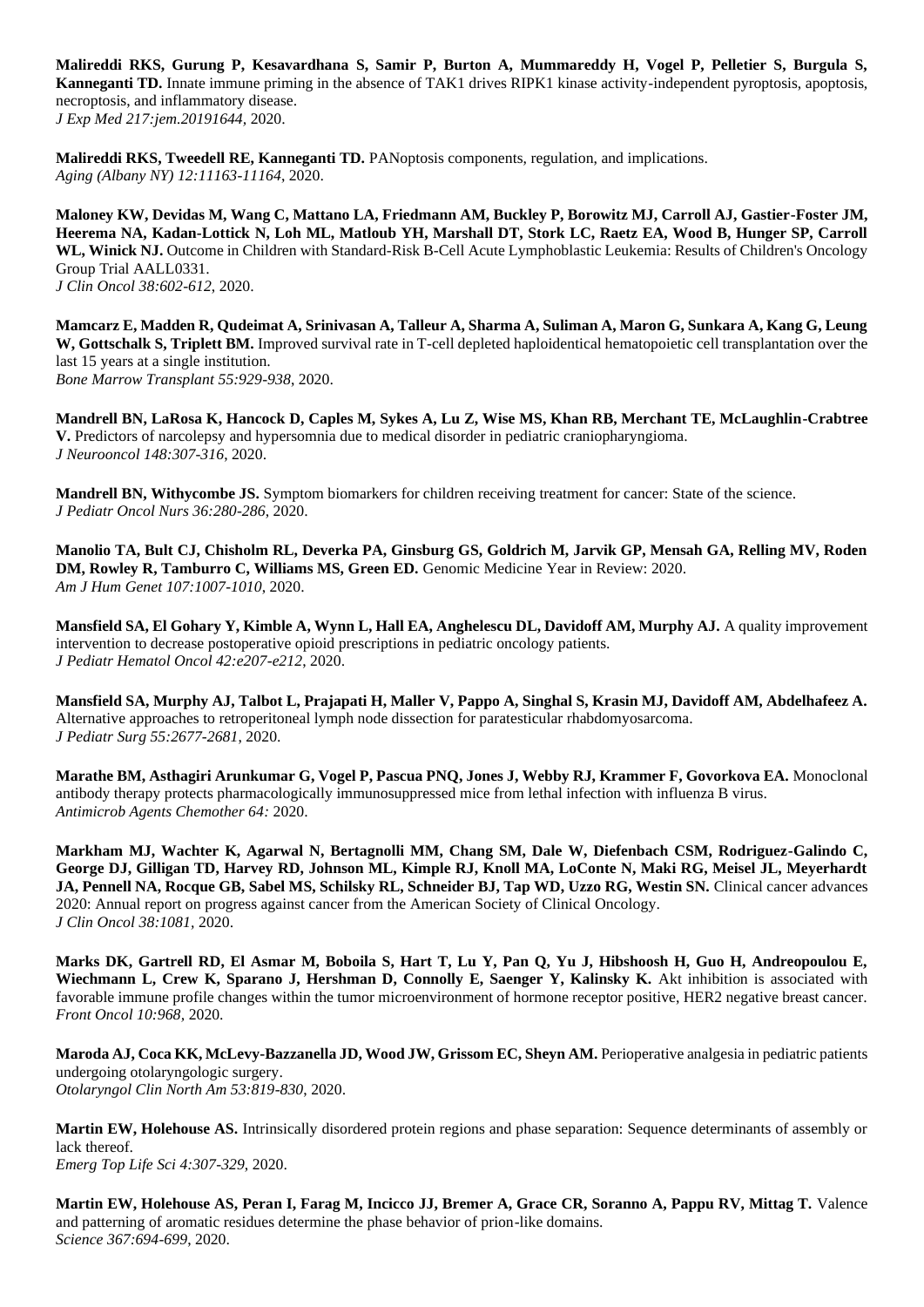**Malireddi RKS, Gurung P, Kesavardhana S, Samir P, Burton A, Mummareddy H, Vogel P, Pelletier S, Burgula S, Kanneganti TD.** Innate immune priming in the absence of TAK1 drives RIPK1 kinase activity-independent pyroptosis, apoptosis, necroptosis, and inflammatory disease.
*J Exp Med 217:jem.20191644*, 2020.

**Malireddi RKS, Tweedell RE, Kanneganti TD.** PANoptosis components, regulation, and implications.
*Aging (Albany NY) 12:11163-11164*, 2020.

**Maloney KW, Devidas M, Wang C, Mattano LA, Friedmann AM, Buckley P, Borowitz MJ, Carroll AJ, Gastier-Foster JM, Heerema NA, Kadan-Lottick N, Loh ML, Matloub YH, Marshall DT, Stork LC, Raetz EA, Wood B, Hunger SP, Carroll WL, Winick NJ.** Outcome in Children with Standard-Risk B-Cell Acute Lymphoblastic Leukemia: Results of Children's Oncology Group Trial AALL0331.
*J Clin Oncol 38:602-612*, 2020.

**Mamcarz E, Madden R, Qudeimat A, Srinivasan A, Talleur A, Sharma A, Suliman A, Maron G, Sunkara A, Kang G, Leung W, Gottschalk S, Triplett BM.** Improved survival rate in T-cell depleted haploidentical hematopoietic cell transplantation over the last 15 years at a single institution.
*Bone Marrow Transplant 55:929-938*, 2020.

**Mandrell BN, LaRosa K, Hancock D, Caples M, Sykes A, Lu Z, Wise MS, Khan RB, Merchant TE, McLaughlin-Crabtree V.** Predictors of narcolepsy and hypersomnia due to medical disorder in pediatric craniopharyngioma.
*J Neurooncol 148:307-316*, 2020.

**Mandrell BN, Withycombe JS.** Symptom biomarkers for children receiving treatment for cancer: State of the science.
*J Pediatr Oncol Nurs 36:280-286*, 2020.

**Manolio TA, Bult CJ, Chisholm RL, Deverka PA, Ginsburg GS, Goldrich M, Jarvik GP, Mensah GA, Relling MV, Roden DM, Rowley R, Tamburro C, Williams MS, Green ED.** Genomic Medicine Year in Review: 2020.
*Am J Hum Genet 107:1007-1010*, 2020.

**Mansfield SA, El Gohary Y, Kimble A, Wynn L, Hall EA, Anghelescu DL, Davidoff AM, Murphy AJ.** A quality improvement intervention to decrease postoperative opioid prescriptions in pediatric oncology patients.
*J Pediatr Hematol Oncol 42:e207-e212*, 2020.

**Mansfield SA, Murphy AJ, Talbot L, Prajapati H, Maller V, Pappo A, Singhal S, Krasin MJ, Davidoff AM, Abdelhafeez A.** Alternative approaches to retroperitoneal lymph node dissection for paratesticular rhabdomyosarcoma.
*J Pediatr Surg 55:2677-2681*, 2020.

**Marathe BM, Asthagiri Arunkumar G, Vogel P, Pascua PNQ, Jones J, Webby RJ, Krammer F, Govorkova EA.** Monoclonal antibody therapy protects pharmacologically immunosuppressed mice from lethal infection with influenza B virus.
*Antimicrob Agents Chemother 64:* 2020.

**Markham MJ, Wachter K, Agarwal N, Bertagnolli MM, Chang SM, Dale W, Diefenbach CSM, Rodriguez-Galindo C, George DJ, Gilligan TD, Harvey RD, Johnson ML, Kimple RJ, Knoll MA, LoConte N, Maki RG, Meisel JL, Meyerhardt JA, Pennell NA, Rocque GB, Sabel MS, Schilsky RL, Schneider BJ, Tap WD, Uzzo RG, Westin SN.** Clinical cancer advances 2020: Annual report on progress against cancer from the American Society of Clinical Oncology.
*J Clin Oncol 38:1081*, 2020.

**Marks DK, Gartrell RD, El Asmar M, Boboila S, Hart T, Lu Y, Pan Q, Yu J, Hibshoosh H, Guo H, Andreopoulou E, Wiechmann L, Crew K, Sparano J, Hershman D, Connolly E, Saenger Y, Kalinsky K.** Akt inhibition is associated with favorable immune profile changes within the tumor microenvironment of hormone receptor positive, HER2 negative breast cancer.
*Front Oncol 10:968*, 2020.

**Maroda AJ, Coca KK, McLevy-Bazzanella JD, Wood JW, Grissom EC, Sheyn AM.** Perioperative analgesia in pediatric patients undergoing otolaryngologic surgery.
*Otolaryngol Clin North Am 53:819-830*, 2020.

**Martin EW, Holehouse AS.** Intrinsically disordered protein regions and phase separation: Sequence determinants of assembly or lack thereof.
*Emerg Top Life Sci 4:307-329*, 2020.

**Martin EW, Holehouse AS, Peran I, Farag M, Incicco JJ, Bremer A, Grace CR, Soranno A, Pappu RV, Mittag T.** Valence and patterning of aromatic residues determine the phase behavior of prion-like domains.
*Science 367:694-699*, 2020.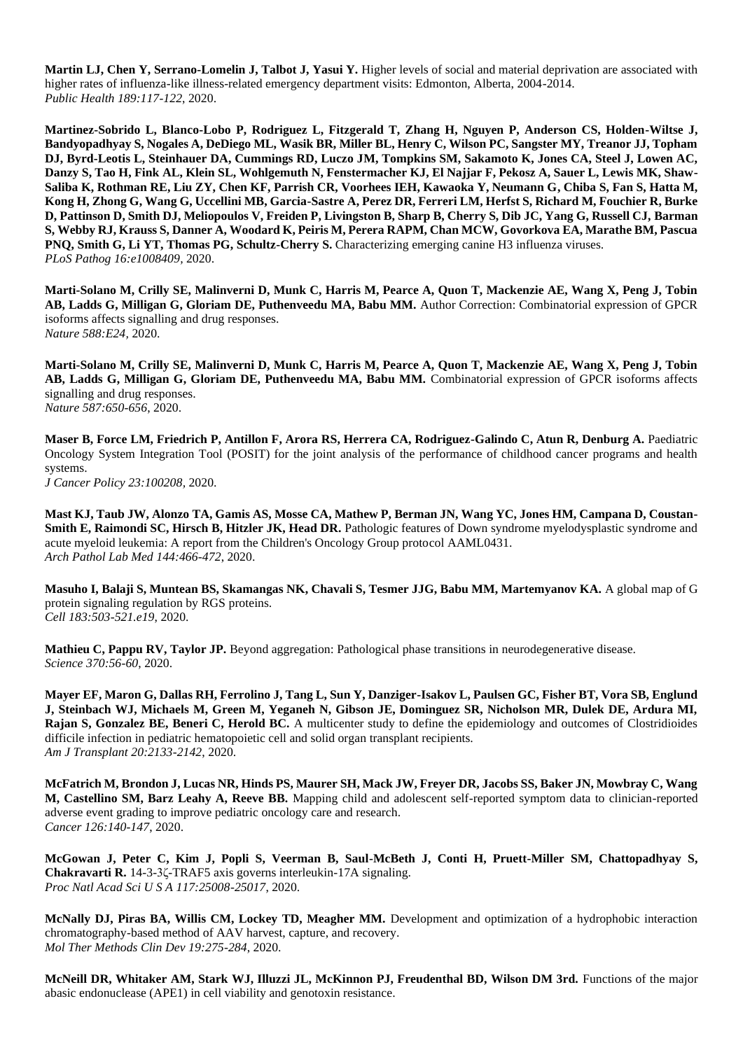**Martin LJ, Chen Y, Serrano-Lomelin J, Talbot J, Yasui Y.** Higher levels of social and material deprivation are associated with higher rates of influenza-like illness-related emergency department visits: Edmonton, Alberta, 2004-2014.
*Public Health 189:117-122*, 2020.

**Martinez-Sobrido L, Blanco-Lobo P, Rodriguez L, Fitzgerald T, Zhang H, Nguyen P, Anderson CS, Holden-Wiltse J, Bandyopadhyay S, Nogales A, DeDiego ML, Wasik BR, Miller BL, Henry C, Wilson PC, Sangster MY, Treanor JJ, Topham DJ, Byrd-Leotis L, Steinhauer DA, Cummings RD, Luczo JM, Tompkins SM, Sakamoto K, Jones CA, Steel J, Lowen AC, Danzy S, Tao H, Fink AL, Klein SL, Wohlgemuth N, Fenstermacher KJ, El Najjar F, Pekosz A, Sauer L, Lewis MK, Shaw-Saliba K, Rothman RE, Liu ZY, Chen KF, Parrish CR, Voorhees IEH, Kawaoka Y, Neumann G, Chiba S, Fan S, Hatta M, Kong H, Zhong G, Wang G, Uccellini MB, Garcia-Sastre A, Perez DR, Ferreri LM, Herfst S, Richard M, Fouchier R, Burke D, Pattinson D, Smith DJ, Meliopoulos V, Freiden P, Livingston B, Sharp B, Cherry S, Dib JC, Yang G, Russell CJ, Barman S, Webby RJ, Krauss S, Danner A, Woodard K, Peiris M, Perera RAPM, Chan MCW, Govorkova EA, Marathe BM, Pascua PNQ, Smith G, Li YT, Thomas PG, Schultz-Cherry S.** Characterizing emerging canine H3 influenza viruses.
*PLoS Pathog 16:e1008409*, 2020.

**Marti-Solano M, Crilly SE, Malinverni D, Munk C, Harris M, Pearce A, Quon T, Mackenzie AE, Wang X, Peng J, Tobin AB, Ladds G, Milligan G, Gloriam DE, Puthenveedu MA, Babu MM.** Author Correction: Combinatorial expression of GPCR isoforms affects signalling and drug responses.
*Nature 588:E24*, 2020.

**Marti-Solano M, Crilly SE, Malinverni D, Munk C, Harris M, Pearce A, Quon T, Mackenzie AE, Wang X, Peng J, Tobin AB, Ladds G, Milligan G, Gloriam DE, Puthenveedu MA, Babu MM.** Combinatorial expression of GPCR isoforms affects signalling and drug responses.
*Nature 587:650-656*, 2020.

**Maser B, Force LM, Friedrich P, Antillon F, Arora RS, Herrera CA, Rodriguez-Galindo C, Atun R, Denburg A.** Paediatric Oncology System Integration Tool (POSIT) for the joint analysis of the performance of childhood cancer programs and health systems.
*J Cancer Policy 23:100208*, 2020.

**Mast KJ, Taub JW, Alonzo TA, Gamis AS, Mosse CA, Mathew P, Berman JN, Wang YC, Jones HM, Campana D, Coustan-Smith E, Raimondi SC, Hirsch B, Hitzler JK, Head DR.** Pathologic features of Down syndrome myelodysplastic syndrome and acute myeloid leukemia: A report from the Children's Oncology Group protocol AAML0431.
*Arch Pathol Lab Med 144:466-472*, 2020.

**Masuho I, Balaji S, Muntean BS, Skamangas NK, Chavali S, Tesmer JJG, Babu MM, Martemyanov KA.** A global map of G protein signaling regulation by RGS proteins.
*Cell 183:503-521.e19*, 2020.

**Mathieu C, Pappu RV, Taylor JP.** Beyond aggregation: Pathological phase transitions in neurodegenerative disease.
*Science 370:56-60*, 2020.

**Mayer EF, Maron G, Dallas RH, Ferrolino J, Tang L, Sun Y, Danziger-Isakov L, Paulsen GC, Fisher BT, Vora SB, Englund J, Steinbach WJ, Michaels M, Green M, Yeganeh N, Gibson JE, Dominguez SR, Nicholson MR, Dulek DE, Ardura MI, Rajan S, Gonzalez BE, Beneri C, Herold BC.** A multicenter study to define the epidemiology and outcomes of Clostridioides difficile infection in pediatric hematopoietic cell and solid organ transplant recipients.
*Am J Transplant 20:2133-2142*, 2020.

**McFatrich M, Brondon J, Lucas NR, Hinds PS, Maurer SH, Mack JW, Freyer DR, Jacobs SS, Baker JN, Mowbray C, Wang M, Castellino SM, Barz Leahy A, Reeve BB.** Mapping child and adolescent self-reported symptom data to clinician-reported adverse event grading to improve pediatric oncology care and research.
*Cancer 126:140-147*, 2020.

**McGowan J, Peter C, Kim J, Popli S, Veerman B, Saul-McBeth J, Conti H, Pruett-Miller SM, Chattopadhyay S, Chakravarti R.** 14-3-3ζ-TRAF5 axis governs interleukin-17A signaling.
*Proc Natl Acad Sci U S A 117:25008-25017*, 2020.

**McNally DJ, Piras BA, Willis CM, Lockey TD, Meagher MM.** Development and optimization of a hydrophobic interaction chromatography-based method of AAV harvest, capture, and recovery.
*Mol Ther Methods Clin Dev 19:275-284*, 2020.

**McNeill DR, Whitaker AM, Stark WJ, Illuzzi JL, McKinnon PJ, Freudenthal BD, Wilson DM 3rd.** Functions of the major abasic endonuclease (APE1) in cell viability and genotoxin resistance.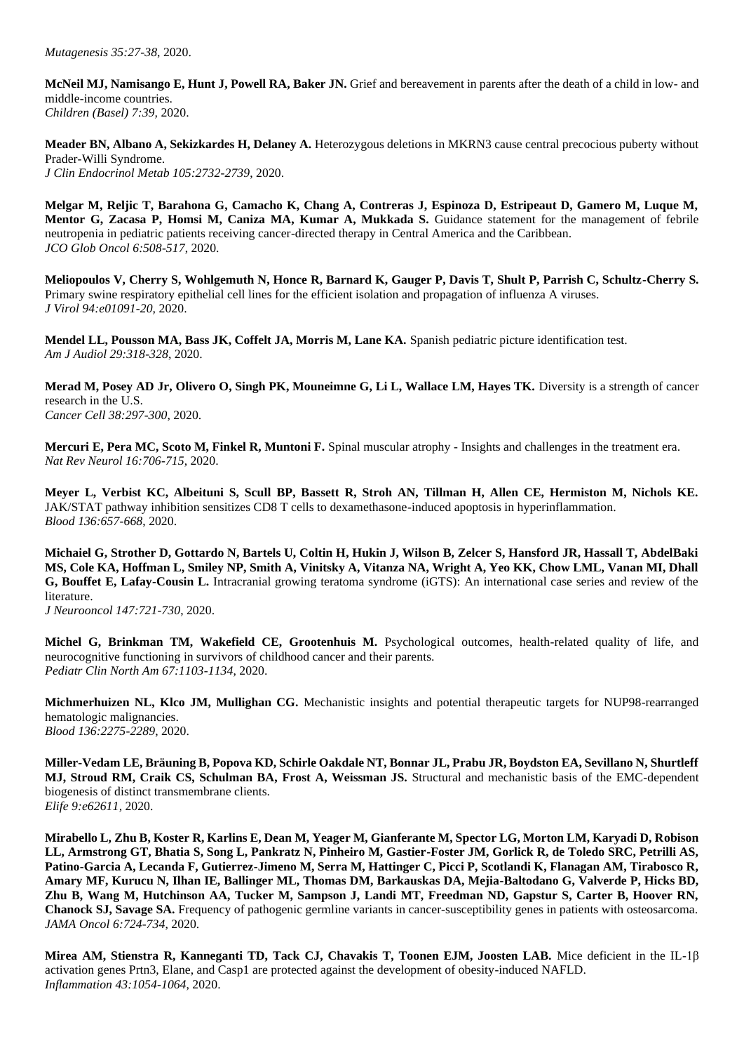*Mutagenesis 35:27-38*, 2020.

**McNeil MJ, Namisango E, Hunt J, Powell RA, Baker JN.** Grief and bereavement in parents after the death of a child in low- and middle-income countries.
*Children (Basel) 7:39*, 2020.

**Meader BN, Albano A, Sekizkardes H, Delaney A.** Heterozygous deletions in MKRN3 cause central precocious puberty without Prader-Willi Syndrome.
*J Clin Endocrinol Metab 105:2732-2739*, 2020.

**Melgar M, Reljic T, Barahona G, Camacho K, Chang A, Contreras J, Espinoza D, Estripeaut D, Gamero M, Luque M, Mentor G, Zacasa P, Homsi M, Caniza MA, Kumar A, Mukkada S.** Guidance statement for the management of febrile neutropenia in pediatric patients receiving cancer-directed therapy in Central America and the Caribbean.
*JCO Glob Oncol 6:508-517*, 2020.

**Meliopoulos V, Cherry S, Wohlgemuth N, Honce R, Barnard K, Gauger P, Davis T, Shult P, Parrish C, Schultz-Cherry S.** Primary swine respiratory epithelial cell lines for the efficient isolation and propagation of influenza A viruses.
*J Virol 94:e01091-20*, 2020.

**Mendel LL, Pousson MA, Bass JK, Coffelt JA, Morris M, Lane KA.** Spanish pediatric picture identification test.
*Am J Audiol 29:318-328*, 2020.

**Merad M, Posey AD Jr, Olivero O, Singh PK, Mouneimne G, Li L, Wallace LM, Hayes TK.** Diversity is a strength of cancer research in the U.S.
*Cancer Cell 38:297-300*, 2020.

**Mercuri E, Pera MC, Scoto M, Finkel R, Muntoni F.** Spinal muscular atrophy - Insights and challenges in the treatment era.
*Nat Rev Neurol 16:706-715*, 2020.

**Meyer L, Verbist KC, Albeituni S, Scull BP, Bassett R, Stroh AN, Tillman H, Allen CE, Hermiston M, Nichols KE.** JAK/STAT pathway inhibition sensitizes CD8 T cells to dexamethasone-induced apoptosis in hyperinflammation.
*Blood 136:657-668*, 2020.

**Michaiel G, Strother D, Gottardo N, Bartels U, Coltin H, Hukin J, Wilson B, Zelcer S, Hansford JR, Hassall T, AbdelBaki MS, Cole KA, Hoffman L, Smiley NP, Smith A, Vinitsky A, Vitanza NA, Wright A, Yeo KK, Chow LML, Vanan MI, Dhall G, Bouffet E, Lafay-Cousin L.** Intracranial growing teratoma syndrome (iGTS): An international case series and review of the literature.
*J Neurooncol 147:721-730*, 2020.

**Michel G, Brinkman TM, Wakefield CE, Grootenhuis M.** Psychological outcomes, health-related quality of life, and neurocognitive functioning in survivors of childhood cancer and their parents.
*Pediatr Clin North Am 67:1103-1134*, 2020.

**Michmerhuizen NL, Klco JM, Mullighan CG.** Mechanistic insights and potential therapeutic targets for NUP98-rearranged hematologic malignancies.
*Blood 136:2275-2289*, 2020.

**Miller-Vedam LE, Bräuning B, Popova KD, Schirle Oakdale NT, Bonnar JL, Prabu JR, Boydston EA, Sevillano N, Shurtleff MJ, Stroud RM, Craik CS, Schulman BA, Frost A, Weissman JS.** Structural and mechanistic basis of the EMC-dependent biogenesis of distinct transmembrane clients.
*Elife 9:e62611*, 2020.

**Mirabello L, Zhu B, Koster R, Karlins E, Dean M, Yeager M, Gianferante M, Spector LG, Morton LM, Karyadi D, Robison LL, Armstrong GT, Bhatia S, Song L, Pankratz N, Pinheiro M, Gastier-Foster JM, Gorlick R, de Toledo SRC, Petrilli AS, Patino-Garcia A, Lecanda F, Gutierrez-Jimeno M, Serra M, Hattinger C, Picci P, Scotlandi K, Flanagan AM, Tirabosco R, Amary MF, Kurucu N, Ilhan IE, Ballinger ML, Thomas DM, Barkauskas DA, Mejia-Baltodano G, Valverde P, Hicks BD, Zhu B, Wang M, Hutchinson AA, Tucker M, Sampson J, Landi MT, Freedman ND, Gapstur S, Carter B, Hoover RN, Chanock SJ, Savage SA.** Frequency of pathogenic germline variants in cancer-susceptibility genes in patients with osteosarcoma.
*JAMA Oncol 6:724-734*, 2020.

**Mirea AM, Stienstra R, Kanneganti TD, Tack CJ, Chavakis T, Toonen EJM, Joosten LAB.** Mice deficient in the IL-1β activation genes Prtn3, Elane, and Casp1 are protected against the development of obesity-induced NAFLD.
*Inflammation 43:1054-1064*, 2020.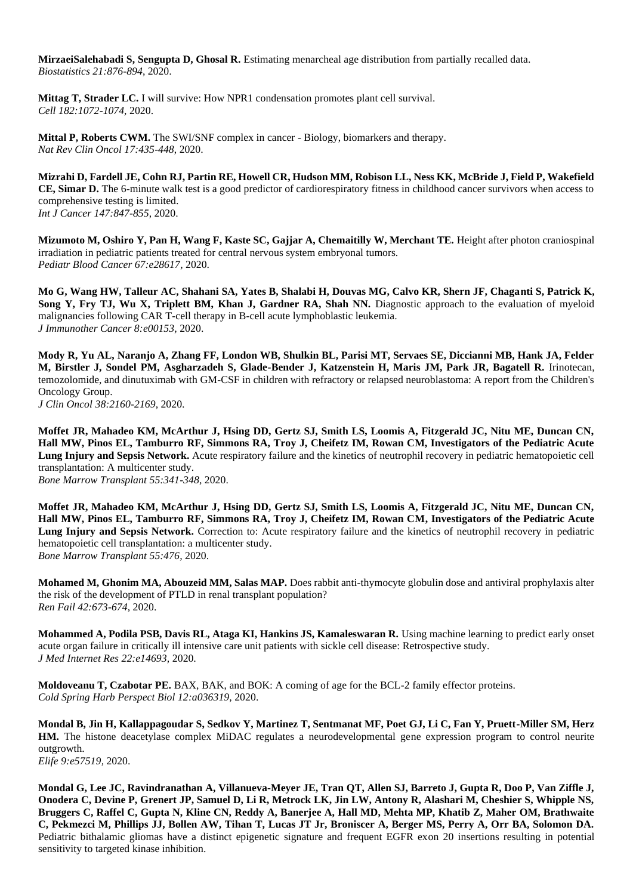**MirzaeiSalehabadi S, Sengupta D, Ghosal R.** Estimating menarcheal age distribution from partially recalled data.
*Biostatistics 21:876-894*, 2020.

**Mittag T, Strader LC.** I will survive: How NPR1 condensation promotes plant cell survival.
*Cell 182:1072-1074*, 2020.

**Mittal P, Roberts CWM.** The SWI/SNF complex in cancer - Biology, biomarkers and therapy.
*Nat Rev Clin Oncol 17:435-448*, 2020.

**Mizrahi D, Fardell JE, Cohn RJ, Partin RE, Howell CR, Hudson MM, Robison LL, Ness KK, McBride J, Field P, Wakefield CE, Simar D.** The 6-minute walk test is a good predictor of cardiorespiratory fitness in childhood cancer survivors when access to comprehensive testing is limited.
*Int J Cancer 147:847-855*, 2020.

**Mizumoto M, Oshiro Y, Pan H, Wang F, Kaste SC, Gajjar A, Chemaitilly W, Merchant TE.** Height after photon craniospinal irradiation in pediatric patients treated for central nervous system embryonal tumors.
*Pediatr Blood Cancer 67:e28617*, 2020.

**Mo G, Wang HW, Talleur AC, Shahani SA, Yates B, Shalabi H, Douvas MG, Calvo KR, Shern JF, Chaganti S, Patrick K, Song Y, Fry TJ, Wu X, Triplett BM, Khan J, Gardner RA, Shah NN.** Diagnostic approach to the evaluation of myeloid malignancies following CAR T-cell therapy in B-cell acute lymphoblastic leukemia.
*J Immunother Cancer 8:e00153*, 2020.

**Mody R, Yu AL, Naranjo A, Zhang FF, London WB, Shulkin BL, Parisi MT, Servaes SE, Diccianni MB, Hank JA, Felder M, Birstler J, Sondel PM, Asgharzadeh S, Glade-Bender J, Katzenstein H, Maris JM, Park JR, Bagatell R.** Irinotecan, temozolomide, and dinutuximab with GM-CSF in children with refractory or relapsed neuroblastoma: A report from the Children's Oncology Group.
*J Clin Oncol 38:2160-2169*, 2020.

**Moffet JR, Mahadeo KM, McArthur J, Hsing DD, Gertz SJ, Smith LS, Loomis A, Fitzgerald JC, Nitu ME, Duncan CN, Hall MW, Pinos EL, Tamburro RF, Simmons RA, Troy J, Cheifetz IM, Rowan CM, Investigators of the Pediatric Acute Lung Injury and Sepsis Network.** Acute respiratory failure and the kinetics of neutrophil recovery in pediatric hematopoietic cell transplantation: A multicenter study.
*Bone Marrow Transplant 55:341-348*, 2020.

**Moffet JR, Mahadeo KM, McArthur J, Hsing DD, Gertz SJ, Smith LS, Loomis A, Fitzgerald JC, Nitu ME, Duncan CN, Hall MW, Pinos EL, Tamburro RF, Simmons RA, Troy J, Cheifetz IM, Rowan CM, Investigators of the Pediatric Acute Lung Injury and Sepsis Network.** Correction to: Acute respiratory failure and the kinetics of neutrophil recovery in pediatric hematopoietic cell transplantation: a multicenter study.
*Bone Marrow Transplant 55:476*, 2020.

**Mohamed M, Ghonim MA, Abouzeid MM, Salas MAP.** Does rabbit anti-thymocyte globulin dose and antiviral prophylaxis alter the risk of the development of PTLD in renal transplant population?
*Ren Fail 42:673-674*, 2020.

**Mohammed A, Podila PSB, Davis RL, Ataga KI, Hankins JS, Kamaleswaran R.** Using machine learning to predict early onset acute organ failure in critically ill intensive care unit patients with sickle cell disease: Retrospective study.
*J Med Internet Res 22:e14693*, 2020.

**Moldoveanu T, Czabotar PE.** BAX, BAK, and BOK: A coming of age for the BCL-2 family effector proteins.
*Cold Spring Harb Perspect Biol 12:a036319*, 2020.

**Mondal B, Jin H, Kallappagoudar S, Sedkov Y, Martinez T, Sentmanat MF, Poet GJ, Li C, Fan Y, Pruett-Miller SM, Herz HM.** The histone deacetylase complex MiDAC regulates a neurodevelopmental gene expression program to control neurite outgrowth.
*Elife 9:e57519*, 2020.

**Mondal G, Lee JC, Ravindranathan A, Villanueva-Meyer JE, Tran QT, Allen SJ, Barreto J, Gupta R, Doo P, Van Ziffle J, Onodera C, Devine P, Grenert JP, Samuel D, Li R, Metrock LK, Jin LW, Antony R, Alashari M, Cheshier S, Whipple NS, Bruggers C, Raffel C, Gupta N, Kline CN, Reddy A, Banerjee A, Hall MD, Mehta MP, Khatib Z, Maher OM, Brathwaite C, Pekmezci M, Phillips JJ, Bollen AW, Tihan T, Lucas JT Jr, Broniscer A, Berger MS, Perry A, Orr BA, Solomon DA.** Pediatric bithalamic gliomas have a distinct epigenetic signature and frequent EGFR exon 20 insertions resulting in potential sensitivity to targeted kinase inhibition.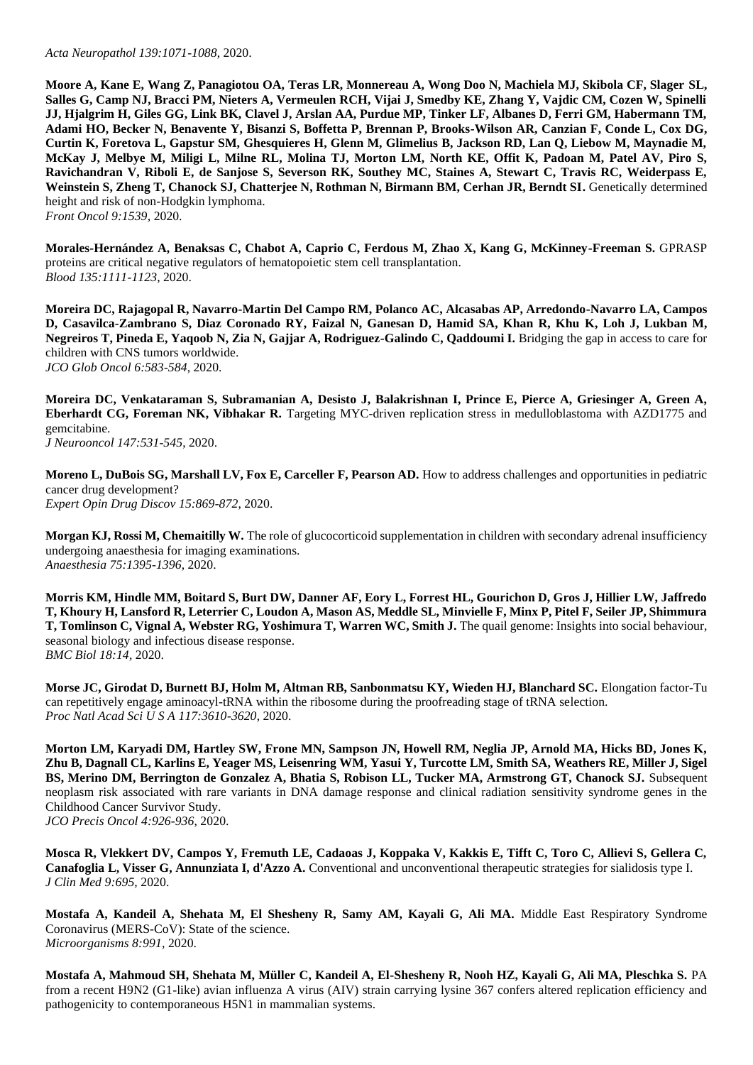*Acta Neuropathol 139:1071-1088*, 2020.

**Moore A, Kane E, Wang Z, Panagiotou OA, Teras LR, Monnereau A, Wong Doo N, Machiela MJ, Skibola CF, Slager SL, Salles G, Camp NJ, Bracci PM, Nieters A, Vermeulen RCH, Vijai J, Smedby KE, Zhang Y, Vajdic CM, Cozen W, Spinelli JJ, Hjalgrim H, Giles GG, Link BK, Clavel J, Arslan AA, Purdue MP, Tinker LF, Albanes D, Ferri GM, Habermann TM, Adami HO, Becker N, Benavente Y, Bisanzi S, Boffetta P, Brennan P, Brooks-Wilson AR, Canzian F, Conde L, Cox DG, Curtin K, Foretova L, Gapstur SM, Ghesquieres H, Glenn M, Glimelius B, Jackson RD, Lan Q, Liebow M, Maynadie M, McKay J, Melbye M, Miligi L, Milne RL, Molina TJ, Morton LM, North KE, Offit K, Padoan M, Patel AV, Piro S, Ravichandran V, Riboli E, de Sanjose S, Severson RK, Southey MC, Staines A, Stewart C, Travis RC, Weiderpass E, Weinstein S, Zheng T, Chanock SJ, Chatterjee N, Rothman N, Birmann BM, Cerhan JR, Berndt SI.** Genetically determined height and risk of non-Hodgkin lymphoma.
*Front Oncol 9:1539*, 2020.

**Morales-Hernández A, Benaksas C, Chabot A, Caprio C, Ferdous M, Zhao X, Kang G, McKinney-Freeman S.** GPRASP proteins are critical negative regulators of hematopoietic stem cell transplantation.
*Blood 135:1111-1123*, 2020.

**Moreira DC, Rajagopal R, Navarro-Martin Del Campo RM, Polanco AC, Alcasabas AP, Arredondo-Navarro LA, Campos D, Casavilca-Zambrano S, Diaz Coronado RY, Faizal N, Ganesan D, Hamid SA, Khan R, Khu K, Loh J, Lukban M, Negreiros T, Pineda E, Yaqoob N, Zia N, Gajjar A, Rodriguez-Galindo C, Qaddoumi I.** Bridging the gap in access to care for children with CNS tumors worldwide.
*JCO Glob Oncol 6:583-584*, 2020.

**Moreira DC, Venkataraman S, Subramanian A, Desisto J, Balakrishnan I, Prince E, Pierce A, Griesinger A, Green A, Eberhardt CG, Foreman NK, Vibhakar R.** Targeting MYC-driven replication stress in medulloblastoma with AZD1775 and gemcitabine.
*J Neurooncol 147:531-545*, 2020.

**Moreno L, DuBois SG, Marshall LV, Fox E, Carceller F, Pearson AD.** How to address challenges and opportunities in pediatric cancer drug development?
*Expert Opin Drug Discov 15:869-872*, 2020.

**Morgan KJ, Rossi M, Chemaitilly W.** The role of glucocorticoid supplementation in children with secondary adrenal insufficiency undergoing anaesthesia for imaging examinations.
*Anaesthesia 75:1395-1396*, 2020.

**Morris KM, Hindle MM, Boitard S, Burt DW, Danner AF, Eory L, Forrest HL, Gourichon D, Gros J, Hillier LW, Jaffredo T, Khoury H, Lansford R, Leterrier C, Loudon A, Mason AS, Meddle SL, Minvielle F, Minx P, Pitel F, Seiler JP, Shimmura T, Tomlinson C, Vignal A, Webster RG, Yoshimura T, Warren WC, Smith J.** The quail genome: Insights into social behaviour, seasonal biology and infectious disease response.
*BMC Biol 18:14*, 2020.

**Morse JC, Girodat D, Burnett BJ, Holm M, Altman RB, Sanbonmatsu KY, Wieden HJ, Blanchard SC.** Elongation factor-Tu can repetitively engage aminoacyl-tRNA within the ribosome during the proofreading stage of tRNA selection.
*Proc Natl Acad Sci U S A 117:3610-3620*, 2020.

**Morton LM, Karyadi DM, Hartley SW, Frone MN, Sampson JN, Howell RM, Neglia JP, Arnold MA, Hicks BD, Jones K, Zhu B, Dagnall CL, Karlins E, Yeager MS, Leisenring WM, Yasui Y, Turcotte LM, Smith SA, Weathers RE, Miller J, Sigel BS, Merino DM, Berrington de Gonzalez A, Bhatia S, Robison LL, Tucker MA, Armstrong GT, Chanock SJ.** Subsequent neoplasm risk associated with rare variants in DNA damage response and clinical radiation sensitivity syndrome genes in the Childhood Cancer Survivor Study.
*JCO Precis Oncol 4:926-936*, 2020.

**Mosca R, Vlekkert DV, Campos Y, Fremuth LE, Cadaoas J, Koppaka V, Kakkis E, Tifft C, Toro C, Allievi S, Gellera C, Canafoglia L, Visser G, Annunziata I, d'Azzo A.** Conventional and unconventional therapeutic strategies for sialidosis type I.
*J Clin Med 9:695*, 2020.

**Mostafa A, Kandeil A, Shehata M, El Shesheny R, Samy AM, Kayali G, Ali MA.** Middle East Respiratory Syndrome Coronavirus (MERS-CoV): State of the science.
*Microorganisms 8:991*, 2020.

**Mostafa A, Mahmoud SH, Shehata M, Müller C, Kandeil A, El-Shesheny R, Nooh HZ, Kayali G, Ali MA, Pleschka S.** PA from a recent H9N2 (G1-like) avian influenza A virus (AIV) strain carrying lysine 367 confers altered replication efficiency and pathogenicity to contemporaneous H5N1 in mammalian systems.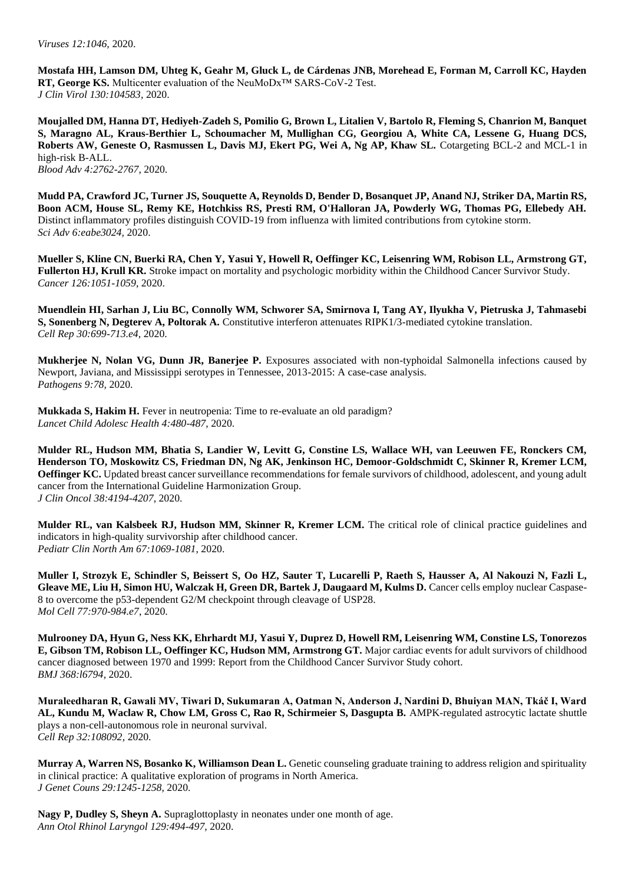*Viruses 12:1046*, 2020.

**Mostafa HH, Lamson DM, Uhteg K, Geahr M, Gluck L, de Cárdenas JNB, Morehead E, Forman M, Carroll KC, Hayden RT, George KS.** Multicenter evaluation of the NeuMoDx™ SARS-CoV-2 Test.
*J Clin Virol 130:104583*, 2020.

**Moujalled DM, Hanna DT, Hediyeh-Zadeh S, Pomilio G, Brown L, Litalien V, Bartolo R, Fleming S, Chanrion M, Banquet S, Maragno AL, Kraus-Berthier L, Schoumacher M, Mullighan CG, Georgiou A, White CA, Lessene G, Huang DCS, Roberts AW, Geneste O, Rasmussen L, Davis MJ, Ekert PG, Wei A, Ng AP, Khaw SL.** Cotargeting BCL-2 and MCL-1 in high-risk B-ALL.
*Blood Adv 4:2762-2767*, 2020.

**Mudd PA, Crawford JC, Turner JS, Souquette A, Reynolds D, Bender D, Bosanquet JP, Anand NJ, Striker DA, Martin RS, Boon ACM, House SL, Remy KE, Hotchkiss RS, Presti RM, O'Halloran JA, Powderly WG, Thomas PG, Ellebedy AH.** Distinct inflammatory profiles distinguish COVID-19 from influenza with limited contributions from cytokine storm.
*Sci Adv 6:eabe3024*, 2020.

**Mueller S, Kline CN, Buerki RA, Chen Y, Yasui Y, Howell R, Oeffinger KC, Leisenring WM, Robison LL, Armstrong GT, Fullerton HJ, Krull KR.** Stroke impact on mortality and psychologic morbidity within the Childhood Cancer Survivor Study.
*Cancer 126:1051-1059*, 2020.

**Muendlein HI, Sarhan J, Liu BC, Connolly WM, Schworer SA, Smirnova I, Tang AY, Ilyukha V, Pietruska J, Tahmasebi S, Sonenberg N, Degterev A, Poltorak A.** Constitutive interferon attenuates RIPK1/3-mediated cytokine translation.
*Cell Rep 30:699-713.e4*, 2020.

**Mukherjee N, Nolan VG, Dunn JR, Banerjee P.** Exposures associated with non-typhoidal Salmonella infections caused by Newport, Javiana, and Mississippi serotypes in Tennessee, 2013-2015: A case-case analysis.
*Pathogens 9:78*, 2020.

**Mukkada S, Hakim H.** Fever in neutropenia: Time to re-evaluate an old paradigm?
*Lancet Child Adolesc Health 4:480-487*, 2020.

**Mulder RL, Hudson MM, Bhatia S, Landier W, Levitt G, Constine LS, Wallace WH, van Leeuwen FE, Ronckers CM, Henderson TO, Moskowitz CS, Friedman DN, Ng AK, Jenkinson HC, Demoor-Goldschmidt C, Skinner R, Kremer LCM, Oeffinger KC.** Updated breast cancer surveillance recommendations for female survivors of childhood, adolescent, and young adult cancer from the International Guideline Harmonization Group.
*J Clin Oncol 38:4194-4207*, 2020.

**Mulder RL, van Kalsbeek RJ, Hudson MM, Skinner R, Kremer LCM.** The critical role of clinical practice guidelines and indicators in high-quality survivorship after childhood cancer.
*Pediatr Clin North Am 67:1069-1081*, 2020.

**Muller I, Strozyk E, Schindler S, Beissert S, Oo HZ, Sauter T, Lucarelli P, Raeth S, Hausser A, Al Nakouzi N, Fazli L, Gleave ME, Liu H, Simon HU, Walczak H, Green DR, Bartek J, Daugaard M, Kulms D.** Cancer cells employ nuclear Caspase-8 to overcome the p53-dependent G2/M checkpoint through cleavage of USP28.
*Mol Cell 77:970-984.e7*, 2020.

**Mulrooney DA, Hyun G, Ness KK, Ehrhardt MJ, Yasui Y, Duprez D, Howell RM, Leisenring WM, Constine LS, Tonorezos E, Gibson TM, Robison LL, Oeffinger KC, Hudson MM, Armstrong GT.** Major cardiac events for adult survivors of childhood cancer diagnosed between 1970 and 1999: Report from the Childhood Cancer Survivor Study cohort.
*BMJ 368:l6794*, 2020.

**Muraleedharan R, Gawali MV, Tiwari D, Sukumaran A, Oatman N, Anderson J, Nardini D, Bhuiyan MAN, Tkáč I, Ward AL, Kundu M, Waclaw R, Chow LM, Gross C, Rao R, Schirmeier S, Dasgupta B.** AMPK-regulated astrocytic lactate shuttle plays a non-cell-autonomous role in neuronal survival.
*Cell Rep 32:108092*, 2020.

**Murray A, Warren NS, Bosanko K, Williamson Dean L.** Genetic counseling graduate training to address religion and spirituality in clinical practice: A qualitative exploration of programs in North America.
*J Genet Couns 29:1245-1258*, 2020.

**Nagy P, Dudley S, Sheyn A.** Supraglottoplasty in neonates under one month of age.
*Ann Otol Rhinol Laryngol 129:494-497*, 2020.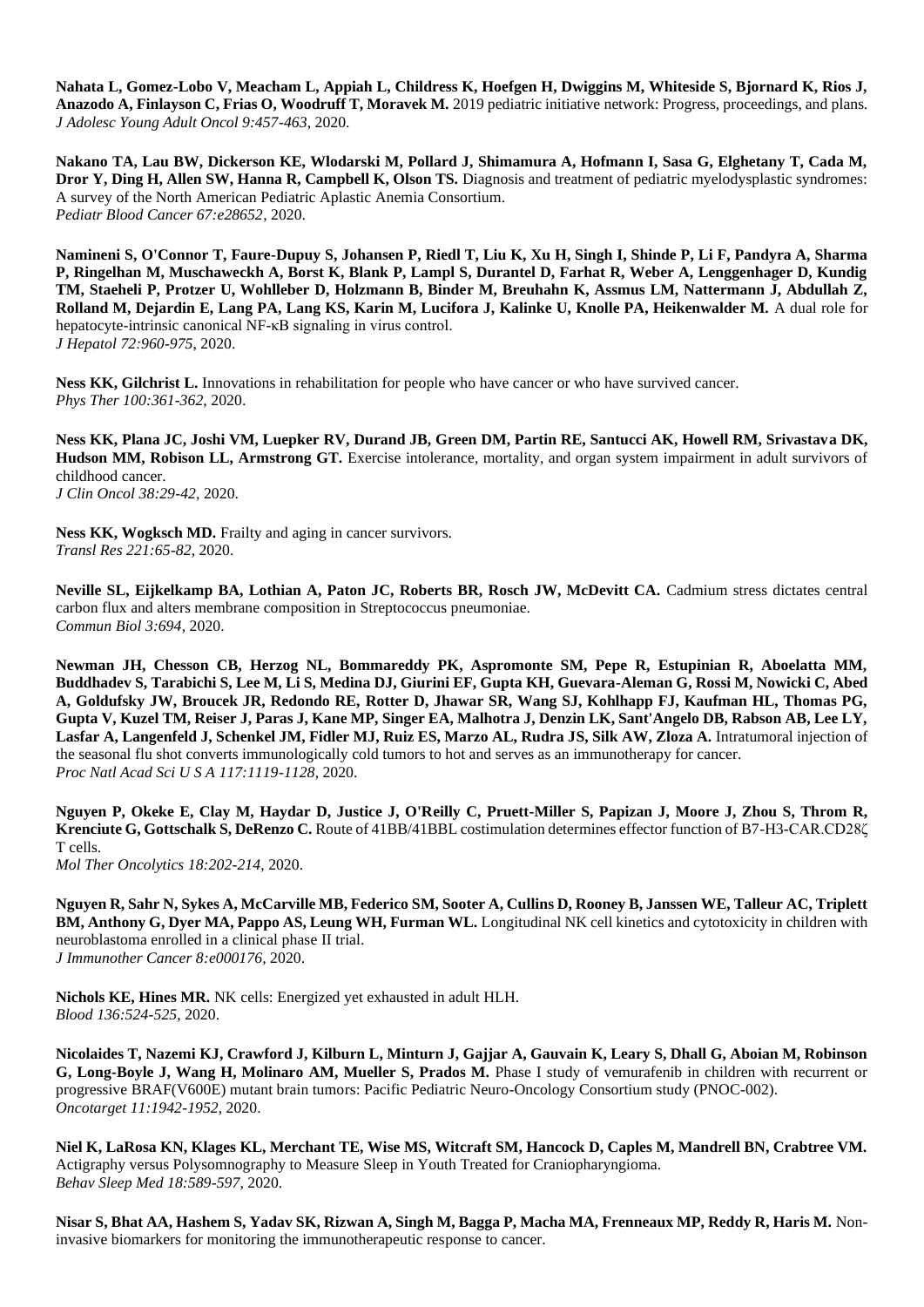**Nahata L, Gomez-Lobo V, Meacham L, Appiah L, Childress K, Hoefgen H, Dwiggins M, Whiteside S, Bjornard K, Rios J, Anazodo A, Finlayson C, Frias O, Woodruff T, Moravek M.** 2019 pediatric initiative network: Progress, proceedings, and plans. *J Adolesc Young Adult Oncol 9:457-463*, 2020.

**Nakano TA, Lau BW, Dickerson KE, Wlodarski M, Pollard J, Shimamura A, Hofmann I, Sasa G, Elghetany T, Cada M, Dror Y, Ding H, Allen SW, Hanna R, Campbell K, Olson TS.** Diagnosis and treatment of pediatric myelodysplastic syndromes: A survey of the North American Pediatric Aplastic Anemia Consortium. *Pediatr Blood Cancer 67:e28652*, 2020.

**Namineni S, O'Connor T, Faure-Dupuy S, Johansen P, Riedl T, Liu K, Xu H, Singh I, Shinde P, Li F, Pandyra A, Sharma P, Ringelhan M, Muschaweckh A, Borst K, Blank P, Lampl S, Durantel D, Farhat R, Weber A, Lenggenhager D, Kundig TM, Staeheli P, Protzer U, Wohlleber D, Holzmann B, Binder M, Breuhahn K, Assmus LM, Nattermann J, Abdullah Z, Rolland M, Dejardin E, Lang PA, Lang KS, Karin M, Lucifora J, Kalinke U, Knolle PA, Heikenwalder M.** A dual role for hepatocyte-intrinsic canonical NF-κB signaling in virus control. *J Hepatol 72:960-975*, 2020.

**Ness KK, Gilchrist L.** Innovations in rehabilitation for people who have cancer or who have survived cancer. *Phys Ther 100:361-362*, 2020.

**Ness KK, Plana JC, Joshi VM, Luepker RV, Durand JB, Green DM, Partin RE, Santucci AK, Howell RM, Srivastava DK, Hudson MM, Robison LL, Armstrong GT.** Exercise intolerance, mortality, and organ system impairment in adult survivors of childhood cancer. *J Clin Oncol 38:29-42*, 2020.

**Ness KK, Wogksch MD.** Frailty and aging in cancer survivors. *Transl Res 221:65-82*, 2020.

**Neville SL, Eijkelkamp BA, Lothian A, Paton JC, Roberts BR, Rosch JW, McDevitt CA.** Cadmium stress dictates central carbon flux and alters membrane composition in Streptococcus pneumoniae. *Commun Biol 3:694*, 2020.

**Newman JH, Chesson CB, Herzog NL, Bommareddy PK, Aspromonte SM, Pepe R, Estupinian R, Aboelatta MM, Buddhadev S, Tarabichi S, Lee M, Li S, Medina DJ, Giurini EF, Gupta KH, Guevara-Aleman G, Rossi M, Nowicki C, Abed A, Goldufsky JW, Broucek JR, Redondo RE, Rotter D, Jhawar SR, Wang SJ, Kohlhapp FJ, Kaufman HL, Thomas PG, Gupta V, Kuzel TM, Reiser J, Paras J, Kane MP, Singer EA, Malhotra J, Denzin LK, Sant'Angelo DB, Rabson AB, Lee LY, Lasfar A, Langenfeld J, Schenkel JM, Fidler MJ, Ruiz ES, Marzo AL, Rudra JS, Silk AW, Zloza A.** Intratumoral injection of the seasonal flu shot converts immunologically cold tumors to hot and serves as an immunotherapy for cancer. *Proc Natl Acad Sci U S A 117:1119-1128*, 2020.

**Nguyen P, Okeke E, Clay M, Haydar D, Justice J, O'Reilly C, Pruett-Miller S, Papizan J, Moore J, Zhou S, Throm R, Krenciute G, Gottschalk S, DeRenzo C.** Route of 41BB/41BBL costimulation determines effector function of B7-H3-CAR.CD28ζ T cells. *Mol Ther Oncolytics 18:202-214*, 2020.

**Nguyen R, Sahr N, Sykes A, McCarville MB, Federico SM, Sooter A, Cullins D, Rooney B, Janssen WE, Talleur AC, Triplett BM, Anthony G, Dyer MA, Pappo AS, Leung WH, Furman WL.** Longitudinal NK cell kinetics and cytotoxicity in children with neuroblastoma enrolled in a clinical phase II trial. *J Immunother Cancer 8:e000176*, 2020.

**Nichols KE, Hines MR.** NK cells: Energized yet exhausted in adult HLH. *Blood 136:524-525*, 2020.

**Nicolaides T, Nazemi KJ, Crawford J, Kilburn L, Minturn J, Gajjar A, Gauvain K, Leary S, Dhall G, Aboian M, Robinson G, Long-Boyle J, Wang H, Molinaro AM, Mueller S, Prados M.** Phase I study of vemurafenib in children with recurrent or progressive BRAF(V600E) mutant brain tumors: Pacific Pediatric Neuro-Oncology Consortium study (PNOC-002). *Oncotarget 11:1942-1952*, 2020.

**Niel K, LaRosa KN, Klages KL, Merchant TE, Wise MS, Witcraft SM, Hancock D, Caples M, Mandrell BN, Crabtree VM.** Actigraphy versus Polysomnography to Measure Sleep in Youth Treated for Craniopharyngioma. *Behav Sleep Med 18:589-597*, 2020.

**Nisar S, Bhat AA, Hashem S, Yadav SK, Rizwan A, Singh M, Bagga P, Macha MA, Frenneaux MP, Reddy R, Haris M.** Non-invasive biomarkers for monitoring the immunotherapeutic response to cancer.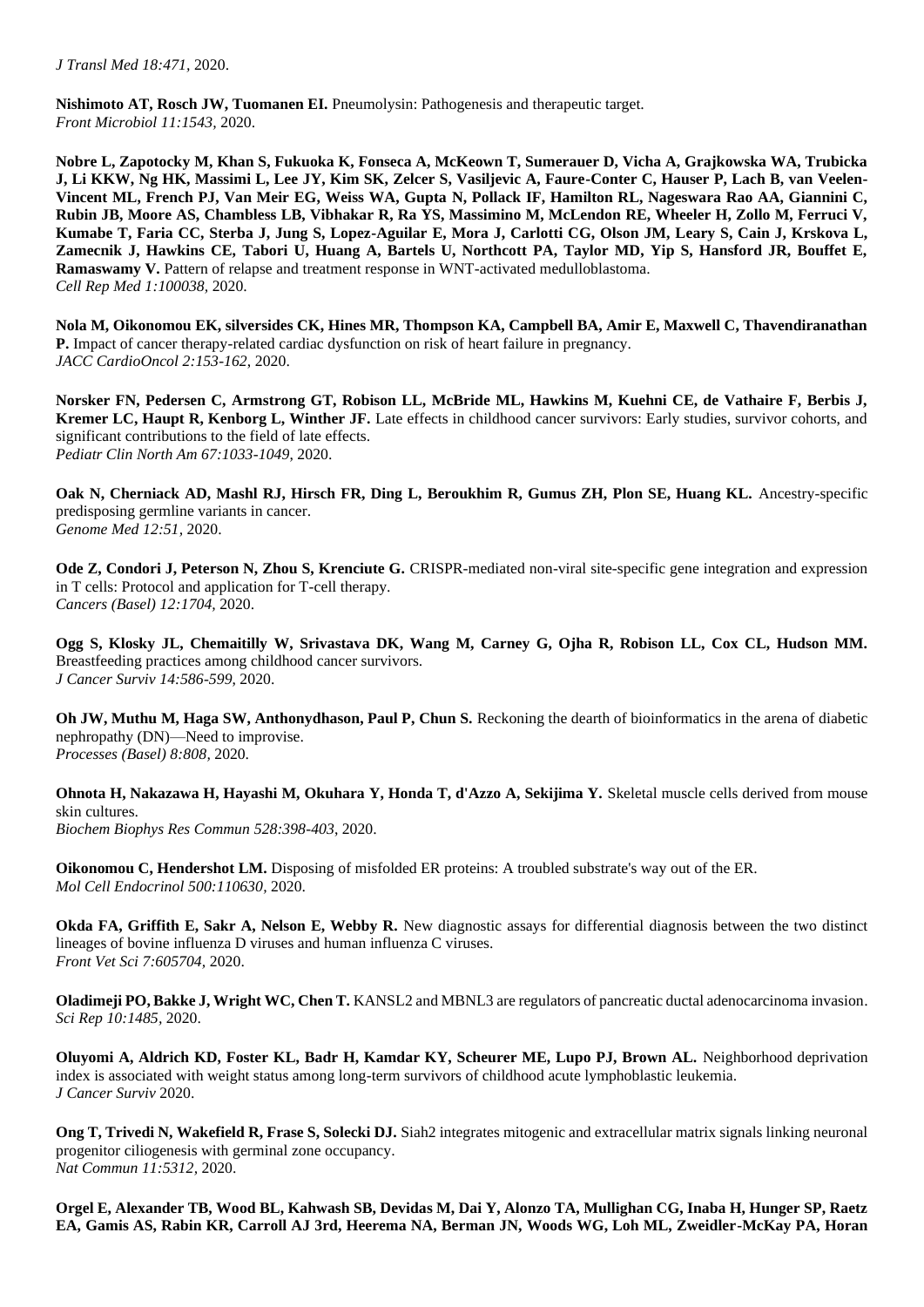*J Transl Med 18:471*, 2020.

**Nishimoto AT, Rosch JW, Tuomanen EI.** Pneumolysin: Pathogenesis and therapeutic target.
*Front Microbiol 11:1543*, 2020.

**Nobre L, Zapotocky M, Khan S, Fukuoka K, Fonseca A, McKeown T, Sumerauer D, Vicha A, Grajkowska WA, Trubicka J, Li KKW, Ng HK, Massimi L, Lee JY, Kim SK, Zelcer S, Vasiljevic A, Faure-Conter C, Hauser P, Lach B, van Veelen-Vincent ML, French PJ, Van Meir EG, Weiss WA, Gupta N, Pollack IF, Hamilton RL, Nageswara Rao AA, Giannini C, Rubin JB, Moore AS, Chambless LB, Vibhakar R, Ra YS, Massimino M, McLendon RE, Wheeler H, Zollo M, Ferruci V, Kumabe T, Faria CC, Sterba J, Jung S, Lopez-Aguilar E, Mora J, Carlotti CG, Olson JM, Leary S, Cain J, Krskova L, Zamecnik J, Hawkins CE, Tabori U, Huang A, Bartels U, Northcott PA, Taylor MD, Yip S, Hansford JR, Bouffet E, Ramaswamy V.** Pattern of relapse and treatment response in WNT-activated medulloblastoma.
*Cell Rep Med 1:100038*, 2020.

**Nola M, Oikonomou EK, silversides CK, Hines MR, Thompson KA, Campbell BA, Amir E, Maxwell C, Thavendiranathan P.** Impact of cancer therapy-related cardiac dysfunction on risk of heart failure in pregnancy.
*JACC CardioOncol 2:153-162*, 2020.

**Norsker FN, Pedersen C, Armstrong GT, Robison LL, McBride ML, Hawkins M, Kuehni CE, de Vathaire F, Berbis J, Kremer LC, Haupt R, Kenborg L, Winther JF.** Late effects in childhood cancer survivors: Early studies, survivor cohorts, and significant contributions to the field of late effects.
*Pediatr Clin North Am 67:1033-1049*, 2020.

**Oak N, Cherniack AD, Mashl RJ, Hirsch FR, Ding L, Beroukhim R, Gumus ZH, Plon SE, Huang KL.** Ancestry-specific predisposing germline variants in cancer.
*Genome Med 12:51*, 2020.

**Ode Z, Condori J, Peterson N, Zhou S, Krenciute G.** CRISPR-mediated non-viral site-specific gene integration and expression in T cells: Protocol and application for T-cell therapy.
*Cancers (Basel) 12:1704*, 2020.

**Ogg S, Klosky JL, Chemaitilly W, Srivastava DK, Wang M, Carney G, Ojha R, Robison LL, Cox CL, Hudson MM.** Breastfeeding practices among childhood cancer survivors.
*J Cancer Surviv 14:586-599*, 2020.

**Oh JW, Muthu M, Haga SW, Anthonydhason, Paul P, Chun S.** Reckoning the dearth of bioinformatics in the arena of diabetic nephropathy (DN)—Need to improvise.
*Processes (Basel) 8:808*, 2020.

**Ohnota H, Nakazawa H, Hayashi M, Okuhara Y, Honda T, d'Azzo A, Sekijima Y.** Skeletal muscle cells derived from mouse skin cultures.
*Biochem Biophys Res Commun 528:398-403*, 2020.

**Oikonomou C, Hendershot LM.** Disposing of misfolded ER proteins: A troubled substrate's way out of the ER.
*Mol Cell Endocrinol 500:110630*, 2020.

**Okda FA, Griffith E, Sakr A, Nelson E, Webby R.** New diagnostic assays for differential diagnosis between the two distinct lineages of bovine influenza D viruses and human influenza C viruses.
*Front Vet Sci 7:605704*, 2020.

**Oladimeji PO, Bakke J, Wright WC, Chen T.** KANSL2 and MBNL3 are regulators of pancreatic ductal adenocarcinoma invasion.
*Sci Rep 10:1485*, 2020.

**Oluyomi A, Aldrich KD, Foster KL, Badr H, Kamdar KY, Scheurer ME, Lupo PJ, Brown AL.** Neighborhood deprivation index is associated with weight status among long-term survivors of childhood acute lymphoblastic leukemia.
*J Cancer Surviv* 2020.

**Ong T, Trivedi N, Wakefield R, Frase S, Solecki DJ.** Siah2 integrates mitogenic and extracellular matrix signals linking neuronal progenitor ciliogenesis with germinal zone occupancy.
*Nat Commun 11:5312*, 2020.

**Orgel E, Alexander TB, Wood BL, Kahwash SB, Devidas M, Dai Y, Alonzo TA, Mullighan CG, Inaba H, Hunger SP, Raetz EA, Gamis AS, Rabin KR, Carroll AJ 3rd, Heerema NA, Berman JN, Woods WG, Loh ML, Zweidler-McKay PA, Horan**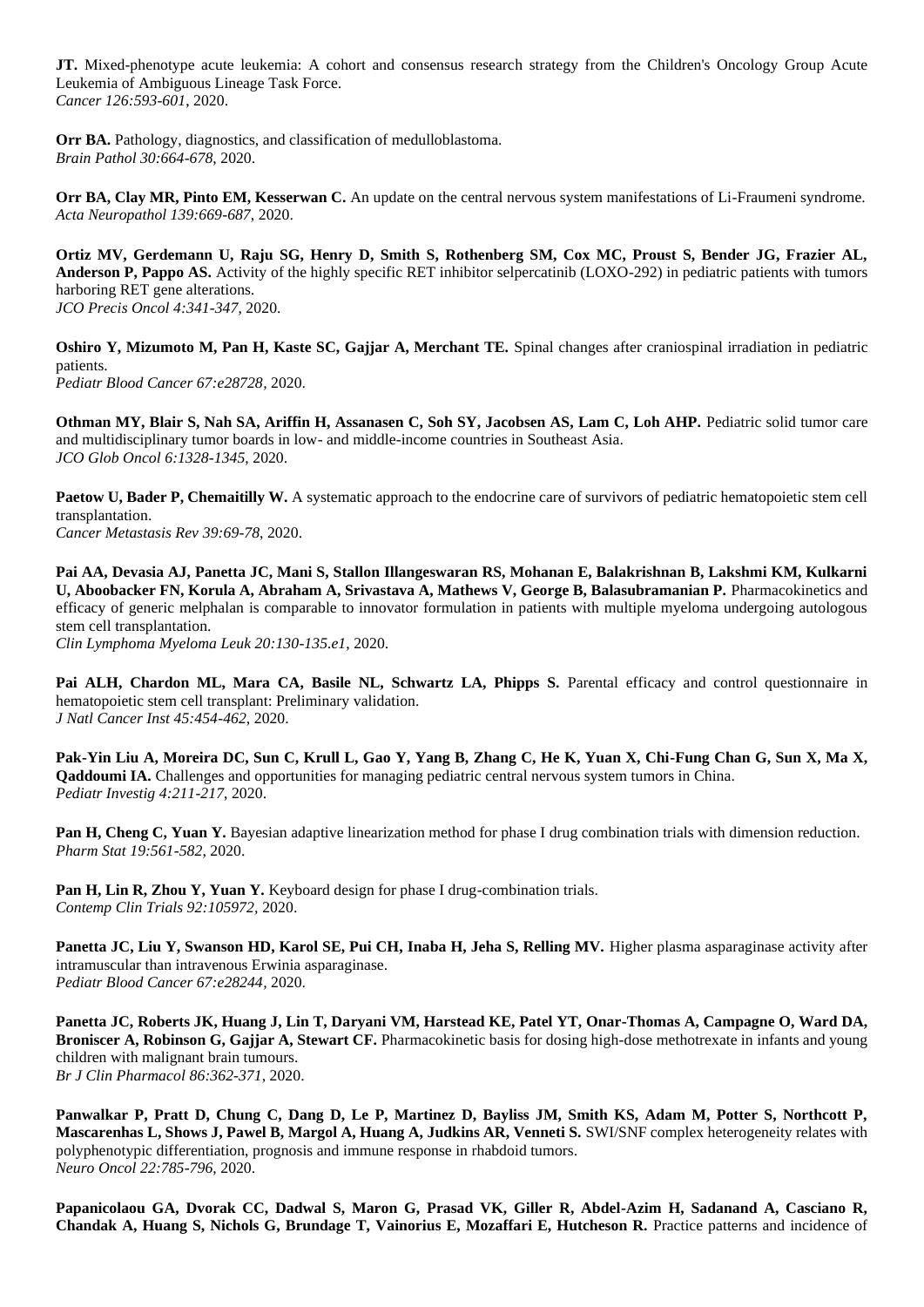**JT.** Mixed-phenotype acute leukemia: A cohort and consensus research strategy from the Children's Oncology Group Acute Leukemia of Ambiguous Lineage Task Force.
*Cancer 126:593-601*, 2020.

**Orr BA.** Pathology, diagnostics, and classification of medulloblastoma.
*Brain Pathol 30:664-678*, 2020.

**Orr BA, Clay MR, Pinto EM, Kesserwan C.** An update on the central nervous system manifestations of Li-Fraumeni syndrome.
*Acta Neuropathol 139:669-687*, 2020.

**Ortiz MV, Gerdemann U, Raju SG, Henry D, Smith S, Rothenberg SM, Cox MC, Proust S, Bender JG, Frazier AL, Anderson P, Pappo AS.** Activity of the highly specific RET inhibitor selpercatinib (LOXO-292) in pediatric patients with tumors harboring RET gene alterations.
*JCO Precis Oncol 4:341-347*, 2020.

**Oshiro Y, Mizumoto M, Pan H, Kaste SC, Gajjar A, Merchant TE.** Spinal changes after craniospinal irradiation in pediatric patients.
*Pediatr Blood Cancer 67:e28728*, 2020.

**Othman MY, Blair S, Nah SA, Ariffin H, Assanasen C, Soh SY, Jacobsen AS, Lam C, Loh AHP.** Pediatric solid tumor care and multidisciplinary tumor boards in low- and middle-income countries in Southeast Asia.
*JCO Glob Oncol 6:1328-1345*, 2020.

**Paetow U, Bader P, Chemaitilly W.** A systematic approach to the endocrine care of survivors of pediatric hematopoietic stem cell transplantation.
*Cancer Metastasis Rev 39:69-78*, 2020.

**Pai AA, Devasia AJ, Panetta JC, Mani S, Stallon Illangeswaran RS, Mohanan E, Balakrishnan B, Lakshmi KM, Kulkarni U, Aboobacker FN, Korula A, Abraham A, Srivastava A, Mathews V, George B, Balasubramanian P.** Pharmacokinetics and efficacy of generic melphalan is comparable to innovator formulation in patients with multiple myeloma undergoing autologous stem cell transplantation.
*Clin Lymphoma Myeloma Leuk 20:130-135.e1*, 2020.

**Pai ALH, Chardon ML, Mara CA, Basile NL, Schwartz LA, Phipps S.** Parental efficacy and control questionnaire in hematopoietic stem cell transplant: Preliminary validation.
*J Natl Cancer Inst 45:454-462*, 2020.

**Pak-Yin Liu A, Moreira DC, Sun C, Krull L, Gao Y, Yang B, Zhang C, He K, Yuan X, Chi-Fung Chan G, Sun X, Ma X, Qaddoumi IA.** Challenges and opportunities for managing pediatric central nervous system tumors in China.
*Pediatr Investig 4:211-217*, 2020.

**Pan H, Cheng C, Yuan Y.** Bayesian adaptive linearization method for phase I drug combination trials with dimension reduction.
*Pharm Stat 19:561-582*, 2020.

**Pan H, Lin R, Zhou Y, Yuan Y.** Keyboard design for phase I drug-combination trials.
*Contemp Clin Trials 92:105972*, 2020.

**Panetta JC, Liu Y, Swanson HD, Karol SE, Pui CH, Inaba H, Jeha S, Relling MV.** Higher plasma asparaginase activity after intramuscular than intravenous Erwinia asparaginase.
*Pediatr Blood Cancer 67:e28244*, 2020.

**Panetta JC, Roberts JK, Huang J, Lin T, Daryani VM, Harstead KE, Patel YT, Onar-Thomas A, Campagne O, Ward DA, Broniscer A, Robinson G, Gajjar A, Stewart CF.** Pharmacokinetic basis for dosing high-dose methotrexate in infants and young children with malignant brain tumours.
*Br J Clin Pharmacol 86:362-371*, 2020.

**Panwalkar P, Pratt D, Chung C, Dang D, Le P, Martinez D, Bayliss JM, Smith KS, Adam M, Potter S, Northcott P, Mascarenhas L, Shows J, Pawel B, Margol A, Huang A, Judkins AR, Venneti S.** SWI/SNF complex heterogeneity relates with polyphenotypic differentiation, prognosis and immune response in rhabdoid tumors.
*Neuro Oncol 22:785-796*, 2020.

**Papanicolaou GA, Dvorak CC, Dadwal S, Maron G, Prasad VK, Giller R, Abdel-Azim H, Sadanand A, Casciano R, Chandak A, Huang S, Nichols G, Brundage T, Vainorius E, Mozaffari E, Hutcheson R.** Practice patterns and incidence of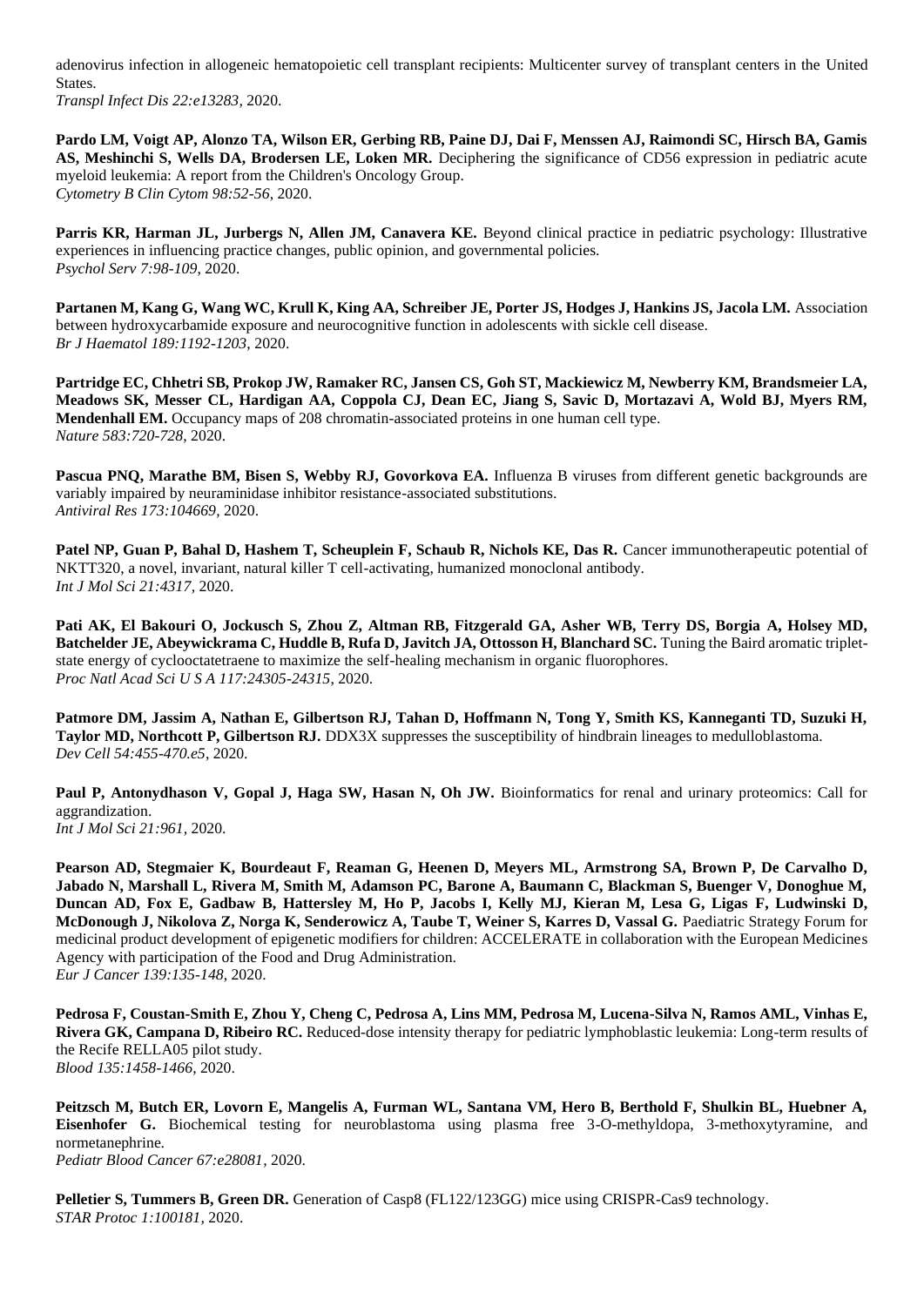adenovirus infection in allogeneic hematopoietic cell transplant recipients: Multicenter survey of transplant centers in the United States.
*Transpl Infect Dis 22:e13283,* 2020.

**Pardo LM, Voigt AP, Alonzo TA, Wilson ER, Gerbing RB, Paine DJ, Dai F, Menssen AJ, Raimondi SC, Hirsch BA, Gamis AS, Meshinchi S, Wells DA, Brodersen LE, Loken MR.** Deciphering the significance of CD56 expression in pediatric acute myeloid leukemia: A report from the Children's Oncology Group.
*Cytometry B Clin Cytom 98:52-56,* 2020.

**Parris KR, Harman JL, Jurbergs N, Allen JM, Canavera KE.** Beyond clinical practice in pediatric psychology: Illustrative experiences in influencing practice changes, public opinion, and governmental policies.
*Psychol Serv 7:98-109,* 2020.

**Partanen M, Kang G, Wang WC, Krull K, King AA, Schreiber JE, Porter JS, Hodges J, Hankins JS, Jacola LM.** Association between hydroxycarbamide exposure and neurocognitive function in adolescents with sickle cell disease.
*Br J Haematol 189:1192-1203,* 2020.

**Partridge EC, Chhetri SB, Prokop JW, Ramaker RC, Jansen CS, Goh ST, Mackiewicz M, Newberry KM, Brandsmeier LA, Meadows SK, Messer CL, Hardigan AA, Coppola CJ, Dean EC, Jiang S, Savic D, Mortazavi A, Wold BJ, Myers RM, Mendenhall EM.** Occupancy maps of 208 chromatin-associated proteins in one human cell type.
*Nature 583:720-728,* 2020.

**Pascua PNQ, Marathe BM, Bisen S, Webby RJ, Govorkova EA.** Influenza B viruses from different genetic backgrounds are variably impaired by neuraminidase inhibitor resistance-associated substitutions.
*Antiviral Res 173:104669,* 2020.

**Patel NP, Guan P, Bahal D, Hashem T, Scheuplein F, Schaub R, Nichols KE, Das R.** Cancer immunotherapeutic potential of NKTT320, a novel, invariant, natural killer T cell-activating, humanized monoclonal antibody.
*Int J Mol Sci 21:4317,* 2020.

**Pati AK, El Bakouri O, Jockusch S, Zhou Z, Altman RB, Fitzgerald GA, Asher WB, Terry DS, Borgia A, Holsey MD, Batchelder JE, Abeywickrama C, Huddle B, Rufa D, Javitch JA, Ottosson H, Blanchard SC.** Tuning the Baird aromatic triplet-state energy of cyclooctatetraene to maximize the self-healing mechanism in organic fluorophores.
*Proc Natl Acad Sci U S A 117:24305-24315,* 2020.

**Patmore DM, Jassim A, Nathan E, Gilbertson RJ, Tahan D, Hoffmann N, Tong Y, Smith KS, Kanneganti TD, Suzuki H, Taylor MD, Northcott P, Gilbertson RJ.** DDX3X suppresses the susceptibility of hindbrain lineages to medulloblastoma.
*Dev Cell 54:455-470.e5,* 2020.

**Paul P, Antonydhason V, Gopal J, Haga SW, Hasan N, Oh JW.** Bioinformatics for renal and urinary proteomics: Call for aggrandization.
*Int J Mol Sci 21:961,* 2020.

**Pearson AD, Stegmaier K, Bourdeaut F, Reaman G, Heenen D, Meyers ML, Armstrong SA, Brown P, De Carvalho D, Jabado N, Marshall L, Rivera M, Smith M, Adamson PC, Barone A, Baumann C, Blackman S, Buenger V, Donoghue M, Duncan AD, Fox E, Gadbaw B, Hattersley M, Ho P, Jacobs I, Kelly MJ, Kieran M, Lesa G, Ligas F, Ludwinski D, McDonough J, Nikolova Z, Norga K, Senderowicz A, Taube T, Weiner S, Karres D, Vassal G.** Paediatric Strategy Forum for medicinal product development of epigenetic modifiers for children: ACCELERATE in collaboration with the European Medicines Agency with participation of the Food and Drug Administration.
*Eur J Cancer 139:135-148,* 2020.

**Pedrosa F, Coustan-Smith E, Zhou Y, Cheng C, Pedrosa A, Lins MM, Pedrosa M, Lucena-Silva N, Ramos AML, Vinhas E, Rivera GK, Campana D, Ribeiro RC.** Reduced-dose intensity therapy for pediatric lymphoblastic leukemia: Long-term results of the Recife RELLA05 pilot study.
*Blood 135:1458-1466,* 2020.

**Peitzsch M, Butch ER, Lovorn E, Mangelis A, Furman WL, Santana VM, Hero B, Berthold F, Shulkin BL, Huebner A, Eisenhofer G.** Biochemical testing for neuroblastoma using plasma free 3-O-methyldopa, 3-methoxytyramine, and normetanephrine.
*Pediatr Blood Cancer 67:e28081,* 2020.

**Pelletier S, Tummers B, Green DR.** Generation of Casp8 (FL122/123GG) mice using CRISPR-Cas9 technology.
*STAR Protoc 1:100181,* 2020.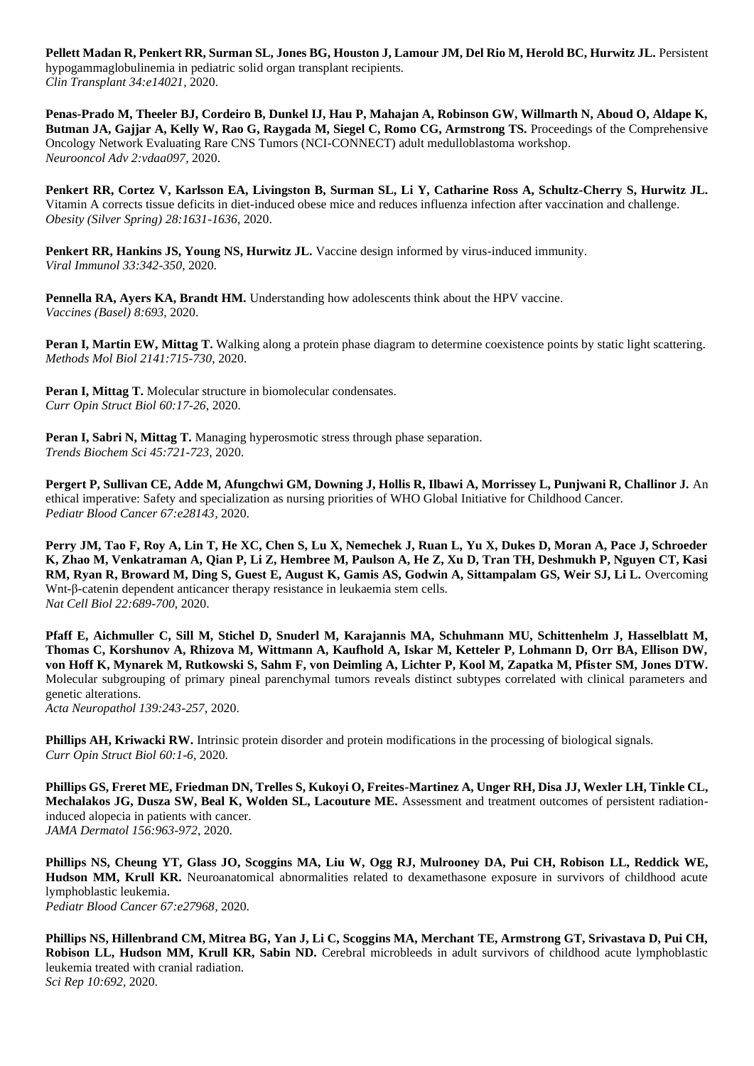**Pellett Madan R, Penkert RR, Surman SL, Jones BG, Houston J, Lamour JM, Del Rio M, Herold BC, Hurwitz JL.** Persistent hypogammaglobulinemia in pediatric solid organ transplant recipients.
*Clin Transplant 34:e14021*, 2020.

**Penas-Prado M, Theeler BJ, Cordeiro B, Dunkel IJ, Hau P, Mahajan A, Robinson GW, Willmarth N, Aboud O, Aldape K, Butman JA, Gajjar A, Kelly W, Rao G, Raygada M, Siegel C, Romo CG, Armstrong TS.** Proceedings of the Comprehensive Oncology Network Evaluating Rare CNS Tumors (NCI-CONNECT) adult medulloblastoma workshop.
*Neurooncol Adv 2:vdaa097*, 2020.

**Penkert RR, Cortez V, Karlsson EA, Livingston B, Surman SL, Li Y, Catharine Ross A, Schultz-Cherry S, Hurwitz JL.** Vitamin A corrects tissue deficits in diet-induced obese mice and reduces influenza infection after vaccination and challenge.
*Obesity (Silver Spring) 28:1631-1636*, 2020.

**Penkert RR, Hankins JS, Young NS, Hurwitz JL.** Vaccine design informed by virus-induced immunity.
*Viral Immunol 33:342-350*, 2020.

**Pennella RA, Ayers KA, Brandt HM.** Understanding how adolescents think about the HPV vaccine.
*Vaccines (Basel) 8:693*, 2020.

**Peran I, Martin EW, Mittag T.** Walking along a protein phase diagram to determine coexistence points by static light scattering.
*Methods Mol Biol 2141:715-730*, 2020.

**Peran I, Mittag T.** Molecular structure in biomolecular condensates.
*Curr Opin Struct Biol 60:17-26*, 2020.

**Peran I, Sabri N, Mittag T.** Managing hyperosmotic stress through phase separation.
*Trends Biochem Sci 45:721-723*, 2020.

**Pergert P, Sullivan CE, Adde M, Afungchwi GM, Downing J, Hollis R, Ilbawi A, Morrissey L, Punjwani R, Challinor J.** An ethical imperative: Safety and specialization as nursing priorities of WHO Global Initiative for Childhood Cancer.
*Pediatr Blood Cancer 67:e28143*, 2020.

**Perry JM, Tao F, Roy A, Lin T, He XC, Chen S, Lu X, Nemechek J, Ruan L, Yu X, Dukes D, Moran A, Pace J, Schroeder K, Zhao M, Venkatraman A, Qian P, Li Z, Hembree M, Paulson A, He Z, Xu D, Tran TH, Deshmukh P, Nguyen CT, Kasi RM, Ryan R, Broward M, Ding S, Guest E, August K, Gamis AS, Godwin A, Sittampalam GS, Weir SJ, Li L.** Overcoming Wnt-β-catenin dependent anticancer therapy resistance in leukaemia stem cells.
*Nat Cell Biol 22:689-700*, 2020.

**Pfaff E, Aichmuller C, Sill M, Stichel D, Snuderl M, Karajannis MA, Schuhmann MU, Schittenhelm J, Hasselblatt M, Thomas C, Korshunov A, Rhizova M, Wittmann A, Kaufhold A, Iskar M, Ketteler P, Lohmann D, Orr BA, Ellison DW, von Hoff K, Mynarek M, Rutkowski S, Sahm F, von Deimling A, Lichter P, Kool M, Zapatka M, Pfister SM, Jones DTW.** Molecular subgrouping of primary pineal parenchymal tumors reveals distinct subtypes correlated with clinical parameters and genetic alterations.
*Acta Neuropathol 139:243-257*, 2020.

**Phillips AH, Kriwacki RW.** Intrinsic protein disorder and protein modifications in the processing of biological signals.
*Curr Opin Struct Biol 60:1-6*, 2020.

**Phillips GS, Freret ME, Friedman DN, Trelles S, Kukoyi O, Freites-Martinez A, Unger RH, Disa JJ, Wexler LH, Tinkle CL, Mechalakos JG, Dusza SW, Beal K, Wolden SL, Lacouture ME.** Assessment and treatment outcomes of persistent radiation-induced alopecia in patients with cancer.
*JAMA Dermatol 156:963-972*, 2020.

**Phillips NS, Cheung YT, Glass JO, Scoggins MA, Liu W, Ogg RJ, Mulrooney DA, Pui CH, Robison LL, Reddick WE, Hudson MM, Krull KR.** Neuroanatomical abnormalities related to dexamethasone exposure in survivors of childhood acute lymphoblastic leukemia.
*Pediatr Blood Cancer 67:e27968*, 2020.

**Phillips NS, Hillenbrand CM, Mitrea BG, Yan J, Li C, Scoggins MA, Merchant TE, Armstrong GT, Srivastava D, Pui CH, Robison LL, Hudson MM, Krull KR, Sabin ND.** Cerebral microbleeds in adult survivors of childhood acute lymphoblastic leukemia treated with cranial radiation.
*Sci Rep 10:692*, 2020.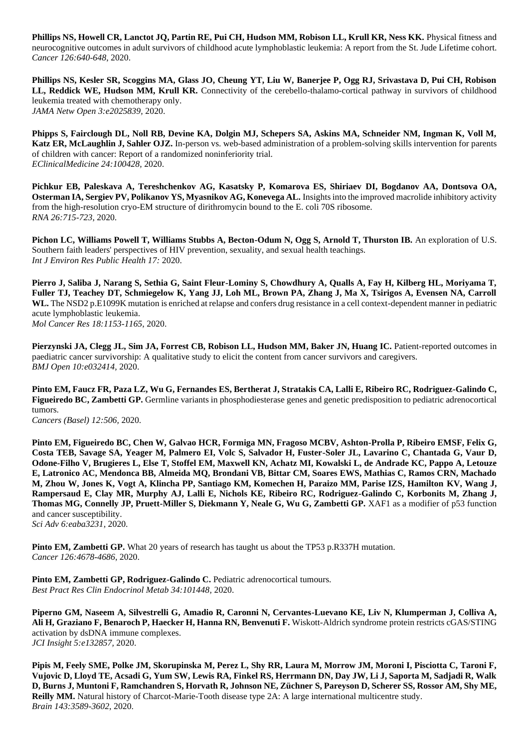**Phillips NS, Howell CR, Lanctot JQ, Partin RE, Pui CH, Hudson MM, Robison LL, Krull KR, Ness KK.** Physical fitness and neurocognitive outcomes in adult survivors of childhood acute lymphoblastic leukemia: A report from the St. Jude Lifetime cohort. *Cancer 126:640-648*, 2020.

**Phillips NS, Kesler SR, Scoggins MA, Glass JO, Cheung YT, Liu W, Banerjee P, Ogg RJ, Srivastava D, Pui CH, Robison LL, Reddick WE, Hudson MM, Krull KR.** Connectivity of the cerebello-thalamo-cortical pathway in survivors of childhood leukemia treated with chemotherapy only. *JAMA Netw Open 3:e2025839*, 2020.

**Phipps S, Fairclough DL, Noll RB, Devine KA, Dolgin MJ, Schepers SA, Askins MA, Schneider NM, Ingman K, Voll M, Katz ER, McLaughlin J, Sahler OJZ.** In-person vs. web-based administration of a problem-solving skills intervention for parents of children with cancer: Report of a randomized noninferiority trial. *EClinicalMedicine 24:100428*, 2020.

**Pichkur EB, Paleskava A, Tereshchenkov AG, Kasatsky P, Komarova ES, Shiriaev DI, Bogdanov AA, Dontsova OA, Osterman IA, Sergiev PV, Polikanov YS, Myasnikov AG, Konevega AL.** Insights into the improved macrolide inhibitory activity from the high-resolution cryo-EM structure of dirithromycin bound to the E. coli 70S ribosome. *RNA 26:715-723*, 2020.

**Pichon LC, Williams Powell T, Williams Stubbs A, Becton-Odum N, Ogg S, Arnold T, Thurston IB.** An exploration of U.S. Southern faith leaders' perspectives of HIV prevention, sexuality, and sexual health teachings. *Int J Environ Res Public Health 17:* 2020.

**Pierro J, Saliba J, Narang S, Sethia G, Saint Fleur-Lominy S, Chowdhury A, Qualls A, Fay H, Kilberg HL, Moriyama T, Fuller TJ, Teachey DT, Schmiegelow K, Yang JJ, Loh ML, Brown PA, Zhang J, Ma X, Tsirigos A, Evensen NA, Carroll WL.** The NSD2 p.E1099K mutation is enriched at relapse and confers drug resistance in a cell context-dependent manner in pediatric acute lymphoblastic leukemia. *Mol Cancer Res 18:1153-1165*, 2020.

**Pierzynski JA, Clegg JL, Sim JA, Forrest CB, Robison LL, Hudson MM, Baker JN, Huang IC.** Patient-reported outcomes in paediatric cancer survivorship: A qualitative study to elicit the content from cancer survivors and caregivers. *BMJ Open 10:e032414*, 2020.

**Pinto EM, Faucz FR, Paza LZ, Wu G, Fernandes ES, Bertherat J, Stratakis CA, Lalli E, Ribeiro RC, Rodriguez-Galindo C, Figueiredo BC, Zambetti GP.** Germline variants in phosphodiesterase genes and genetic predisposition to pediatric adrenocortical tumors. *Cancers (Basel) 12:506*, 2020.

**Pinto EM, Figueiredo BC, Chen W, Galvao HCR, Formiga MN, Fragoso MCBV, Ashton-Prolla P, Ribeiro EMSF, Felix G, Costa TEB, Savage SA, Yeager M, Palmero EI, Volc S, Salvador H, Fuster-Soler JL, Lavarino C, Chantada G, Vaur D, Odone-Filho V, Brugieres L, Else T, Stoffel EM, Maxwell KN, Achatz MI, Kowalski L, de Andrade KC, Pappo A, Letouze E, Latronico AC, Mendonca BB, Almeida MQ, Brondani VB, Bittar CM, Soares EWS, Mathias C, Ramos CRN, Machado M, Zhou W, Jones K, Vogt A, Klincha PP, Santiago KM, Komechen H, Paraizo MM, Parise IZS, Hamilton KV, Wang J, Rampersaud E, Clay MR, Murphy AJ, Lalli E, Nichols KE, Ribeiro RC, Rodriguez-Galindo C, Korbonits M, Zhang J, Thomas MG, Connelly JP, Pruett-Miller S, Diekmann Y, Neale G, Wu G, Zambetti GP.** XAF1 as a modifier of p53 function and cancer susceptibility. *Sci Adv 6:eaba3231*, 2020.

**Pinto EM, Zambetti GP.** What 20 years of research has taught us about the TP53 p.R337H mutation. *Cancer 126:4678-4686*, 2020.

**Pinto EM, Zambetti GP, Rodriguez-Galindo C.** Pediatric adrenocortical tumours. *Best Pract Res Clin Endocrinol Metab 34:101448*, 2020.

**Piperno GM, Naseem A, Silvestrelli G, Amadio R, Caronni N, Cervantes-Luevano KE, Liv N, Klumperman J, Colliva A, Ali H, Graziano F, Benaroch P, Haecker H, Hanna RN, Benvenuti F.** Wiskott-Aldrich syndrome protein restricts cGAS/STING activation by dsDNA immune complexes. *JCI Insight 5:e132857*, 2020.

**Pipis M, Feely SME, Polke JM, Skorupinska M, Perez L, Shy RR, Laura M, Morrow JM, Moroni I, Pisciotta C, Taroni F, Vujovic D, Lloyd TE, Acsadi G, Yum SW, Lewis RA, Finkel RS, Herrmann DN, Day JW, Li J, Saporta M, Sadjadi R, Walk D, Burns J, Muntoni F, Ramchandren S, Horvath R, Johnson NE, Züchner S, Pareyson D, Scherer SS, Rossor AM, Shy ME, Reilly MM.** Natural history of Charcot-Marie-Tooth disease type 2A: A large international multicentre study. *Brain 143:3589-3602*, 2020.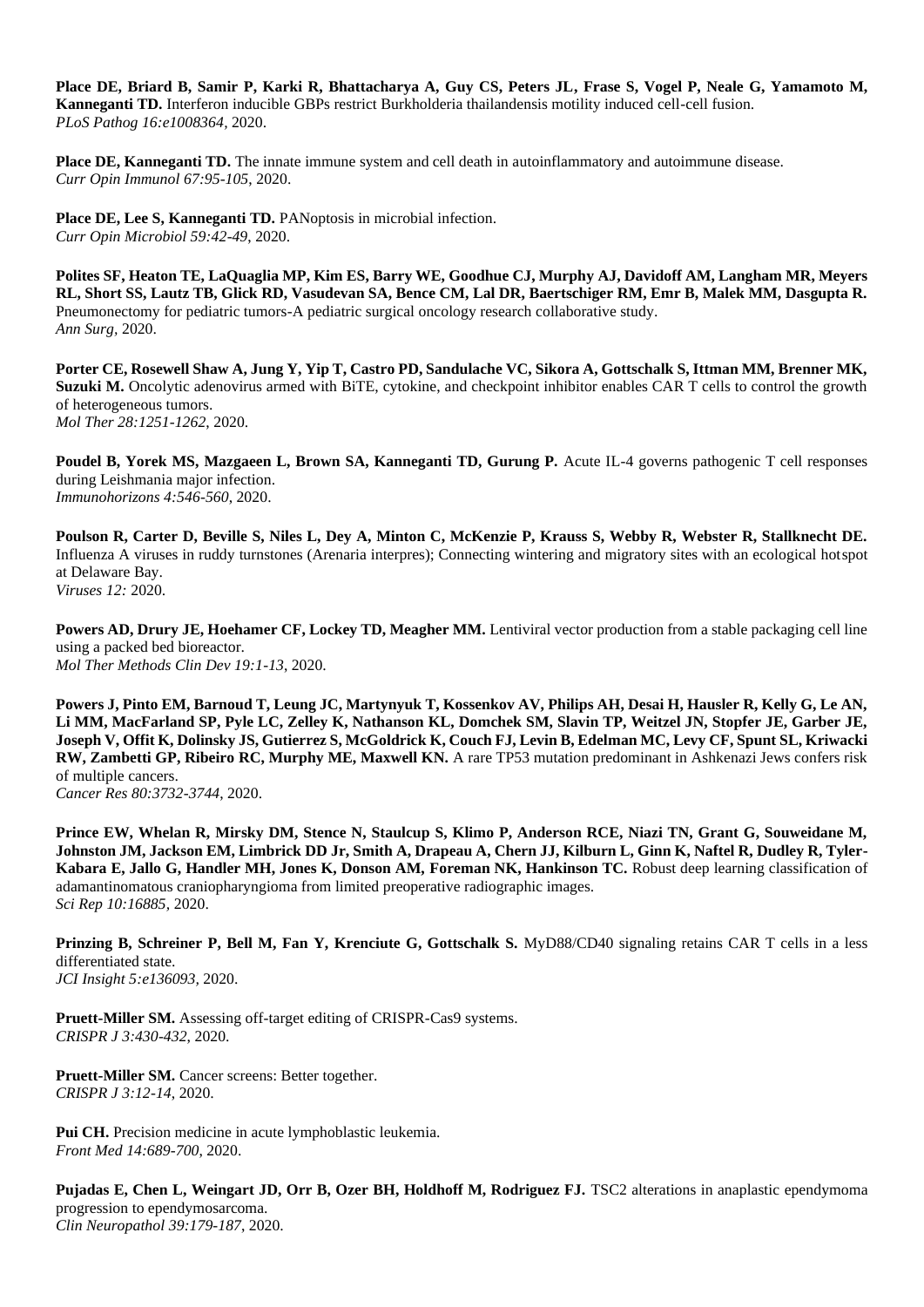**Place DE, Briard B, Samir P, Karki R, Bhattacharya A, Guy CS, Peters JL, Frase S, Vogel P, Neale G, Yamamoto M, Kanneganti TD.** Interferon inducible GBPs restrict Burkholderia thailandensis motility induced cell-cell fusion.
*PLoS Pathog 16:e1008364*, 2020.

**Place DE, Kanneganti TD.** The innate immune system and cell death in autoinflammatory and autoimmune disease.
*Curr Opin Immunol 67:95-105*, 2020.

**Place DE, Lee S, Kanneganti TD.** PANoptosis in microbial infection.
*Curr Opin Microbiol 59:42-49*, 2020.

**Polites SF, Heaton TE, LaQuaglia MP, Kim ES, Barry WE, Goodhue CJ, Murphy AJ, Davidoff AM, Langham MR, Meyers RL, Short SS, Lautz TB, Glick RD, Vasudevan SA, Bence CM, Lal DR, Baertschiger RM, Emr B, Malek MM, Dasgupta R.** Pneumonectomy for pediatric tumors-A pediatric surgical oncology research collaborative study.
*Ann Surg*, 2020.

**Porter CE, Rosewell Shaw A, Jung Y, Yip T, Castro PD, Sandulache VC, Sikora A, Gottschalk S, Ittman MM, Brenner MK, Suzuki M.** Oncolytic adenovirus armed with BiTE, cytokine, and checkpoint inhibitor enables CAR T cells to control the growth of heterogeneous tumors.
*Mol Ther 28:1251-1262*, 2020.

**Poudel B, Yorek MS, Mazgaeen L, Brown SA, Kanneganti TD, Gurung P.** Acute IL-4 governs pathogenic T cell responses during Leishmania major infection.
*Immunohorizons 4:546-560*, 2020.

**Poulson R, Carter D, Beville S, Niles L, Dey A, Minton C, McKenzie P, Krauss S, Webby R, Webster R, Stallknecht DE.** Influenza A viruses in ruddy turnstones (Arenaria interpres); Connecting wintering and migratory sites with an ecological hotspot at Delaware Bay.
*Viruses 12:* 2020.

**Powers AD, Drury JE, Hoehamer CF, Lockey TD, Meagher MM.** Lentiviral vector production from a stable packaging cell line using a packed bed bioreactor.
*Mol Ther Methods Clin Dev 19:1-13*, 2020.

**Powers J, Pinto EM, Barnoud T, Leung JC, Martynyuk T, Kossenkov AV, Philips AH, Desai H, Hausler R, Kelly G, Le AN, Li MM, MacFarland SP, Pyle LC, Zelley K, Nathanson KL, Domchek SM, Slavin TP, Weitzel JN, Stopfer JE, Garber JE, Joseph V, Offit K, Dolinsky JS, Gutierrez S, McGoldrick K, Couch FJ, Levin B, Edelman MC, Levy CF, Spunt SL, Kriwacki RW, Zambetti GP, Ribeiro RC, Murphy ME, Maxwell KN.** A rare TP53 mutation predominant in Ashkenazi Jews confers risk of multiple cancers.
*Cancer Res 80:3732-3744*, 2020.

**Prince EW, Whelan R, Mirsky DM, Stence N, Staulcup S, Klimo P, Anderson RCE, Niazi TN, Grant G, Souweidane M, Johnston JM, Jackson EM, Limbrick DD Jr, Smith A, Drapeau A, Chern JJ, Kilburn L, Ginn K, Naftel R, Dudley R, Tyler-Kabara E, Jallo G, Handler MH, Jones K, Donson AM, Foreman NK, Hankinson TC.** Robust deep learning classification of adamantinomatous craniopharyngioma from limited preoperative radiographic images.
*Sci Rep 10:16885*, 2020.

**Prinzing B, Schreiner P, Bell M, Fan Y, Krenciute G, Gottschalk S.** MyD88/CD40 signaling retains CAR T cells in a less differentiated state.
*JCI Insight 5:e136093*, 2020.

**Pruett-Miller SM.** Assessing off-target editing of CRISPR-Cas9 systems.
*CRISPR J 3:430-432*, 2020.

**Pruett-Miller SM.** Cancer screens: Better together.
*CRISPR J 3:12-14*, 2020.

**Pui CH.** Precision medicine in acute lymphoblastic leukemia.
*Front Med 14:689-700*, 2020.

**Pujadas E, Chen L, Weingart JD, Orr B, Ozer BH, Holdhoff M, Rodriguez FJ.** TSC2 alterations in anaplastic ependymoma progression to ependymosarcoma.
*Clin Neuropathol 39:179-187*, 2020.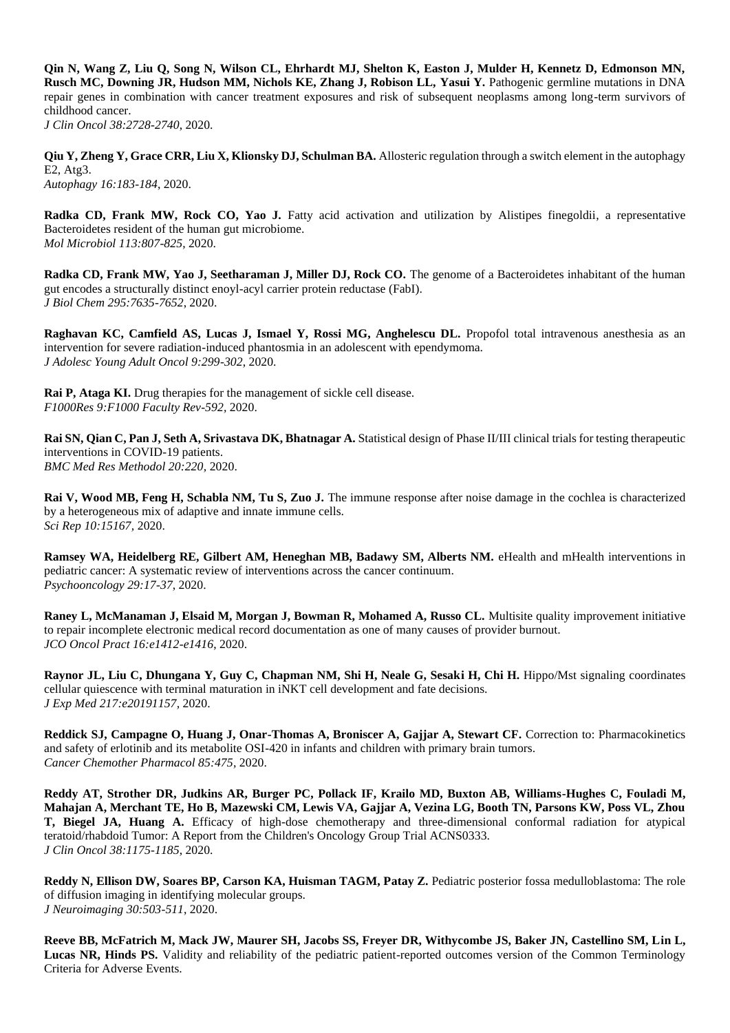**Qin N, Wang Z, Liu Q, Song N, Wilson CL, Ehrhardt MJ, Shelton K, Easton J, Mulder H, Kennetz D, Edmonson MN, Rusch MC, Downing JR, Hudson MM, Nichols KE, Zhang J, Robison LL, Yasui Y.** Pathogenic germline mutations in DNA repair genes in combination with cancer treatment exposures and risk of subsequent neoplasms among long-term survivors of childhood cancer.
*J Clin Oncol 38:2728-2740*, 2020.

**Qiu Y, Zheng Y, Grace CRR, Liu X, Klionsky DJ, Schulman BA.** Allosteric regulation through a switch element in the autophagy E2, Atg3.
*Autophagy 16:183-184*, 2020.

**Radka CD, Frank MW, Rock CO, Yao J.** Fatty acid activation and utilization by Alistipes finegoldii, a representative Bacteroidetes resident of the human gut microbiome.
*Mol Microbiol 113:807-825*, 2020.

**Radka CD, Frank MW, Yao J, Seetharaman J, Miller DJ, Rock CO.** The genome of a Bacteroidetes inhabitant of the human gut encodes a structurally distinct enoyl-acyl carrier protein reductase (FabI).
*J Biol Chem 295:7635-7652*, 2020.

**Raghavan KC, Camfield AS, Lucas J, Ismael Y, Rossi MG, Anghelescu DL.** Propofol total intravenous anesthesia as an intervention for severe radiation-induced phantosmia in an adolescent with ependymoma.
*J Adolesc Young Adult Oncol 9:299-302*, 2020.

**Rai P, Ataga KI.** Drug therapies for the management of sickle cell disease.
*F1000Res 9:F1000 Faculty Rev-592*, 2020.

**Rai SN, Qian C, Pan J, Seth A, Srivastava DK, Bhatnagar A.** Statistical design of Phase II/III clinical trials for testing therapeutic interventions in COVID-19 patients.
*BMC Med Res Methodol 20:220*, 2020.

**Rai V, Wood MB, Feng H, Schabla NM, Tu S, Zuo J.** The immune response after noise damage in the cochlea is characterized by a heterogeneous mix of adaptive and innate immune cells.
*Sci Rep 10:15167*, 2020.

**Ramsey WA, Heidelberg RE, Gilbert AM, Heneghan MB, Badawy SM, Alberts NM.** eHealth and mHealth interventions in pediatric cancer: A systematic review of interventions across the cancer continuum.
*Psychooncology 29:17-37*, 2020.

**Raney L, McManaman J, Elsaid M, Morgan J, Bowman R, Mohamed A, Russo CL.** Multisite quality improvement initiative to repair incomplete electronic medical record documentation as one of many causes of provider burnout.
*JCO Oncol Pract 16:e1412-e1416*, 2020.

**Raynor JL, Liu C, Dhungana Y, Guy C, Chapman NM, Shi H, Neale G, Sesaki H, Chi H.** Hippo/Mst signaling coordinates cellular quiescence with terminal maturation in iNKT cell development and fate decisions.
*J Exp Med 217:e20191157*, 2020.

**Reddick SJ, Campagne O, Huang J, Onar-Thomas A, Broniscer A, Gajjar A, Stewart CF.** Correction to: Pharmacokinetics and safety of erlotinib and its metabolite OSI-420 in infants and children with primary brain tumors.
*Cancer Chemother Pharmacol 85:475*, 2020.

**Reddy AT, Strother DR, Judkins AR, Burger PC, Pollack IF, Krailo MD, Buxton AB, Williams-Hughes C, Fouladi M, Mahajan A, Merchant TE, Ho B, Mazewski CM, Lewis VA, Gajjar A, Vezina LG, Booth TN, Parsons KW, Poss VL, Zhou T, Biegel JA, Huang A.** Efficacy of high-dose chemotherapy and three-dimensional conformal radiation for atypical teratoid/rhabdoid Tumor: A Report from the Children's Oncology Group Trial ACNS0333.
*J Clin Oncol 38:1175-1185*, 2020.

**Reddy N, Ellison DW, Soares BP, Carson KA, Huisman TAGM, Patay Z.** Pediatric posterior fossa medulloblastoma: The role of diffusion imaging in identifying molecular groups.
*J Neuroimaging 30:503-511*, 2020.

**Reeve BB, McFatrich M, Mack JW, Maurer SH, Jacobs SS, Freyer DR, Withycombe JS, Baker JN, Castellino SM, Lin L, Lucas NR, Hinds PS.** Validity and reliability of the pediatric patient-reported outcomes version of the Common Terminology Criteria for Adverse Events.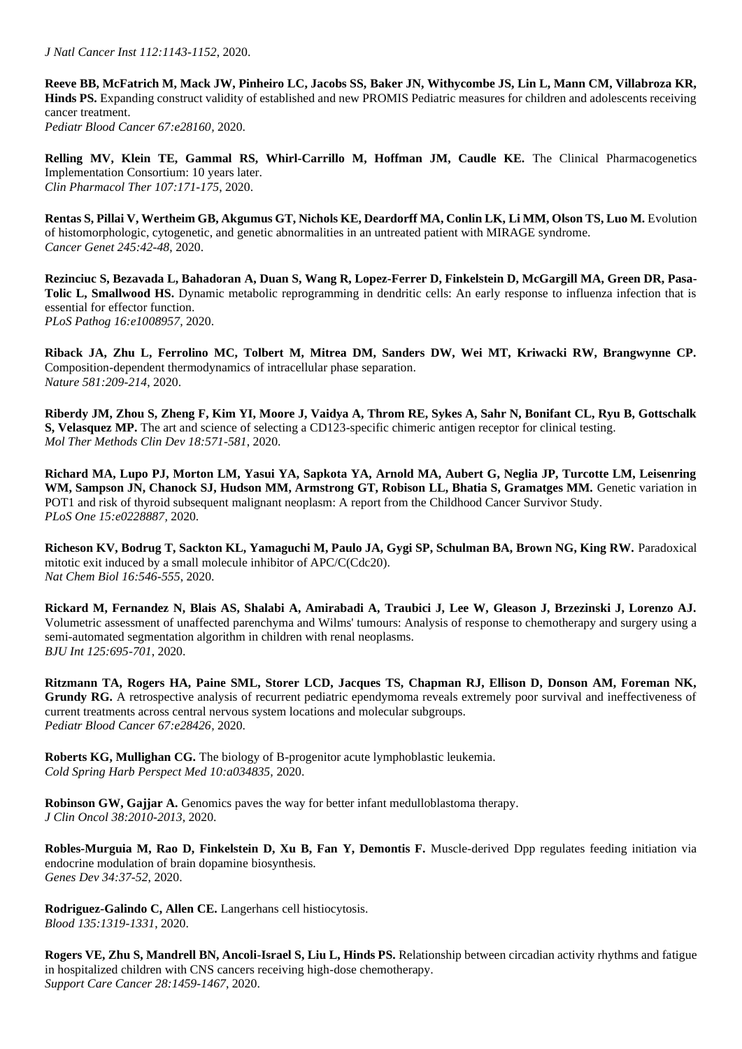*J Natl Cancer Inst 112:1143-1152*, 2020.

**Reeve BB, McFatrich M, Mack JW, Pinheiro LC, Jacobs SS, Baker JN, Withycombe JS, Lin L, Mann CM, Villabroza KR, Hinds PS.** Expanding construct validity of established and new PROMIS Pediatric measures for children and adolescents receiving cancer treatment.
*Pediatr Blood Cancer 67:e28160*, 2020.

**Relling MV, Klein TE, Gammal RS, Whirl-Carrillo M, Hoffman JM, Caudle KE.** The Clinical Pharmacogenetics Implementation Consortium: 10 years later.
*Clin Pharmacol Ther 107:171-175*, 2020.

**Rentas S, Pillai V, Wertheim GB, Akgumus GT, Nichols KE, Deardorff MA, Conlin LK, Li MM, Olson TS, Luo M.** Evolution of histomorphologic, cytogenetic, and genetic abnormalities in an untreated patient with MIRAGE syndrome.
*Cancer Genet 245:42-48*, 2020.

**Rezinciuc S, Bezavada L, Bahadoran A, Duan S, Wang R, Lopez-Ferrer D, Finkelstein D, McGargill MA, Green DR, Pasa-Tolic L, Smallwood HS.** Dynamic metabolic reprogramming in dendritic cells: An early response to influenza infection that is essential for effector function.
*PLoS Pathog 16:e1008957*, 2020.

**Riback JA, Zhu L, Ferrolino MC, Tolbert M, Mitrea DM, Sanders DW, Wei MT, Kriwacki RW, Brangwynne CP.** Composition-dependent thermodynamics of intracellular phase separation.
*Nature 581:209-214*, 2020.

**Riberdy JM, Zhou S, Zheng F, Kim YI, Moore J, Vaidya A, Throm RE, Sykes A, Sahr N, Bonifant CL, Ryu B, Gottschalk S, Velasquez MP.** The art and science of selecting a CD123-specific chimeric antigen receptor for clinical testing.
*Mol Ther Methods Clin Dev 18:571-581*, 2020.

**Richard MA, Lupo PJ, Morton LM, Yasui YA, Sapkota YA, Arnold MA, Aubert G, Neglia JP, Turcotte LM, Leisenring WM, Sampson JN, Chanock SJ, Hudson MM, Armstrong GT, Robison LL, Bhatia S, Gramatges MM.** Genetic variation in POT1 and risk of thyroid subsequent malignant neoplasm: A report from the Childhood Cancer Survivor Study.
*PLoS One 15:e0228887*, 2020.

**Richeson KV, Bodrug T, Sackton KL, Yamaguchi M, Paulo JA, Gygi SP, Schulman BA, Brown NG, King RW.** Paradoxical mitotic exit induced by a small molecule inhibitor of APC/C(Cdc20).
*Nat Chem Biol 16:546-555*, 2020.

**Rickard M, Fernandez N, Blais AS, Shalabi A, Amirabadi A, Traubici J, Lee W, Gleason J, Brzezinski J, Lorenzo AJ.** Volumetric assessment of unaffected parenchyma and Wilms' tumours: Analysis of response to chemotherapy and surgery using a semi-automated segmentation algorithm in children with renal neoplasms.
*BJU Int 125:695-701*, 2020.

**Ritzmann TA, Rogers HA, Paine SML, Storer LCD, Jacques TS, Chapman RJ, Ellison D, Donson AM, Foreman NK, Grundy RG.** A retrospective analysis of recurrent pediatric ependymoma reveals extremely poor survival and ineffectiveness of current treatments across central nervous system locations and molecular subgroups.
*Pediatr Blood Cancer 67:e28426*, 2020.

**Roberts KG, Mullighan CG.** The biology of B-progenitor acute lymphoblastic leukemia.
*Cold Spring Harb Perspect Med 10:a034835*, 2020.

**Robinson GW, Gajjar A.** Genomics paves the way for better infant medulloblastoma therapy.
*J Clin Oncol 38:2010-2013*, 2020.

**Robles-Murguia M, Rao D, Finkelstein D, Xu B, Fan Y, Demontis F.** Muscle-derived Dpp regulates feeding initiation via endocrine modulation of brain dopamine biosynthesis.
*Genes Dev 34:37-52*, 2020.

**Rodriguez-Galindo C, Allen CE.** Langerhans cell histiocytosis.
*Blood 135:1319-1331*, 2020.

**Rogers VE, Zhu S, Mandrell BN, Ancoli-Israel S, Liu L, Hinds PS.** Relationship between circadian activity rhythms and fatigue in hospitalized children with CNS cancers receiving high-dose chemotherapy.
*Support Care Cancer 28:1459-1467*, 2020.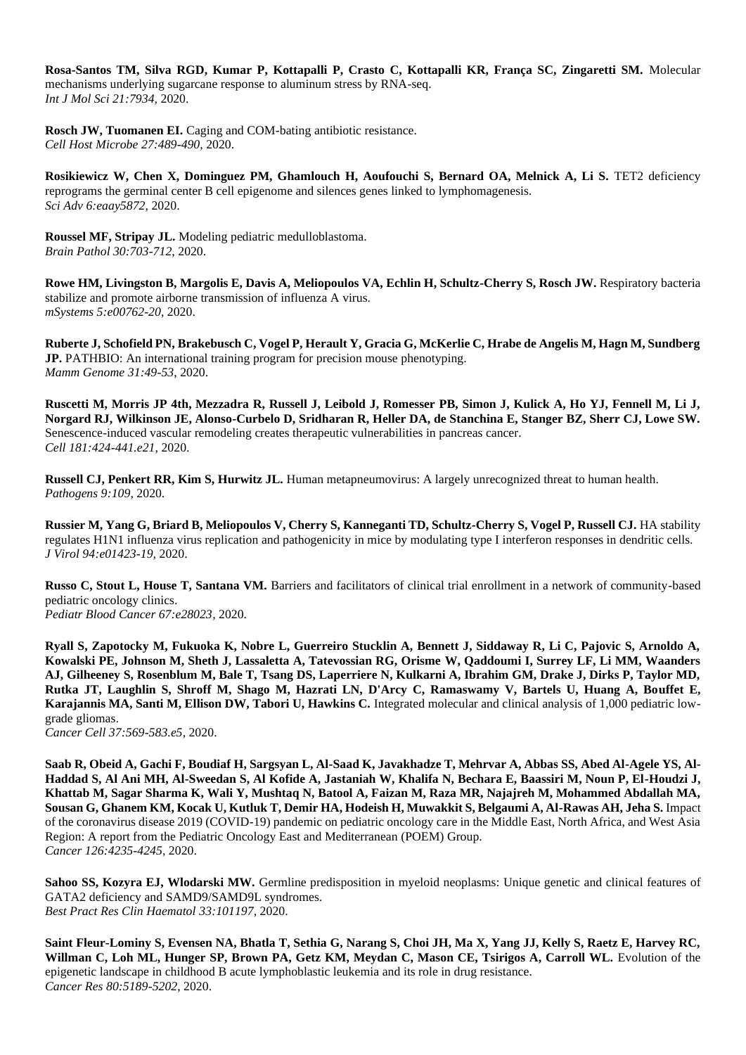**Rosa-Santos TM, Silva RGD, Kumar P, Kottapalli P, Crasto C, Kottapalli KR, França SC, Zingaretti SM.** Molecular mechanisms underlying sugarcane response to aluminum stress by RNA-seq.
*Int J Mol Sci 21:7934*, 2020.

**Rosch JW, Tuomanen EI.** Caging and COM-bating antibiotic resistance.
*Cell Host Microbe 27:489-490*, 2020.

**Rosikiewicz W, Chen X, Dominguez PM, Ghamlouch H, Aoufouchi S, Bernard OA, Melnick A, Li S.** TET2 deficiency reprograms the germinal center B cell epigenome and silences genes linked to lymphomagenesis.
*Sci Adv 6:eaay5872*, 2020.

**Roussel MF, Stripay JL.** Modeling pediatric medulloblastoma.
*Brain Pathol 30:703-712*, 2020.

**Rowe HM, Livingston B, Margolis E, Davis A, Meliopoulos VA, Echlin H, Schultz-Cherry S, Rosch JW.** Respiratory bacteria stabilize and promote airborne transmission of influenza A virus.
*mSystems 5:e00762-20*, 2020.

**Ruberte J, Schofield PN, Brakebusch C, Vogel P, Herault Y, Gracia G, McKerlie C, Hrabe de Angelis M, Hagn M, Sundberg JP.** PATHBIO: An international training program for precision mouse phenotyping.
*Mamm Genome 31:49-53*, 2020.

**Ruscetti M, Morris JP 4th, Mezzadra R, Russell J, Leibold J, Romesser PB, Simon J, Kulick A, Ho YJ, Fennell M, Li J, Norgard RJ, Wilkinson JE, Alonso-Curbelo D, Sridharan R, Heller DA, de Stanchina E, Stanger BZ, Sherr CJ, Lowe SW.** Senescence-induced vascular remodeling creates therapeutic vulnerabilities in pancreas cancer.
*Cell 181:424-441.e21*, 2020.

**Russell CJ, Penkert RR, Kim S, Hurwitz JL.** Human metapneumovirus: A largely unrecognized threat to human health.
*Pathogens 9:109*, 2020.

**Russier M, Yang G, Briard B, Meliopoulos V, Cherry S, Kanneganti TD, Schultz-Cherry S, Vogel P, Russell CJ.** HA stability regulates H1N1 influenza virus replication and pathogenicity in mice by modulating type I interferon responses in dendritic cells.
*J Virol 94:e01423-19*, 2020.

**Russo C, Stout L, House T, Santana VM.** Barriers and facilitators of clinical trial enrollment in a network of community-based pediatric oncology clinics.
*Pediatr Blood Cancer 67:e28023*, 2020.

**Ryall S, Zapotocky M, Fukuoka K, Nobre L, Guerreiro Stucklin A, Bennett J, Siddaway R, Li C, Pajovic S, Arnoldo A, Kowalski PE, Johnson M, Sheth J, Lassaletta A, Tatevossian RG, Orisme W, Qaddoumi I, Surrey LF, Li MM, Waanders AJ, Gilheeney S, Rosenblum M, Bale T, Tsang DS, Laperriere N, Kulkarni A, Ibrahim GM, Drake J, Dirks P, Taylor MD, Rutka JT, Laughlin S, Shroff M, Shago M, Hazrati LN, D'Arcy C, Ramaswamy V, Bartels U, Huang A, Bouffet E, Karajannis MA, Santi M, Ellison DW, Tabori U, Hawkins C.** Integrated molecular and clinical analysis of 1,000 pediatric low-grade gliomas.
*Cancer Cell 37:569-583.e5*, 2020.

**Saab R, Obeid A, Gachi F, Boudiaf H, Sargsyan L, Al-Saad K, Javakhadze T, Mehrvar A, Abbas SS, Abed Al-Agele YS, Al-Haddad S, Al Ani MH, Al-Sweedan S, Al Kofide A, Jastaniah W, Khalifa N, Bechara E, Baassiri M, Noun P, El-Houdzi J, Khattab M, Sagar Sharma K, Wali Y, Mushtaq N, Batool A, Faizan M, Raza MR, Najajreh M, Mohammed Abdallah MA, Sousan G, Ghanem KM, Kocak U, Kutluk T, Demir HA, Hodeish H, Muwakkit S, Belgaumi A, Al-Rawas AH, Jeha S.** Impact of the coronavirus disease 2019 (COVID-19) pandemic on pediatric oncology care in the Middle East, North Africa, and West Asia Region: A report from the Pediatric Oncology East and Mediterranean (POEM) Group.
*Cancer 126:4235-4245*, 2020.

**Sahoo SS, Kozyra EJ, Wlodarski MW.** Germline predisposition in myeloid neoplasms: Unique genetic and clinical features of GATA2 deficiency and SAMD9/SAMD9L syndromes.
*Best Pract Res Clin Haematol 33:101197*, 2020.

**Saint Fleur-Lominy S, Evensen NA, Bhatla T, Sethia G, Narang S, Choi JH, Ma X, Yang JJ, Kelly S, Raetz E, Harvey RC, Willman C, Loh ML, Hunger SP, Brown PA, Getz KM, Meydan C, Mason CE, Tsirigos A, Carroll WL.** Evolution of the epigenetic landscape in childhood B acute lymphoblastic leukemia and its role in drug resistance.
*Cancer Res 80:5189-5202*, 2020.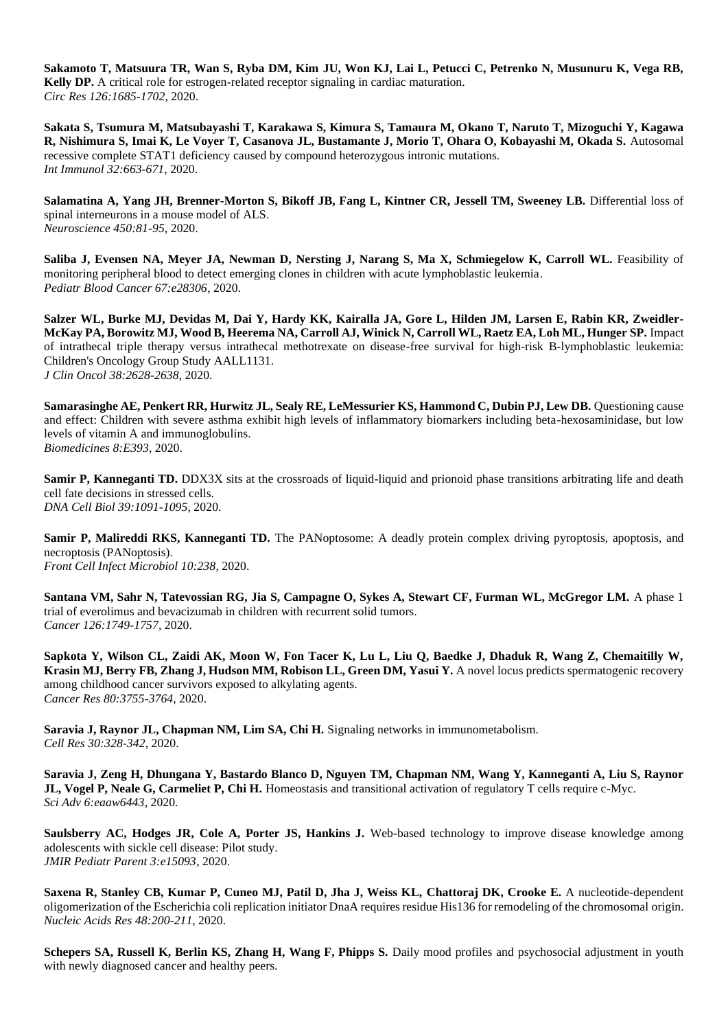**Sakamoto T, Matsuura TR, Wan S, Ryba DM, Kim JU, Won KJ, Lai L, Petucci C, Petrenko N, Musunuru K, Vega RB, Kelly DP.** A critical role for estrogen-related receptor signaling in cardiac maturation.
*Circ Res 126:1685-1702*, 2020.

**Sakata S, Tsumura M, Matsubayashi T, Karakawa S, Kimura S, Tamaura M, Okano T, Naruto T, Mizoguchi Y, Kagawa R, Nishimura S, Imai K, Le Voyer T, Casanova JL, Bustamante J, Morio T, Ohara O, Kobayashi M, Okada S.** Autosomal recessive complete STAT1 deficiency caused by compound heterozygous intronic mutations.
*Int Immunol 32:663-671*, 2020.

**Salamatina A, Yang JH, Brenner-Morton S, Bikoff JB, Fang L, Kintner CR, Jessell TM, Sweeney LB.** Differential loss of spinal interneurons in a mouse model of ALS.
*Neuroscience 450:81-95*, 2020.

**Saliba J, Evensen NA, Meyer JA, Newman D, Nersting J, Narang S, Ma X, Schmiegelow K, Carroll WL.** Feasibility of monitoring peripheral blood to detect emerging clones in children with acute lymphoblastic leukemia.
*Pediatr Blood Cancer 67:e28306*, 2020.

**Salzer WL, Burke MJ, Devidas M, Dai Y, Hardy KK, Kairalla JA, Gore L, Hilden JM, Larsen E, Rabin KR, Zweidler-McKay PA, Borowitz MJ, Wood B, Heerema NA, Carroll AJ, Winick N, Carroll WL, Raetz EA, Loh ML, Hunger SP.** Impact of intrathecal triple therapy versus intrathecal methotrexate on disease-free survival for high-risk B-lymphoblastic leukemia: Children's Oncology Group Study AALL1131.
*J Clin Oncol 38:2628-2638*, 2020.

**Samarasinghe AE, Penkert RR, Hurwitz JL, Sealy RE, LeMessurier KS, Hammond C, Dubin PJ, Lew DB.** Questioning cause and effect: Children with severe asthma exhibit high levels of inflammatory biomarkers including beta-hexosaminidase, but low levels of vitamin A and immunoglobulins.
*Biomedicines 8:E393*, 2020.

**Samir P, Kanneganti TD.** DDX3X sits at the crossroads of liquid-liquid and prionoid phase transitions arbitrating life and death cell fate decisions in stressed cells.
*DNA Cell Biol 39:1091-1095*, 2020.

**Samir P, Malireddi RKS, Kanneganti TD.** The PANoptosome: A deadly protein complex driving pyroptosis, apoptosis, and necroptosis (PANoptosis).
*Front Cell Infect Microbiol 10:238*, 2020.

**Santana VM, Sahr N, Tatevossian RG, Jia S, Campagne O, Sykes A, Stewart CF, Furman WL, McGregor LM.** A phase 1 trial of everolimus and bevacizumab in children with recurrent solid tumors.
*Cancer 126:1749-1757*, 2020.

**Sapkota Y, Wilson CL, Zaidi AK, Moon W, Fon Tacer K, Lu L, Liu Q, Baedke J, Dhaduk R, Wang Z, Chemaitilly W, Krasin MJ, Berry FB, Zhang J, Hudson MM, Robison LL, Green DM, Yasui Y.** A novel locus predicts spermatogenic recovery among childhood cancer survivors exposed to alkylating agents.
*Cancer Res 80:3755-3764*, 2020.

**Saravia J, Raynor JL, Chapman NM, Lim SA, Chi H.** Signaling networks in immunometabolism.
*Cell Res 30:328-342*, 2020.

**Saravia J, Zeng H, Dhungana Y, Bastardo Blanco D, Nguyen TM, Chapman NM, Wang Y, Kanneganti A, Liu S, Raynor JL, Vogel P, Neale G, Carmeliet P, Chi H.** Homeostasis and transitional activation of regulatory T cells require c-Myc.
*Sci Adv 6:eaaw6443*, 2020.

**Saulsberry AC, Hodges JR, Cole A, Porter JS, Hankins J.** Web-based technology to improve disease knowledge among adolescents with sickle cell disease: Pilot study.
*JMIR Pediatr Parent 3:e15093*, 2020.

**Saxena R, Stanley CB, Kumar P, Cuneo MJ, Patil D, Jha J, Weiss KL, Chattoraj DK, Crooke E.** A nucleotide-dependent oligomerization of the Escherichia coli replication initiator DnaA requires residue His136 for remodeling of the chromosomal origin.
*Nucleic Acids Res 48:200-211*, 2020.

**Schepers SA, Russell K, Berlin KS, Zhang H, Wang F, Phipps S.** Daily mood profiles and psychosocial adjustment in youth with newly diagnosed cancer and healthy peers.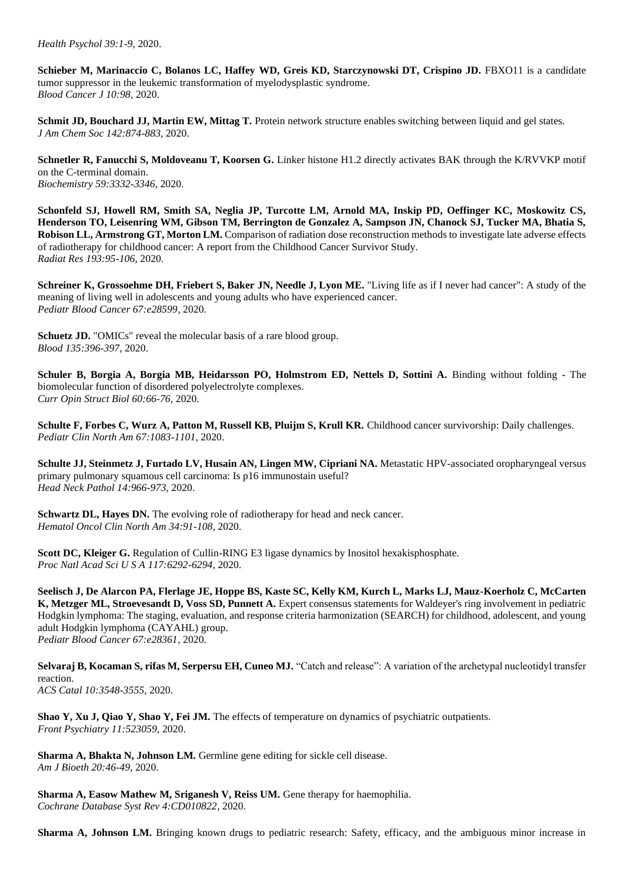*Health Psychol 39:1-9*, 2020.

**Schieber M, Marinaccio C, Bolanos LC, Haffey WD, Greis KD, Starczynowski DT, Crispino JD.** FBXO11 is a candidate tumor suppressor in the leukemic transformation of myelodysplastic syndrome.
*Blood Cancer J 10:98*, 2020.

**Schmit JD, Bouchard JJ, Martin EW, Mittag T.** Protein network structure enables switching between liquid and gel states.
*J Am Chem Soc 142:874-883*, 2020.

**Schnetler R, Fanucchi S, Moldoveanu T, Koorsen G.** Linker histone H1.2 directly activates BAK through the K/RVVKP motif on the C-terminal domain.
*Biochemistry 59:3332-3346*, 2020.

**Schonfeld SJ, Howell RM, Smith SA, Neglia JP, Turcotte LM, Arnold MA, Inskip PD, Oeffinger KC, Moskowitz CS, Henderson TO, Leisenring WM, Gibson TM, Berrington de Gonzalez A, Sampson JN, Chanock SJ, Tucker MA, Bhatia S, Robison LL, Armstrong GT, Morton LM.** Comparison of radiation dose reconstruction methods to investigate late adverse effects of radiotherapy for childhood cancer: A report from the Childhood Cancer Survivor Study.
*Radiat Res 193:95-106*, 2020.

**Schreiner K, Grossoehme DH, Friebert S, Baker JN, Needle J, Lyon ME.** "Living life as if I never had cancer": A study of the meaning of living well in adolescents and young adults who have experienced cancer.
*Pediatr Blood Cancer 67:e28599*, 2020.

**Schuetz JD.** "OMICs" reveal the molecular basis of a rare blood group.
*Blood 135:396-397*, 2020.

**Schuler B, Borgia A, Borgia MB, Heidarsson PO, Holmstrom ED, Nettels D, Sottini A.** Binding without folding - The biomolecular function of disordered polyelectrolyte complexes.
*Curr Opin Struct Biol 60:66-76*, 2020.

**Schulte F, Forbes C, Wurz A, Patton M, Russell KB, Pluijm S, Krull KR.** Childhood cancer survivorship: Daily challenges.
*Pediatr Clin North Am 67:1083-1101*, 2020.

**Schulte JJ, Steinmetz J, Furtado LV, Husain AN, Lingen MW, Cipriani NA.** Metastatic HPV-associated oropharyngeal versus primary pulmonary squamous cell carcinoma: Is p16 immunostain useful?
*Head Neck Pathol 14:966-973*, 2020.

**Schwartz DL, Hayes DN.** The evolving role of radiotherapy for head and neck cancer.
*Hematol Oncol Clin North Am 34:91-108*, 2020.

**Scott DC, Kleiger G.** Regulation of Cullin-RING E3 ligase dynamics by Inositol hexakisphosphate.
*Proc Natl Acad Sci U S A 117:6292-6294*, 2020.

**Seelisch J, De Alarcon PA, Flerlage JE, Hoppe BS, Kaste SC, Kelly KM, Kurch L, Marks LJ, Mauz-Koerholz C, McCarten K, Metzger ML, Stroevesandt D, Voss SD, Punnett A.** Expert consensus statements for Waldeyer's ring involvement in pediatric Hodgkin lymphoma: The staging, evaluation, and response criteria harmonization (SEARCH) for childhood, adolescent, and young adult Hodgkin lymphoma (CAYAHL) group.
*Pediatr Blood Cancer 67:e28361*, 2020.

**Selvaraj B, Kocaman S, rifas M, Serpersu EH, Cuneo MJ.** "Catch and release": A variation of the archetypal nucleotidyl transfer reaction.
*ACS Catal 10:3548-3555*, 2020.

**Shao Y, Xu J, Qiao Y, Shao Y, Fei JM.** The effects of temperature on dynamics of psychiatric outpatients.
*Front Psychiatry 11:523059*, 2020.

**Sharma A, Bhakta N, Johnson LM.** Germline gene editing for sickle cell disease.
*Am J Bioeth 20:46-49*, 2020.

**Sharma A, Easow Mathew M, Sriganesh V, Reiss UM.** Gene therapy for haemophilia.
*Cochrane Database Syst Rev 4:CD010822*, 2020.

**Sharma A, Johnson LM.** Bringing known drugs to pediatric research: Safety, efficacy, and the ambiguous minor increase in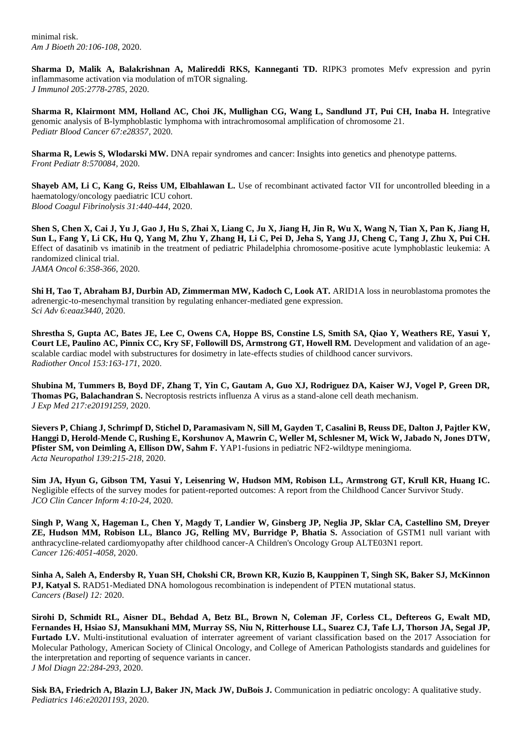minimal risk.
*Am J Bioeth 20:106-108*, 2020.

**Sharma D, Malik A, Balakrishnan A, Malireddi RKS, Kanneganti TD.** RIPK3 promotes Mefv expression and pyrin inflammasome activation via modulation of mTOR signaling.
*J Immunol 205:2778-2785*, 2020.

**Sharma R, Klairmont MM, Holland AC, Choi JK, Mullighan CG, Wang L, Sandlund JT, Pui CH, Inaba H.** Integrative genomic analysis of B-lymphoblastic lymphoma with intrachromosomal amplification of chromosome 21.
*Pediatr Blood Cancer 67:e28357*, 2020.

**Sharma R, Lewis S, Wlodarski MW.** DNA repair syndromes and cancer: Insights into genetics and phenotype patterns.
*Front Pediatr 8:570084*, 2020.

**Shayeb AM, Li C, Kang G, Reiss UM, Elbahlawan L.** Use of recombinant activated factor VII for uncontrolled bleeding in a haematology/oncology paediatric ICU cohort.
*Blood Coagul Fibrinolysis 31:440-444*, 2020.

**Shen S, Chen X, Cai J, Yu J, Gao J, Hu S, Zhai X, Liang C, Ju X, Jiang H, Jin R, Wu X, Wang N, Tian X, Pan K, Jiang H, Sun L, Fang Y, Li CK, Hu Q, Yang M, Zhu Y, Zhang H, Li C, Pei D, Jeha S, Yang JJ, Cheng C, Tang J, Zhu X, Pui CH.** Effect of dasatinib vs imatinib in the treatment of pediatric Philadelphia chromosome-positive acute lymphoblastic leukemia: A randomized clinical trial.
*JAMA Oncol 6:358-366*, 2020.

**Shi H, Tao T, Abraham BJ, Durbin AD, Zimmerman MW, Kadoch C, Look AT.** ARID1A loss in neuroblastoma promotes the adrenergic-to-mesenchymal transition by regulating enhancer-mediated gene expression.
*Sci Adv 6:eaaz3440*, 2020.

**Shrestha S, Gupta AC, Bates JE, Lee C, Owens CA, Hoppe BS, Constine LS, Smith SA, Qiao Y, Weathers RE, Yasui Y, Court LE, Paulino AC, Pinnix CC, Kry SF, Followill DS, Armstrong GT, Howell RM.** Development and validation of an age-scalable cardiac model with substructures for dosimetry in late-effects studies of childhood cancer survivors.
*Radiother Oncol 153:163-171*, 2020.

**Shubina M, Tummers B, Boyd DF, Zhang T, Yin C, Gautam A, Guo XJ, Rodriguez DA, Kaiser WJ, Vogel P, Green DR, Thomas PG, Balachandran S.** Necroptosis restricts influenza A virus as a stand-alone cell death mechanism.
*J Exp Med 217:e20191259*, 2020.

**Sievers P, Chiang J, Schrimpf D, Stichel D, Paramasivam N, Sill M, Gayden T, Casalini B, Reuss DE, Dalton J, Pajtler KW, Hanggi D, Herold-Mende C, Rushing E, Korshunov A, Mawrin C, Weller M, Schlesner M, Wick W, Jabado N, Jones DTW, Pfister SM, von Deimling A, Ellison DW, Sahm F.** YAP1-fusions in pediatric NF2-wildtype meningioma.
*Acta Neuropathol 139:215-218*, 2020.

**Sim JA, Hyun G, Gibson TM, Yasui Y, Leisenring W, Hudson MM, Robison LL, Armstrong GT, Krull KR, Huang IC.** Negligible effects of the survey modes for patient-reported outcomes: A report from the Childhood Cancer Survivor Study.
*JCO Clin Cancer Inform 4:10-24*, 2020.

**Singh P, Wang X, Hageman L, Chen Y, Magdy T, Landier W, Ginsberg JP, Neglia JP, Sklar CA, Castellino SM, Dreyer ZE, Hudson MM, Robison LL, Blanco JG, Relling MV, Burridge P, Bhatia S.** Association of GSTM1 null variant with anthracycline-related cardiomyopathy after childhood cancer-A Children's Oncology Group ALTE03N1 report.
*Cancer 126:4051-4058*, 2020.

**Sinha A, Saleh A, Endersby R, Yuan SH, Chokshi CR, Brown KR, Kuzio B, Kauppinen T, Singh SK, Baker SJ, McKinnon PJ, Katyal S.** RAD51-Mediated DNA homologous recombination is independent of PTEN mutational status.
*Cancers (Basel) 12:* 2020.

**Sirohi D, Schmidt RL, Aisner DL, Behdad A, Betz BL, Brown N, Coleman JF, Corless CL, Deftereos G, Ewalt MD, Fernandes H, Hsiao SJ, Mansukhani MM, Murray SS, Niu N, Ritterhouse LL, Suarez CJ, Tafe LJ, Thorson JA, Segal JP, Furtado LV.** Multi-institutional evaluation of interrater agreement of variant classification based on the 2017 Association for Molecular Pathology, American Society of Clinical Oncology, and College of American Pathologists standards and guidelines for the interpretation and reporting of sequence variants in cancer.
*J Mol Diagn 22:284-293*, 2020.

**Sisk BA, Friedrich A, Blazin LJ, Baker JN, Mack JW, DuBois J.** Communication in pediatric oncology: A qualitative study.
*Pediatrics 146:e20201193*, 2020.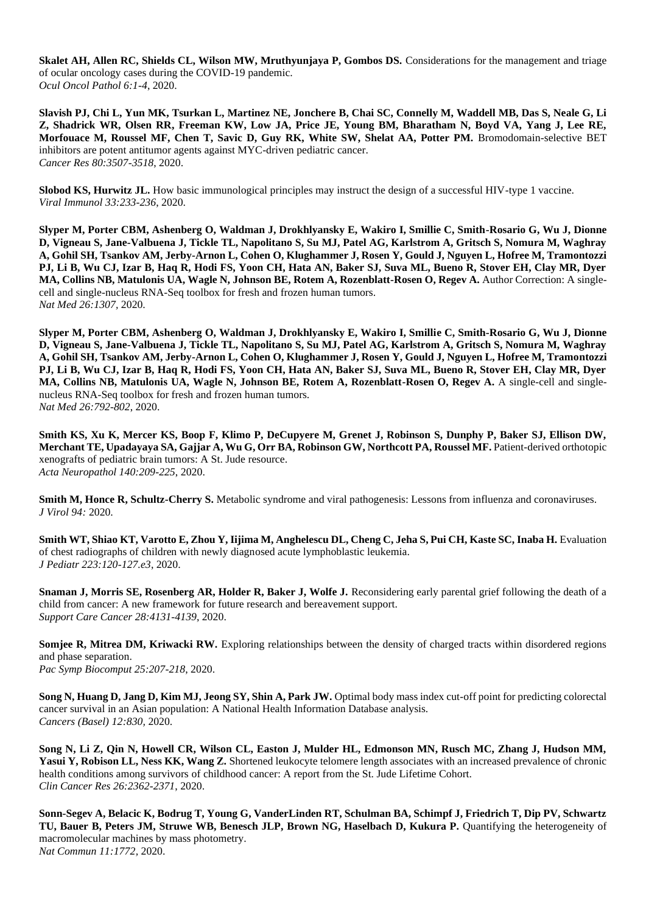**Skalet AH, Allen RC, Shields CL, Wilson MW, Mruthyunjaya P, Gombos DS.** Considerations for the management and triage of ocular oncology cases during the COVID-19 pandemic.
*Ocul Oncol Pathol 6:1-4*, 2020.

**Slavish PJ, Chi L, Yun MK, Tsurkan L, Martinez NE, Jonchere B, Chai SC, Connelly M, Waddell MB, Das S, Neale G, Li Z, Shadrick WR, Olsen RR, Freeman KW, Low JA, Price JE, Young BM, Bharatham N, Boyd VA, Yang J, Lee RE, Morfouace M, Roussel MF, Chen T, Savic D, Guy RK, White SW, Shelat AA, Potter PM.** Bromodomain-selective BET inhibitors are potent antitumor agents against MYC-driven pediatric cancer.
*Cancer Res 80:3507-3518*, 2020.

**Slobod KS, Hurwitz JL.** How basic immunological principles may instruct the design of a successful HIV-type 1 vaccine.
*Viral Immunol 33:233-236*, 2020.

**Slyper M, Porter CBM, Ashenberg O, Waldman J, Drokhlyansky E, Wakiro I, Smillie C, Smith-Rosario G, Wu J, Dionne D, Vigneau S, Jane-Valbuena J, Tickle TL, Napolitano S, Su MJ, Patel AG, Karlstrom A, Gritsch S, Nomura M, Waghray A, Gohil SH, Tsankov AM, Jerby-Arnon L, Cohen O, Klughammer J, Rosen Y, Gould J, Nguyen L, Hofree M, Tramontozzi PJ, Li B, Wu CJ, Izar B, Haq R, Hodi FS, Yoon CH, Hata AN, Baker SJ, Suva ML, Bueno R, Stover EH, Clay MR, Dyer MA, Collins NB, Matulonis UA, Wagle N, Johnson BE, Rotem A, Rozenblatt-Rosen O, Regev A.** Author Correction: A single-cell and single-nucleus RNA-Seq toolbox for fresh and frozen human tumors.
*Nat Med 26:1307*, 2020.

**Slyper M, Porter CBM, Ashenberg O, Waldman J, Drokhlyansky E, Wakiro I, Smillie C, Smith-Rosario G, Wu J, Dionne D, Vigneau S, Jane-Valbuena J, Tickle TL, Napolitano S, Su MJ, Patel AG, Karlstrom A, Gritsch S, Nomura M, Waghray A, Gohil SH, Tsankov AM, Jerby-Arnon L, Cohen O, Klughammer J, Rosen Y, Gould J, Nguyen L, Hofree M, Tramontozzi PJ, Li B, Wu CJ, Izar B, Haq R, Hodi FS, Yoon CH, Hata AN, Baker SJ, Suva ML, Bueno R, Stover EH, Clay MR, Dyer MA, Collins NB, Matulonis UA, Wagle N, Johnson BE, Rotem A, Rozenblatt-Rosen O, Regev A.** A single-cell and single-nucleus RNA-Seq toolbox for fresh and frozen human tumors.
*Nat Med 26:792-802*, 2020.

**Smith KS, Xu K, Mercer KS, Boop F, Klimo P, DeCupyere M, Grenet J, Robinson S, Dunphy P, Baker SJ, Ellison DW, Merchant TE, Upadayaya SA, Gajjar A, Wu G, Orr BA, Robinson GW, Northcott PA, Roussel MF.** Patient-derived orthotopic xenografts of pediatric brain tumors: A St. Jude resource.
*Acta Neuropathol 140:209-225*, 2020.

**Smith M, Honce R, Schultz-Cherry S.** Metabolic syndrome and viral pathogenesis: Lessons from influenza and coronaviruses.
*J Virol 94:* 2020.

**Smith WT, Shiao KT, Varotto E, Zhou Y, Iijima M, Anghelescu DL, Cheng C, Jeha S, Pui CH, Kaste SC, Inaba H.** Evaluation of chest radiographs of children with newly diagnosed acute lymphoblastic leukemia.
*J Pediatr 223:120-127.e3*, 2020.

**Snaman J, Morris SE, Rosenberg AR, Holder R, Baker J, Wolfe J.** Reconsidering early parental grief following the death of a child from cancer: A new framework for future research and bereavement support.
*Support Care Cancer 28:4131-4139*, 2020.

**Somjee R, Mitrea DM, Kriwacki RW.** Exploring relationships between the density of charged tracts within disordered regions and phase separation.
*Pac Symp Biocomput 25:207-218*, 2020.

**Song N, Huang D, Jang D, Kim MJ, Jeong SY, Shin A, Park JW.** Optimal body mass index cut-off point for predicting colorectal cancer survival in an Asian population: A National Health Information Database analysis.
*Cancers (Basel) 12:830*, 2020.

**Song N, Li Z, Qin N, Howell CR, Wilson CL, Easton J, Mulder HL, Edmonson MN, Rusch MC, Zhang J, Hudson MM, Yasui Y, Robison LL, Ness KK, Wang Z.** Shortened leukocyte telomere length associates with an increased prevalence of chronic health conditions among survivors of childhood cancer: A report from the St. Jude Lifetime Cohort.
*Clin Cancer Res 26:2362-2371*, 2020.

**Sonn-Segev A, Belacic K, Bodrug T, Young G, VanderLinden RT, Schulman BA, Schimpf J, Friedrich T, Dip PV, Schwartz TU, Bauer B, Peters JM, Struwe WB, Benesch JLP, Brown NG, Haselbach D, Kukura P.** Quantifying the heterogeneity of macromolecular machines by mass photometry.
*Nat Commun 11:1772*, 2020.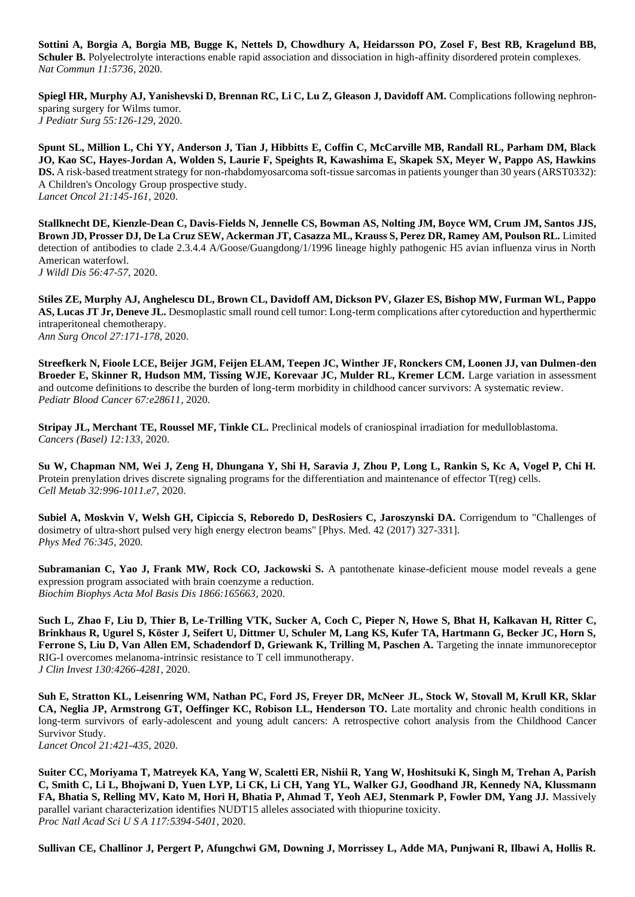**Sottini A, Borgia A, Borgia MB, Bugge K, Nettels D, Chowdhury A, Heidarsson PO, Zosel F, Best RB, Kragelund BB, Schuler B.** Polyelectrolyte interactions enable rapid association and dissociation in high-affinity disordered protein complexes.
*Nat Commun 11:5736*, 2020.

**Spiegl HR, Murphy AJ, Yanishevski D, Brennan RC, Li C, Lu Z, Gleason J, Davidoff AM.** Complications following nephron-sparing surgery for Wilms tumor.
*J Pediatr Surg 55:126-129*, 2020.

**Spunt SL, Million L, Chi YY, Anderson J, Tian J, Hibbitts E, Coffin C, McCarville MB, Randall RL, Parham DM, Black JO, Kao SC, Hayes-Jordan A, Wolden S, Laurie F, Speights R, Kawashima E, Skapek SX, Meyer W, Pappo AS, Hawkins DS.** A risk-based treatment strategy for non-rhabdomyosarcoma soft-tissue sarcomas in patients younger than 30 years (ARST0332): A Children's Oncology Group prospective study.
*Lancet Oncol 21:145-161*, 2020.

**Stallknecht DE, Kienzle-Dean C, Davis-Fields N, Jennelle CS, Bowman AS, Nolting JM, Boyce WM, Crum JM, Santos JJS, Brown JD, Prosser DJ, De La Cruz SEW, Ackerman JT, Casazza ML, Krauss S, Perez DR, Ramey AM, Poulson RL.** Limited detection of antibodies to clade 2.3.4.4 A/Goose/Guangdong/1/1996 lineage highly pathogenic H5 avian influenza virus in North American waterfowl.
*J Wildl Dis 56:47-57*, 2020.

**Stiles ZE, Murphy AJ, Anghelescu DL, Brown CL, Davidoff AM, Dickson PV, Glazer ES, Bishop MW, Furman WL, Pappo AS, Lucas JT Jr, Deneve JL.** Desmoplastic small round cell tumor: Long-term complications after cytoreduction and hyperthermic intraperitoneal chemotherapy.
*Ann Surg Oncol 27:171-178*, 2020.

**Streefkerk N, Fioole LCE, Beijer JGM, Feijen ELAM, Teepen JC, Winther JF, Ronckers CM, Loonen JJ, van Dulmen-den Broeder E, Skinner R, Hudson MM, Tissing WJE, Korevaar JC, Mulder RL, Kremer LCM.** Large variation in assessment and outcome definitions to describe the burden of long-term morbidity in childhood cancer survivors: A systematic review.
*Pediatr Blood Cancer 67:e28611*, 2020.

**Stripay JL, Merchant TE, Roussel MF, Tinkle CL.** Preclinical models of craniospinal irradiation for medulloblastoma.
*Cancers (Basel) 12:133*, 2020.

**Su W, Chapman NM, Wei J, Zeng H, Dhungana Y, Shi H, Saravia J, Zhou P, Long L, Rankin S, Kc A, Vogel P, Chi H.** Protein prenylation drives discrete signaling programs for the differentiation and maintenance of effector T(reg) cells.
*Cell Metab 32:996-1011.e7*, 2020.

**Subiel A, Moskvin V, Welsh GH, Cipiccia S, Reboredo D, DesRosiers C, Jaroszynski DA.** Corrigendum to "Challenges of dosimetry of ultra-short pulsed very high energy electron beams" [Phys. Med. 42 (2017) 327-331].
*Phys Med 76:345*, 2020.

**Subramanian C, Yao J, Frank MW, Rock CO, Jackowski S.** A pantothenate kinase-deficient mouse model reveals a gene expression program associated with brain coenzyme a reduction.
*Biochim Biophys Acta Mol Basis Dis 1866:165663*, 2020.

**Such L, Zhao F, Liu D, Thier B, Le-Trilling VTK, Sucker A, Coch C, Pieper N, Howe S, Bhat H, Kalkavan H, Ritter C, Brinkhaus R, Ugurel S, Köster J, Seifert U, Dittmer U, Schuler M, Lang KS, Kufer TA, Hartmann G, Becker JC, Horn S, Ferrone S, Liu D, Van Allen EM, Schadendorf D, Griewank K, Trilling M, Paschen A.** Targeting the innate immunoreceptor RIG-I overcomes melanoma-intrinsic resistance to T cell immunotherapy.
*J Clin Invest 130:4266-4281*, 2020.

**Suh E, Stratton KL, Leisenring WM, Nathan PC, Ford JS, Freyer DR, McNeer JL, Stock W, Stovall M, Krull KR, Sklar CA, Neglia JP, Armstrong GT, Oeffinger KC, Robison LL, Henderson TO.** Late mortality and chronic health conditions in long-term survivors of early-adolescent and young adult cancers: A retrospective cohort analysis from the Childhood Cancer Survivor Study.
*Lancet Oncol 21:421-435*, 2020.

**Suiter CC, Moriyama T, Matreyek KA, Yang W, Scaletti ER, Nishii R, Yang W, Hoshitsuki K, Singh M, Trehan A, Parish C, Smith C, Li L, Bhojwani D, Yuen LYP, Li CK, Li CH, Yang YL, Walker GJ, Goodhand JR, Kennedy NA, Klussmann FA, Bhatia S, Relling MV, Kato M, Hori H, Bhatia P, Ahmad T, Yeoh AEJ, Stenmark P, Fowler DM, Yang JJ.** Massively parallel variant characterization identifies NUDT15 alleles associated with thiopurine toxicity.
*Proc Natl Acad Sci U S A 117:5394-5401*, 2020.

**Sullivan CE, Challinor J, Pergert P, Afungchwi GM, Downing J, Morrissey L, Adde MA, Punjwani R, Ilbawi A, Hollis R.**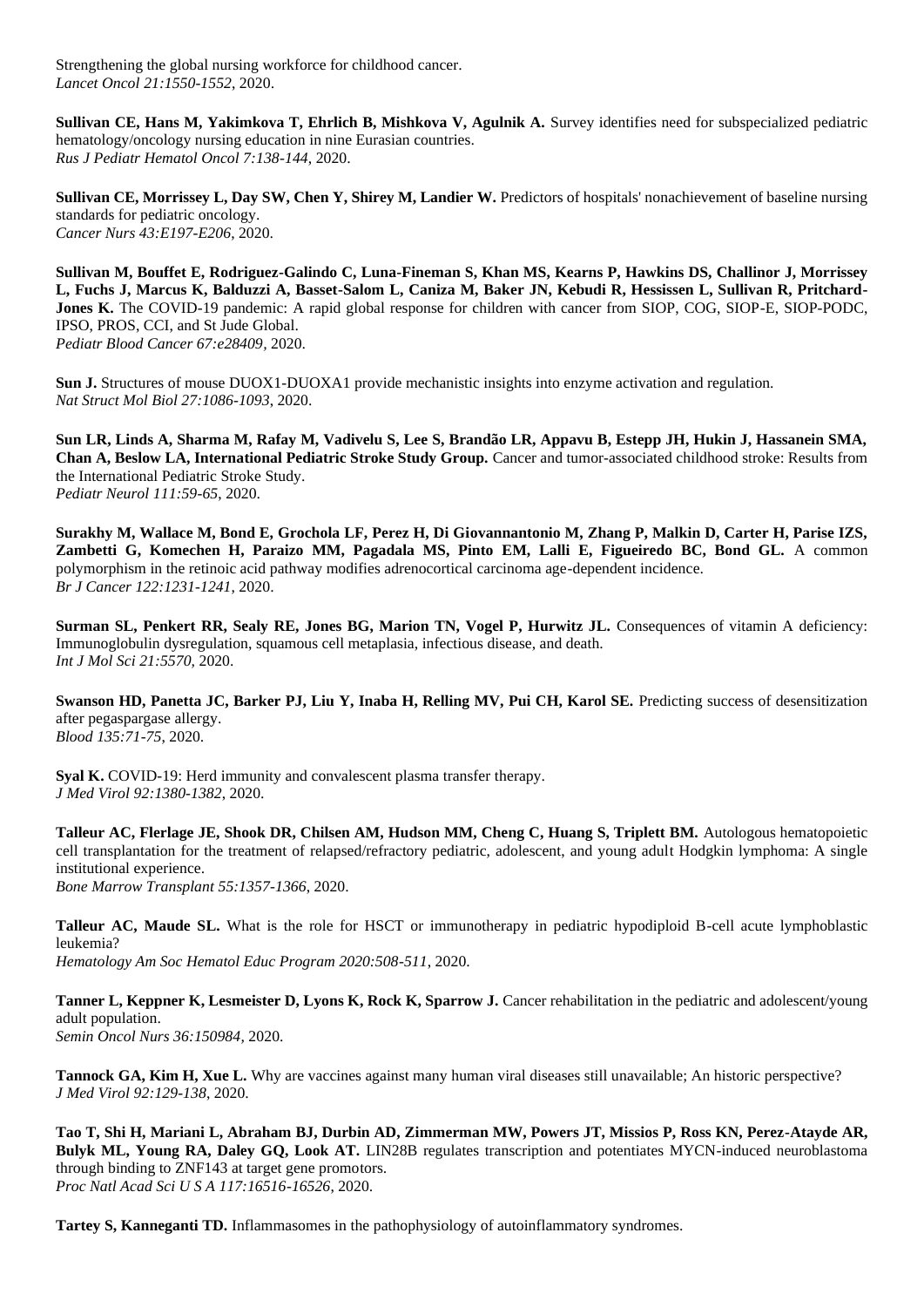Strengthening the global nursing workforce for childhood cancer.
*Lancet Oncol 21:1550-1552*, 2020.

**Sullivan CE, Hans M, Yakimkova T, Ehrlich B, Mishkova V, Agulnik A.** Survey identifies need for subspecialized pediatric hematology/oncology nursing education in nine Eurasian countries.
*Rus J Pediatr Hematol Oncol 7:138-144*, 2020.

**Sullivan CE, Morrissey L, Day SW, Chen Y, Shirey M, Landier W.** Predictors of hospitals' nonachievement of baseline nursing standards for pediatric oncology.
*Cancer Nurs 43:E197-E206*, 2020.

**Sullivan M, Bouffet E, Rodriguez-Galindo C, Luna-Fineman S, Khan MS, Kearns P, Hawkins DS, Challinor J, Morrissey L, Fuchs J, Marcus K, Balduzzi A, Basset-Salom L, Caniza M, Baker JN, Kebudi R, Hessissen L, Sullivan R, Pritchard-Jones K.** The COVID-19 pandemic: A rapid global response for children with cancer from SIOP, COG, SIOP-E, SIOP-PODC, IPSO, PROS, CCI, and St Jude Global.
*Pediatr Blood Cancer 67:e28409*, 2020.

**Sun J.** Structures of mouse DUOX1-DUOXA1 provide mechanistic insights into enzyme activation and regulation.
*Nat Struct Mol Biol 27:1086-1093*, 2020.

**Sun LR, Linds A, Sharma M, Rafay M, Vadivelu S, Lee S, Brandão LR, Appavu B, Estepp JH, Hukin J, Hassanein SMA, Chan A, Beslow LA, International Pediatric Stroke Study Group.** Cancer and tumor-associated childhood stroke: Results from the International Pediatric Stroke Study.
*Pediatr Neurol 111:59-65*, 2020.

**Surakhy M, Wallace M, Bond E, Grochola LF, Perez H, Di Giovannantonio M, Zhang P, Malkin D, Carter H, Parise IZS, Zambetti G, Komechen H, Paraizo MM, Pagadala MS, Pinto EM, Lalli E, Figueiredo BC, Bond GL.** A common polymorphism in the retinoic acid pathway modifies adrenocortical carcinoma age-dependent incidence.
*Br J Cancer 122:1231-1241*, 2020.

**Surman SL, Penkert RR, Sealy RE, Jones BG, Marion TN, Vogel P, Hurwitz JL.** Consequences of vitamin A deficiency: Immunoglobulin dysregulation, squamous cell metaplasia, infectious disease, and death.
*Int J Mol Sci 21:5570*, 2020.

**Swanson HD, Panetta JC, Barker PJ, Liu Y, Inaba H, Relling MV, Pui CH, Karol SE.** Predicting success of desensitization after pegaspargase allergy.
*Blood 135:71-75*, 2020.

**Syal K.** COVID-19: Herd immunity and convalescent plasma transfer therapy.
*J Med Virol 92:1380-1382*, 2020.

**Talleur AC, Flerlage JE, Shook DR, Chilsen AM, Hudson MM, Cheng C, Huang S, Triplett BM.** Autologous hematopoietic cell transplantation for the treatment of relapsed/refractory pediatric, adolescent, and young adult Hodgkin lymphoma: A single institutional experience.
*Bone Marrow Transplant 55:1357-1366*, 2020.

**Talleur AC, Maude SL.** What is the role for HSCT or immunotherapy in pediatric hypodiploid B-cell acute lymphoblastic leukemia?
*Hematology Am Soc Hematol Educ Program 2020:508-511*, 2020.

**Tanner L, Keppner K, Lesmeister D, Lyons K, Rock K, Sparrow J.** Cancer rehabilitation in the pediatric and adolescent/young adult population.
*Semin Oncol Nurs 36:150984*, 2020.

**Tannock GA, Kim H, Xue L.** Why are vaccines against many human viral diseases still unavailable; An historic perspective?
*J Med Virol 92:129-138*, 2020.

**Tao T, Shi H, Mariani L, Abraham BJ, Durbin AD, Zimmerman MW, Powers JT, Missios P, Ross KN, Perez-Atayde AR, Bulyk ML, Young RA, Daley GQ, Look AT.** LIN28B regulates transcription and potentiates MYCN-induced neuroblastoma through binding to ZNF143 at target gene promotors.
*Proc Natl Acad Sci U S A 117:16516-16526*, 2020.

**Tartey S, Kanneganti TD.** Inflammasomes in the pathophysiology of autoinflammatory syndromes.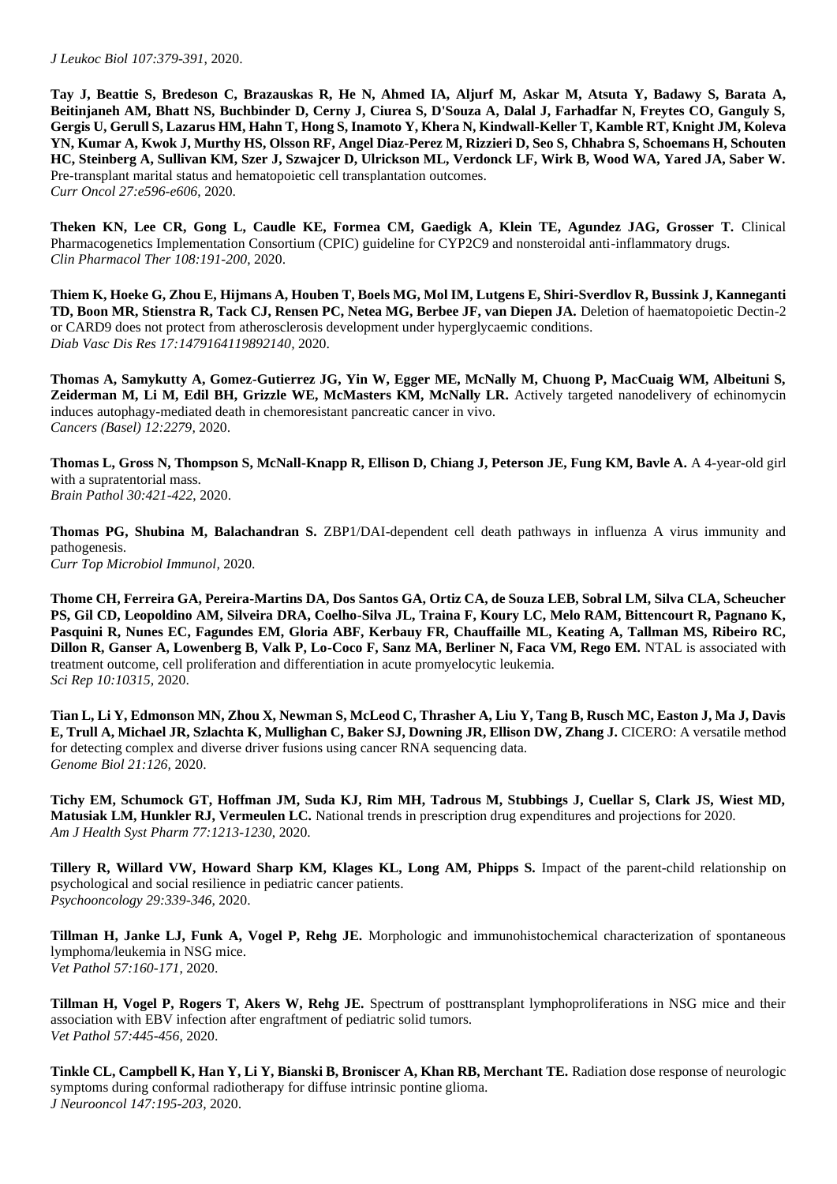*J Leukoc Biol 107:379-391,* 2020.

**Tay J, Beattie S, Bredeson C, Brazauskas R, He N, Ahmed IA, Aljurf M, Askar M, Atsuta Y, Badawy S, Barata A, Beitinjaneh AM, Bhatt NS, Buchbinder D, Cerny J, Ciurea S, D'Souza A, Dalal J, Farhadfar N, Freytes CO, Ganguly S, Gergis U, Gerull S, Lazarus HM, Hahn T, Hong S, Inamoto Y, Khera N, Kindwall-Keller T, Kamble RT, Knight JM, Koleva YN, Kumar A, Kwok J, Murthy HS, Olsson RF, Angel Diaz-Perez M, Rizzieri D, Seo S, Chhabra S, Schoemans H, Schouten HC, Steinberg A, Sullivan KM, Szer J, Szwajcer D, Ulrickson ML, Verdonck LF, Wirk B, Wood WA, Yared JA, Saber W.** Pre-transplant marital status and hematopoietic cell transplantation outcomes.
*Curr Oncol 27:e596-e606,* 2020.

**Theken KN, Lee CR, Gong L, Caudle KE, Formea CM, Gaedigk A, Klein TE, Agundez JAG, Grosser T.** Clinical Pharmacogenetics Implementation Consortium (CPIC) guideline for CYP2C9 and nonsteroidal anti-inflammatory drugs.
*Clin Pharmacol Ther 108:191-200,* 2020.

**Thiem K, Hoeke G, Zhou E, Hijmans A, Houben T, Boels MG, Mol IM, Lutgens E, Shiri-Sverdlov R, Bussink J, Kanneganti TD, Boon MR, Stienstra R, Tack CJ, Rensen PC, Netea MG, Berbee JF, van Diepen JA.** Deletion of haematopoietic Dectin-2 or CARD9 does not protect from atherosclerosis development under hyperglycaemic conditions.
*Diab Vasc Dis Res 17:1479164119892140,* 2020.

**Thomas A, Samykutty A, Gomez-Gutierrez JG, Yin W, Egger ME, McNally M, Chuong P, MacCuaig WM, Albeituni S, Zeiderman M, Li M, Edil BH, Grizzle WE, McMasters KM, McNally LR.** Actively targeted nanodelivery of echinomycin induces autophagy-mediated death in chemoresistant pancreatic cancer in vivo.
*Cancers (Basel) 12:2279,* 2020.

**Thomas L, Gross N, Thompson S, McNall-Knapp R, Ellison D, Chiang J, Peterson JE, Fung KM, Bavle A.** A 4-year-old girl with a supratentorial mass.
*Brain Pathol 30:421-422,* 2020.

**Thomas PG, Shubina M, Balachandran S.** ZBP1/DAI-dependent cell death pathways in influenza A virus immunity and pathogenesis.
*Curr Top Microbiol Immunol,* 2020.

**Thome CH, Ferreira GA, Pereira-Martins DA, Dos Santos GA, Ortiz CA, de Souza LEB, Sobral LM, Silva CLA, Scheucher PS, Gil CD, Leopoldino AM, Silveira DRA, Coelho-Silva JL, Traina F, Koury LC, Melo RAM, Bittencourt R, Pagnano K, Pasquini R, Nunes EC, Fagundes EM, Gloria ABF, Kerbauy FR, Chauffaille ML, Keating A, Tallman MS, Ribeiro RC, Dillon R, Ganser A, Lowenberg B, Valk P, Lo-Coco F, Sanz MA, Berliner N, Faca VM, Rego EM.** NTAL is associated with treatment outcome, cell proliferation and differentiation in acute promyelocytic leukemia.
*Sci Rep 10:10315,* 2020.

**Tian L, Li Y, Edmonson MN, Zhou X, Newman S, McLeod C, Thrasher A, Liu Y, Tang B, Rusch MC, Easton J, Ma J, Davis E, Trull A, Michael JR, Szlachta K, Mullighan C, Baker SJ, Downing JR, Ellison DW, Zhang J.** CICERO: A versatile method for detecting complex and diverse driver fusions using cancer RNA sequencing data.
*Genome Biol 21:126,* 2020.

**Tichy EM, Schumock GT, Hoffman JM, Suda KJ, Rim MH, Tadrous M, Stubbings J, Cuellar S, Clark JS, Wiest MD, Matusiak LM, Hunkler RJ, Vermeulen LC.** National trends in prescription drug expenditures and projections for 2020.
*Am J Health Syst Pharm 77:1213-1230,* 2020.

**Tillery R, Willard VW, Howard Sharp KM, Klages KL, Long AM, Phipps S.** Impact of the parent-child relationship on psychological and social resilience in pediatric cancer patients.
*Psychooncology 29:339-346,* 2020.

**Tillman H, Janke LJ, Funk A, Vogel P, Rehg JE.** Morphologic and immunohistochemical characterization of spontaneous lymphoma/leukemia in NSG mice.
*Vet Pathol 57:160-171,* 2020.

**Tillman H, Vogel P, Rogers T, Akers W, Rehg JE.** Spectrum of posttransplant lymphoproliferations in NSG mice and their association with EBV infection after engraftment of pediatric solid tumors.
*Vet Pathol 57:445-456,* 2020.

**Tinkle CL, Campbell K, Han Y, Li Y, Bianski B, Broniscer A, Khan RB, Merchant TE.** Radiation dose response of neurologic symptoms during conformal radiotherapy for diffuse intrinsic pontine glioma.
*J Neurooncol 147:195-203,* 2020.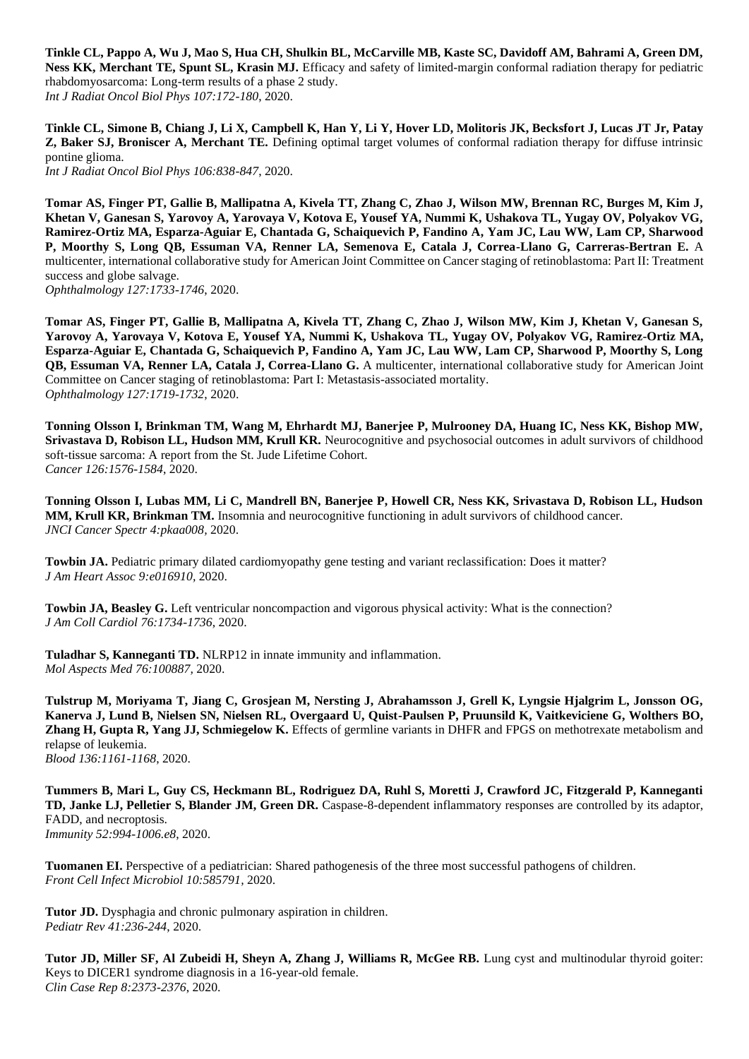**Tinkle CL, Pappo A, Wu J, Mao S, Hua CH, Shulkin BL, McCarville MB, Kaste SC, Davidoff AM, Bahrami A, Green DM, Ness KK, Merchant TE, Spunt SL, Krasin MJ.** Efficacy and safety of limited-margin conformal radiation therapy for pediatric rhabdomyosarcoma: Long-term results of a phase 2 study.
*Int J Radiat Oncol Biol Phys 107:172-180*, 2020.

**Tinkle CL, Simone B, Chiang J, Li X, Campbell K, Han Y, Li Y, Hover LD, Molitoris JK, Becksfort J, Lucas JT Jr, Patay Z, Baker SJ, Broniscer A, Merchant TE.** Defining optimal target volumes of conformal radiation therapy for diffuse intrinsic pontine glioma.
*Int J Radiat Oncol Biol Phys 106:838-847*, 2020.

**Tomar AS, Finger PT, Gallie B, Mallipatna A, Kivela TT, Zhang C, Zhao J, Wilson MW, Brennan RC, Burges M, Kim J, Khetan V, Ganesan S, Yarovoy A, Yarovaya V, Kotova E, Yousef YA, Nummi K, Ushakova TL, Yugay OV, Polyakov VG, Ramirez-Ortiz MA, Esparza-Aguiar E, Chantada G, Schaiquevich P, Fandino A, Yam JC, Lau WW, Lam CP, Sharwood P, Moorthy S, Long QB, Essuman VA, Renner LA, Semenova E, Catala J, Correa-Llano G, Carreras-Bertran E.** A multicenter, international collaborative study for American Joint Committee on Cancer staging of retinoblastoma: Part II: Treatment success and globe salvage.
*Ophthalmology 127:1733-1746*, 2020.

**Tomar AS, Finger PT, Gallie B, Mallipatna A, Kivela TT, Zhang C, Zhao J, Wilson MW, Kim J, Khetan V, Ganesan S, Yarovoy A, Yarovaya V, Kotova E, Yousef YA, Nummi K, Ushakova TL, Yugay OV, Polyakov VG, Ramirez-Ortiz MA, Esparza-Aguiar E, Chantada G, Schaiquevich P, Fandino A, Yam JC, Lau WW, Lam CP, Sharwood P, Moorthy S, Long QB, Essuman VA, Renner LA, Catala J, Correa-Llano G.** A multicenter, international collaborative study for American Joint Committee on Cancer staging of retinoblastoma: Part I: Metastasis-associated mortality.
*Ophthalmology 127:1719-1732*, 2020.

**Tonning Olsson I, Brinkman TM, Wang M, Ehrhardt MJ, Banerjee P, Mulrooney DA, Huang IC, Ness KK, Bishop MW, Srivastava D, Robison LL, Hudson MM, Krull KR.** Neurocognitive and psychosocial outcomes in adult survivors of childhood soft-tissue sarcoma: A report from the St. Jude Lifetime Cohort.
*Cancer 126:1576-1584*, 2020.

**Tonning Olsson I, Lubas MM, Li C, Mandrell BN, Banerjee P, Howell CR, Ness KK, Srivastava D, Robison LL, Hudson MM, Krull KR, Brinkman TM.** Insomnia and neurocognitive functioning in adult survivors of childhood cancer.
*JNCI Cancer Spectr 4:pkaa008*, 2020.

**Towbin JA.** Pediatric primary dilated cardiomyopathy gene testing and variant reclassification: Does it matter?
*J Am Heart Assoc 9:e016910*, 2020.

**Towbin JA, Beasley G.** Left ventricular noncompaction and vigorous physical activity: What is the connection?
*J Am Coll Cardiol 76:1734-1736*, 2020.

**Tuladhar S, Kanneganti TD.** NLRP12 in innate immunity and inflammation.
*Mol Aspects Med 76:100887*, 2020.

**Tulstrup M, Moriyama T, Jiang C, Grosjean M, Nersting J, Abrahamsson J, Grell K, Lyngsie Hjalgrim L, Jonsson OG, Kanerva J, Lund B, Nielsen SN, Nielsen RL, Overgaard U, Quist-Paulsen P, Pruunsild K, Vaitkeviciene G, Wolthers BO, Zhang H, Gupta R, Yang JJ, Schmiegelow K.** Effects of germline variants in DHFR and FPGS on methotrexate metabolism and relapse of leukemia.
*Blood 136:1161-1168*, 2020.

**Tummers B, Mari L, Guy CS, Heckmann BL, Rodriguez DA, Ruhl S, Moretti J, Crawford JC, Fitzgerald P, Kanneganti TD, Janke LJ, Pelletier S, Blander JM, Green DR.** Caspase-8-dependent inflammatory responses are controlled by its adaptor, FADD, and necroptosis.
*Immunity 52:994-1006.e8*, 2020.

**Tuomanen EI.** Perspective of a pediatrician: Shared pathogenesis of the three most successful pathogens of children.
*Front Cell Infect Microbiol 10:585791*, 2020.

**Tutor JD.** Dysphagia and chronic pulmonary aspiration in children.
*Pediatr Rev 41:236-244*, 2020.

**Tutor JD, Miller SF, Al Zubeidi H, Sheyn A, Zhang J, Williams R, McGee RB.** Lung cyst and multinodular thyroid goiter: Keys to DICER1 syndrome diagnosis in a 16-year-old female.
*Clin Case Rep 8:2373-2376*, 2020.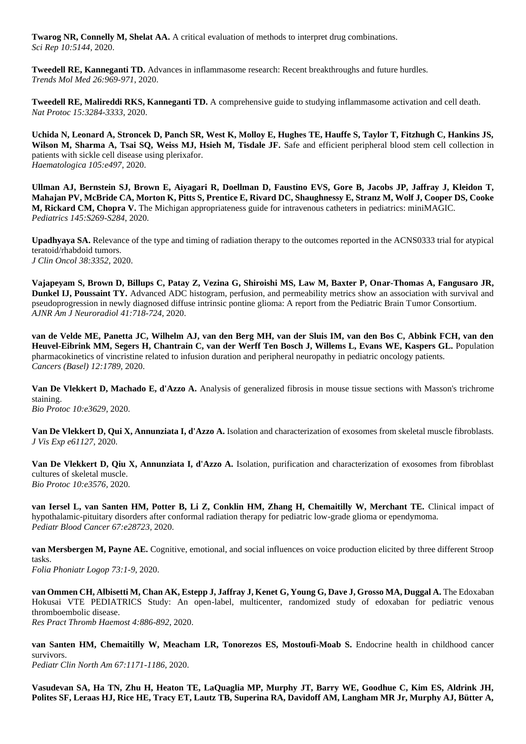**Twarog NR, Connelly M, Shelat AA.** A critical evaluation of methods to interpret drug combinations.
*Sci Rep 10:5144*, 2020.

**Tweedell RE, Kanneganti TD.** Advances in inflammasome research: Recent breakthroughs and future hurdles.
*Trends Mol Med 26:969-971*, 2020.

**Tweedell RE, Malireddi RKS, Kanneganti TD.** A comprehensive guide to studying inflammasome activation and cell death.
*Nat Protoc 15:3284-3333*, 2020.

**Uchida N, Leonard A, Stroncek D, Panch SR, West K, Molloy E, Hughes TE, Hauffe S, Taylor T, Fitzhugh C, Hankins JS, Wilson M, Sharma A, Tsai SQ, Weiss MJ, Hsieh M, Tisdale JF.** Safe and efficient peripheral blood stem cell collection in patients with sickle cell disease using plerixafor.
*Haematologica 105:e497*, 2020.

**Ullman AJ, Bernstein SJ, Brown E, Aiyagari R, Doellman D, Faustino EVS, Gore B, Jacobs JP, Jaffray J, Kleidon T, Mahajan PV, McBride CA, Morton K, Pitts S, Prentice E, Rivard DC, Shaughnessy E, Stranz M, Wolf J, Cooper DS, Cooke M, Rickard CM, Chopra V.** The Michigan appropriateness guide for intravenous catheters in pediatrics: miniMAGIC.
*Pediatrics 145:S269-S284*, 2020.

**Upadhyaya SA.** Relevance of the type and timing of radiation therapy to the outcomes reported in the ACNS0333 trial for atypical teratoid/rhabdoid tumors.
*J Clin Oncol 38:3352*, 2020.

**Vajapeyam S, Brown D, Billups C, Patay Z, Vezina G, Shiroishi MS, Law M, Baxter P, Onar-Thomas A, Fangusaro JR, Dunkel IJ, Poussaint TY.** Advanced ADC histogram, perfusion, and permeability metrics show an association with survival and pseudoprogression in newly diagnosed diffuse intrinsic pontine glioma: A report from the Pediatric Brain Tumor Consortium.
*AJNR Am J Neuroradiol 41:718-724*, 2020.

**van de Velde ME, Panetta JC, Wilhelm AJ, van den Berg MH, van der Sluis IM, van den Bos C, Abbink FCH, van den Heuvel-Eibrink MM, Segers H, Chantrain C, van der Werff Ten Bosch J, Willems L, Evans WE, Kaspers GL.** Population pharmacokinetics of vincristine related to infusion duration and peripheral neuropathy in pediatric oncology patients.
*Cancers (Basel) 12:1789*, 2020.

**Van De Vlekkert D, Machado E, d'Azzo A.** Analysis of generalized fibrosis in mouse tissue sections with Masson's trichrome staining.
*Bio Protoc 10:e3629*, 2020.

**Van De Vlekkert D, Qui X, Annunziata I, d'Azzo A.** Isolation and characterization of exosomes from skeletal muscle fibroblasts.
*J Vis Exp e61127*, 2020.

**Van De Vlekkert D, Qiu X, Annunziata I, d'Azzo A.** Isolation, purification and characterization of exosomes from fibroblast cultures of skeletal muscle.
*Bio Protoc 10:e3576*, 2020.

**van Iersel L, van Santen HM, Potter B, Li Z, Conklin HM, Zhang H, Chemaitilly W, Merchant TE.** Clinical impact of hypothalamic-pituitary disorders after conformal radiation therapy for pediatric low-grade glioma or ependymoma.
*Pediatr Blood Cancer 67:e28723*, 2020.

**van Mersbergen M, Payne AE.** Cognitive, emotional, and social influences on voice production elicited by three different Stroop tasks.
*Folia Phoniatr Logop 73:1-9*, 2020.

**van Ommen CH, Albisetti M, Chan AK, Estepp J, Jaffray J, Kenet G, Young G, Dave J, Grosso MA, Duggal A.** The Edoxaban Hokusai VTE PEDIATRICS Study: An open-label, multicenter, randomized study of edoxaban for pediatric venous thromboembolic disease.
*Res Pract Thromb Haemost 4:886-892*, 2020.

**van Santen HM, Chemaitilly W, Meacham LR, Tonorezos ES, Mostoufi-Moab S.** Endocrine health in childhood cancer survivors.
*Pediatr Clin North Am 67:1171-1186*, 2020.

**Vasudevan SA, Ha TN, Zhu H, Heaton TE, LaQuaglia MP, Murphy JT, Barry WE, Goodhue C, Kim ES, Aldrink JH, Polites SF, Leraas HJ, Rice HE, Tracy ET, Lautz TB, Superina RA, Davidoff AM, Langham MR Jr, Murphy AJ, Bütter A,**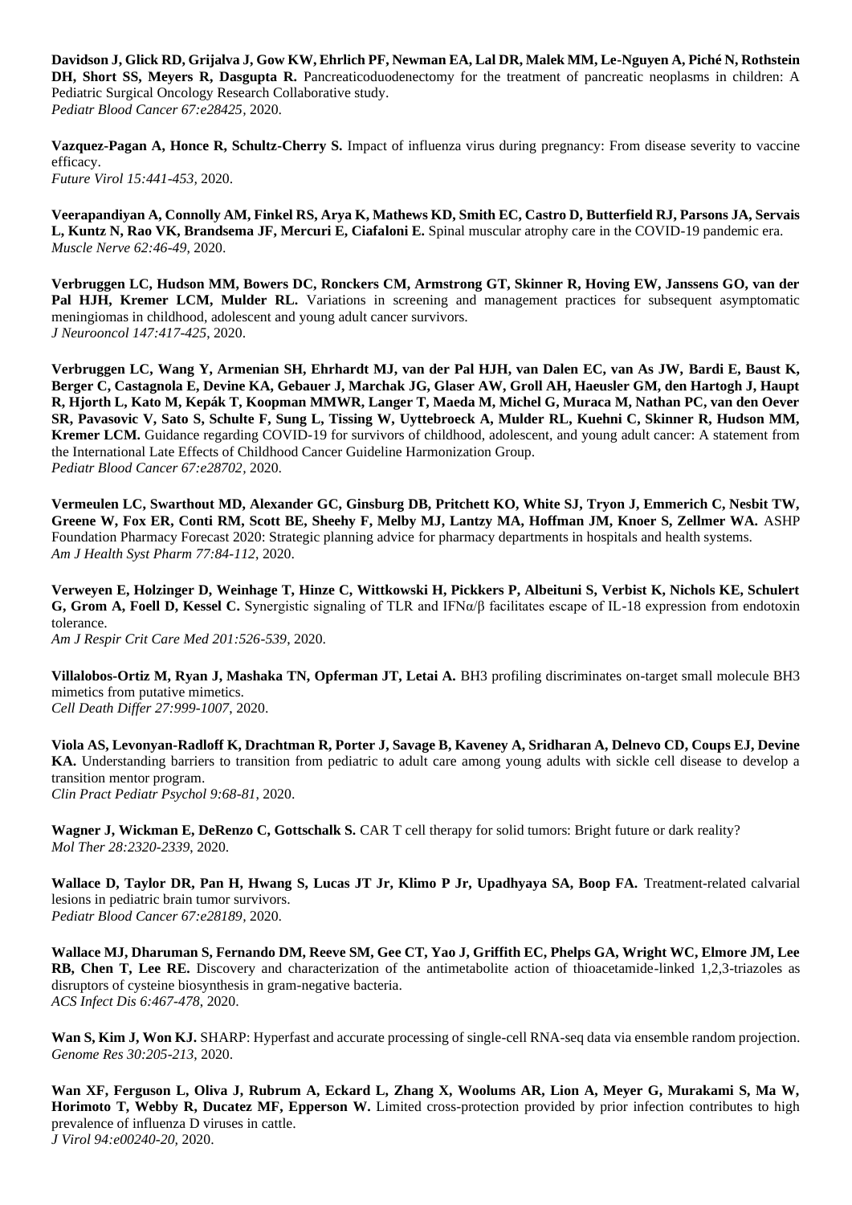**Davidson J, Glick RD, Grijalva J, Gow KW, Ehrlich PF, Newman EA, Lal DR, Malek MM, Le-Nguyen A, Piché N, Rothstein DH, Short SS, Meyers R, Dasgupta R.** Pancreaticoduodenectomy for the treatment of pancreatic neoplasms in children: A Pediatric Surgical Oncology Research Collaborative study.
*Pediatr Blood Cancer 67:e28425*, 2020.

**Vazquez-Pagan A, Honce R, Schultz-Cherry S.** Impact of influenza virus during pregnancy: From disease severity to vaccine efficacy.
*Future Virol 15:441-453*, 2020.

**Veerapandiyan A, Connolly AM, Finkel RS, Arya K, Mathews KD, Smith EC, Castro D, Butterfield RJ, Parsons JA, Servais L, Kuntz N, Rao VK, Brandsema JF, Mercuri E, Ciafaloni E.** Spinal muscular atrophy care in the COVID-19 pandemic era.
*Muscle Nerve 62:46-49*, 2020.

**Verbruggen LC, Hudson MM, Bowers DC, Ronckers CM, Armstrong GT, Skinner R, Hoving EW, Janssens GO, van der Pal HJH, Kremer LCM, Mulder RL.** Variations in screening and management practices for subsequent asymptomatic meningiomas in childhood, adolescent and young adult cancer survivors.
*J Neurooncol 147:417-425*, 2020.

**Verbruggen LC, Wang Y, Armenian SH, Ehrhardt MJ, van der Pal HJH, van Dalen EC, van As JW, Bardi E, Baust K, Berger C, Castagnola E, Devine KA, Gebauer J, Marchak JG, Glaser AW, Groll AH, Haeusler GM, den Hartogh J, Haupt R, Hjorth L, Kato M, Kepák T, Koopman MMWR, Langer T, Maeda M, Michel G, Muraca M, Nathan PC, van den Oever SR, Pavasovic V, Sato S, Schulte F, Sung L, Tissing W, Uyttebroeck A, Mulder RL, Kuehni C, Skinner R, Hudson MM, Kremer LCM.** Guidance regarding COVID-19 for survivors of childhood, adolescent, and young adult cancer: A statement from the International Late Effects of Childhood Cancer Guideline Harmonization Group.
*Pediatr Blood Cancer 67:e28702*, 2020.

**Vermeulen LC, Swarthout MD, Alexander GC, Ginsburg DB, Pritchett KO, White SJ, Tryon J, Emmerich C, Nesbit TW, Greene W, Fox ER, Conti RM, Scott BE, Sheehy F, Melby MJ, Lantzy MA, Hoffman JM, Knoer S, Zellmer WA.** ASHP Foundation Pharmacy Forecast 2020: Strategic planning advice for pharmacy departments in hospitals and health systems.
*Am J Health Syst Pharm 77:84-112*, 2020.

**Verweyen E, Holzinger D, Weinhage T, Hinze C, Wittkowski H, Pickkers P, Albeituni S, Verbist K, Nichols KE, Schulert G, Grom A, Foell D, Kessel C.** Synergistic signaling of TLR and IFNα/β facilitates escape of IL-18 expression from endotoxin tolerance.
*Am J Respir Crit Care Med 201:526-539*, 2020.

**Villalobos-Ortiz M, Ryan J, Mashaka TN, Opferman JT, Letai A.** BH3 profiling discriminates on-target small molecule BH3 mimetics from putative mimetics.
*Cell Death Differ 27:999-1007*, 2020.

**Viola AS, Levonyan-Radloff K, Drachtman R, Porter J, Savage B, Kaveney A, Sridharan A, Delnevo CD, Coups EJ, Devine KA.** Understanding barriers to transition from pediatric to adult care among young adults with sickle cell disease to develop a transition mentor program.
*Clin Pract Pediatr Psychol 9:68-81*, 2020.

**Wagner J, Wickman E, DeRenzo C, Gottschalk S.** CAR T cell therapy for solid tumors: Bright future or dark reality?
*Mol Ther 28:2320-2339*, 2020.

**Wallace D, Taylor DR, Pan H, Hwang S, Lucas JT Jr, Klimo P Jr, Upadhyaya SA, Boop FA.** Treatment-related calvarial lesions in pediatric brain tumor survivors.
*Pediatr Blood Cancer 67:e28189*, 2020.

**Wallace MJ, Dharuman S, Fernando DM, Reeve SM, Gee CT, Yao J, Griffith EC, Phelps GA, Wright WC, Elmore JM, Lee RB, Chen T, Lee RE.** Discovery and characterization of the antimetabolite action of thioacetamide-linked 1,2,3-triazoles as disruptors of cysteine biosynthesis in gram-negative bacteria.
*ACS Infect Dis 6:467-478*, 2020.

**Wan S, Kim J, Won KJ.** SHARP: Hyperfast and accurate processing of single-cell RNA-seq data via ensemble random projection.
*Genome Res 30:205-213*, 2020.

**Wan XF, Ferguson L, Oliva J, Rubrum A, Eckard L, Zhang X, Woolums AR, Lion A, Meyer G, Murakami S, Ma W, Horimoto T, Webby R, Ducatez MF, Epperson W.** Limited cross-protection provided by prior infection contributes to high prevalence of influenza D viruses in cattle.
*J Virol 94:e00240-20*, 2020.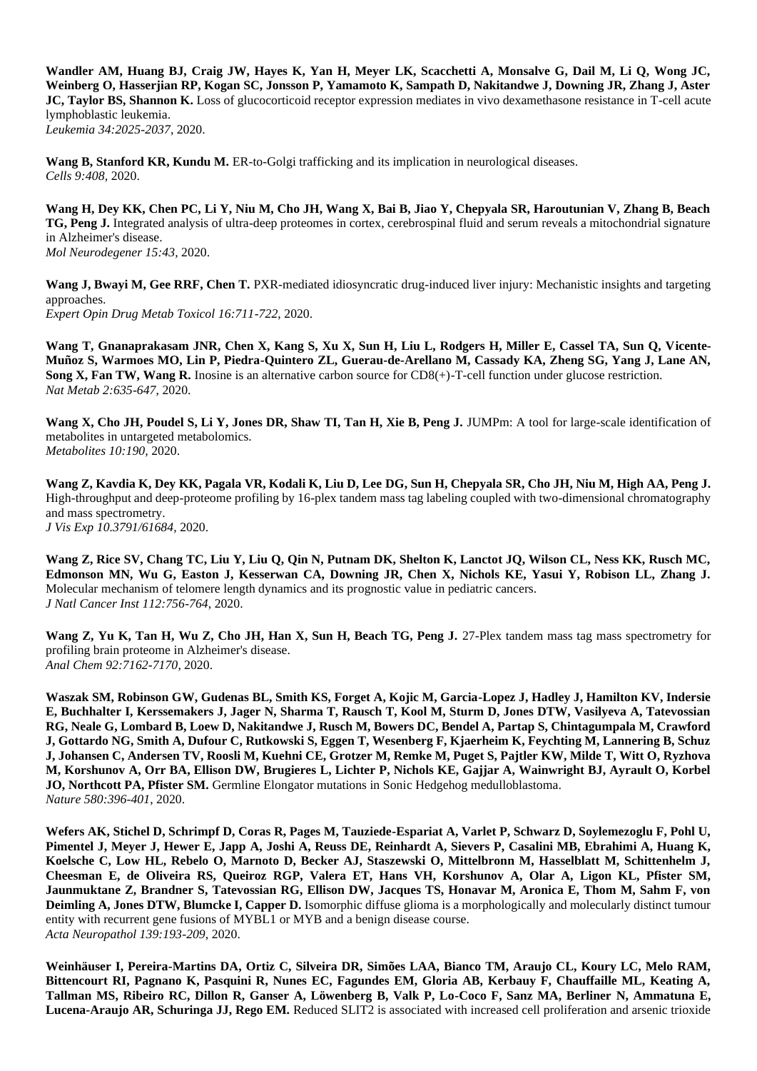**Wandler AM, Huang BJ, Craig JW, Hayes K, Yan H, Meyer LK, Scacchetti A, Monsalve G, Dail M, Li Q, Wong JC, Weinberg O, Hasserjian RP, Kogan SC, Jonsson P, Yamamoto K, Sampath D, Nakitandwe J, Downing JR, Zhang J, Aster JC, Taylor BS, Shannon K.** Loss of glucocorticoid receptor expression mediates in vivo dexamethasone resistance in T-cell acute lymphoblastic leukemia.
*Leukemia 34:2025-2037*, 2020.

**Wang B, Stanford KR, Kundu M.** ER-to-Golgi trafficking and its implication in neurological diseases.
*Cells 9:408*, 2020.

**Wang H, Dey KK, Chen PC, Li Y, Niu M, Cho JH, Wang X, Bai B, Jiao Y, Chepyala SR, Haroutunian V, Zhang B, Beach TG, Peng J.** Integrated analysis of ultra-deep proteomes in cortex, cerebrospinal fluid and serum reveals a mitochondrial signature in Alzheimer's disease.
*Mol Neurodegener 15:43*, 2020.

**Wang J, Bwayi M, Gee RRF, Chen T.** PXR-mediated idiosyncratic drug-induced liver injury: Mechanistic insights and targeting approaches.
*Expert Opin Drug Metab Toxicol 16:711-722*, 2020.

**Wang T, Gnanaprakasam JNR, Chen X, Kang S, Xu X, Sun H, Liu L, Rodgers H, Miller E, Cassel TA, Sun Q, Vicente-Muñoz S, Warmoes MO, Lin P, Piedra-Quintero ZL, Guerau-de-Arellano M, Cassady KA, Zheng SG, Yang J, Lane AN, Song X, Fan TW, Wang R.** Inosine is an alternative carbon source for CD8(+)-T-cell function under glucose restriction.
*Nat Metab 2:635-647*, 2020.

**Wang X, Cho JH, Poudel S, Li Y, Jones DR, Shaw TI, Tan H, Xie B, Peng J.** JUMPm: A tool for large-scale identification of metabolites in untargeted metabolomics.
*Metabolites 10:190*, 2020.

**Wang Z, Kavdia K, Dey KK, Pagala VR, Kodali K, Liu D, Lee DG, Sun H, Chepyala SR, Cho JH, Niu M, High AA, Peng J.** High-throughput and deep-proteome profiling by 16-plex tandem mass tag labeling coupled with two-dimensional chromatography and mass spectrometry.
*J Vis Exp 10.3791/61684*, 2020.

**Wang Z, Rice SV, Chang TC, Liu Y, Liu Q, Qin N, Putnam DK, Shelton K, Lanctot JQ, Wilson CL, Ness KK, Rusch MC, Edmonson MN, Wu G, Easton J, Kesserwan CA, Downing JR, Chen X, Nichols KE, Yasui Y, Robison LL, Zhang J.** Molecular mechanism of telomere length dynamics and its prognostic value in pediatric cancers.
*J Natl Cancer Inst 112:756-764*, 2020.

**Wang Z, Yu K, Tan H, Wu Z, Cho JH, Han X, Sun H, Beach TG, Peng J.** 27-Plex tandem mass tag mass spectrometry for profiling brain proteome in Alzheimer's disease.
*Anal Chem 92:7162-7170*, 2020.

**Waszak SM, Robinson GW, Gudenas BL, Smith KS, Forget A, Kojic M, Garcia-Lopez J, Hadley J, Hamilton KV, Indersie E, Buchhalter I, Kerssemakers J, Jager N, Sharma T, Rausch T, Kool M, Sturm D, Jones DTW, Vasilyeva A, Tatevossian RG, Neale G, Lombard B, Loew D, Nakitandwe J, Rusch M, Bowers DC, Bendel A, Partap S, Chintagumpala M, Crawford J, Gottardo NG, Smith A, Dufour C, Rutkowski S, Eggen T, Wesenberg F, Kjaerheim K, Feychting M, Lannering B, Schuz J, Johansen C, Andersen TV, Roosli M, Kuehni CE, Grotzer M, Remke M, Puget S, Pajtler KW, Milde T, Witt O, Ryzhova M, Korshunov A, Orr BA, Ellison DW, Brugieres L, Lichter P, Nichols KE, Gajjar A, Wainwright BJ, Ayrault O, Korbel JO, Northcott PA, Pfister SM.** Germline Elongator mutations in Sonic Hedgehog medulloblastoma.
*Nature 580:396-401*, 2020.

**Wefers AK, Stichel D, Schrimpf D, Coras R, Pages M, Tauziede-Espariat A, Varlet P, Schwarz D, Soylemezoglu F, Pohl U, Pimentel J, Meyer J, Hewer E, Japp A, Joshi A, Reuss DE, Reinhardt A, Sievers P, Casalini MB, Ebrahimi A, Huang K, Koelsche C, Low HL, Rebelo O, Marnoto D, Becker AJ, Staszewski O, Mittelbronn M, Hasselblatt M, Schittenhelm J, Cheesman E, de Oliveira RS, Queiroz RGP, Valera ET, Hans VH, Korshunov A, Olar A, Ligon KL, Pfister SM, Jaunmuktane Z, Brandner S, Tatevossian RG, Ellison DW, Jacques TS, Honavar M, Aronica E, Thom M, Sahm F, von Deimling A, Jones DTW, Blumcke I, Capper D.** Isomorphic diffuse glioma is a morphologically and molecularly distinct tumour entity with recurrent gene fusions of MYBL1 or MYB and a benign disease course.
*Acta Neuropathol 139:193-209*, 2020.

**Weinhäuser I, Pereira-Martins DA, Ortiz C, Silveira DR, Simões LAA, Bianco TM, Araujo CL, Koury LC, Melo RAM, Bittencourt RI, Pagnano K, Pasquini R, Nunes EC, Fagundes EM, Gloria AB, Kerbauy F, Chauffaille ML, Keating A, Tallman MS, Ribeiro RC, Dillon R, Ganser A, Löwenberg B, Valk P, Lo-Coco F, Sanz MA, Berliner N, Ammatuna E, Lucena-Araujo AR, Schuringa JJ, Rego EM.** Reduced SLIT2 is associated with increased cell proliferation and arsenic trioxide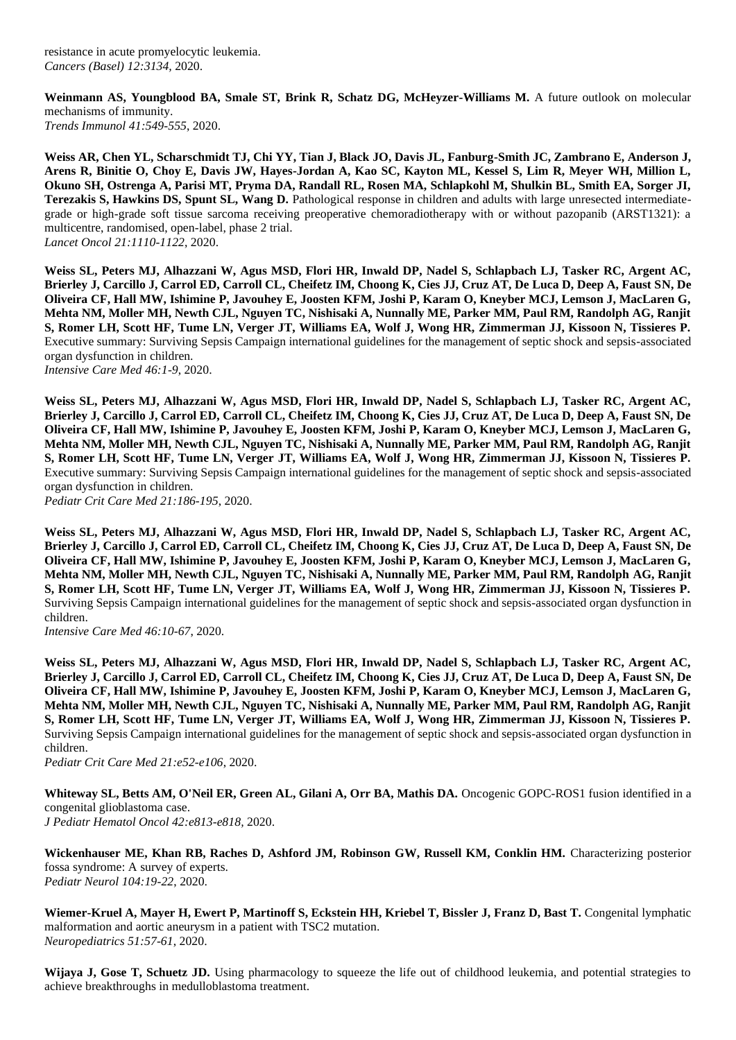resistance in acute promyelocytic leukemia.
*Cancers (Basel) 12:3134*, 2020.

**Weinmann AS, Youngblood BA, Smale ST, Brink R, Schatz DG, McHeyzer-Williams M.** A future outlook on molecular mechanisms of immunity.
*Trends Immunol 41:549-555*, 2020.

**Weiss AR, Chen YL, Scharschmidt TJ, Chi YY, Tian J, Black JO, Davis JL, Fanburg-Smith JC, Zambrano E, Anderson J, Arens R, Binitie O, Choy E, Davis JW, Hayes-Jordan A, Kao SC, Kayton ML, Kessel S, Lim R, Meyer WH, Million L, Okuno SH, Ostrenga A, Parisi MT, Pryma DA, Randall RL, Rosen MA, Schlapkohl M, Shulkin BL, Smith EA, Sorger JI, Terezakis S, Hawkins DS, Spunt SL, Wang D.** Pathological response in children and adults with large unresected intermediate-grade or high-grade soft tissue sarcoma receiving preoperative chemoradiotherapy with or without pazopanib (ARST1321): a multicentre, randomised, open-label, phase 2 trial.
*Lancet Oncol 21:1110-1122*, 2020.

**Weiss SL, Peters MJ, Alhazzani W, Agus MSD, Flori HR, Inwald DP, Nadel S, Schlapbach LJ, Tasker RC, Argent AC, Brierley J, Carcillo J, Carrol ED, Carroll CL, Cheifetz IM, Choong K, Cies JJ, Cruz AT, De Luca D, Deep A, Faust SN, De Oliveira CF, Hall MW, Ishimine P, Javouhey E, Joosten KFM, Joshi P, Karam O, Kneyber MCJ, Lemson J, MacLaren G, Mehta NM, Moller MH, Newth CJL, Nguyen TC, Nishisaki A, Nunnally ME, Parker MM, Paul RM, Randolph AG, Ranjit S, Romer LH, Scott HF, Tume LN, Verger JT, Williams EA, Wolf J, Wong HR, Zimmerman JJ, Kissoon N, Tissieres P.** Executive summary: Surviving Sepsis Campaign international guidelines for the management of septic shock and sepsis-associated organ dysfunction in children.
*Intensive Care Med 46:1-9*, 2020.

**Weiss SL, Peters MJ, Alhazzani W, Agus MSD, Flori HR, Inwald DP, Nadel S, Schlapbach LJ, Tasker RC, Argent AC, Brierley J, Carcillo J, Carrol ED, Carroll CL, Cheifetz IM, Choong K, Cies JJ, Cruz AT, De Luca D, Deep A, Faust SN, De Oliveira CF, Hall MW, Ishimine P, Javouhey E, Joosten KFM, Joshi P, Karam O, Kneyber MCJ, Lemson J, MacLaren G, Mehta NM, Moller MH, Newth CJL, Nguyen TC, Nishisaki A, Nunnally ME, Parker MM, Paul RM, Randolph AG, Ranjit S, Romer LH, Scott HF, Tume LN, Verger JT, Williams EA, Wolf J, Wong HR, Zimmerman JJ, Kissoon N, Tissieres P.** Executive summary: Surviving Sepsis Campaign international guidelines for the management of septic shock and sepsis-associated organ dysfunction in children.
*Pediatr Crit Care Med 21:186-195*, 2020.

**Weiss SL, Peters MJ, Alhazzani W, Agus MSD, Flori HR, Inwald DP, Nadel S, Schlapbach LJ, Tasker RC, Argent AC, Brierley J, Carcillo J, Carrol ED, Carroll CL, Cheifetz IM, Choong K, Cies JJ, Cruz AT, De Luca D, Deep A, Faust SN, De Oliveira CF, Hall MW, Ishimine P, Javouhey E, Joosten KFM, Joshi P, Karam O, Kneyber MCJ, Lemson J, MacLaren G, Mehta NM, Moller MH, Newth CJL, Nguyen TC, Nishisaki A, Nunnally ME, Parker MM, Paul RM, Randolph AG, Ranjit S, Romer LH, Scott HF, Tume LN, Verger JT, Williams EA, Wolf J, Wong HR, Zimmerman JJ, Kissoon N, Tissieres P.** Surviving Sepsis Campaign international guidelines for the management of septic shock and sepsis-associated organ dysfunction in children.
*Intensive Care Med 46:10-67*, 2020.

**Weiss SL, Peters MJ, Alhazzani W, Agus MSD, Flori HR, Inwald DP, Nadel S, Schlapbach LJ, Tasker RC, Argent AC, Brierley J, Carcillo J, Carrol ED, Carroll CL, Cheifetz IM, Choong K, Cies JJ, Cruz AT, De Luca D, Deep A, Faust SN, De Oliveira CF, Hall MW, Ishimine P, Javouhey E, Joosten KFM, Joshi P, Karam O, Kneyber MCJ, Lemson J, MacLaren G, Mehta NM, Moller MH, Newth CJL, Nguyen TC, Nishisaki A, Nunnally ME, Parker MM, Paul RM, Randolph AG, Ranjit S, Romer LH, Scott HF, Tume LN, Verger JT, Williams EA, Wolf J, Wong HR, Zimmerman JJ, Kissoon N, Tissieres P.** Surviving Sepsis Campaign international guidelines for the management of septic shock and sepsis-associated organ dysfunction in children.
*Pediatr Crit Care Med 21:e52-e106*, 2020.

**Whiteway SL, Betts AM, O'Neil ER, Green AL, Gilani A, Orr BA, Mathis DA.** Oncogenic GOPC-ROS1 fusion identified in a congenital glioblastoma case.
*J Pediatr Hematol Oncol 42:e813-e818*, 2020.

**Wickenhauser ME, Khan RB, Raches D, Ashford JM, Robinson GW, Russell KM, Conklin HM.** Characterizing posterior fossa syndrome: A survey of experts.
*Pediatr Neurol 104:19-22*, 2020.

**Wiemer-Kruel A, Mayer H, Ewert P, Martinoff S, Eckstein HH, Kriebel T, Bissler J, Franz D, Bast T.** Congenital lymphatic malformation and aortic aneurysm in a patient with TSC2 mutation.
*Neuropediatrics 51:57-61*, 2020.

**Wijaya J, Gose T, Schuetz JD.** Using pharmacology to squeeze the life out of childhood leukemia, and potential strategies to achieve breakthroughs in medulloblastoma treatment.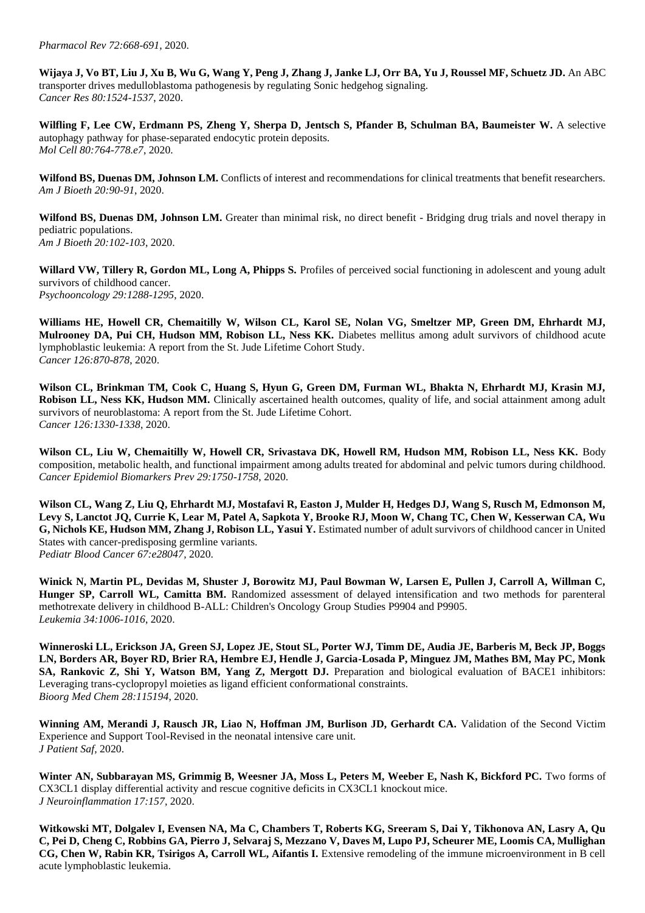*Pharmacol Rev 72:668-691*, 2020.

**Wijaya J, Vo BT, Liu J, Xu B, Wu G, Wang Y, Peng J, Zhang J, Janke LJ, Orr BA, Yu J, Roussel MF, Schuetz JD.** An ABC transporter drives medulloblastoma pathogenesis by regulating Sonic hedgehog signaling.
*Cancer Res 80:1524-1537*, 2020.

**Wilfling F, Lee CW, Erdmann PS, Zheng Y, Sherpa D, Jentsch S, Pfander B, Schulman BA, Baumeister W.** A selective autophagy pathway for phase-separated endocytic protein deposits.
*Mol Cell 80:764-778.e7*, 2020.

**Wilfond BS, Duenas DM, Johnson LM.** Conflicts of interest and recommendations for clinical treatments that benefit researchers.
*Am J Bioeth 20:90-91*, 2020.

**Wilfond BS, Duenas DM, Johnson LM.** Greater than minimal risk, no direct benefit - Bridging drug trials and novel therapy in pediatric populations.
*Am J Bioeth 20:102-103*, 2020.

**Willard VW, Tillery R, Gordon ML, Long A, Phipps S.** Profiles of perceived social functioning in adolescent and young adult survivors of childhood cancer.
*Psychooncology 29:1288-1295*, 2020.

**Williams HE, Howell CR, Chemaitilly W, Wilson CL, Karol SE, Nolan VG, Smeltzer MP, Green DM, Ehrhardt MJ, Mulrooney DA, Pui CH, Hudson MM, Robison LL, Ness KK.** Diabetes mellitus among adult survivors of childhood acute lymphoblastic leukemia: A report from the St. Jude Lifetime Cohort Study.
*Cancer 126:870-878*, 2020.

**Wilson CL, Brinkman TM, Cook C, Huang S, Hyun G, Green DM, Furman WL, Bhakta N, Ehrhardt MJ, Krasin MJ, Robison LL, Ness KK, Hudson MM.** Clinically ascertained health outcomes, quality of life, and social attainment among adult survivors of neuroblastoma: A report from the St. Jude Lifetime Cohort.
*Cancer 126:1330-1338*, 2020.

**Wilson CL, Liu W, Chemaitilly W, Howell CR, Srivastava DK, Howell RM, Hudson MM, Robison LL, Ness KK.** Body composition, metabolic health, and functional impairment among adults treated for abdominal and pelvic tumors during childhood.
*Cancer Epidemiol Biomarkers Prev 29:1750-1758*, 2020.

**Wilson CL, Wang Z, Liu Q, Ehrhardt MJ, Mostafavi R, Easton J, Mulder H, Hedges DJ, Wang S, Rusch M, Edmonson M, Levy S, Lanctot JQ, Currie K, Lear M, Patel A, Sapkota Y, Brooke RJ, Moon W, Chang TC, Chen W, Kesserwan CA, Wu G, Nichols KE, Hudson MM, Zhang J, Robison LL, Yasui Y.** Estimated number of adult survivors of childhood cancer in United States with cancer-predisposing germline variants.
*Pediatr Blood Cancer 67:e28047*, 2020.

**Winick N, Martin PL, Devidas M, Shuster J, Borowitz MJ, Paul Bowman W, Larsen E, Pullen J, Carroll A, Willman C, Hunger SP, Carroll WL, Camitta BM.** Randomized assessment of delayed intensification and two methods for parenteral methotrexate delivery in childhood B-ALL: Children's Oncology Group Studies P9904 and P9905.
*Leukemia 34:1006-1016*, 2020.

**Winneroski LL, Erickson JA, Green SJ, Lopez JE, Stout SL, Porter WJ, Timm DE, Audia JE, Barberis M, Beck JP, Boggs LN, Borders AR, Boyer RD, Brier RA, Hembre EJ, Hendle J, Garcia-Losada P, Minguez JM, Mathes BM, May PC, Monk SA, Rankovic Z, Shi Y, Watson BM, Yang Z, Mergott DJ.** Preparation and biological evaluation of BACE1 inhibitors: Leveraging trans-cyclopropyl moieties as ligand efficient conformational constraints.
*Bioorg Med Chem 28:115194*, 2020.

**Winning AM, Merandi J, Rausch JR, Liao N, Hoffman JM, Burlison JD, Gerhardt CA.** Validation of the Second Victim Experience and Support Tool-Revised in the neonatal intensive care unit.
*J Patient Saf*, 2020.

**Winter AN, Subbarayan MS, Grimmig B, Weesner JA, Moss L, Peters M, Weeber E, Nash K, Bickford PC.** Two forms of CX3CL1 display differential activity and rescue cognitive deficits in CX3CL1 knockout mice.
*J Neuroinflammation 17:157*, 2020.

**Witkowski MT, Dolgalev I, Evensen NA, Ma C, Chambers T, Roberts KG, Sreeram S, Dai Y, Tikhonova AN, Lasry A, Qu C, Pei D, Cheng C, Robbins GA, Pierro J, Selvaraj S, Mezzano V, Daves M, Lupo PJ, Scheurer ME, Loomis CA, Mullighan CG, Chen W, Rabin KR, Tsirigos A, Carroll WL, Aifantis I.** Extensive remodeling of the immune microenvironment in B cell acute lymphoblastic leukemia.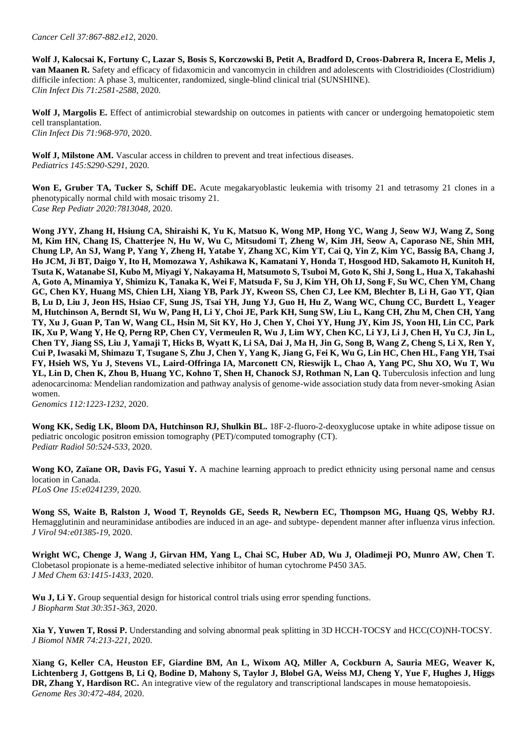*Cancer Cell 37:867-882.e12*, 2020.

**Wolf J, Kalocsai K, Fortuny C, Lazar S, Bosis S, Korczowski B, Petit A, Bradford D, Croos-Dabrera R, Incera E, Melis J, van Maanen R.** Safety and efficacy of fidaxomicin and vancomycin in children and adolescents with Clostridioides (Clostridium) difficile infection: A phase 3, multicenter, randomized, single-blind clinical trial (SUNSHINE).
*Clin Infect Dis 71:2581-2588*, 2020.

**Wolf J, Margolis E.** Effect of antimicrobial stewardship on outcomes in patients with cancer or undergoing hematopoietic stem cell transplantation.
*Clin Infect Dis 71:968-970*, 2020.

**Wolf J, Milstone AM.** Vascular access in children to prevent and treat infectious diseases.
*Pediatrics 145:S290-S291*, 2020.

**Won E, Gruber TA, Tucker S, Schiff DE.** Acute megakaryoblastic leukemia with trisomy 21 and tetrasomy 21 clones in a phenotypically normal child with mosaic trisomy 21.
*Case Rep Pediatr 2020:7813048*, 2020.

**Wong JYY, Zhang H, Hsiung CA, Shiraishi K, Yu K, Matsuo K, Wong MP, Hong YC, Wang J, Seow WJ, Wang Z, Song M, Kim HN, Chang IS, Chatterjee N, Hu W, Wu C, Mitsudomi T, Zheng W, Kim JH, Seow A, Caporaso NE, Shin MH, Chung LP, An SJ, Wang P, Yang Y, Zheng H, Yatabe Y, Zhang XC, Kim YT, Cai Q, Yin Z, Kim YC, Bassig BA, Chang J, Ho JCM, Ji BT, Daigo Y, Ito H, Momozawa Y, Ashikawa K, Kamatani Y, Honda T, Hosgood HD, Sakamoto H, Kunitoh H, Tsuta K, Watanabe SI, Kubo M, Miyagi Y, Nakayama H, Matsumoto S, Tsuboi M, Goto K, Shi J, Song L, Hua X, Takahashi A, Goto A, Minamiya Y, Shimizu K, Tanaka K, Wei F, Matsuda F, Su J, Kim YH, Oh IJ, Song F, Su WC, Chen YM, Chang GC, Chen KY, Huang MS, Chien LH, Xiang YB, Park JY, Kweon SS, Chen CJ, Lee KM, Blechter B, Li H, Gao YT, Qian B, Lu D, Liu J, Jeon HS, Hsiao CF, Sung JS, Tsai YH, Jung YJ, Guo H, Hu Z, Wang WC, Chung CC, Burdett L, Yeager M, Hutchinson A, Berndt SI, Wu W, Pang H, Li Y, Choi JE, Park KH, Sung SW, Liu L, Kang CH, Zhu M, Chen CH, Yang TY, Xu J, Guan P, Tan W, Wang CL, Hsin M, Sit KY, Ho J, Chen Y, Choi YY, Hung JY, Kim JS, Yoon HI, Lin CC, Park IK, Xu P, Wang Y, He Q, Perng RP, Chen CY, Vermeulen R, Wu J, Lim WY, Chen KC, Li YJ, Li J, Chen H, Yu CJ, Jin L, Chen TY, Jiang SS, Liu J, Yamaji T, Hicks B, Wyatt K, Li SA, Dai J, Ma H, Jin G, Song B, Wang Z, Cheng S, Li X, Ren Y, Cui P, Iwasaki M, Shimazu T, Tsugane S, Zhu J, Chen Y, Yang K, Jiang G, Fei K, Wu G, Lin HC, Chen HL, Fang YH, Tsai FY, Hsieh WS, Yu J, Stevens VL, Laird-Offringa IA, Marconett CN, Rieswijk L, Chao A, Yang PC, Shu XO, Wu T, Wu YL, Lin D, Chen K, Zhou B, Huang YC, Kohno T, Shen H, Chanock SJ, Rothman N, Lan Q.** Tuberculosis infection and lung adenocarcinoma: Mendelian randomization and pathway analysis of genome-wide association study data from never-smoking Asian women.
*Genomics 112:1223-1232*, 2020.

**Wong KK, Sedig LK, Bloom DA, Hutchinson RJ, Shulkin BL.** 18F-2-fluoro-2-deoxyglucose uptake in white adipose tissue on pediatric oncologic positron emission tomography (PET)/computed tomography (CT).
*Pediatr Radiol 50:524-533*, 2020.

**Wong KO, Zaïane OR, Davis FG, Yasui Y.** A machine learning approach to predict ethnicity using personal name and census location in Canada.
*PLoS One 15:e0241239*, 2020.

**Wong SS, Waite B, Ralston J, Wood T, Reynolds GE, Seeds R, Newbern EC, Thompson MG, Huang QS, Webby RJ.** Hemagglutinin and neuraminidase antibodies are induced in an age- and subtype- dependent manner after influenza virus infection.
*J Virol 94:e01385-19*, 2020.

**Wright WC, Chenge J, Wang J, Girvan HM, Yang L, Chai SC, Huber AD, Wu J, Oladimeji PO, Munro AW, Chen T.** Clobetasol propionate is a heme-mediated selective inhibitor of human cytochrome P450 3A5.
*J Med Chem 63:1415-1433*, 2020.

**Wu J, Li Y.** Group sequential design for historical control trials using error spending functions.
*J Biopharm Stat 30:351-363*, 2020.

**Xia Y, Yuwen T, Rossi P.** Understanding and solving abnormal peak splitting in 3D HCCH-TOCSY and HCC(CO)NH-TOCSY.
*J Biomol NMR 74:213-221*, 2020.

**Xiang G, Keller CA, Heuston EF, Giardine BM, An L, Wixom AQ, Miller A, Cockburn A, Sauria MEG, Weaver K, Lichtenberg J, Gottgens B, Li Q, Bodine D, Mahony S, Taylor J, Blobel GA, Weiss MJ, Cheng Y, Yue F, Hughes J, Higgs DR, Zhang Y, Hardison RC.** An integrative view of the regulatory and transcriptional landscapes in mouse hematopoiesis.
*Genome Res 30:472-484*, 2020.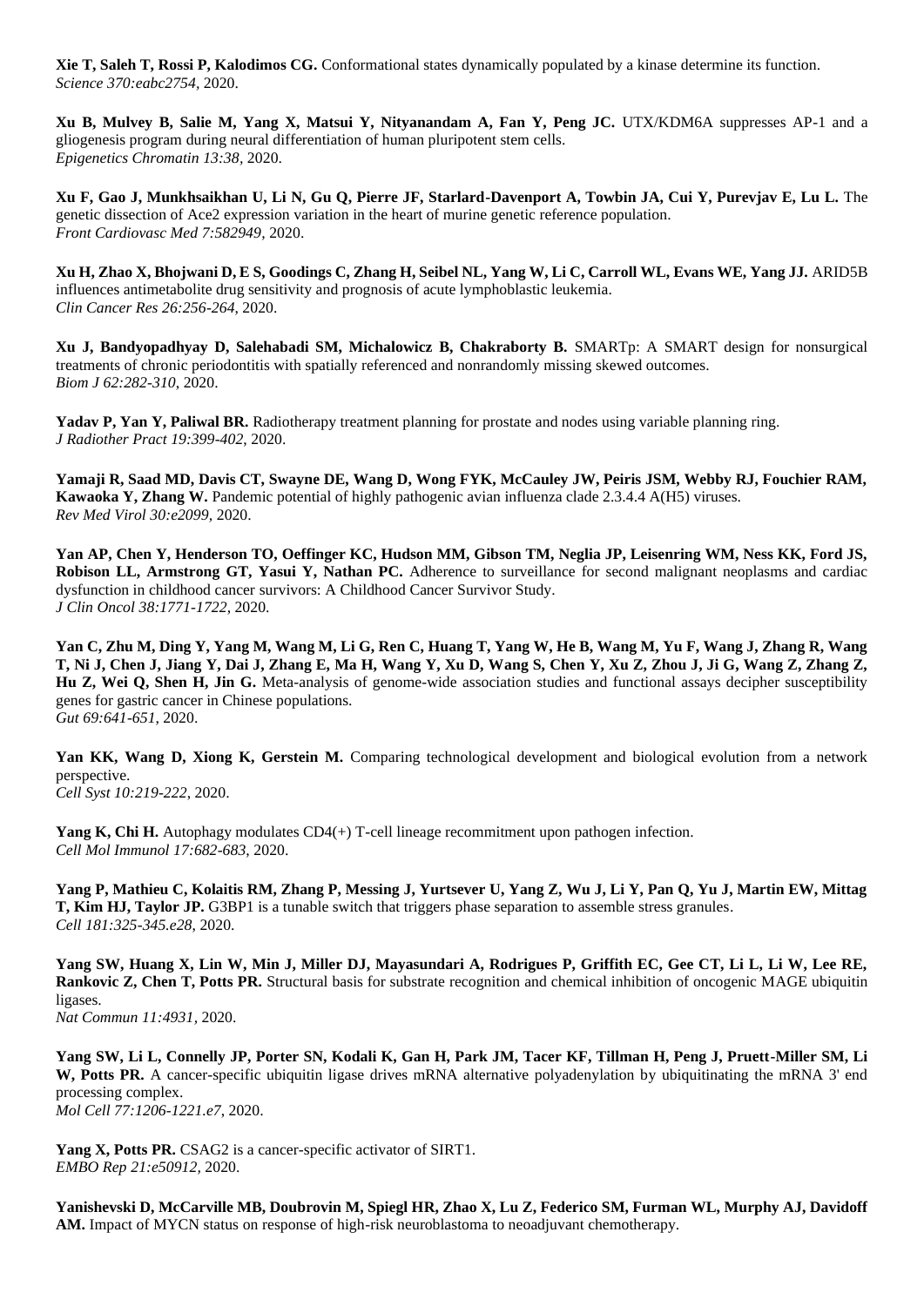**Xie T, Saleh T, Rossi P, Kalodimos CG.** Conformational states dynamically populated by a kinase determine its function. *Science 370:eabc2754*, 2020.

**Xu B, Mulvey B, Salie M, Yang X, Matsui Y, Nityanandam A, Fan Y, Peng JC.** UTX/KDM6A suppresses AP-1 and a gliogenesis program during neural differentiation of human pluripotent stem cells. *Epigenetics Chromatin 13:38*, 2020.

**Xu F, Gao J, Munkhsaikhan U, Li N, Gu Q, Pierre JF, Starlard-Davenport A, Towbin JA, Cui Y, Purevjav E, Lu L.** The genetic dissection of Ace2 expression variation in the heart of murine genetic reference population. *Front Cardiovasc Med 7:582949*, 2020.

**Xu H, Zhao X, Bhojwani D, E S, Goodings C, Zhang H, Seibel NL, Yang W, Li C, Carroll WL, Evans WE, Yang JJ.** ARID5B influences antimetabolite drug sensitivity and prognosis of acute lymphoblastic leukemia. *Clin Cancer Res 26:256-264*, 2020.

**Xu J, Bandyopadhyay D, Salehabadi SM, Michalowicz B, Chakraborty B.** SMARTp: A SMART design for nonsurgical treatments of chronic periodontitis with spatially referenced and nonrandomly missing skewed outcomes. *Biom J 62:282-310*, 2020.

**Yadav P, Yan Y, Paliwal BR.** Radiotherapy treatment planning for prostate and nodes using variable planning ring. *J Radiother Pract 19:399-402*, 2020.

**Yamaji R, Saad MD, Davis CT, Swayne DE, Wang D, Wong FYK, McCauley JW, Peiris JSM, Webby RJ, Fouchier RAM, Kawaoka Y, Zhang W.** Pandemic potential of highly pathogenic avian influenza clade 2.3.4.4 A(H5) viruses. *Rev Med Virol 30:e2099*, 2020.

**Yan AP, Chen Y, Henderson TO, Oeffinger KC, Hudson MM, Gibson TM, Neglia JP, Leisenring WM, Ness KK, Ford JS, Robison LL, Armstrong GT, Yasui Y, Nathan PC.** Adherence to surveillance for second malignant neoplasms and cardiac dysfunction in childhood cancer survivors: A Childhood Cancer Survivor Study. *J Clin Oncol 38:1771-1722*, 2020.

**Yan C, Zhu M, Ding Y, Yang M, Wang M, Li G, Ren C, Huang T, Yang W, He B, Wang M, Yu F, Wang J, Zhang R, Wang T, Ni J, Chen J, Jiang Y, Dai J, Zhang E, Ma H, Wang Y, Xu D, Wang S, Chen Y, Xu Z, Zhou J, Ji G, Wang Z, Zhang Z, Hu Z, Wei Q, Shen H, Jin G.** Meta-analysis of genome-wide association studies and functional assays decipher susceptibility genes for gastric cancer in Chinese populations. *Gut 69:641-651*, 2020.

**Yan KK, Wang D, Xiong K, Gerstein M.** Comparing technological development and biological evolution from a network perspective. *Cell Syst 10:219-222*, 2020.

**Yang K, Chi H.** Autophagy modulates CD4(+) T-cell lineage recommitment upon pathogen infection. *Cell Mol Immunol 17:682-683*, 2020.

**Yang P, Mathieu C, Kolaitis RM, Zhang P, Messing J, Yurtsever U, Yang Z, Wu J, Li Y, Pan Q, Yu J, Martin EW, Mittag T, Kim HJ, Taylor JP.** G3BP1 is a tunable switch that triggers phase separation to assemble stress granules. *Cell 181:325-345.e28*, 2020.

**Yang SW, Huang X, Lin W, Min J, Miller DJ, Mayasundari A, Rodrigues P, Griffith EC, Gee CT, Li L, Li W, Lee RE, Rankovic Z, Chen T, Potts PR.** Structural basis for substrate recognition and chemical inhibition of oncogenic MAGE ubiquitin ligases. *Nat Commun 11:4931*, 2020.

**Yang SW, Li L, Connelly JP, Porter SN, Kodali K, Gan H, Park JM, Tacer KF, Tillman H, Peng J, Pruett-Miller SM, Li W, Potts PR.** A cancer-specific ubiquitin ligase drives mRNA alternative polyadenylation by ubiquitinating the mRNA 3' end processing complex. *Mol Cell 77:1206-1221.e7*, 2020.

**Yang X, Potts PR.** CSAG2 is a cancer-specific activator of SIRT1. *EMBO Rep 21:e50912*, 2020.

**Yanishevski D, McCarville MB, Doubrovin M, Spiegl HR, Zhao X, Lu Z, Federico SM, Furman WL, Murphy AJ, Davidoff AM.** Impact of MYCN status on response of high-risk neuroblastoma to neoadjuvant chemotherapy.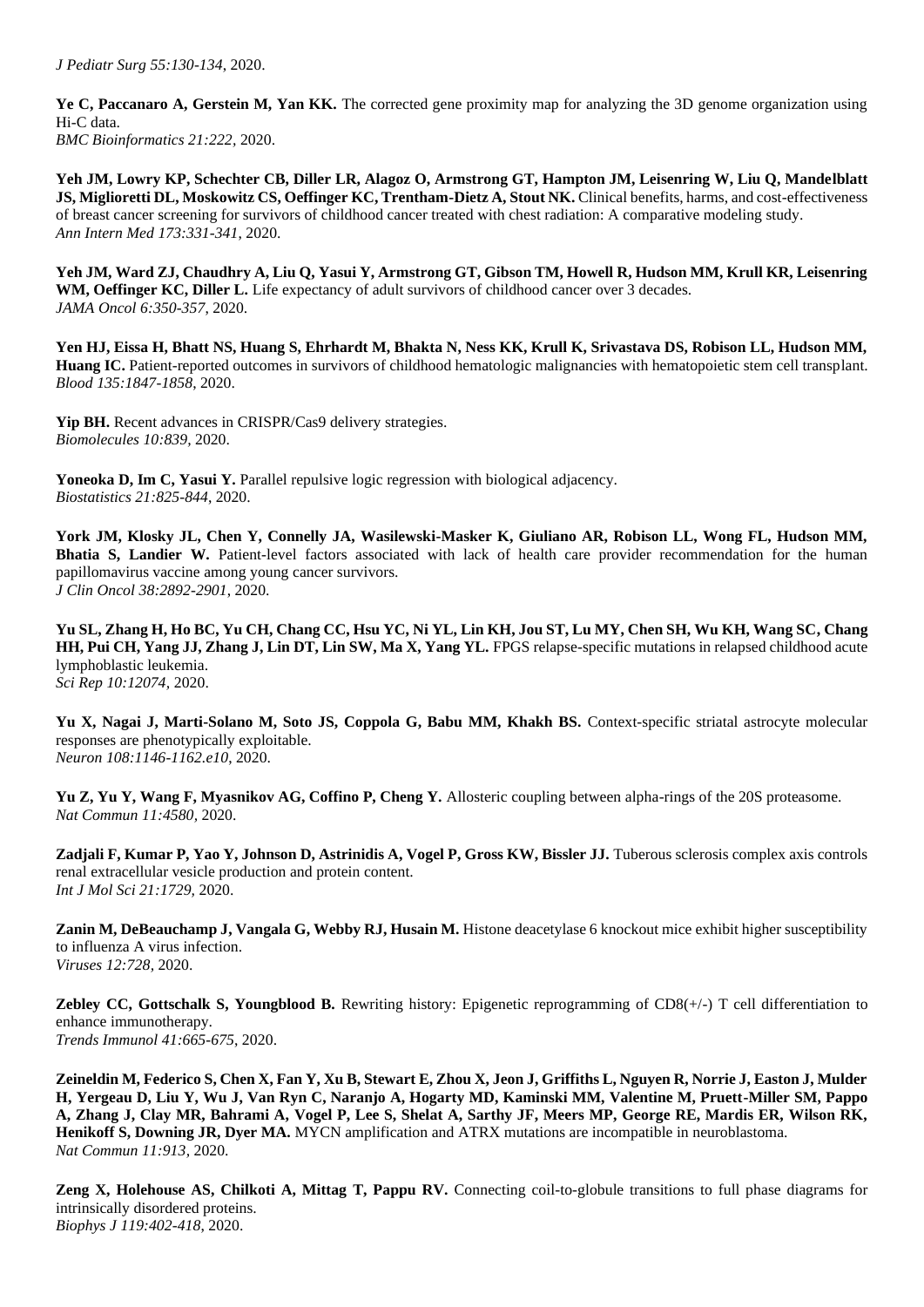*J Pediatr Surg 55:130-134*, 2020.

**Ye C, Paccanaro A, Gerstein M, Yan KK.** The corrected gene proximity map for analyzing the 3D genome organization using Hi-C data.
*BMC Bioinformatics 21:222*, 2020.

**Yeh JM, Lowry KP, Schechter CB, Diller LR, Alagoz O, Armstrong GT, Hampton JM, Leisenring W, Liu Q, Mandelblatt JS, Miglioretti DL, Moskowitz CS, Oeffinger KC, Trentham-Dietz A, Stout NK.** Clinical benefits, harms, and cost-effectiveness of breast cancer screening for survivors of childhood cancer treated with chest radiation: A comparative modeling study.
*Ann Intern Med 173:331-341*, 2020.

**Yeh JM, Ward ZJ, Chaudhry A, Liu Q, Yasui Y, Armstrong GT, Gibson TM, Howell R, Hudson MM, Krull KR, Leisenring WM, Oeffinger KC, Diller L.** Life expectancy of adult survivors of childhood cancer over 3 decades.
*JAMA Oncol 6:350-357*, 2020.

**Yen HJ, Eissa H, Bhatt NS, Huang S, Ehrhardt M, Bhakta N, Ness KK, Krull K, Srivastava DS, Robison LL, Hudson MM, Huang IC.** Patient-reported outcomes in survivors of childhood hematologic malignancies with hematopoietic stem cell transplant.
*Blood 135:1847-1858*, 2020.

**Yip BH.** Recent advances in CRISPR/Cas9 delivery strategies.
*Biomolecules 10:839*, 2020.

**Yoneoka D, Im C, Yasui Y.** Parallel repulsive logic regression with biological adjacency.
*Biostatistics 21:825-844*, 2020.

**York JM, Klosky JL, Chen Y, Connelly JA, Wasilewski-Masker K, Giuliano AR, Robison LL, Wong FL, Hudson MM, Bhatia S, Landier W.** Patient-level factors associated with lack of health care provider recommendation for the human papillomavirus vaccine among young cancer survivors.
*J Clin Oncol 38:2892-2901*, 2020.

**Yu SL, Zhang H, Ho BC, Yu CH, Chang CC, Hsu YC, Ni YL, Lin KH, Jou ST, Lu MY, Chen SH, Wu KH, Wang SC, Chang HH, Pui CH, Yang JJ, Zhang J, Lin DT, Lin SW, Ma X, Yang YL.** FPGS relapse-specific mutations in relapsed childhood acute lymphoblastic leukemia.
*Sci Rep 10:12074*, 2020.

**Yu X, Nagai J, Marti-Solano M, Soto JS, Coppola G, Babu MM, Khakh BS.** Context-specific striatal astrocyte molecular responses are phenotypically exploitable.
*Neuron 108:1146-1162.e10*, 2020.

**Yu Z, Yu Y, Wang F, Myasnikov AG, Coffino P, Cheng Y.** Allosteric coupling between alpha-rings of the 20S proteasome.
*Nat Commun 11:4580*, 2020.

**Zadjali F, Kumar P, Yao Y, Johnson D, Astrinidis A, Vogel P, Gross KW, Bissler JJ.** Tuberous sclerosis complex axis controls renal extracellular vesicle production and protein content.
*Int J Mol Sci 21:1729*, 2020.

**Zanin M, DeBeauchamp J, Vangala G, Webby RJ, Husain M.** Histone deacetylase 6 knockout mice exhibit higher susceptibility to influenza A virus infection.
*Viruses 12:728*, 2020.

**Zebley CC, Gottschalk S, Youngblood B.** Rewriting history: Epigenetic reprogramming of CD8(+/-) T cell differentiation to enhance immunotherapy.
*Trends Immunol 41:665-675*, 2020.

**Zeineldin M, Federico S, Chen X, Fan Y, Xu B, Stewart E, Zhou X, Jeon J, Griffiths L, Nguyen R, Norrie J, Easton J, Mulder H, Yergeau D, Liu Y, Wu J, Van Ryn C, Naranjo A, Hogarty MD, Kaminski MM, Valentine M, Pruett-Miller SM, Pappo A, Zhang J, Clay MR, Bahrami A, Vogel P, Lee S, Shelat A, Sarthy JF, Meers MP, George RE, Mardis ER, Wilson RK, Henikoff S, Downing JR, Dyer MA.** MYCN amplification and ATRX mutations are incompatible in neuroblastoma.
*Nat Commun 11:913*, 2020.

**Zeng X, Holehouse AS, Chilkoti A, Mittag T, Pappu RV.** Connecting coil-to-globule transitions to full phase diagrams for intrinsically disordered proteins.
*Biophys J 119:402-418*, 2020.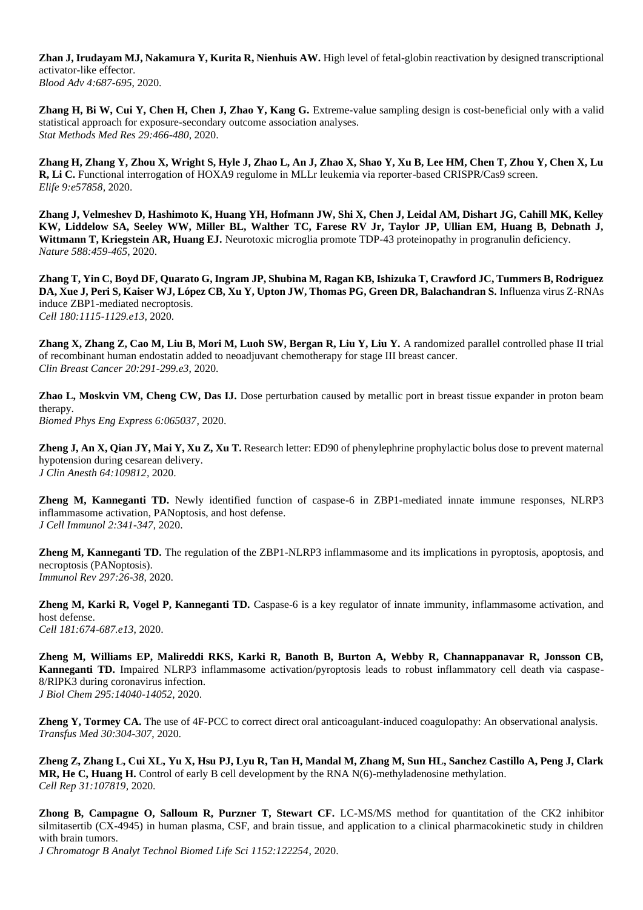**Zhan J, Irudayam MJ, Nakamura Y, Kurita R, Nienhuis AW.** High level of fetal-globin reactivation by designed transcriptional activator-like effector.
*Blood Adv 4:687-695*, 2020.

**Zhang H, Bi W, Cui Y, Chen H, Chen J, Zhao Y, Kang G.** Extreme-value sampling design is cost-beneficial only with a valid statistical approach for exposure-secondary outcome association analyses.
*Stat Methods Med Res 29:466-480*, 2020.

**Zhang H, Zhang Y, Zhou X, Wright S, Hyle J, Zhao L, An J, Zhao X, Shao Y, Xu B, Lee HM, Chen T, Zhou Y, Chen X, Lu R, Li C.** Functional interrogation of HOXA9 regulome in MLLr leukemia via reporter-based CRISPR/Cas9 screen.
*Elife 9:e57858*, 2020.

**Zhang J, Velmeshev D, Hashimoto K, Huang YH, Hofmann JW, Shi X, Chen J, Leidal AM, Dishart JG, Cahill MK, Kelley KW, Liddelow SA, Seeley WW, Miller BL, Walther TC, Farese RV Jr, Taylor JP, Ullian EM, Huang B, Debnath J, Wittmann T, Kriegstein AR, Huang EJ.** Neurotoxic microglia promote TDP-43 proteinopathy in progranulin deficiency.
*Nature 588:459-465*, 2020.

**Zhang T, Yin C, Boyd DF, Quarato G, Ingram JP, Shubina M, Ragan KB, Ishizuka T, Crawford JC, Tummers B, Rodriguez DA, Xue J, Peri S, Kaiser WJ, López CB, Xu Y, Upton JW, Thomas PG, Green DR, Balachandran S.** Influenza virus Z-RNAs induce ZBP1-mediated necroptosis.
*Cell 180:1115-1129.e13*, 2020.

**Zhang X, Zhang Z, Cao M, Liu B, Mori M, Luoh SW, Bergan R, Liu Y, Liu Y.** A randomized parallel controlled phase II trial of recombinant human endostatin added to neoadjuvant chemotherapy for stage III breast cancer.
*Clin Breast Cancer 20:291-299.e3*, 2020.

**Zhao L, Moskvin VM, Cheng CW, Das IJ.** Dose perturbation caused by metallic port in breast tissue expander in proton beam therapy.
*Biomed Phys Eng Express 6:065037*, 2020.

**Zheng J, An X, Qian JY, Mai Y, Xu Z, Xu T.** Research letter: ED90 of phenylephrine prophylactic bolus dose to prevent maternal hypotension during cesarean delivery.
*J Clin Anesth 64:109812*, 2020.

**Zheng M, Kanneganti TD.** Newly identified function of caspase-6 in ZBP1-mediated innate immune responses, NLRP3 inflammasome activation, PANoptosis, and host defense.
*J Cell Immunol 2:341-347*, 2020.

**Zheng M, Kanneganti TD.** The regulation of the ZBP1-NLRP3 inflammasome and its implications in pyroptosis, apoptosis, and necroptosis (PANoptosis).
*Immunol Rev 297:26-38*, 2020.

**Zheng M, Karki R, Vogel P, Kanneganti TD.** Caspase-6 is a key regulator of innate immunity, inflammasome activation, and host defense.
*Cell 181:674-687.e13*, 2020.

**Zheng M, Williams EP, Malireddi RKS, Karki R, Banoth B, Burton A, Webby R, Channappanavar R, Jonsson CB, Kanneganti TD.** Impaired NLRP3 inflammasome activation/pyroptosis leads to robust inflammatory cell death via caspase-8/RIPK3 during coronavirus infection.
*J Biol Chem 295:14040-14052*, 2020.

**Zheng Y, Tormey CA.** The use of 4F-PCC to correct direct oral anticoagulant-induced coagulopathy: An observational analysis.
*Transfus Med 30:304-307*, 2020.

**Zheng Z, Zhang L, Cui XL, Yu X, Hsu PJ, Lyu R, Tan H, Mandal M, Zhang M, Sun HL, Sanchez Castillo A, Peng J, Clark MR, He C, Huang H.** Control of early B cell development by the RNA N(6)-methyladenosine methylation.
*Cell Rep 31:107819*, 2020.

**Zhong B, Campagne O, Salloum R, Purzner T, Stewart CF.** LC-MS/MS method for quantitation of the CK2 inhibitor silmitasertib (CX-4945) in human plasma, CSF, and brain tissue, and application to a clinical pharmacokinetic study in children with brain tumors.
*J Chromatogr B Analyt Technol Biomed Life Sci 1152:122254*, 2020.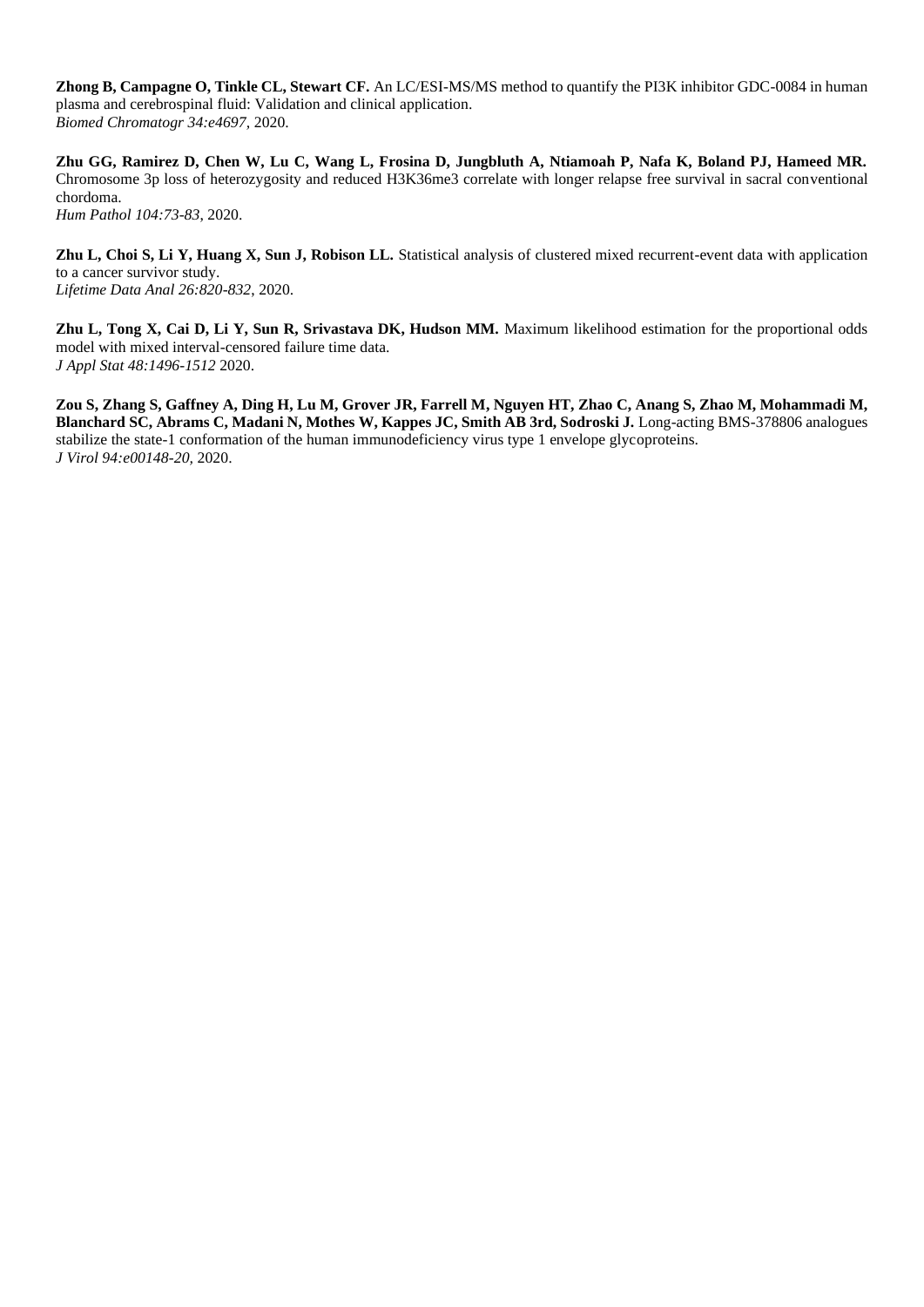**Zhong B, Campagne O, Tinkle CL, Stewart CF.** An LC/ESI-MS/MS method to quantify the PI3K inhibitor GDC-0084 in human plasma and cerebrospinal fluid: Validation and clinical application.
*Biomed Chromatogr 34:e4697,* 2020.

**Zhu GG, Ramirez D, Chen W, Lu C, Wang L, Frosina D, Jungbluth A, Ntiamoah P, Nafa K, Boland PJ, Hameed MR.** Chromosome 3p loss of heterozygosity and reduced H3K36me3 correlate with longer relapse free survival in sacral conventional chordoma.
*Hum Pathol 104:73-83*, 2020.

**Zhu L, Choi S, Li Y, Huang X, Sun J, Robison LL.** Statistical analysis of clustered mixed recurrent-event data with application to a cancer survivor study.
*Lifetime Data Anal 26:820-832*, 2020.

**Zhu L, Tong X, Cai D, Li Y, Sun R, Srivastava DK, Hudson MM.** Maximum likelihood estimation for the proportional odds model with mixed interval-censored failure time data.
*J Appl Stat 48:1496-1512* 2020.

**Zou S, Zhang S, Gaffney A, Ding H, Lu M, Grover JR, Farrell M, Nguyen HT, Zhao C, Anang S, Zhao M, Mohammadi M, Blanchard SC, Abrams C, Madani N, Mothes W, Kappes JC, Smith AB 3rd, Sodroski J.** Long-acting BMS-378806 analogues stabilize the state-1 conformation of the human immunodeficiency virus type 1 envelope glycoproteins.
*J Virol 94:e00148-20,* 2020.